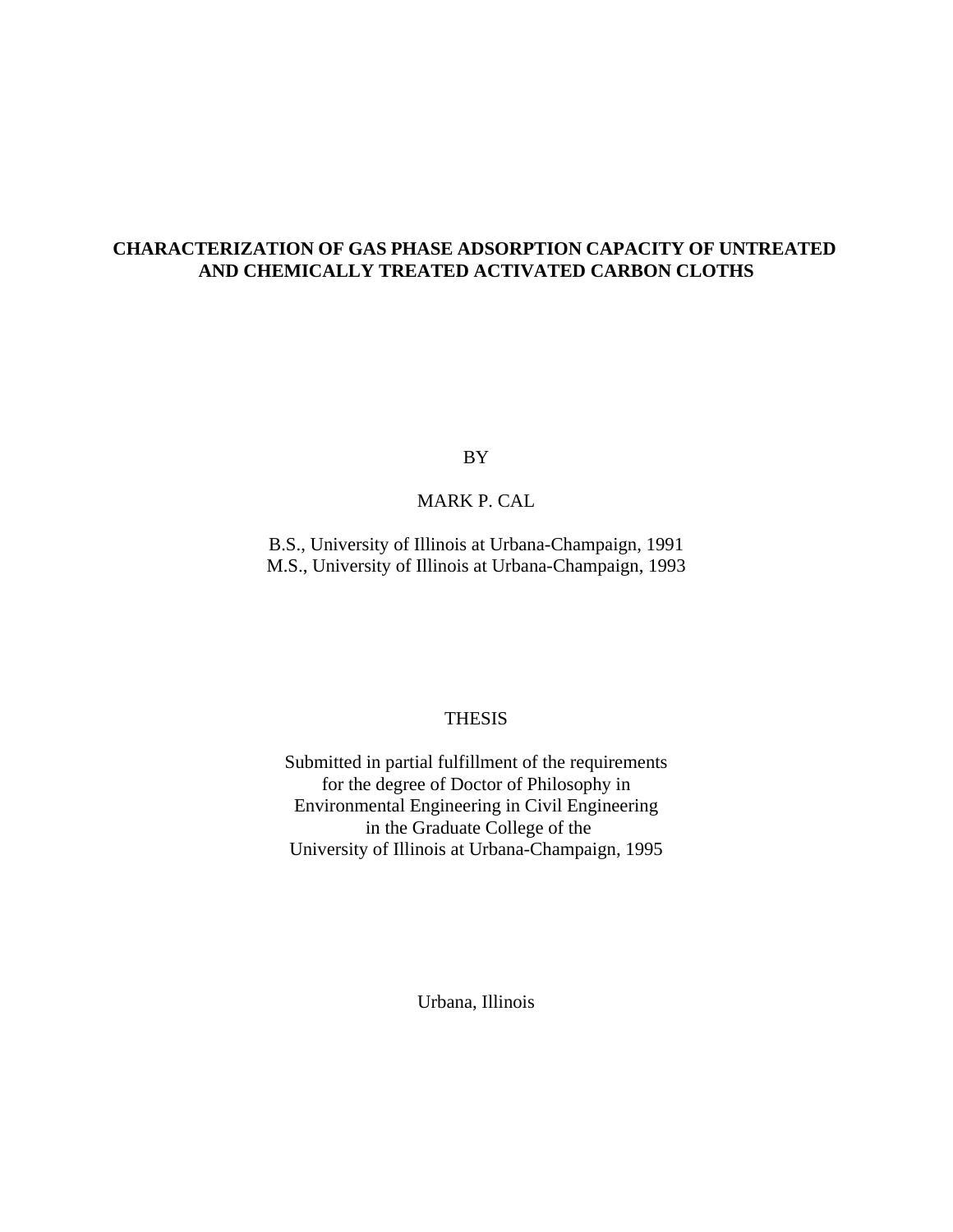# CHARACTERIZATION OF GAS PHASE ADSORPTION CAPACITY OF UNTREATED AND CHEMICALLY TREATED ACTIVATED CARBON CLOTHS

BY

MARK P. CAL

B.S., University of Illinois at Urbana-Champaign, 1991
M.S., University of Illinois at Urbana-Champaign, 1993

THESIS

Submitted in partial fulfillment of the requirements
for the degree of Doctor of Philosophy in
Environmental Engineering in Civil Engineering
in the Graduate College of the
University of Illinois at Urbana-Champaign, 1995

Urbana, Illinois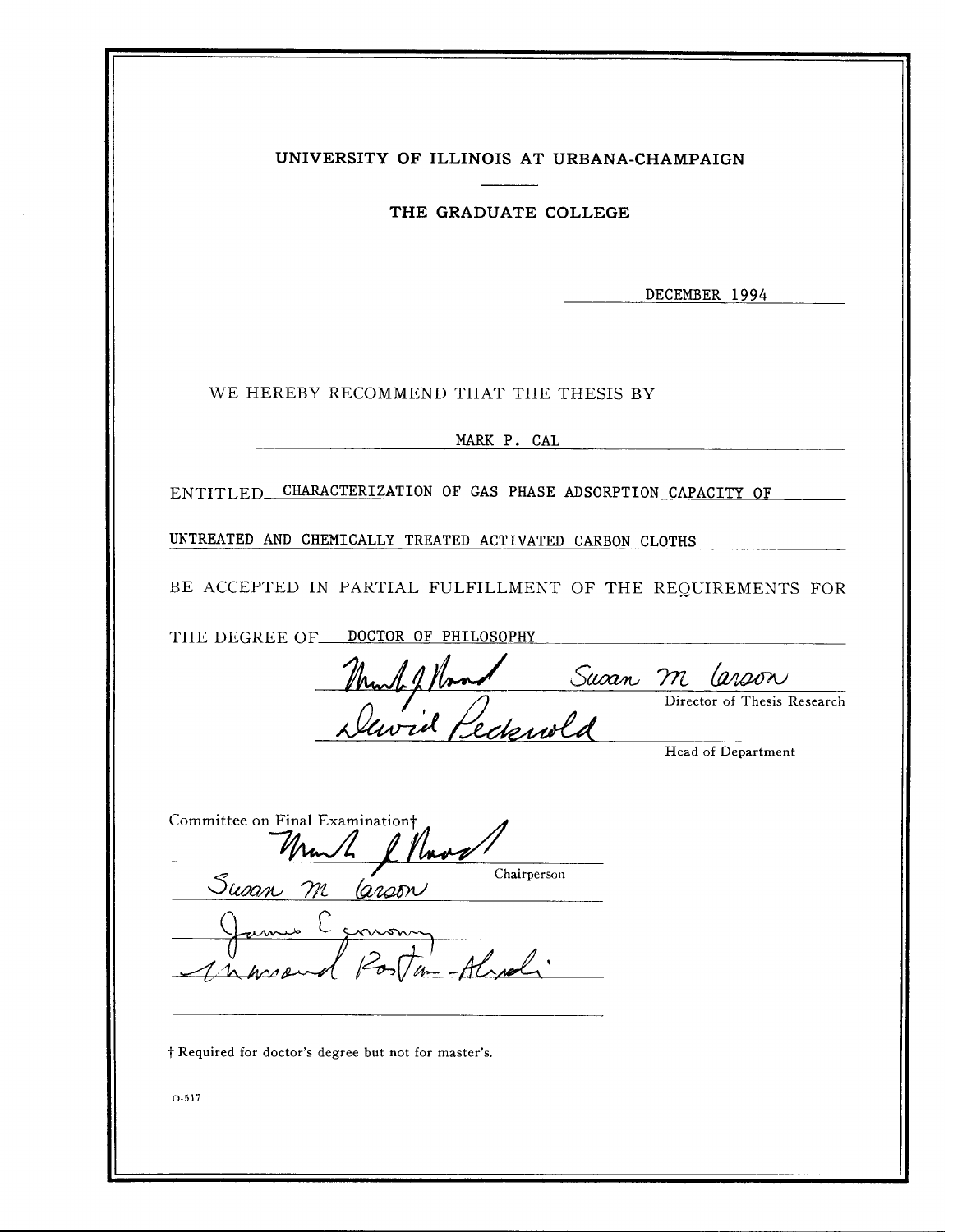**UNIVERSITY OF ILLINOIS AT URBANA-CHAMPAIGN**

**THE GRADUATE COLLEGE**

DECEMBER 1994

WE HEREBY RECOMMEND THAT THE THESIS BY

MARK P. CAL

ENTITLED CHARACTERIZATION OF GAS PHASE ADSORPTION CAPACITY OF UNTREATED AND CHEMICALLY TREATED ACTIVATED CARBON CLOTHS

BE ACCEPTED IN PARTIAL FULFILLMENT OF THE REQUIREMENTS FOR

THE DEGREE OF DOCTOR OF PHILOSOPHY

Mark J. Rood     Susan M. Larson
Director of Thesis Research

David Daniel
Head of Department

Committee on Final Examination†

Mark J. Rood
Chairperson

Susan M. Larson

James E. Economy

Massoud Rostam-Abadi

† Required for doctor's degree but not for master's.

O-517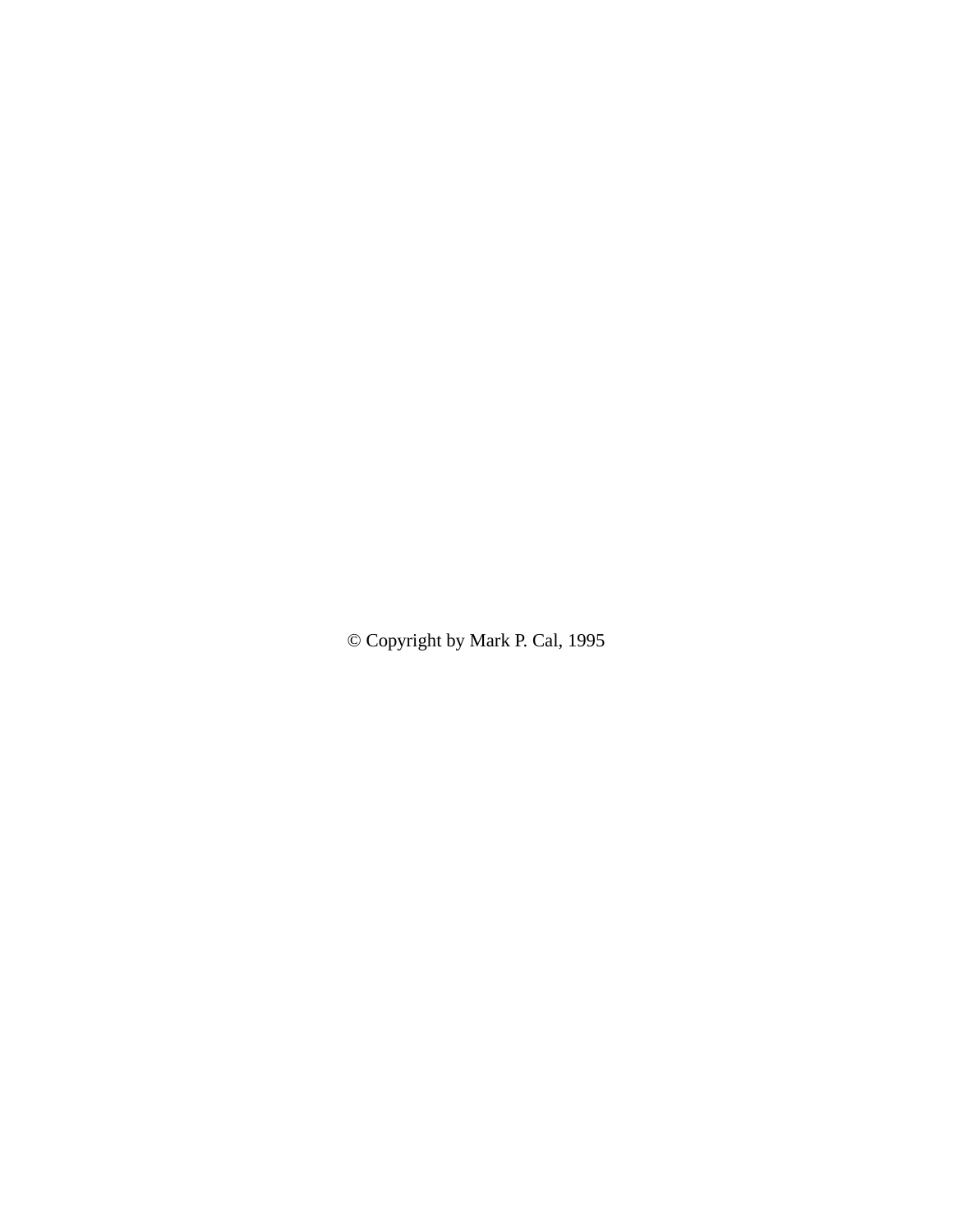© Copyright by Mark P. Cal, 1995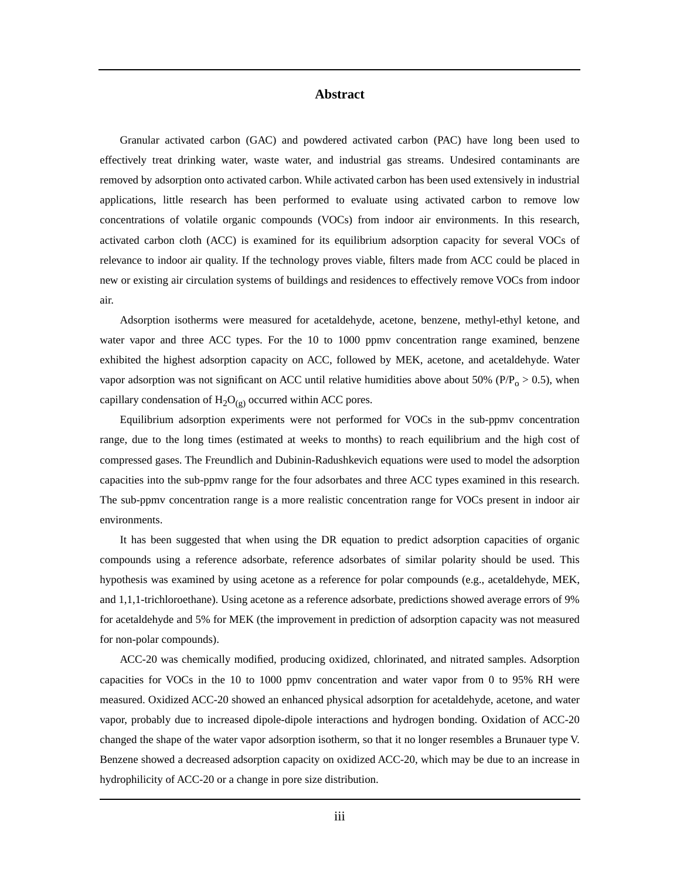# Abstract

Granular activated carbon (GAC) and powdered activated carbon (PAC) have long been used to effectively treat drinking water, waste water, and industrial gas streams. Undesired contaminants are removed by adsorption onto activated carbon. While activated carbon has been used extensively in industrial applications, little research has been performed to evaluate using activated carbon to remove low concentrations of volatile organic compounds (VOCs) from indoor air environments. In this research, activated carbon cloth (ACC) is examined for its equilibrium adsorption capacity for several VOCs of relevance to indoor air quality. If the technology proves viable, filters made from ACC could be placed in new or existing air circulation systems of buildings and residences to effectively remove VOCs from indoor air.

Adsorption isotherms were measured for acetaldehyde, acetone, benzene, methyl-ethyl ketone, and water vapor and three ACC types. For the 10 to 1000 ppmv concentration range examined, benzene exhibited the highest adsorption capacity on ACC, followed by MEK, acetone, and acetaldehyde. Water vapor adsorption was not significant on ACC until relative humidities above about 50% ($P/P_o > 0.5$), when capillary condensation of $H_2O_{(g)}$ occurred within ACC pores.

Equilibrium adsorption experiments were not performed for VOCs in the sub-ppmv concentration range, due to the long times (estimated at weeks to months) to reach equilibrium and the high cost of compressed gases. The Freundlich and Dubinin-Radushkevich equations were used to model the adsorption capacities into the sub-ppmv range for the four adsorbates and three ACC types examined in this research. The sub-ppmv concentration range is a more realistic concentration range for VOCs present in indoor air environments.

It has been suggested that when using the DR equation to predict adsorption capacities of organic compounds using a reference adsorbate, reference adsorbates of similar polarity should be used. This hypothesis was examined by using acetone as a reference for polar compounds (e.g., acetaldehyde, MEK, and 1,1,1-trichloroethane). Using acetone as a reference adsorbate, predictions showed average errors of 9% for acetaldehyde and 5% for MEK (the improvement in prediction of adsorption capacity was not measured for non-polar compounds).

ACC-20 was chemically modified, producing oxidized, chlorinated, and nitrated samples. Adsorption capacities for VOCs in the 10 to 1000 ppmv concentration and water vapor from 0 to 95% RH were measured. Oxidized ACC-20 showed an enhanced physical adsorption for acetaldehyde, acetone, and water vapor, probably due to increased dipole-dipole interactions and hydrogen bonding. Oxidation of ACC-20 changed the shape of the water vapor adsorption isotherm, so that it no longer resembles a Brunauer type V. Benzene showed a decreased adsorption capacity on oxidized ACC-20, which may be due to an increase in hydrophilicity of ACC-20 or a change in pore size distribution.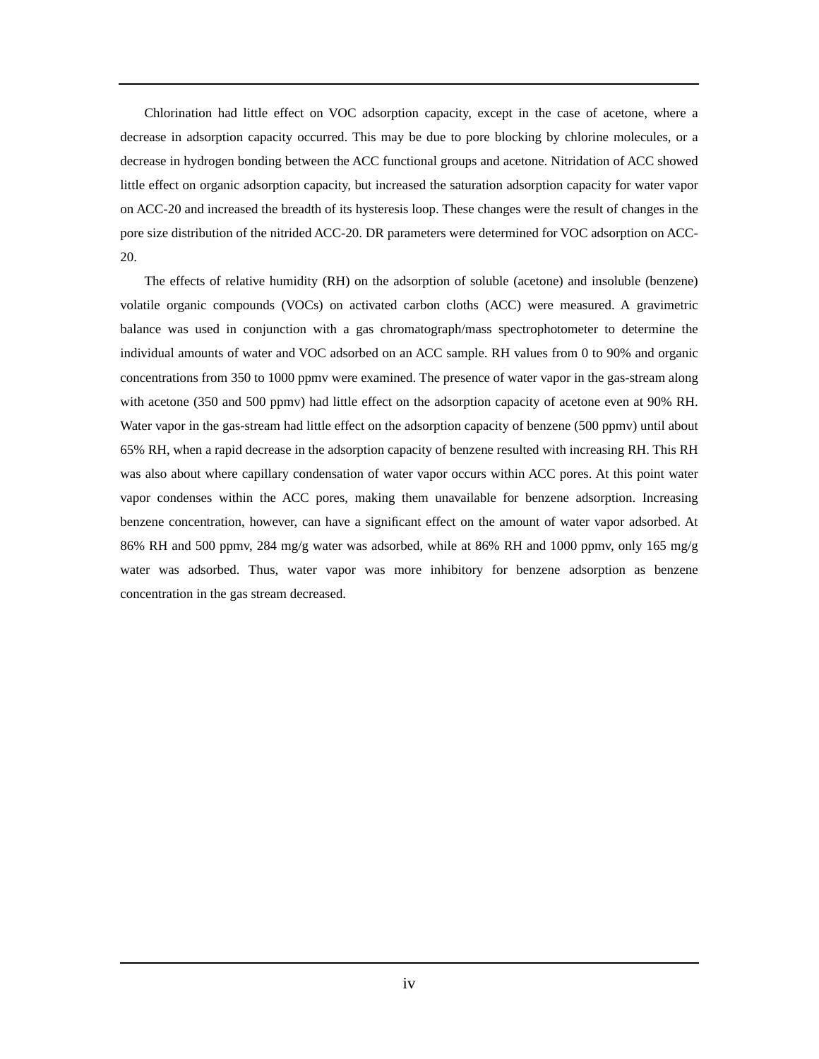Chlorination had little effect on VOC adsorption capacity, except in the case of acetone, where a decrease in adsorption capacity occurred. This may be due to pore blocking by chlorine molecules, or a decrease in hydrogen bonding between the ACC functional groups and acetone. Nitridation of ACC showed little effect on organic adsorption capacity, but increased the saturation adsorption capacity for water vapor on ACC-20 and increased the breadth of its hysteresis loop. These changes were the result of changes in the pore size distribution of the nitrided ACC-20. DR parameters were determined for VOC adsorption on ACC-20.

The effects of relative humidity (RH) on the adsorption of soluble (acetone) and insoluble (benzene) volatile organic compounds (VOCs) on activated carbon cloths (ACC) were measured. A gravimetric balance was used in conjunction with a gas chromatograph/mass spectrophotometer to determine the individual amounts of water and VOC adsorbed on an ACC sample. RH values from 0 to 90% and organic concentrations from 350 to 1000 ppmv were examined. The presence of water vapor in the gas-stream along with acetone (350 and 500 ppmv) had little effect on the adsorption capacity of acetone even at 90% RH. Water vapor in the gas-stream had little effect on the adsorption capacity of benzene (500 ppmv) until about 65% RH, when a rapid decrease in the adsorption capacity of benzene resulted with increasing RH. This RH was also about where capillary condensation of water vapor occurs within ACC pores. At this point water vapor condenses within the ACC pores, making them unavailable for benzene adsorption. Increasing benzene concentration, however, can have a significant effect on the amount of water vapor adsorbed. At 86% RH and 500 ppmv, 284 mg/g water was adsorbed, while at 86% RH and 1000 ppmv, only 165 mg/g water was adsorbed. Thus, water vapor was more inhibitory for benzene adsorption as benzene concentration in the gas stream decreased.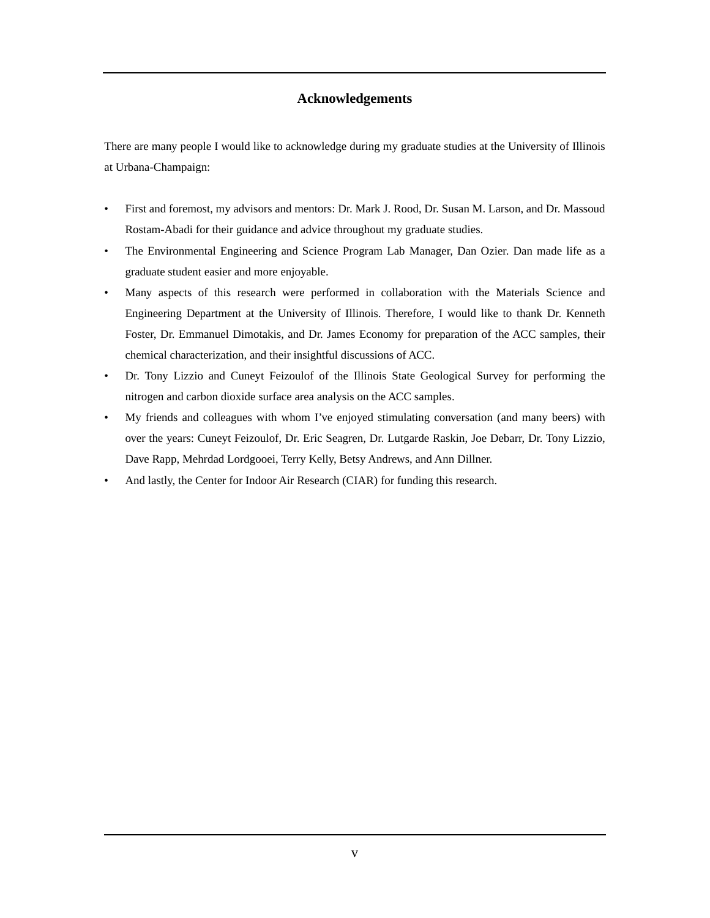# Acknowledgements

There are many people I would like to acknowledge during my graduate studies at the University of Illinois at Urbana-Champaign:

- First and foremost, my advisors and mentors: Dr. Mark J. Rood, Dr. Susan M. Larson, and Dr. Massoud Rostam-Abadi for their guidance and advice throughout my graduate studies.
- The Environmental Engineering and Science Program Lab Manager, Dan Ozier. Dan made life as a graduate student easier and more enjoyable.
- Many aspects of this research were performed in collaboration with the Materials Science and Engineering Department at the University of Illinois. Therefore, I would like to thank Dr. Kenneth Foster, Dr. Emmanuel Dimotakis, and Dr. James Economy for preparation of the ACC samples, their chemical characterization, and their insightful discussions of ACC.
- Dr. Tony Lizzio and Cuneyt Feizoulof of the Illinois State Geological Survey for performing the nitrogen and carbon dioxide surface area analysis on the ACC samples.
- My friends and colleagues with whom I've enjoyed stimulating conversation (and many beers) with over the years: Cuneyt Feizoulof, Dr. Eric Seagren, Dr. Lutgarde Raskin, Joe Debarr, Dr. Tony Lizzio, Dave Rapp, Mehrdad Lordgooei, Terry Kelly, Betsy Andrews, and Ann Dillner.
- And lastly, the Center for Indoor Air Research (CIAR) for funding this research.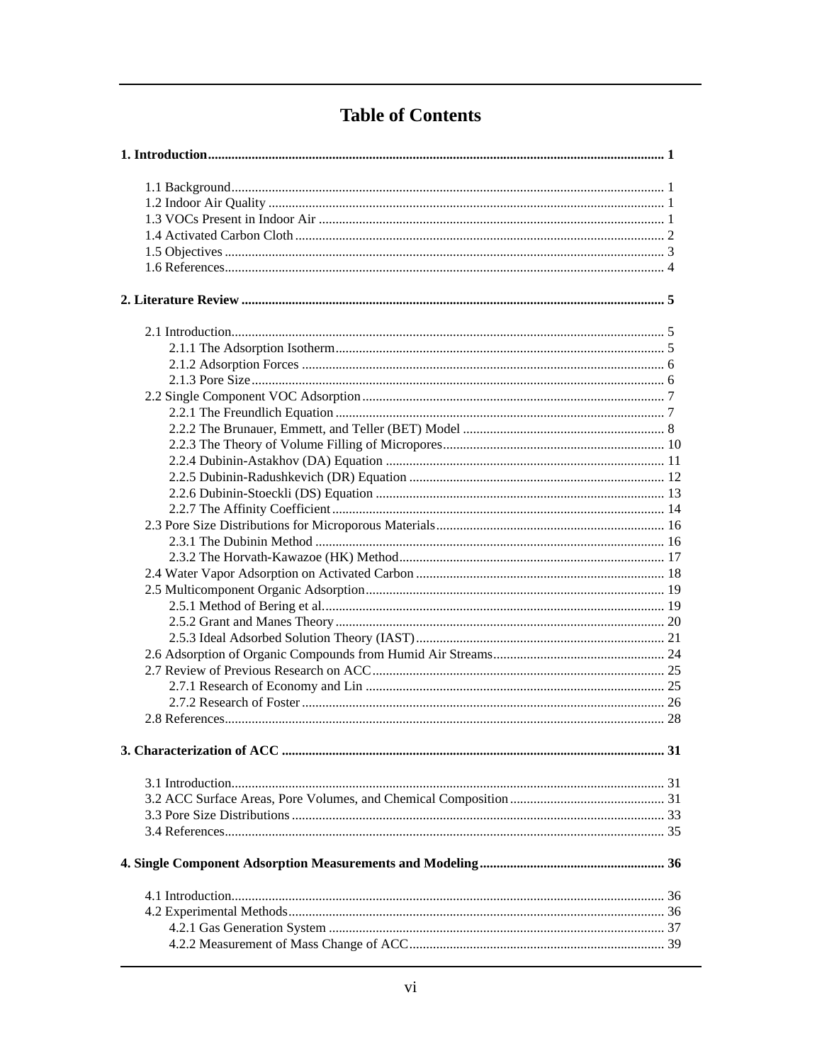# Table of Contents

**1. Introduction** ........ **1**

- 1.1 Background ........ 1
- 1.2 Indoor Air Quality ........ 1
- 1.3 VOCs Present in Indoor Air ........ 1
- 1.4 Activated Carbon Cloth ........ 2
- 1.5 Objectives ........ 3
- 1.6 References ........ 4

**2. Literature Review** ........ **5**

- 2.1 Introduction ........ 5
  - 2.1.1 The Adsorption Isotherm ........ 5
  - 2.1.2 Adsorption Forces ........ 6
  - 2.1.3 Pore Size ........ 6
- 2.2 Single Component VOC Adsorption ........ 7
  - 2.2.1 The Freundlich Equation ........ 7
  - 2.2.2 The Brunauer, Emmett, and Teller (BET) Model ........ 8
  - 2.2.3 The Theory of Volume Filling of Micropores ........ 10
  - 2.2.4 Dubinin-Astakhov (DA) Equation ........ 11
  - 2.2.5 Dubinin-Radushkevich (DR) Equation ........ 12
  - 2.2.6 Dubinin-Stoeckli (DS) Equation ........ 13
  - 2.2.7 The Affinity Coefficient ........ 14
- 2.3 Pore Size Distributions for Microporous Materials ........ 16
  - 2.3.1 The Dubinin Method ........ 16
  - 2.3.2 The Horvath-Kawazoe (HK) Method ........ 17
- 2.4 Water Vapor Adsorption on Activated Carbon ........ 18
- 2.5 Multicomponent Organic Adsorption ........ 19
  - 2.5.1 Method of Bering et al. ........ 19
  - 2.5.2 Grant and Manes Theory ........ 20
  - 2.5.3 Ideal Adsorbed Solution Theory (IAST) ........ 21
- 2.6 Adsorption of Organic Compounds from Humid Air Streams ........ 24
- 2.7 Review of Previous Research on ACC ........ 25
  - 2.7.1 Research of Economy and Lin ........ 25
  - 2.7.2 Research of Foster ........ 26
- 2.8 References ........ 28

**3. Characterization of ACC** ........ **31**

- 3.1 Introduction ........ 31
- 3.2 ACC Surface Areas, Pore Volumes, and Chemical Composition ........ 31
- 3.3 Pore Size Distributions ........ 33
- 3.4 References ........ 35

**4. Single Component Adsorption Measurements and Modeling** ........ **36**

- 4.1 Introduction ........ 36
- 4.2 Experimental Methods ........ 36
  - 4.2.1 Gas Generation System ........ 37
  - 4.2.2 Measurement of Mass Change of ACC ........ 39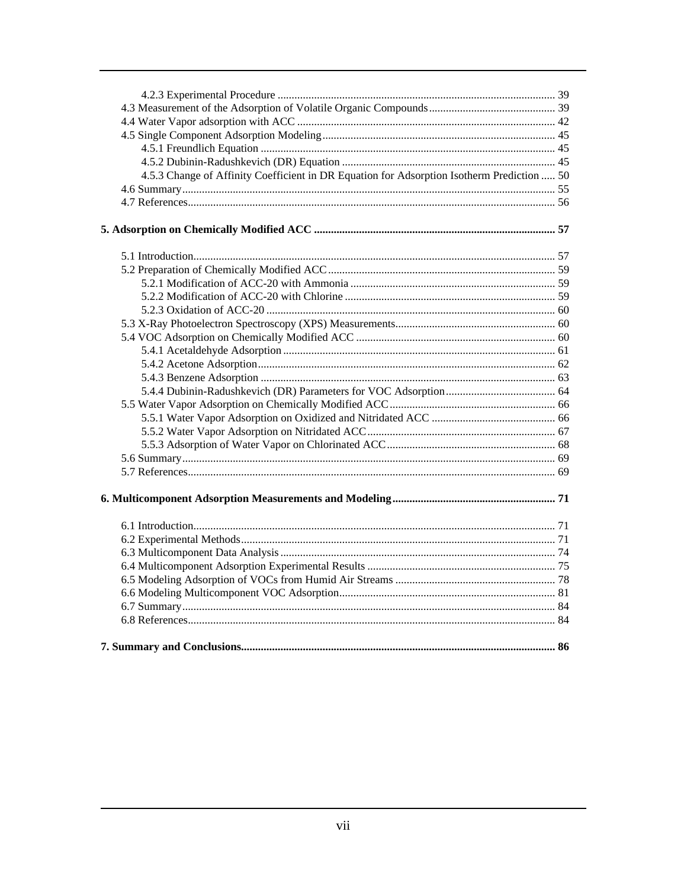- 4.2.3 Experimental Procedure ..... 39
- 4.3 Measurement of the Adsorption of Volatile Organic Compounds ..... 39
- 4.4 Water Vapor adsorption with ACC ..... 42
- 4.5 Single Component Adsorption Modeling ..... 45
  - 4.5.1 Freundlich Equation ..... 45
  - 4.5.2 Dubinin-Radushkevich (DR) Equation ..... 45
  - 4.5.3 Change of Affinity Coefficient in DR Equation for Adsorption Isotherm Prediction ..... 50
- 4.6 Summary ..... 55
- 4.7 References ..... 56

**5. Adsorption on Chemically Modified ACC ..... 57**

- 5.1 Introduction ..... 57
- 5.2 Preparation of Chemically Modified ACC ..... 59
  - 5.2.1 Modification of ACC-20 with Ammonia ..... 59
  - 5.2.2 Modification of ACC-20 with Chlorine ..... 59
  - 5.2.3 Oxidation of ACC-20 ..... 60
- 5.3 X-Ray Photoelectron Spectroscopy (XPS) Measurements ..... 60
- 5.4 VOC Adsorption on Chemically Modified ACC ..... 60
  - 5.4.1 Acetaldehyde Adsorption ..... 61
  - 5.4.2 Acetone Adsorption ..... 62
  - 5.4.3 Benzene Adsorption ..... 63
  - 5.4.4 Dubinin-Radushkevich (DR) Parameters for VOC Adsorption ..... 64
- 5.5 Water Vapor Adsorption on Chemically Modified ACC ..... 66
  - 5.5.1 Water Vapor Adsorption on Oxidized and Nitridated ACC ..... 66
  - 5.5.2 Water Vapor Adsorption on Nitridated ACC ..... 67
  - 5.5.3 Adsorption of Water Vapor on Chlorinated ACC ..... 68
- 5.6 Summary ..... 69
- 5.7 References ..... 69

**6. Multicomponent Adsorption Measurements and Modeling ..... 71**

- 6.1 Introduction ..... 71
- 6.2 Experimental Methods ..... 71
- 6.3 Multicomponent Data Analysis ..... 74
- 6.4 Multicomponent Adsorption Experimental Results ..... 75
- 6.5 Modeling Adsorption of VOCs from Humid Air Streams ..... 78
- 6.6 Modeling Multicomponent VOC Adsorption ..... 81
- 6.7 Summary ..... 84
- 6.8 References ..... 84

**7. Summary and Conclusions ..... 86**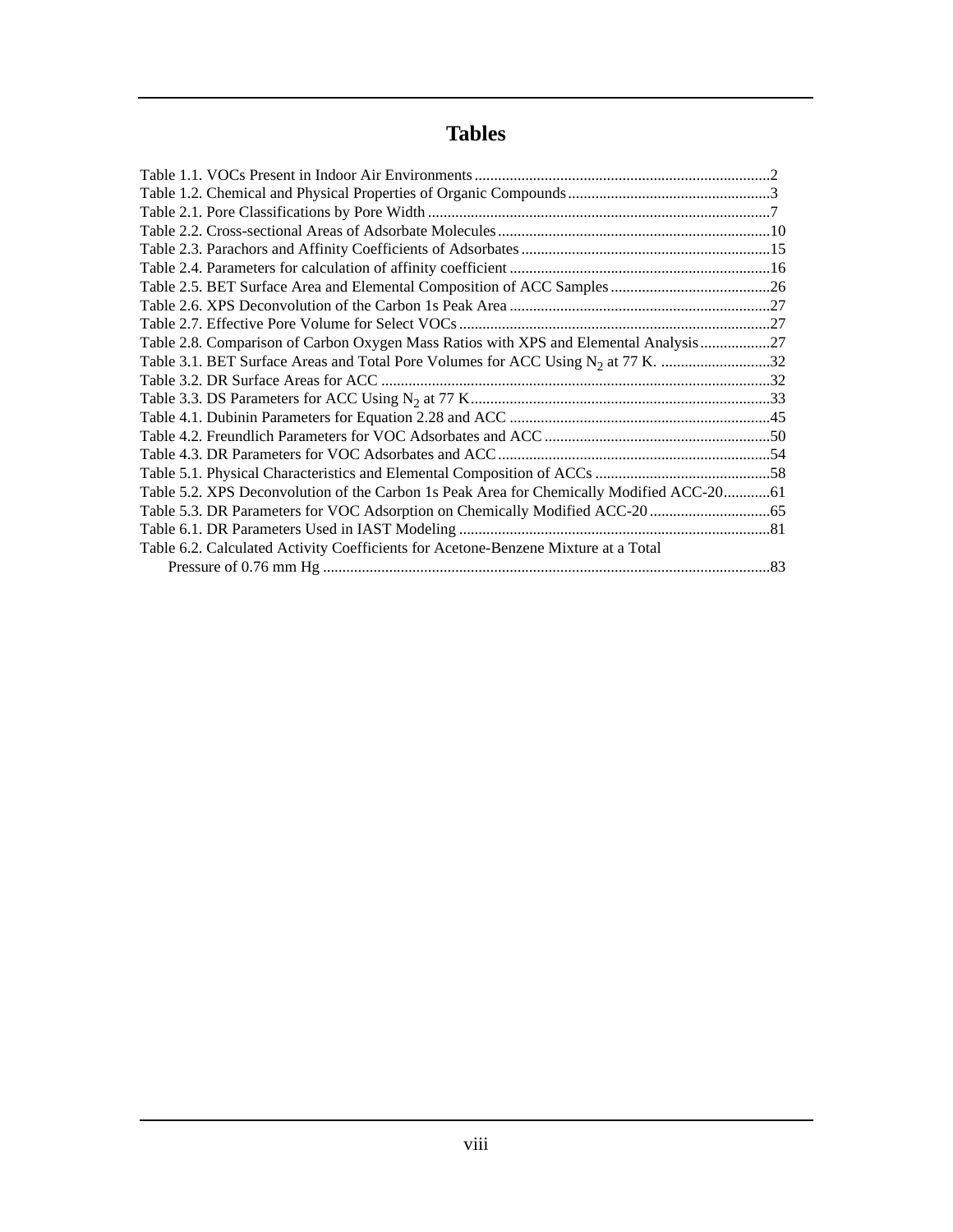# Tables

Table 1.1. VOCs Present in Indoor Air Environments ........................................................................... 2
Table 1.2. Chemical and Physical Properties of Organic Compounds ................................................... 3
Table 2.1. Pore Classifications by Pore Width ....................................................................................... 7
Table 2.2. Cross-sectional Areas of Adsorbate Molecules ..................................................................... 10
Table 2.3. Parachors and Affinity Coefficients of Adsorbates ............................................................... 15
Table 2.4. Parameters for calculation of affinity coefficient .................................................................. 16
Table 2.5. BET Surface Area and Elemental Composition of ACC Samples ......................................... 26
Table 2.6. XPS Deconvolution of the Carbon 1s Peak Area .................................................................. 27
Table 2.7. Effective Pore Volume for Select VOCs ............................................................................... 27
Table 2.8. Comparison of Carbon Oxygen Mass Ratios with XPS and Elemental Analysis .................. 27
Table 3.1. BET Surface Areas and Total Pore Volumes for ACC Using $N_2$ at 77 K. ............................ 32
Table 3.2. DR Surface Areas for ACC ................................................................................................... 32
Table 3.3. DS Parameters for ACC Using $N_2$ at 77 K ............................................................................ 33
Table 4.1. Dubinin Parameters for Equation 2.28 and ACC .................................................................. 45
Table 4.2. Freundlich Parameters for VOC Adsorbates and ACC .......................................................... 50
Table 4.3. DR Parameters for VOC Adsorbates and ACC ..................................................................... 54
Table 5.1. Physical Characteristics and Elemental Composition of ACCs ............................................ 58
Table 5.2. XPS Deconvolution of the Carbon 1s Peak Area for Chemically Modified ACC-20 ............ 61
Table 5.3. DR Parameters for VOC Adsorption on Chemically Modified ACC-20 ............................... 65
Table 6.1. DR Parameters Used in IAST Modeling ............................................................................... 81
Table 6.2. Calculated Activity Coefficients for Acetone-Benzene Mixture at a Total Pressure of 0.76 mm Hg ................................................................................................................. 83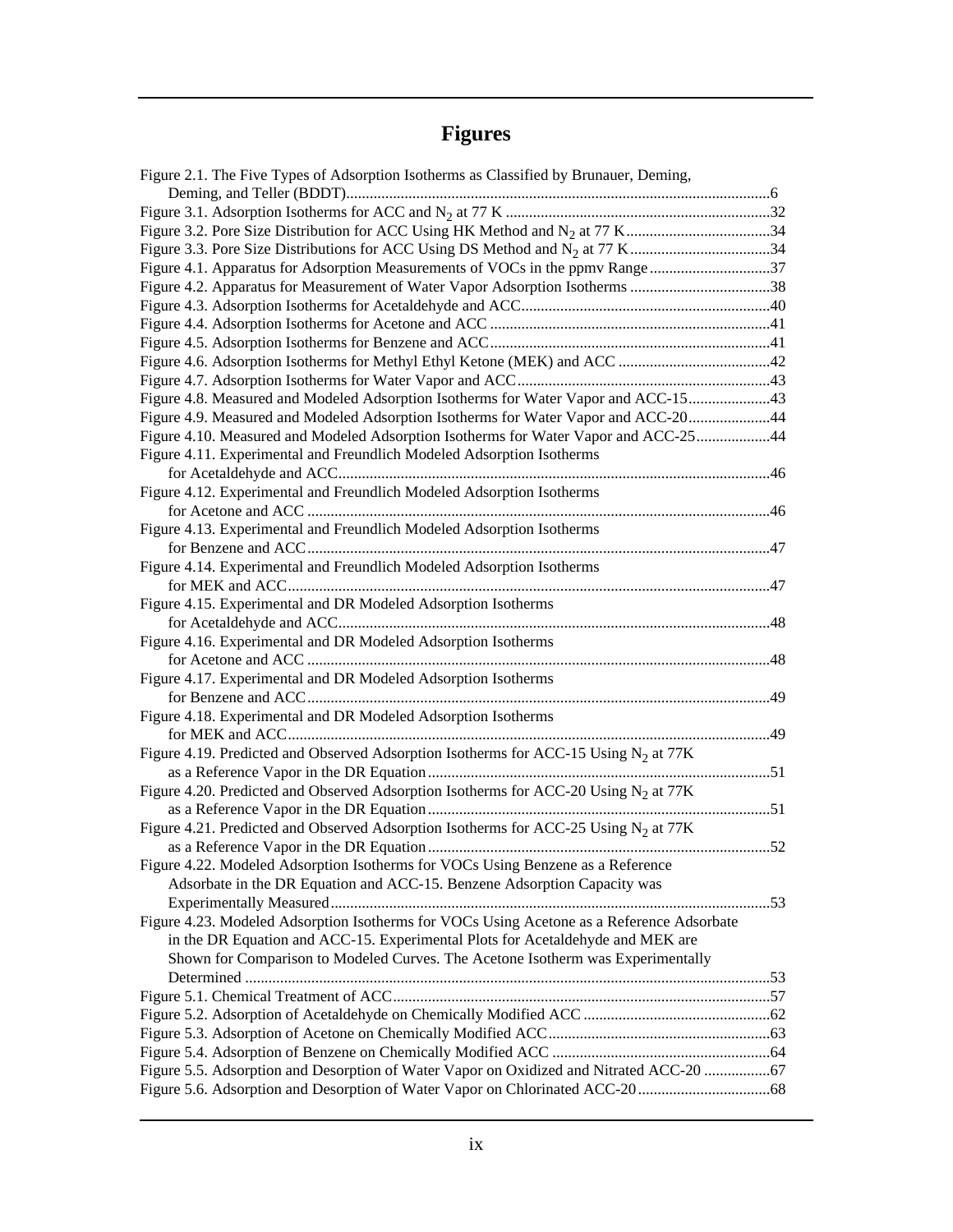# Figures

Figure 2.1. The Five Types of Adsorption Isotherms as Classified by Brunauer, Deming, Deming, and Teller (BDDT) ........................................................................................................6

Figure 3.1. Adsorption Isotherms for ACC and $N_2$ at 77 K ....................................................................32

Figure 3.2. Pore Size Distribution for ACC Using HK Method and $N_2$ at 77 K......................................34

Figure 3.3. Pore Size Distributions for ACC Using DS Method and $N_2$ at 77 K ....................................34

Figure 4.1. Apparatus for Adsorption Measurements of VOCs in the ppmv Range ...............................37

Figure 4.2. Apparatus for Measurement of Water Vapor Adsorption Isotherms ....................................38

Figure 4.3. Adsorption Isotherms for Acetaldehyde and ACC................................................................40

Figure 4.4. Adsorption Isotherms for Acetone and ACC ........................................................................41

Figure 4.5. Adsorption Isotherms for Benzene and ACC........................................................................41

Figure 4.6. Adsorption Isotherms for Methyl Ethyl Ketone (MEK) and ACC .......................................42

Figure 4.7. Adsorption Isotherms for Water Vapor and ACC.................................................................43

Figure 4.8. Measured and Modeled Adsorption Isotherms for Water Vapor and ACC-15.....................43

Figure 4.9. Measured and Modeled Adsorption Isotherms for Water Vapor and ACC-20.....................44

Figure 4.10. Measured and Modeled Adsorption Isotherms for Water Vapor and ACC-25...................44

Figure 4.11. Experimental and Freundlich Modeled Adsorption Isotherms for Acetaldehyde and ACC..............................................................................................................46

Figure 4.12. Experimental and Freundlich Modeled Adsorption Isotherms for Acetone and ACC ......................................................................................................................46

Figure 4.13. Experimental and Freundlich Modeled Adsorption Isotherms for Benzene and ACC......................................................................................................................47

Figure 4.14. Experimental and Freundlich Modeled Adsorption Isotherms for MEK and ACC............................................................................................................................47

Figure 4.15. Experimental and DR Modeled Adsorption Isotherms for Acetaldehyde and ACC..............................................................................................................48

Figure 4.16. Experimental and DR Modeled Adsorption Isotherms for Acetone and ACC ......................................................................................................................48

Figure 4.17. Experimental and DR Modeled Adsorption Isotherms for Benzene and ACC......................................................................................................................49

Figure 4.18. Experimental and DR Modeled Adsorption Isotherms for MEK and ACC............................................................................................................................49

Figure 4.19. Predicted and Observed Adsorption Isotherms for ACC-15 Using $N_2$ at 77K as a Reference Vapor in the DR Equation.......................................................................................51

Figure 4.20. Predicted and Observed Adsorption Isotherms for ACC-20 Using $N_2$ at 77K as a Reference Vapor in the DR Equation.......................................................................................51

Figure 4.21. Predicted and Observed Adsorption Isotherms for ACC-25 Using $N_2$ at 77K as a Reference Vapor in the DR Equation.......................................................................................52

Figure 4.22. Modeled Adsorption Isotherms for VOCs Using Benzene as a Reference Adsorbate in the DR Equation and ACC-15. Benzene Adsorption Capacity was Experimentally Measured...............................................................................................................53

Figure 4.23. Modeled Adsorption Isotherms for VOCs Using Acetone as a Reference Adsorbate in the DR Equation and ACC-15. Experimental Plots for Acetaldehyde and MEK are Shown for Comparison to Modeled Curves. The Acetone Isotherm was Experimentally Determined .....................................................................................................................53

Figure 5.1. Chemical Treatment of ACC................................................................................................57

Figure 5.2. Adsorption of Acetaldehyde on Chemically Modified ACC ................................................62

Figure 5.3. Adsorption of Acetone on Chemically Modified ACC.........................................................63

Figure 5.4. Adsorption of Benzene on Chemically Modified ACC ........................................................64

Figure 5.5. Adsorption and Desorption of Water Vapor on Oxidized and Nitrated ACC-20 .................67

Figure 5.6. Adsorption and Desorption of Water Vapor on Chlorinated ACC-20..................................68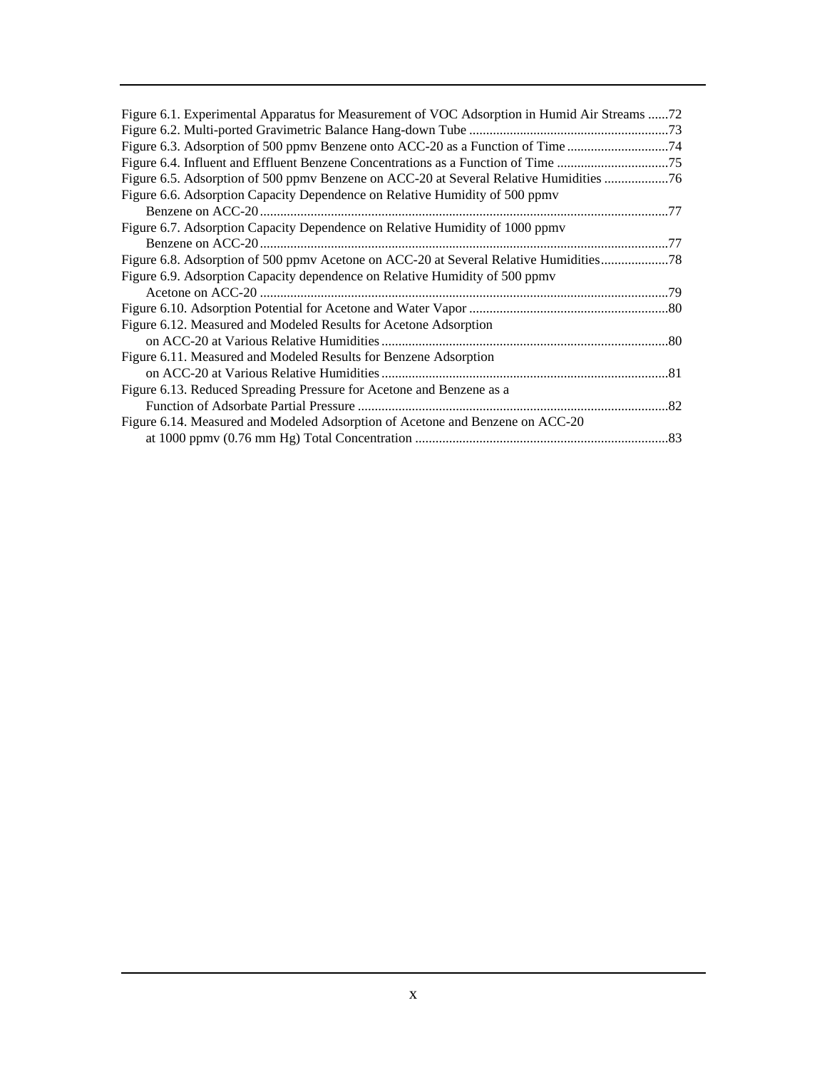Figure 6.1. Experimental Apparatus for Measurement of VOC Adsorption in Humid Air Streams ......72
Figure 6.2. Multi-ported Gravimetric Balance Hang-down Tube ..........................................................73
Figure 6.3. Adsorption of 500 ppmv Benzene onto ACC-20 as a Function of Time .............................74
Figure 6.4. Influent and Effluent Benzene Concentrations as a Function of Time .................................75
Figure 6.5. Adsorption of 500 ppmv Benzene on ACC-20 at Several Relative Humidities ...................76
Figure 6.6. Adsorption Capacity Dependence on Relative Humidity of 500 ppmv
    Benzene on ACC-20 .......................................................................................................................77
Figure 6.7. Adsorption Capacity Dependence on Relative Humidity of 1000 ppmv
    Benzene on ACC-20 .......................................................................................................................77
Figure 6.8. Adsorption of 500 ppmv Acetone on ACC-20 at Several Relative Humidities....................78
Figure 6.9. Adsorption Capacity dependence on Relative Humidity of 500 ppmv
    Acetone on ACC-20 .......................................................................................................................79
Figure 6.10. Adsorption Potential for Acetone and Water Vapor ..........................................................80
Figure 6.12. Measured and Modeled Results for Acetone Adsorption
    on ACC-20 at Various Relative Humidities ....................................................................................80
Figure 6.11. Measured and Modeled Results for Benzene Adsorption
    on ACC-20 at Various Relative Humidities ....................................................................................81
Figure 6.13. Reduced Spreading Pressure for Acetone and Benzene as a
    Function of Adsorbate Partial Pressure ...........................................................................................82
Figure 6.14. Measured and Modeled Adsorption of Acetone and Benzene on ACC-20
    at 1000 ppmv (0.76 mm Hg) Total Concentration ..........................................................................83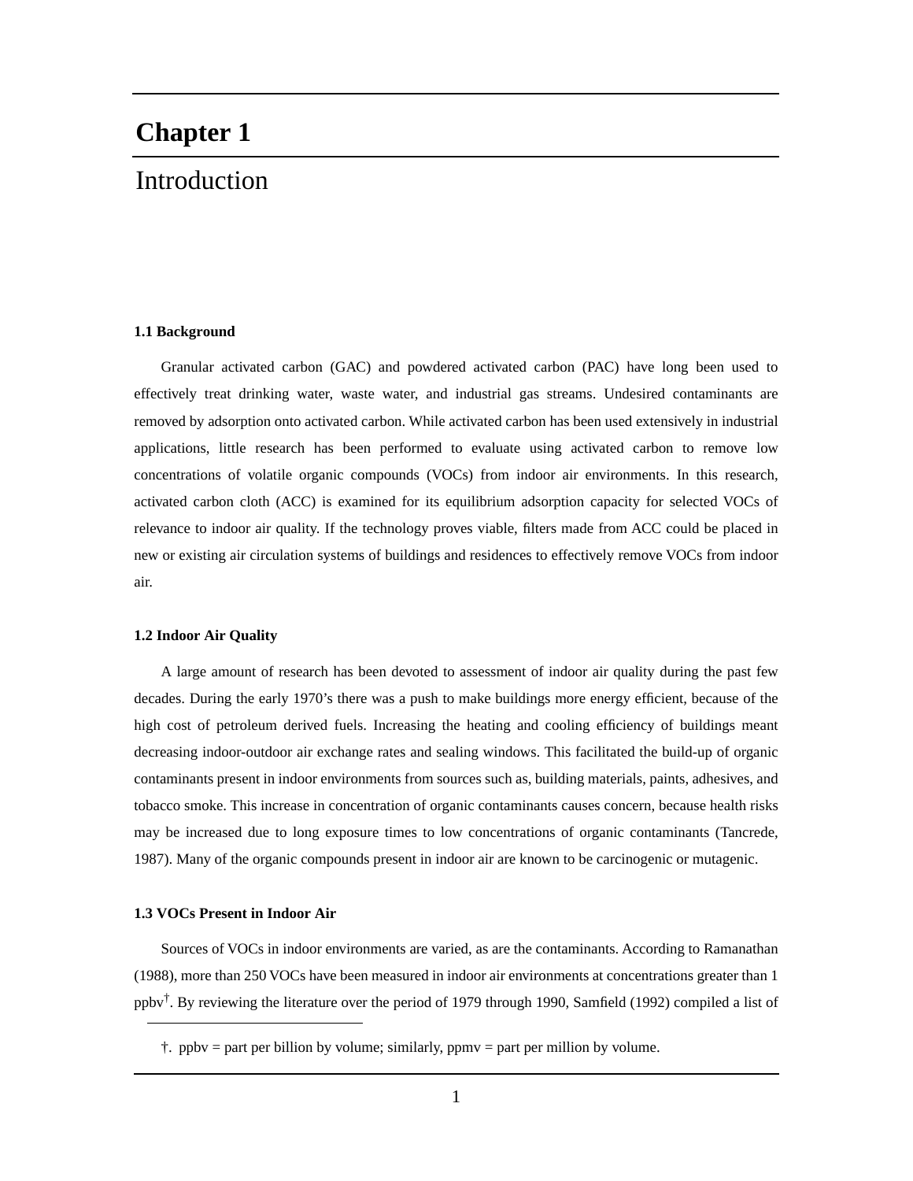# Chapter 1

# Introduction

### 1.1 Background

Granular activated carbon (GAC) and powdered activated carbon (PAC) have long been used to effectively treat drinking water, waste water, and industrial gas streams. Undesired contaminants are removed by adsorption onto activated carbon. While activated carbon has been used extensively in industrial applications, little research has been performed to evaluate using activated carbon to remove low concentrations of volatile organic compounds (VOCs) from indoor air environments. In this research, activated carbon cloth (ACC) is examined for its equilibrium adsorption capacity for selected VOCs of relevance to indoor air quality. If the technology proves viable, filters made from ACC could be placed in new or existing air circulation systems of buildings and residences to effectively remove VOCs from indoor air.

### 1.2 Indoor Air Quality

A large amount of research has been devoted to assessment of indoor air quality during the past few decades. During the early 1970's there was a push to make buildings more energy efficient, because of the high cost of petroleum derived fuels. Increasing the heating and cooling efficiency of buildings meant decreasing indoor-outdoor air exchange rates and sealing windows. This facilitated the build-up of organic contaminants present in indoor environments from sources such as, building materials, paints, adhesives, and tobacco smoke. This increase in concentration of organic contaminants causes concern, because health risks may be increased due to long exposure times to low concentrations of organic contaminants (Tancrede, 1987). Many of the organic compounds present in indoor air are known to be carcinogenic or mutagenic.

### 1.3 VOCs Present in Indoor Air

Sources of VOCs in indoor environments are varied, as are the contaminants. According to Ramanathan (1988), more than 250 VOCs have been measured in indoor air environments at concentrations greater than 1 ppbv[†]. By reviewing the literature over the period of 1979 through 1990, Samfield (1992) compiled a list of

---

†. ppbv = part per billion by volume; similarly, ppmv = part per million by volume.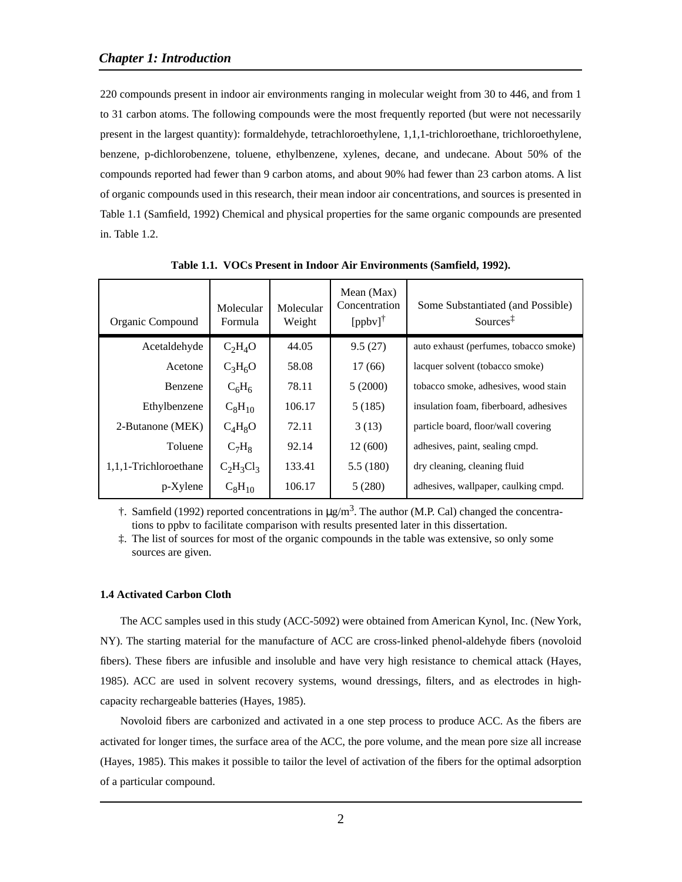220 compounds present in indoor air environments ranging in molecular weight from 30 to 446, and from 1 to 31 carbon atoms. The following compounds were the most frequently reported (but were not necessarily present in the largest quantity): formaldehyde, tetrachloroethylene, 1,1,1-trichloroethane, trichloroethylene, benzene, p-dichlorobenzene, toluene, ethylbenzene, xylenes, decane, and undecane. About 50% of the compounds reported had fewer than 9 carbon atoms, and about 90% had fewer than 23 carbon atoms. A list of organic compounds used in this research, their mean indoor air concentrations, and sources is presented in Table 1.1 (Samfield, 1992) Chemical and physical properties for the same organic compounds are presented in. Table 1.2.

**Table 1.1. VOCs Present in Indoor Air Environments (Samfield, 1992).**

| Organic Compound | Molecular Formula | Molecular Weight | Mean (Max) Concentration [ppbv]† | Some Substantiated (and Possible) Sources‡ |
|---|---|---|---|---|
| Acetaldehyde | $C_2H_4O$ | 44.05 | 9.5 (27) | auto exhaust (perfumes, tobacco smoke) |
| Acetone | $C_3H_6O$ | 58.08 | 17 (66) | lacquer solvent (tobacco smoke) |
| Benzene | $C_6H_6$ | 78.11 | 5 (2000) | tobacco smoke, adhesives, wood stain |
| Ethylbenzene | $C_8H_{10}$ | 106.17 | 5 (185) | insulation foam, fiberboard, adhesives |
| 2-Butanone (MEK) | $C_4H_8O$ | 72.11 | 3 (13) | particle board, floor/wall covering |
| Toluene | $C_7H_8$ | 92.14 | 12 (600) | adhesives, paint, sealing cmpd. |
| 1,1,1-Trichloroethane | $C_2H_3Cl_3$ | 133.41 | 5.5 (180) | dry cleaning, cleaning fluid |
| p-Xylene | $C_8H_{10}$ | 106.17 | 5 (280) | adhesives, wallpaper, caulking cmpd. |

†. Samfield (1992) reported concentrations in $\mu g/m^3$. The author (M.P. Cal) changed the concentrations to ppbv to facilitate comparison with results presented later in this dissertation.

‡. The list of sources for most of the organic compounds in the table was extensive, so only some sources are given.

### 1.4 Activated Carbon Cloth

The ACC samples used in this study (ACC-5092) were obtained from American Kynol, Inc. (New York, NY). The starting material for the manufacture of ACC are cross-linked phenol-aldehyde fibers (novoloid fibers). These fibers are infusible and insoluble and have very high resistance to chemical attack (Hayes, 1985). ACC are used in solvent recovery systems, wound dressings, filters, and as electrodes in high-capacity rechargeable batteries (Hayes, 1985).

Novoloid fibers are carbonized and activated in a one step process to produce ACC. As the fibers are activated for longer times, the surface area of the ACC, the pore volume, and the mean pore size all increase (Hayes, 1985). This makes it possible to tailor the level of activation of the fibers for the optimal adsorption of a particular compound.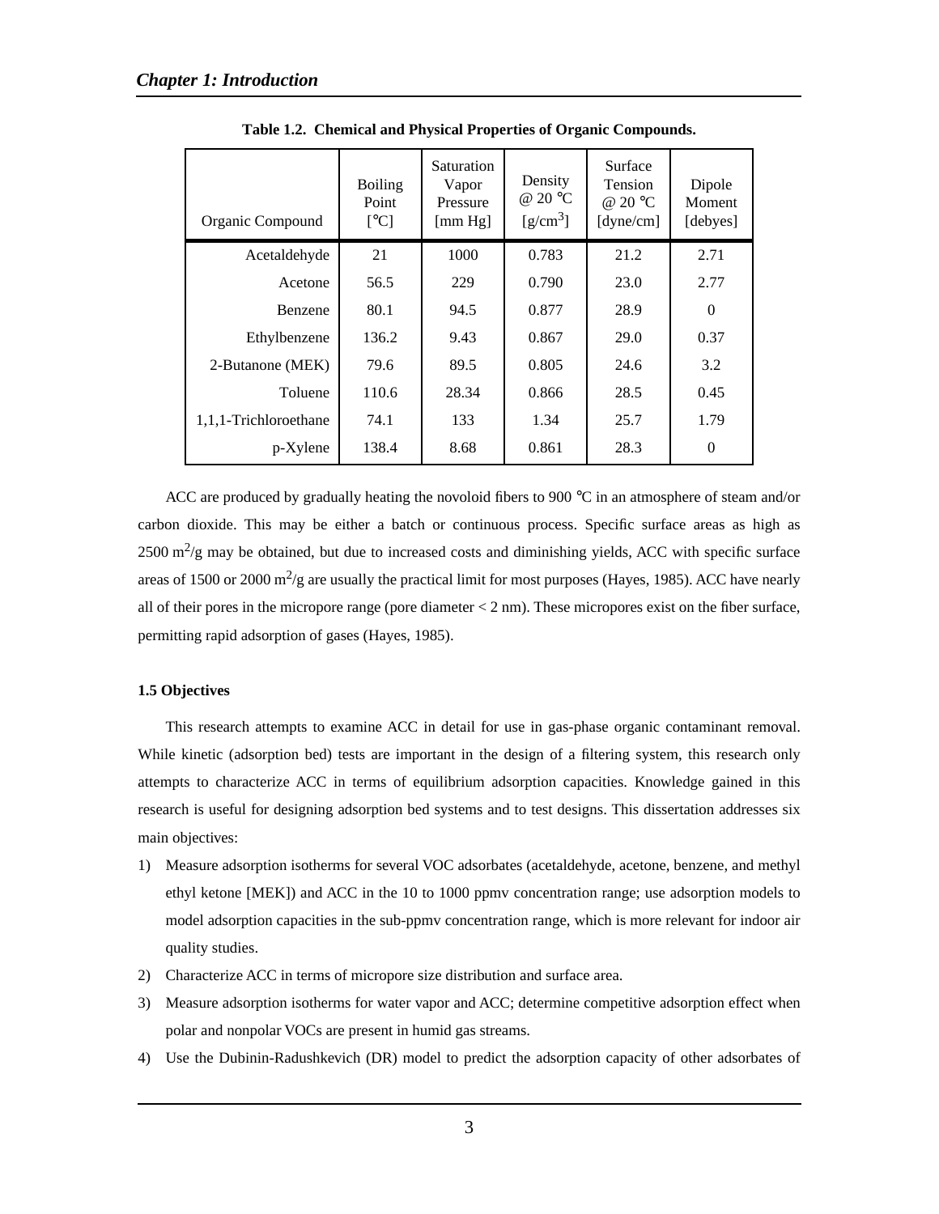**Table 1.2. Chemical and Physical Properties of Organic Compounds.**

| Organic Compound | Boiling Point [°C] | Saturation Vapor Pressure [mm Hg] | Density @ 20 °C [g/cm$^3$] | Surface Tension @ 20 °C [dyne/cm] | Dipole Moment [debyes] |
|---|---|---|---|---|---|
| Acetaldehyde | 21 | 1000 | 0.783 | 21.2 | 2.71 |
| Acetone | 56.5 | 229 | 0.790 | 23.0 | 2.77 |
| Benzene | 80.1 | 94.5 | 0.877 | 28.9 | 0 |
| Ethylbenzene | 136.2 | 9.43 | 0.867 | 29.0 | 0.37 |
| 2-Butanone (MEK) | 79.6 | 89.5 | 0.805 | 24.6 | 3.2 |
| Toluene | 110.6 | 28.34 | 0.866 | 28.5 | 0.45 |
| 1,1,1-Trichloroethane | 74.1 | 133 | 1.34 | 25.7 | 1.79 |
| p-Xylene | 138.4 | 8.68 | 0.861 | 28.3 | 0 |

ACC are produced by gradually heating the novoloid fibers to 900 °C in an atmosphere of steam and/or carbon dioxide. This may be either a batch or continuous process. Specific surface areas as high as 2500 m$^2$/g may be obtained, but due to increased costs and diminishing yields, ACC with specific surface areas of 1500 or 2000 m$^2$/g are usually the practical limit for most purposes (Hayes, 1985). ACC have nearly all of their pores in the micropore range (pore diameter < 2 nm). These micropores exist on the fiber surface, permitting rapid adsorption of gases (Hayes, 1985).

### 1.5 Objectives

This research attempts to examine ACC in detail for use in gas-phase organic contaminant removal. While kinetic (adsorption bed) tests are important in the design of a filtering system, this research only attempts to characterize ACC in terms of equilibrium adsorption capacities. Knowledge gained in this research is useful for designing adsorption bed systems and to test designs. This dissertation addresses six main objectives:

1) Measure adsorption isotherms for several VOC adsorbates (acetaldehyde, acetone, benzene, and methyl ethyl ketone [MEK]) and ACC in the 10 to 1000 ppmv concentration range; use adsorption models to model adsorption capacities in the sub-ppmv concentration range, which is more relevant for indoor air quality studies.
2) Characterize ACC in terms of micropore size distribution and surface area.
3) Measure adsorption isotherms for water vapor and ACC; determine competitive adsorption effect when polar and nonpolar VOCs are present in humid gas streams.
4) Use the Dubinin-Radushkevich (DR) model to predict the adsorption capacity of other adsorbates of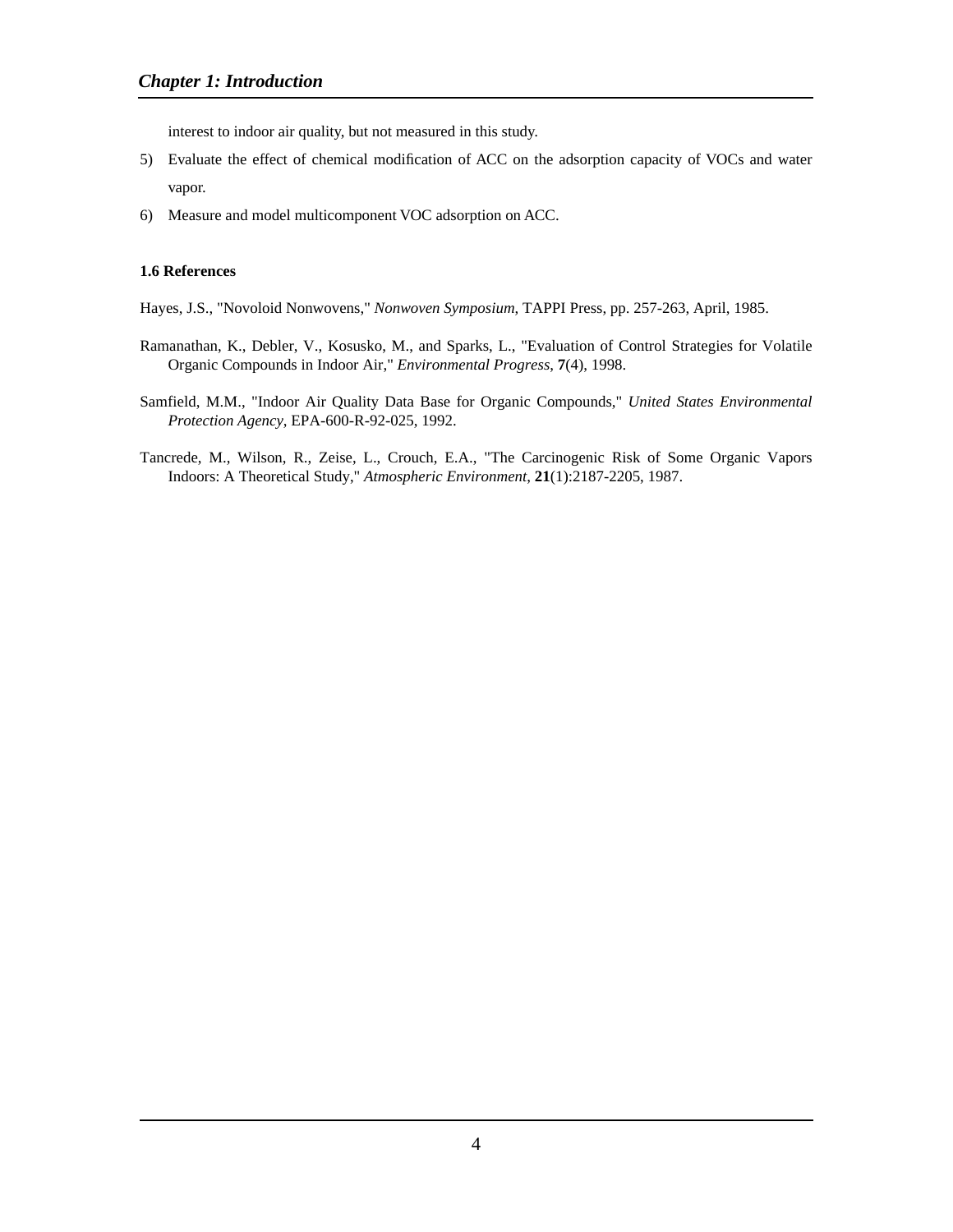interest to indoor air quality, but not measured in this study.

5) Evaluate the effect of chemical modification of ACC on the adsorption capacity of VOCs and water vapor.
6) Measure and model multicomponent VOC adsorption on ACC.

### 1.6 References

Hayes, J.S., "Novoloid Nonwovens," *Nonwoven Symposium*, TAPPI Press, pp. 257-263, April, 1985.

Ramanathan, K., Debler, V., Kosusko, M., and Sparks, L., "Evaluation of Control Strategies for Volatile Organic Compounds in Indoor Air," *Environmental Progress*, **7**(4), 1998.

Samfield, M.M., "Indoor Air Quality Data Base for Organic Compounds," *United States Environmental Protection Agency*, EPA-600-R-92-025, 1992.

Tancrede, M., Wilson, R., Zeise, L., Crouch, E.A., "The Carcinogenic Risk of Some Organic Vapors Indoors: A Theoretical Study," *Atmospheric Environment*, **21**(1):2187-2205, 1987.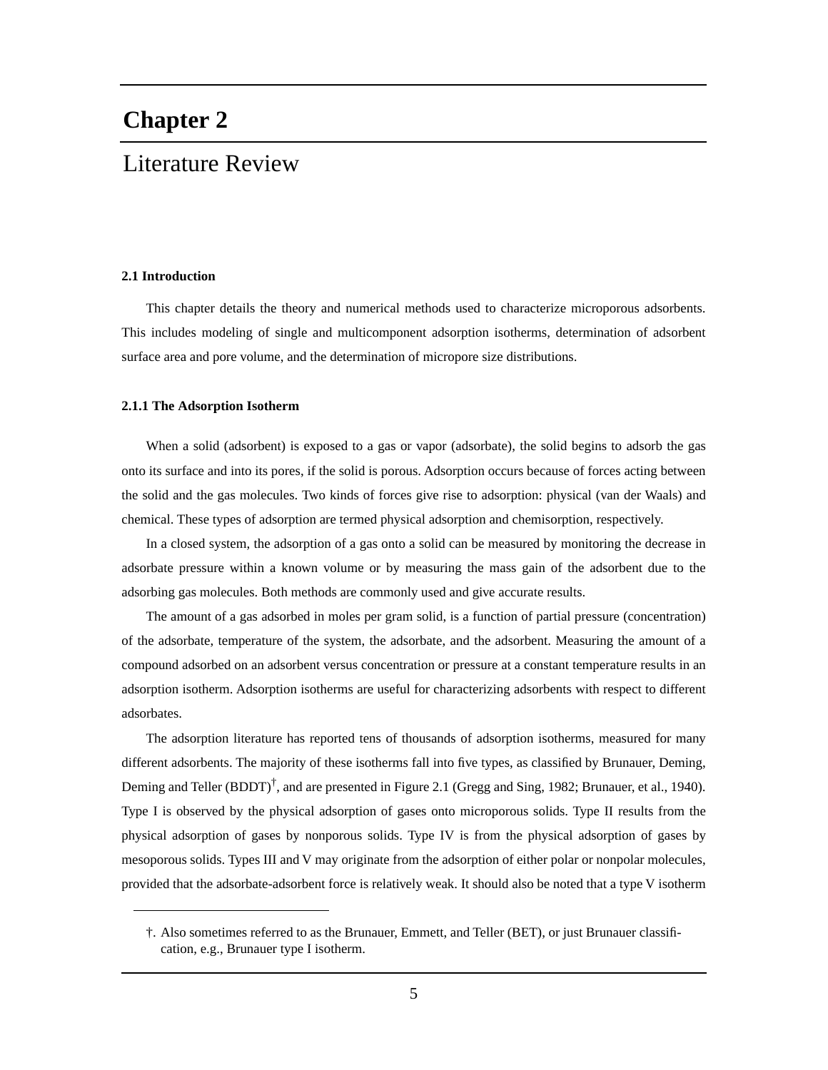# Chapter 2

## Literature Review

### 2.1 Introduction

This chapter details the theory and numerical methods used to characterize microporous adsorbents. This includes modeling of single and multicomponent adsorption isotherms, determination of adsorbent surface area and pore volume, and the determination of micropore size distributions.

#### 2.1.1 The Adsorption Isotherm

When a solid (adsorbent) is exposed to a gas or vapor (adsorbate), the solid begins to adsorb the gas onto its surface and into its pores, if the solid is porous. Adsorption occurs because of forces acting between the solid and the gas molecules. Two kinds of forces give rise to adsorption: physical (van der Waals) and chemical. These types of adsorption are termed physical adsorption and chemisorption, respectively.

In a closed system, the adsorption of a gas onto a solid can be measured by monitoring the decrease in adsorbate pressure within a known volume or by measuring the mass gain of the adsorbent due to the adsorbing gas molecules. Both methods are commonly used and give accurate results.

The amount of a gas adsorbed in moles per gram solid, is a function of partial pressure (concentration) of the adsorbate, temperature of the system, the adsorbate, and the adsorbent. Measuring the amount of a compound adsorbed on an adsorbent versus concentration or pressure at a constant temperature results in an adsorption isotherm. Adsorption isotherms are useful for characterizing adsorbents with respect to different adsorbates.

The adsorption literature has reported tens of thousands of adsorption isotherms, measured for many different adsorbents. The majority of these isotherms fall into five types, as classified by Brunauer, Deming, Deming and Teller (BDDT)[†], and are presented in Figure 2.1 (Gregg and Sing, 1982; Brunauer, et al., 1940). Type I is observed by the physical adsorption of gases onto microporous solids. Type II results from the physical adsorption of gases by nonporous solids. Type IV is from the physical adsorption of gases by mesoporous solids. Types III and V may originate from the adsorption of either polar or nonpolar molecules, provided that the adsorbate-adsorbent force is relatively weak. It should also be noted that a type V isotherm

†. Also sometimes referred to as the Brunauer, Emmett, and Teller (BET), or just Brunauer classification, e.g., Brunauer type I isotherm.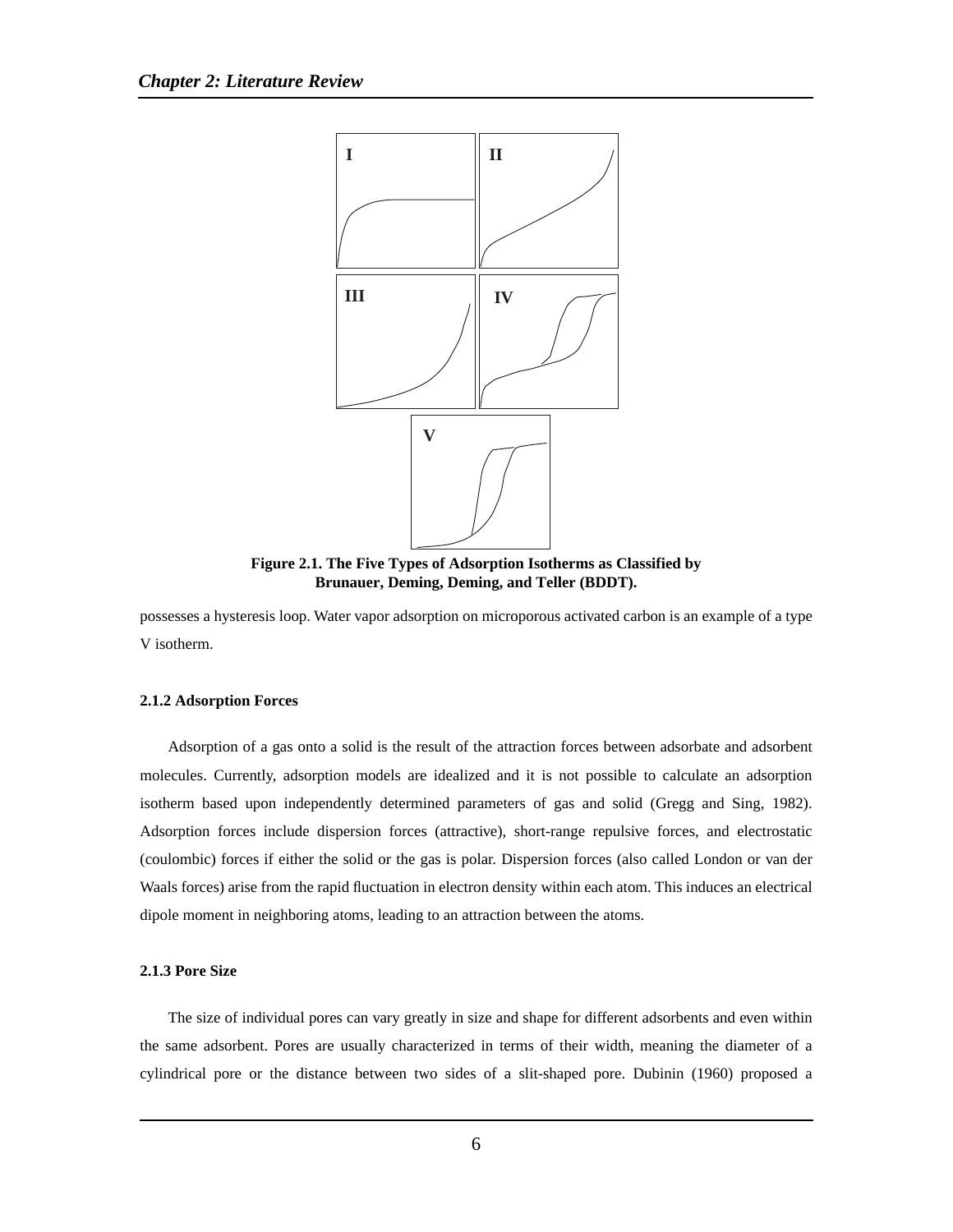Figure 2.1. The Five Types of Adsorption Isotherms as Classified by Brunauer, Deming, Deming, and Teller (BDDT).

possesses a hysteresis loop. Water vapor adsorption on microporous activated carbon is an example of a type V isotherm.

### 2.1.2 Adsorption Forces

Adsorption of a gas onto a solid is the result of the attraction forces between adsorbate and adsorbent molecules. Currently, adsorption models are idealized and it is not possible to calculate an adsorption isotherm based upon independently determined parameters of gas and solid (Gregg and Sing, 1982). Adsorption forces include dispersion forces (attractive), short-range repulsive forces, and electrostatic (coulombic) forces if either the solid or the gas is polar. Dispersion forces (also called London or van der Waals forces) arise from the rapid fluctuation in electron density within each atom. This induces an electrical dipole moment in neighboring atoms, leading to an attraction between the atoms.

### 2.1.3 Pore Size

The size of individual pores can vary greatly in size and shape for different adsorbents and even within the same adsorbent. Pores are usually characterized in terms of their width, meaning the diameter of a cylindrical pore or the distance between two sides of a slit-shaped pore. Dubinin (1960) proposed a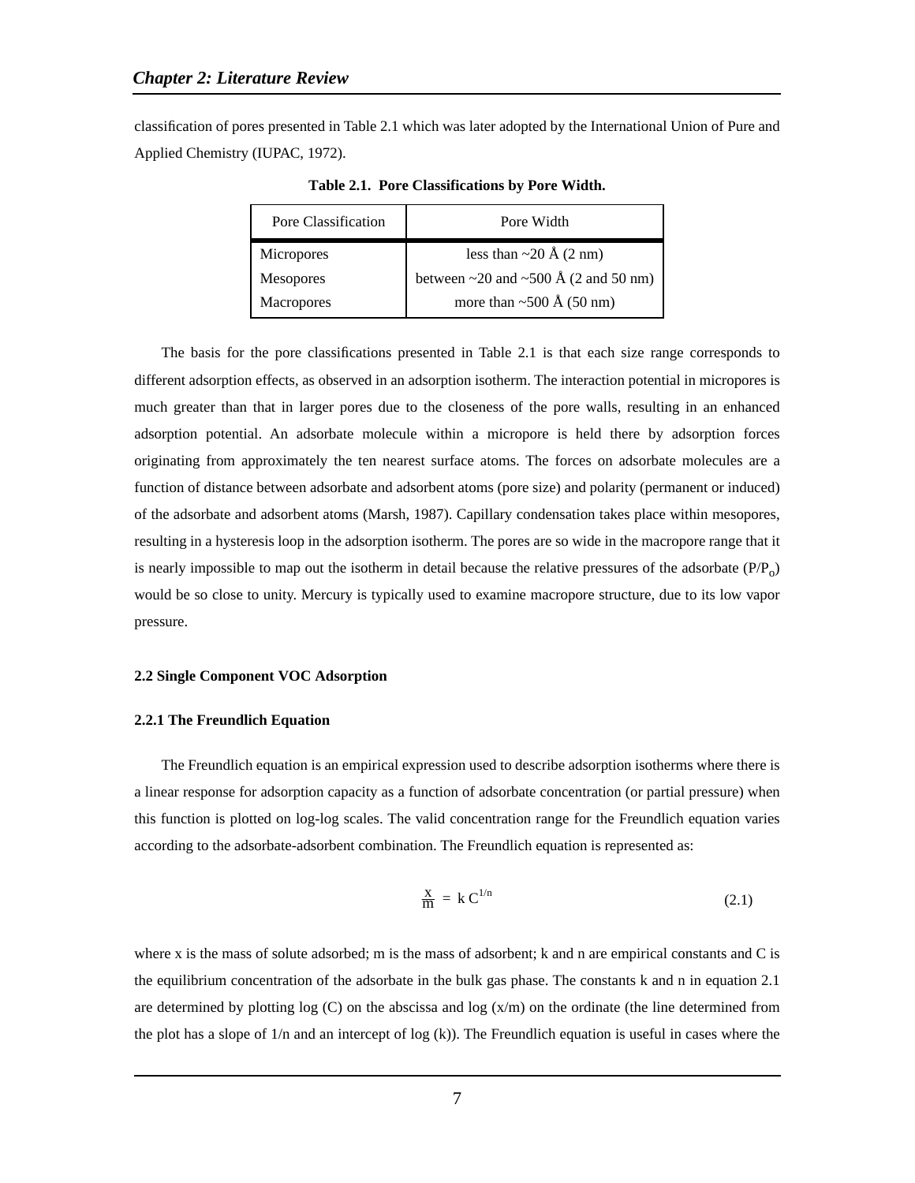classification of pores presented in Table 2.1 which was later adopted by the International Union of Pure and Applied Chemistry (IUPAC, 1972).

**Table 2.1. Pore Classifications by Pore Width.**

| Pore Classification | Pore Width |
| --- | --- |
| Micropores | less than ~20 Å (2 nm) |
| Mesopores | between ~20 and ~500 Å (2 and 50 nm) |
| Macropores | more than ~500 Å (50 nm) |

The basis for the pore classifications presented in Table 2.1 is that each size range corresponds to different adsorption effects, as observed in an adsorption isotherm. The interaction potential in micropores is much greater than that in larger pores due to the closeness of the pore walls, resulting in an enhanced adsorption potential. An adsorbate molecule within a micropore is held there by adsorption forces originating from approximately the ten nearest surface atoms. The forces on adsorbate molecules are a function of distance between adsorbate and adsorbent atoms (pore size) and polarity (permanent or induced) of the adsorbate and adsorbent atoms (Marsh, 1987). Capillary condensation takes place within mesopores, resulting in a hysteresis loop in the adsorption isotherm. The pores are so wide in the macropore range that it is nearly impossible to map out the isotherm in detail because the relative pressures of the adsorbate ($P/P_o$) would be so close to unity. Mercury is typically used to examine macropore structure, due to its low vapor pressure.

### 2.2 Single Component VOC Adsorption

#### 2.2.1 The Freundlich Equation

The Freundlich equation is an empirical expression used to describe adsorption isotherms where there is a linear response for adsorption capacity as a function of adsorbate concentration (or partial pressure) when this function is plotted on log-log scales. The valid concentration range for the Freundlich equation varies according to the adsorbate-adsorbent combination. The Freundlich equation is represented as:

$$\frac{x}{m} = k\,C^{1/n} \tag{2.1}$$

where x is the mass of solute adsorbed; m is the mass of adsorbent; k and n are empirical constants and C is the equilibrium concentration of the adsorbate in the bulk gas phase. The constants k and n in equation 2.1 are determined by plotting log (C) on the abscissa and log (x/m) on the ordinate (the line determined from the plot has a slope of 1/n and an intercept of log (k)). The Freundlich equation is useful in cases where the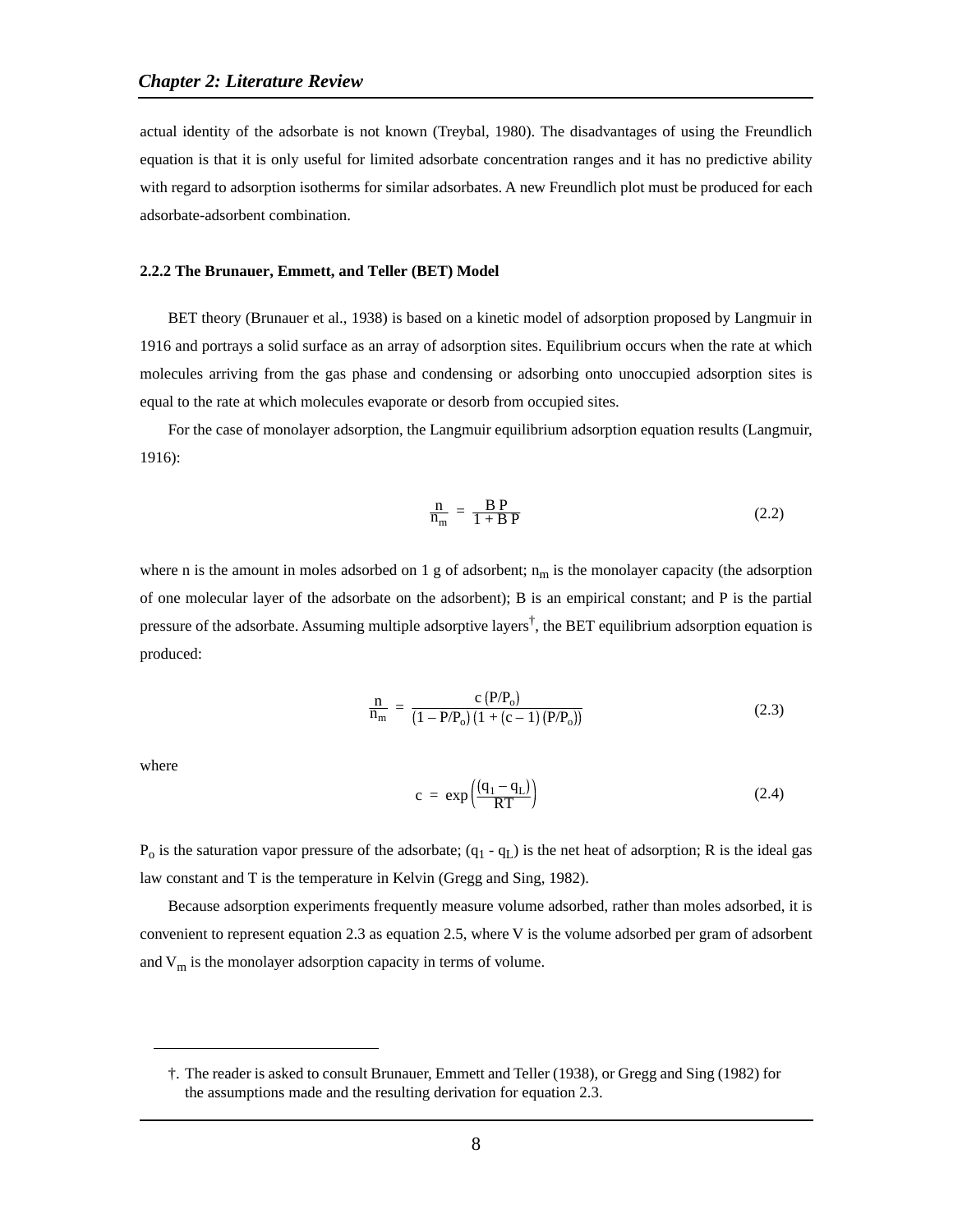actual identity of the adsorbate is not known (Treybal, 1980). The disadvantages of using the Freundlich equation is that it is only useful for limited adsorbate concentration ranges and it has no predictive ability with regard to adsorption isotherms for similar adsorbates. A new Freundlich plot must be produced for each adsorbate-adsorbent combination.

### 2.2.2 The Brunauer, Emmett, and Teller (BET) Model

BET theory (Brunauer et al., 1938) is based on a kinetic model of adsorption proposed by Langmuir in 1916 and portrays a solid surface as an array of adsorption sites. Equilibrium occurs when the rate at which molecules arriving from the gas phase and condensing or adsorbing onto unoccupied adsorption sites is equal to the rate at which molecules evaporate or desorb from occupied sites.

For the case of monolayer adsorption, the Langmuir equilibrium adsorption equation results (Langmuir, 1916):

$$\frac{n}{n_m} = \frac{B\,P}{1 + B\,P} \tag{2.2}$$

where n is the amount in moles adsorbed on 1 g of adsorbent; $n_m$ is the monolayer capacity (the adsorption of one molecular layer of the adsorbate on the adsorbent); B is an empirical constant; and P is the partial pressure of the adsorbate. Assuming multiple adsorptive layers[†], the BET equilibrium adsorption equation is produced:

$$\frac{n}{n_m} = \frac{c\,(P/P_o)}{(1 - P/P_o)\,(1 + (c-1)\,(P/P_o))} \tag{2.3}$$

where

$$c = \exp\left(\frac{(q_1 - q_L)}{RT}\right) \tag{2.4}$$

$P_o$ is the saturation vapor pressure of the adsorbate; $(q_1 - q_L)$ is the net heat of adsorption; R is the ideal gas law constant and T is the temperature in Kelvin (Gregg and Sing, 1982).

Because adsorption experiments frequently measure volume adsorbed, rather than moles adsorbed, it is convenient to represent equation 2.3 as equation 2.5, where V is the volume adsorbed per gram of adsorbent and $V_m$ is the monolayer adsorption capacity in terms of volume.

---

†. The reader is asked to consult Brunauer, Emmett and Teller (1938), or Gregg and Sing (1982) for the assumptions made and the resulting derivation for equation 2.3.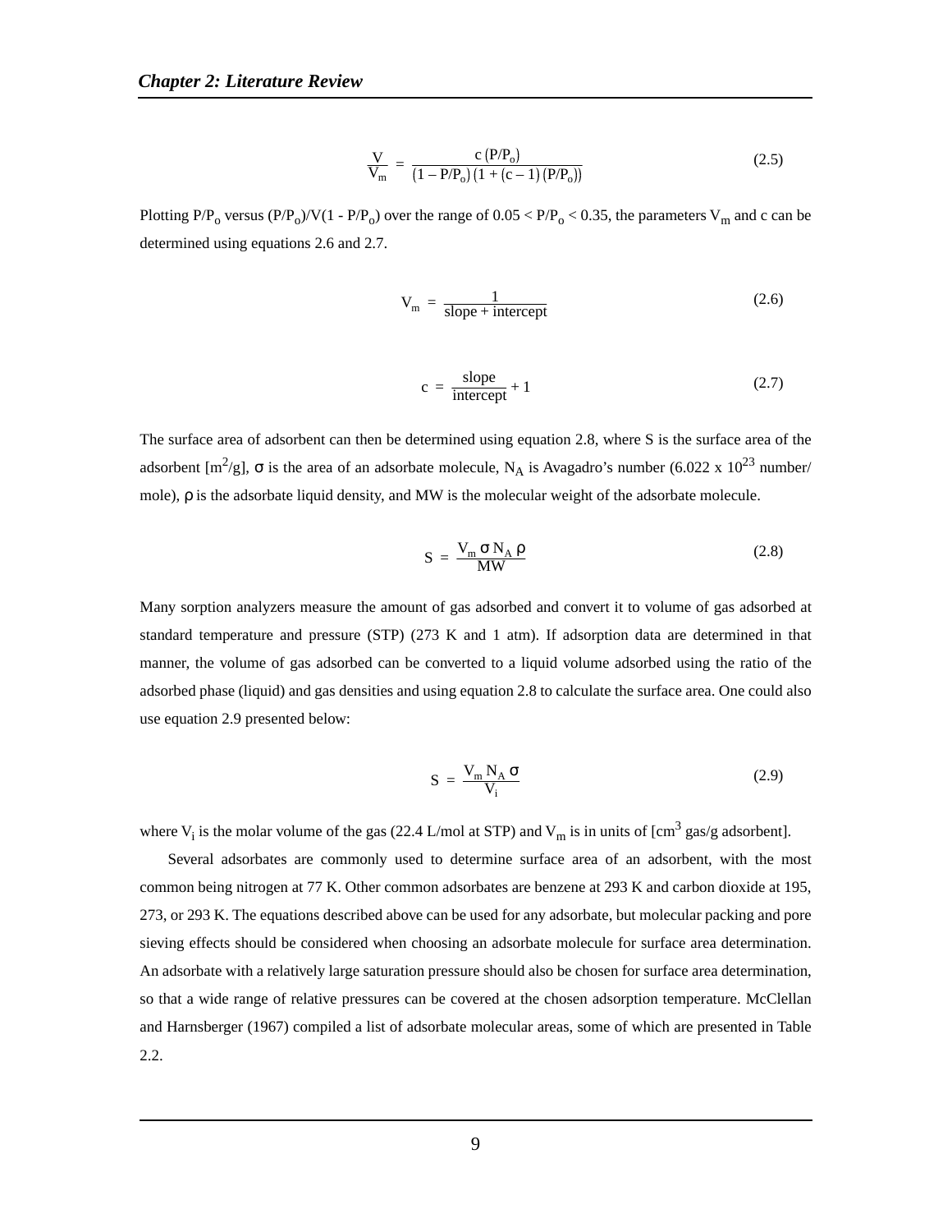$$\frac{V}{V_m} = \frac{c\,(P/P_o)}{(1 - P/P_o)\,(1 + (c - 1)\,(P/P_o))} \tag{2.5}$$

Plotting $P/P_o$ versus $(P/P_o)/V(1 - P/P_o)$ over the range of $0.05 < P/P_o < 0.35$, the parameters $V_m$ and c can be determined using equations 2.6 and 2.7.

$$V_m = \frac{1}{\text{slope + intercept}} \tag{2.6}$$

$$c = \frac{\text{slope}}{\text{intercept}} + 1 \tag{2.7}$$

The surface area of adsorbent can then be determined using equation 2.8, where S is the surface area of the adsorbent [$m^2/g$], $\sigma$ is the area of an adsorbate molecule, $N_A$ is Avagadro's number ($6.022 \times 10^{23}$ number/mole), $\rho$ is the adsorbate liquid density, and MW is the molecular weight of the adsorbate molecule.

$$S = \frac{V_m\,\sigma\,N_A\,\rho}{MW} \tag{2.8}$$

Many sorption analyzers measure the amount of gas adsorbed and convert it to volume of gas adsorbed at standard temperature and pressure (STP) (273 K and 1 atm). If adsorption data are determined in that manner, the volume of gas adsorbed can be converted to a liquid volume adsorbed using the ratio of the adsorbed phase (liquid) and gas densities and using equation 2.8 to calculate the surface area. One could also use equation 2.9 presented below:

$$S = \frac{V_m\,N_A\,\sigma}{V_i} \tag{2.9}$$

where $V_i$ is the molar volume of the gas (22.4 L/mol at STP) and $V_m$ is in units of [$cm^3$ gas/g adsorbent].

Several adsorbates are commonly used to determine surface area of an adsorbent, with the most common being nitrogen at 77 K. Other common adsorbates are benzene at 293 K and carbon dioxide at 195, 273, or 293 K. The equations described above can be used for any adsorbate, but molecular packing and pore sieving effects should be considered when choosing an adsorbate molecule for surface area determination. An adsorbate with a relatively large saturation pressure should also be chosen for surface area determination, so that a wide range of relative pressures can be covered at the chosen adsorption temperature. McClellan and Harnsberger (1967) compiled a list of adsorbate molecular areas, some of which are presented in Table 2.2.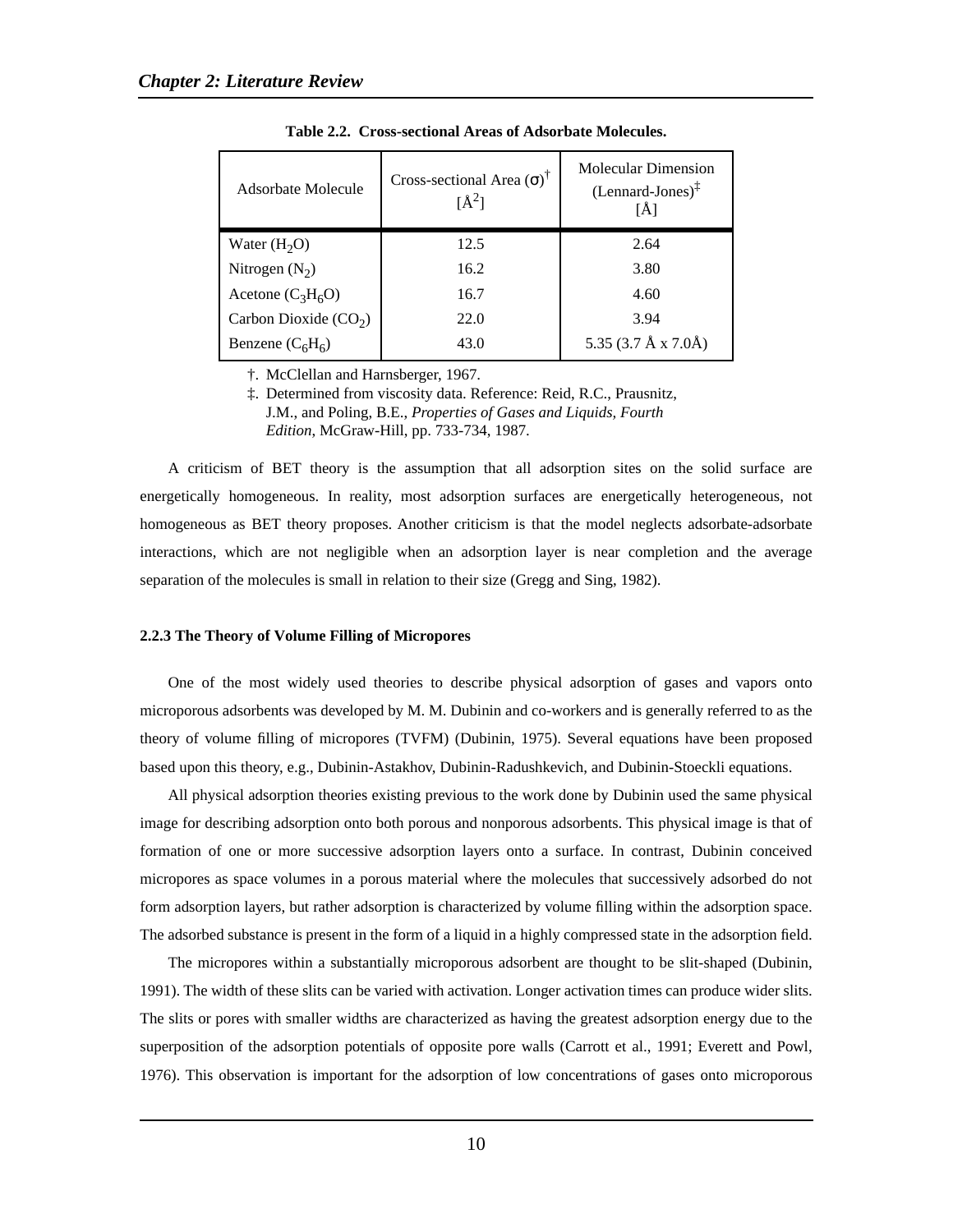**Table 2.2. Cross-sectional Areas of Adsorbate Molecules.**

| Adsorbate Molecule | Cross-sectional Area (σ)† [Å$^2$] | Molecular Dimension (Lennard-Jones)‡ [Å] |
|---|---|---|
| Water ($H_2O$) | 12.5 | 2.64 |
| Nitrogen ($N_2$) | 16.2 | 3.80 |
| Acetone ($C_3H_6O$) | 16.7 | 4.60 |
| Carbon Dioxide ($CO_2$) | 22.0 | 3.94 |
| Benzene ($C_6H_6$) | 43.0 | 5.35 (3.7 Å x 7.0Å) |

†. McClellan and Harnsberger, 1967.

‡. Determined from viscosity data. Reference: Reid, R.C., Prausnitz, J.M., and Poling, B.E., *Properties of Gases and Liquids, Fourth Edition*, McGraw-Hill, pp. 733-734, 1987.

A criticism of BET theory is the assumption that all adsorption sites on the solid surface are energetically homogeneous. In reality, most adsorption surfaces are energetically heterogeneous, not homogeneous as BET theory proposes. Another criticism is that the model neglects adsorbate-adsorbate interactions, which are not negligible when an adsorption layer is near completion and the average separation of the molecules is small in relation to their size (Gregg and Sing, 1982).

### 2.2.3 The Theory of Volume Filling of Micropores

One of the most widely used theories to describe physical adsorption of gases and vapors onto microporous adsorbents was developed by M. M. Dubinin and co-workers and is generally referred to as the theory of volume filling of micropores (TVFM) (Dubinin, 1975). Several equations have been proposed based upon this theory, e.g., Dubinin-Astakhov, Dubinin-Radushkevich, and Dubinin-Stoeckli equations.

All physical adsorption theories existing previous to the work done by Dubinin used the same physical image for describing adsorption onto both porous and nonporous adsorbents. This physical image is that of formation of one or more successive adsorption layers onto a surface. In contrast, Dubinin conceived micropores as space volumes in a porous material where the molecules that successively adsorbed do not form adsorption layers, but rather adsorption is characterized by volume filling within the adsorption space. The adsorbed substance is present in the form of a liquid in a highly compressed state in the adsorption field.

The micropores within a substantially microporous adsorbent are thought to be slit-shaped (Dubinin, 1991). The width of these slits can be varied with activation. Longer activation times can produce wider slits. The slits or pores with smaller widths are characterized as having the greatest adsorption energy due to the superposition of the adsorption potentials of opposite pore walls (Carrott et al., 1991; Everett and Powl, 1976). This observation is important for the adsorption of low concentrations of gases onto microporous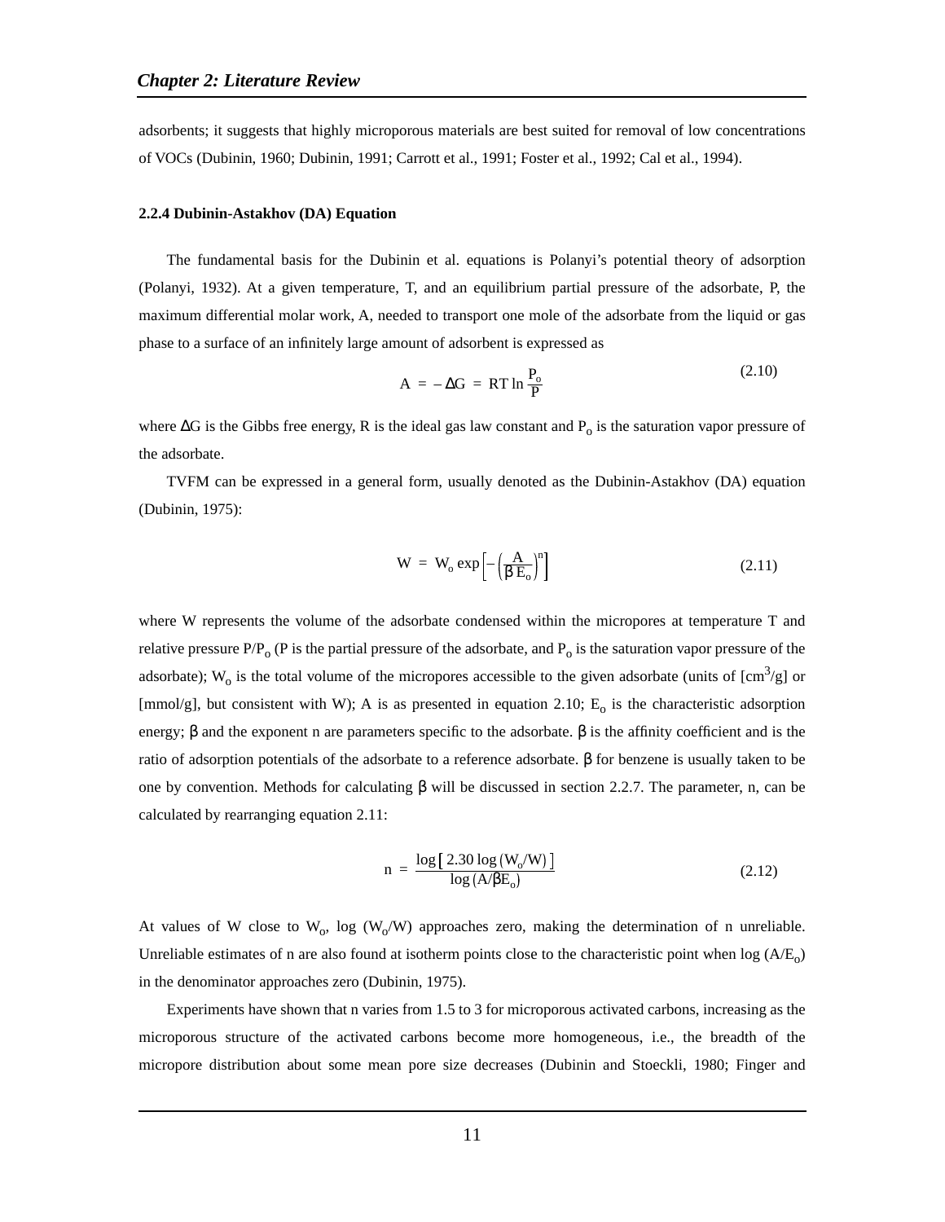adsorbents; it suggests that highly microporous materials are best suited for removal of low concentrations of VOCs (Dubinin, 1960; Dubinin, 1991; Carrott et al., 1991; Foster et al., 1992; Cal et al., 1994).

### 2.2.4 Dubinin-Astakhov (DA) Equation

The fundamental basis for the Dubinin et al. equations is Polanyi's potential theory of adsorption (Polanyi, 1932). At a given temperature, T, and an equilibrium partial pressure of the adsorbate, P, the maximum differential molar work, A, needed to transport one mole of the adsorbate from the liquid or gas phase to a surface of an infinitely large amount of adsorbent is expressed as

$$A = -\Delta G = RT \ln \frac{P_o}{P} \tag{2.10}$$

where $\Delta G$ is the Gibbs free energy, R is the ideal gas law constant and $P_o$ is the saturation vapor pressure of the adsorbate.

TVFM can be expressed in a general form, usually denoted as the Dubinin-Astakhov (DA) equation (Dubinin, 1975):

$$W = W_o \exp\left[-\left(\frac{A}{\beta E_o}\right)^n\right] \tag{2.11}$$

where W represents the volume of the adsorbate condensed within the micropores at temperature T and relative pressure $P/P_o$ (P is the partial pressure of the adsorbate, and $P_o$ is the saturation vapor pressure of the adsorbate); $W_o$ is the total volume of the micropores accessible to the given adsorbate (units of [$cm^3/g$] or [mmol/g], but consistent with W); A is as presented in equation 2.10; $E_o$ is the characteristic adsorption energy; $\beta$ and the exponent n are parameters specific to the adsorbate. $\beta$ is the affinity coefficient and is the ratio of adsorption potentials of the adsorbate to a reference adsorbate. $\beta$ for benzene is usually taken to be one by convention. Methods for calculating $\beta$ will be discussed in section 2.2.7. The parameter, n, can be calculated by rearranging equation 2.11:

$$n = \frac{\log\left[\,2.30 \log\left(W_o/W\right)\,\right]}{\log\left(A/\beta E_o\right)} \tag{2.12}$$

At values of W close to $W_o$, $\log(W_o/W)$ approaches zero, making the determination of n unreliable. Unreliable estimates of n are also found at isotherm points close to the characteristic point when $\log(A/E_o)$ in the denominator approaches zero (Dubinin, 1975).

Experiments have shown that n varies from 1.5 to 3 for microporous activated carbons, increasing as the microporous structure of the activated carbons become more homogeneous, i.e., the breadth of the micropore distribution about some mean pore size decreases (Dubinin and Stoeckli, 1980; Finger and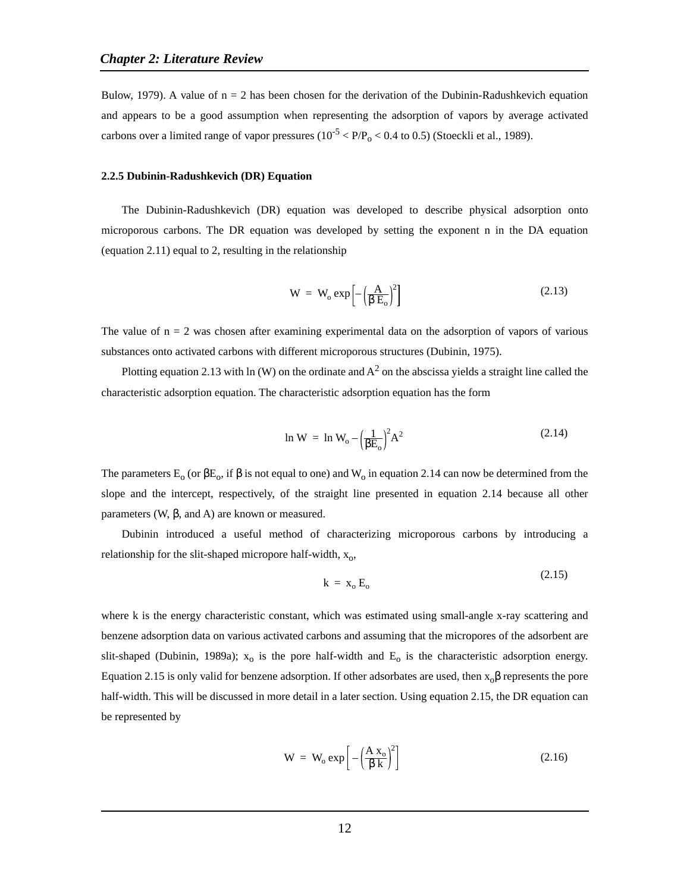Bulow, 1979). A value of n = 2 has been chosen for the derivation of the Dubinin-Radushkevich equation and appears to be a good assumption when representing the adsorption of vapors by average activated carbons over a limited range of vapor pressures ($10^{-5} < P/P_o < 0.4$ to 0.5) (Stoeckli et al., 1989).

### 2.2.5 Dubinin-Radushkevich (DR) Equation

The Dubinin-Radushkevich (DR) equation was developed to describe physical adsorption onto microporous carbons. The DR equation was developed by setting the exponent n in the DA equation (equation 2.11) equal to 2, resulting in the relationship

$$W = W_o \exp\left[-\left(\frac{A}{\beta E_o}\right)^2\right] \tag{2.13}$$

The value of n = 2 was chosen after examining experimental data on the adsorption of vapors of various substances onto activated carbons with different microporous structures (Dubinin, 1975).

Plotting equation 2.13 with ln (W) on the ordinate and $A^2$ on the abscissa yields a straight line called the characteristic adsorption equation. The characteristic adsorption equation has the form

$$\ln W = \ln W_o - \left(\frac{1}{\beta E_o}\right)^2 A^2 \tag{2.14}$$

The parameters $E_o$ (or $\beta E_o$, if $\beta$ is not equal to one) and $W_o$ in equation 2.14 can now be determined from the slope and the intercept, respectively, of the straight line presented in equation 2.14 because all other parameters (W, $\beta$, and A) are known or measured.

Dubinin introduced a useful method of characterizing microporous carbons by introducing a relationship for the slit-shaped micropore half-width, $x_o$,

$$k = x_o E_o \tag{2.15}$$

where k is the energy characteristic constant, which was estimated using small-angle x-ray scattering and benzene adsorption data on various activated carbons and assuming that the micropores of the adsorbent are slit-shaped (Dubinin, 1989a); $x_o$ is the pore half-width and $E_o$ is the characteristic adsorption energy. Equation 2.15 is only valid for benzene adsorption. If other adsorbates are used, then $x_o\beta$ represents the pore half-width. This will be discussed in more detail in a later section. Using equation 2.15, the DR equation can be represented by

$$W = W_o \exp\left[-\left(\frac{A\, x_o}{\beta k}\right)^2\right] \tag{2.16}$$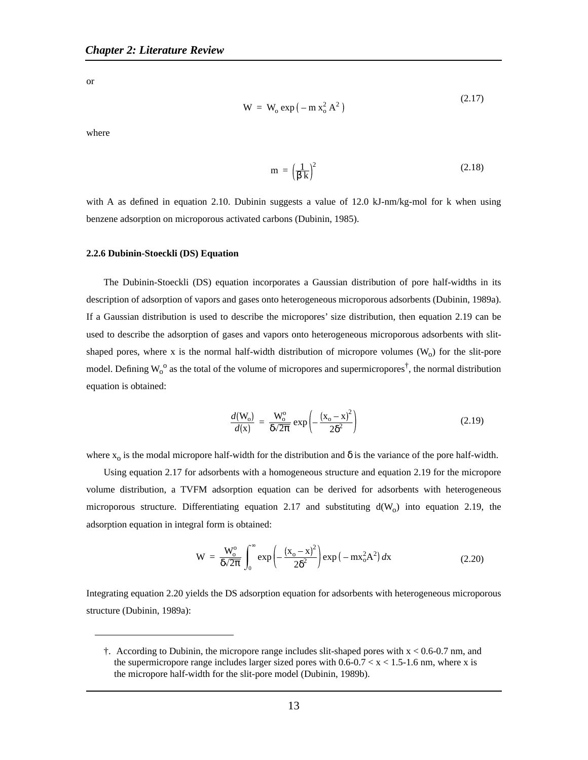or

$$W = W_o \exp\left(-m\, x_o^2 A^2\right) \tag{2.17}$$

where

$$m = \left(\frac{1}{\beta k}\right)^2 \tag{2.18}$$

with A as defined in equation 2.10. Dubinin suggests a value of 12.0 kJ-nm/kg-mol for k when using benzene adsorption on microporous activated carbons (Dubinin, 1985).

### 2.2.6 Dubinin-Stoeckli (DS) Equation

The Dubinin-Stoeckli (DS) equation incorporates a Gaussian distribution of pore half-widths in its description of adsorption of vapors and gases onto heterogeneous microporous adsorbents (Dubinin, 1989a). If a Gaussian distribution is used to describe the micropores' size distribution, then equation 2.19 can be used to describe the adsorption of gases and vapors onto heterogeneous microporous adsorbents with slit-shaped pores, where x is the normal half-width distribution of micropore volumes ($W_o$) for the slit-pore model. Defining $W_o^o$ as the total of the volume of micropores and supermicropores†, the normal distribution equation is obtained:

$$\frac{d(W_o)}{d(x)} = \frac{W_o^o}{\delta\sqrt{2\pi}} \exp\left(-\frac{(x_o - x)^2}{2\delta^2}\right) \tag{2.19}$$

where $x_o$ is the modal micropore half-width for the distribution and $\delta$ is the variance of the pore half-width.

Using equation 2.17 for adsorbents with a homogeneous structure and equation 2.19 for the micropore volume distribution, a TVFM adsorption equation can be derived for adsorbents with heterogeneous microporous structure. Differentiating equation 2.17 and substituting $d(W_o)$ into equation 2.19, the adsorption equation in integral form is obtained:

$$W = \frac{W_o^o}{\delta\sqrt{2\pi}} \int_0^{\infty} \exp\left(-\frac{(x_o - x)^2}{2\delta^2}\right) \exp\left(-m x_o^2 A^2\right) dx \tag{2.20}$$

Integrating equation 2.20 yields the DS adsorption equation for adsorbents with heterogeneous microporous structure (Dubinin, 1989a):

---

†. According to Dubinin, the micropore range includes slit-shaped pores with $x < 0.6$-$0.7$ nm, and the supermicropore range includes larger sized pores with $0.6$-$0.7 < x < 1.5$-$1.6$ nm, where x is the micropore half-width for the slit-pore model (Dubinin, 1989b).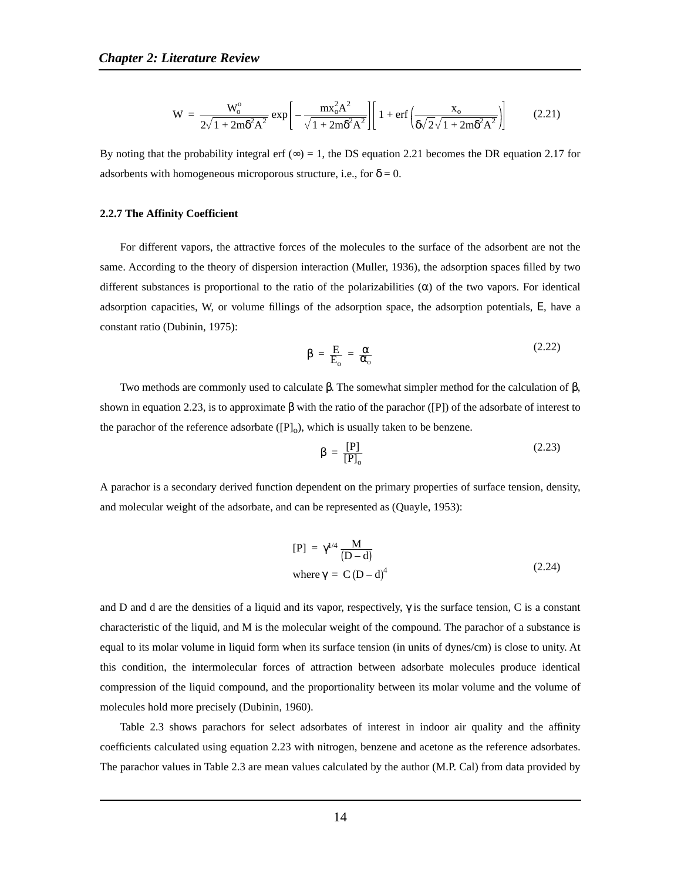$$W = \frac{W_o^o}{2\sqrt{1 + 2m\delta^2 A^2}} \exp\left[-\frac{m x_o^2 A^2}{\sqrt{1 + 2m\delta^2 A^2}}\right]\left[1 + \mathrm{erf}\left(\frac{x_o}{\delta\sqrt{2}\sqrt{1 + 2m\delta^2 A^2}}\right)\right] \tag{2.21}$$

By noting that the probability integral erf ($\infty$) = 1, the DS equation 2.21 becomes the DR equation 2.17 for adsorbents with homogeneous microporous structure, i.e., for $\delta = 0$.

### 2.2.7 The Affinity Coefficient

For different vapors, the attractive forces of the molecules to the surface of the adsorbent are not the same. According to the theory of dispersion interaction (Muller, 1936), the adsorption spaces filled by two different substances is proportional to the ratio of the polarizabilities ($\alpha$) of the two vapors. For identical adsorption capacities, W, or volume fillings of the adsorption space, the adsorption potentials, E, have a constant ratio (Dubinin, 1975):

$$\beta = \frac{E}{E_o} = \frac{\alpha}{\alpha_o} \tag{2.22}$$

Two methods are commonly used to calculate $\beta$. The somewhat simpler method for the calculation of $\beta$, shown in equation 2.23, is to approximate $\beta$ with the ratio of the parachor ([P]) of the adsorbate of interest to the parachor of the reference adsorbate ($[P]_o$), which is usually taken to be benzene.

$$\beta = \frac{[P]}{[P]_o} \tag{2.23}$$

A parachor is a secondary derived function dependent on the primary properties of surface tension, density, and molecular weight of the adsorbate, and can be represented as (Quayle, 1953):

$$[P] = \gamma^{1/4}\frac{M}{(D - d)}$$
$$\text{where } \gamma = C\,(D - d)^4 \tag{2.24}$$

and D and d are the densities of a liquid and its vapor, respectively, $\gamma$ is the surface tension, C is a constant characteristic of the liquid, and M is the molecular weight of the compound. The parachor of a substance is equal to its molar volume in liquid form when its surface tension (in units of dynes/cm) is close to unity. At this condition, the intermolecular forces of attraction between adsorbate molecules produce identical compression of the liquid compound, and the proportionality between its molar volume and the volume of molecules hold more precisely (Dubinin, 1960).

Table 2.3 shows parachors for select adsorbates of interest in indoor air quality and the affinity coefficients calculated using equation 2.23 with nitrogen, benzene and acetone as the reference adsorbates. The parachor values in Table 2.3 are mean values calculated by the author (M.P. Cal) from data provided by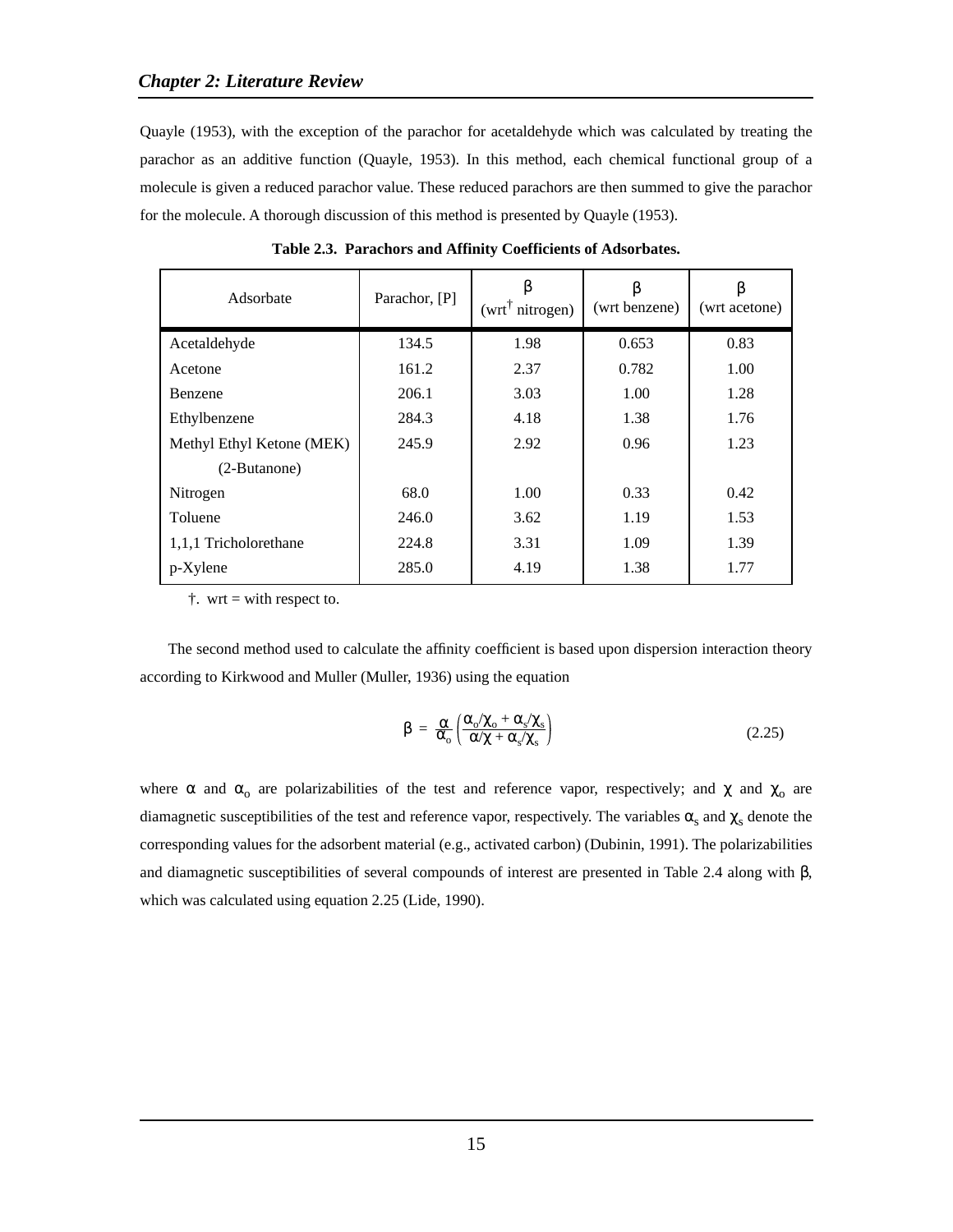Quayle (1953), with the exception of the parachor for acetaldehyde which was calculated by treating the parachor as an additive function (Quayle, 1953). In this method, each chemical functional group of a molecule is given a reduced parachor value. These reduced parachors are then summed to give the parachor for the molecule. A thorough discussion of this method is presented by Quayle (1953).

**Table 2.3. Parachors and Affinity Coefficients of Adsorbates.**

| Adsorbate | Parachor, [P] | $\beta$ (wrt† nitrogen) | $\beta$ (wrt benzene) | $\beta$ (wrt acetone) |
|---|---|---|---|---|
| Acetaldehyde | 134.5 | 1.98 | 0.653 | 0.83 |
| Acetone | 161.2 | 2.37 | 0.782 | 1.00 |
| Benzene | 206.1 | 3.03 | 1.00 | 1.28 |
| Ethylbenzene | 284.3 | 4.18 | 1.38 | 1.76 |
| Methyl Ethyl Ketone (MEK) (2-Butanone) | 245.9 | 2.92 | 0.96 | 1.23 |
| Nitrogen | 68.0 | 1.00 | 0.33 | 0.42 |
| Toluene | 246.0 | 3.62 | 1.19 | 1.53 |
| 1,1,1 Tricholorethane | 224.8 | 3.31 | 1.09 | 1.39 |
| p-Xylene | 285.0 | 4.19 | 1.38 | 1.77 |

†. wrt = with respect to.

The second method used to calculate the affinity coefficient is based upon dispersion interaction theory according to Kirkwood and Muller (Muller, 1936) using the equation

$$\beta = \frac{\alpha}{\alpha_o}\left(\frac{\alpha_o/\chi_o + \alpha_s/\chi_s}{\alpha/\chi + \alpha_s/\chi_s}\right) \tag{2.25}$$

where $\alpha$ and $\alpha_o$ are polarizabilities of the test and reference vapor, respectively; and $\chi$ and $\chi_o$ are diamagnetic susceptibilities of the test and reference vapor, respectively. The variables $\alpha_s$ and $\chi_s$ denote the corresponding values for the adsorbent material (e.g., activated carbon) (Dubinin, 1991). The polarizabilities and diamagnetic susceptibilities of several compounds of interest are presented in Table 2.4 along with $\beta$, which was calculated using equation 2.25 (Lide, 1990).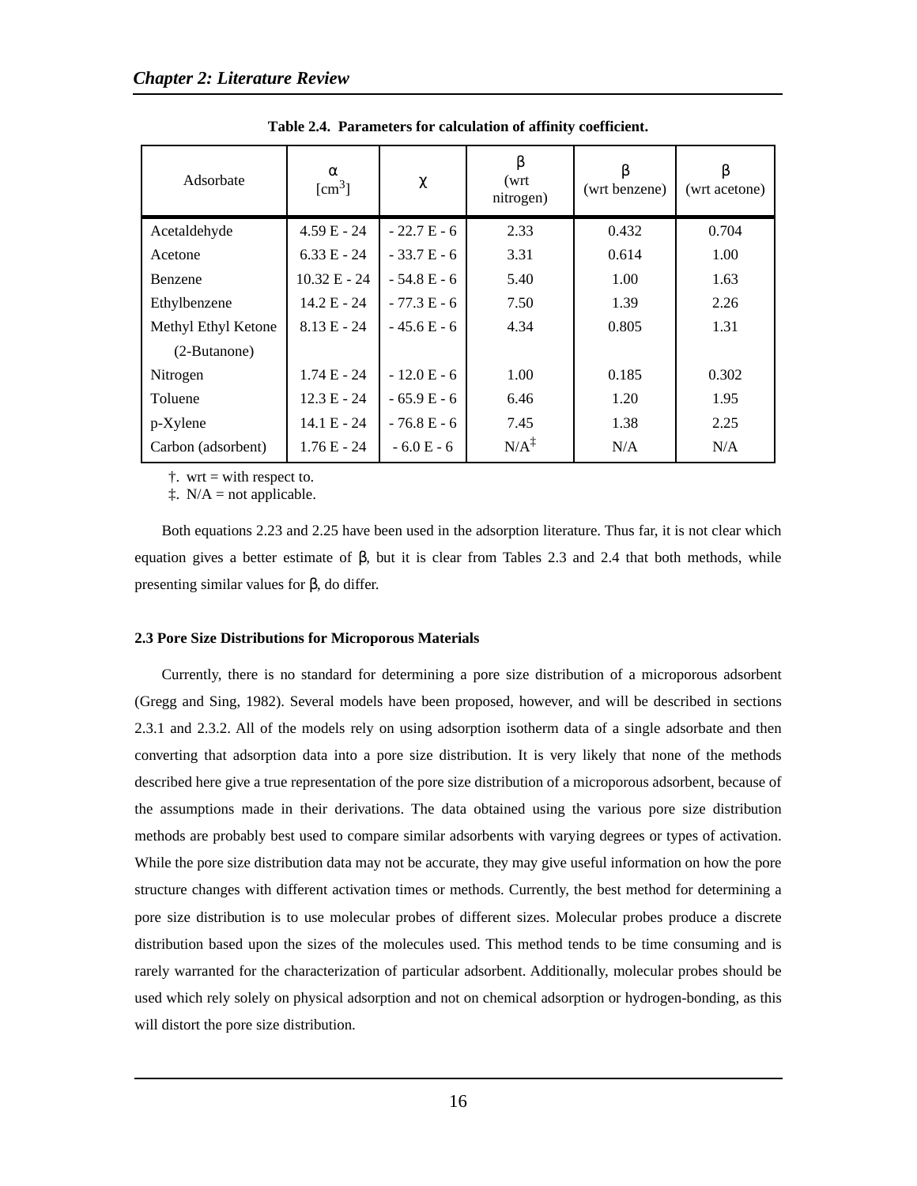**Table 2.4. Parameters for calculation of affinity coefficient.**

| Adsorbate | $\alpha$ [$cm^3$] | $\chi$ | $\beta$ (wrt nitrogen) | $\beta$ (wrt benzene) | $\beta$ (wrt acetone) |
|---|---|---|---|---|---|
| Acetaldehyde | 4.59 E - 24 | - 22.7 E - 6 | 2.33 | 0.432 | 0.704 |
| Acetone | 6.33 E - 24 | - 33.7 E - 6 | 3.31 | 0.614 | 1.00 |
| Benzene | 10.32 E - 24 | - 54.8 E - 6 | 5.40 | 1.00 | 1.63 |
| Ethylbenzene | 14.2 E - 24 | - 77.3 E - 6 | 7.50 | 1.39 | 2.26 |
| Methyl Ethyl Ketone (2-Butanone) | 8.13 E - 24 | - 45.6 E - 6 | 4.34 | 0.805 | 1.31 |
| Nitrogen | 1.74 E - 24 | - 12.0 E - 6 | 1.00 | 0.185 | 0.302 |
| Toluene | 12.3 E - 24 | - 65.9 E - 6 | 6.46 | 1.20 | 1.95 |
| p-Xylene | 14.1 E - 24 | - 76.8 E - 6 | 7.45 | 1.38 | 2.25 |
| Carbon (adsorbent) | 1.76 E - 24 | - 6.0 E - 6 | N/A‡ | N/A | N/A |

†. wrt = with respect to.

‡. N/A = not applicable.

Both equations 2.23 and 2.25 have been used in the adsorption literature. Thus far, it is not clear which equation gives a better estimate of $\beta$, but it is clear from Tables 2.3 and 2.4 that both methods, while presenting similar values for $\beta$, do differ.

#### 2.3 Pore Size Distributions for Microporous Materials

Currently, there is no standard for determining a pore size distribution of a microporous adsorbent (Gregg and Sing, 1982). Several models have been proposed, however, and will be described in sections 2.3.1 and 2.3.2. All of the models rely on using adsorption isotherm data of a single adsorbate and then converting that adsorption data into a pore size distribution. It is very likely that none of the methods described here give a true representation of the pore size distribution of a microporous adsorbent, because of the assumptions made in their derivations. The data obtained using the various pore size distribution methods are probably best used to compare similar adsorbents with varying degrees or types of activation. While the pore size distribution data may not be accurate, they may give useful information on how the pore structure changes with different activation times or methods. Currently, the best method for determining a pore size distribution is to use molecular probes of different sizes. Molecular probes produce a discrete distribution based upon the sizes of the molecules used. This method tends to be time consuming and is rarely warranted for the characterization of particular adsorbent. Additionally, molecular probes should be used which rely solely on physical adsorption and not on chemical adsorption or hydrogen-bonding, as this will distort the pore size distribution.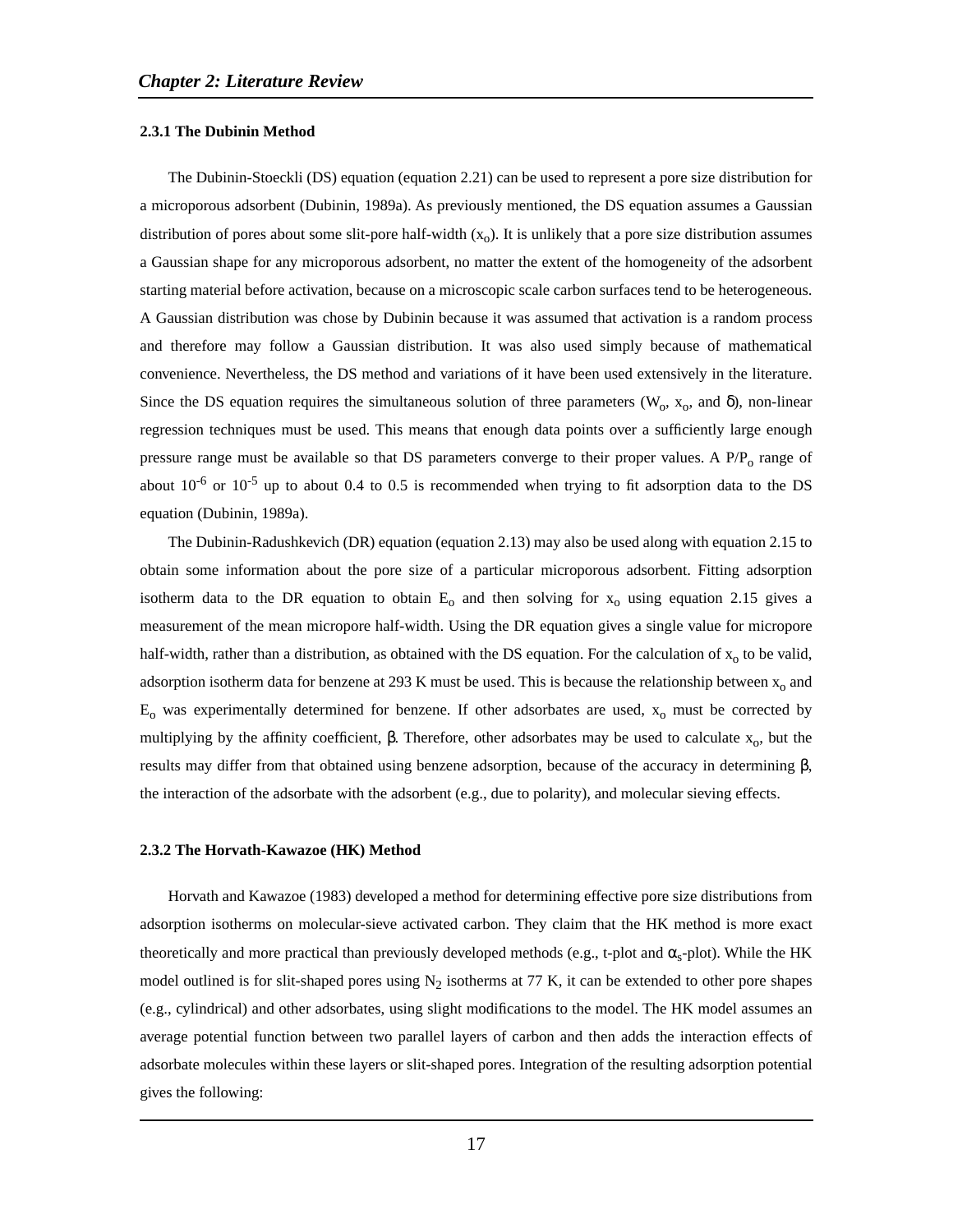### 2.3.1 The Dubinin Method

The Dubinin-Stoeckli (DS) equation (equation 2.21) can be used to represent a pore size distribution for a microporous adsorbent (Dubinin, 1989a). As previously mentioned, the DS equation assumes a Gaussian distribution of pores about some slit-pore half-width ($x_o$). It is unlikely that a pore size distribution assumes a Gaussian shape for any microporous adsorbent, no matter the extent of the homogeneity of the adsorbent starting material before activation, because on a microscopic scale carbon surfaces tend to be heterogeneous. A Gaussian distribution was chose by Dubinin because it was assumed that activation is a random process and therefore may follow a Gaussian distribution. It was also used simply because of mathematical convenience. Nevertheless, the DS method and variations of it have been used extensively in the literature. Since the DS equation requires the simultaneous solution of three parameters ($W_o$, $x_o$, and $\delta$), non-linear regression techniques must be used. This means that enough data points over a sufficiently large enough pressure range must be available so that DS parameters converge to their proper values. A $P/P_o$ range of about $10^{-6}$ or $10^{-5}$ up to about 0.4 to 0.5 is recommended when trying to fit adsorption data to the DS equation (Dubinin, 1989a).

The Dubinin-Radushkevich (DR) equation (equation 2.13) may also be used along with equation 2.15 to obtain some information about the pore size of a particular microporous adsorbent. Fitting adsorption isotherm data to the DR equation to obtain $E_o$ and then solving for $x_o$ using equation 2.15 gives a measurement of the mean micropore half-width. Using the DR equation gives a single value for micropore half-width, rather than a distribution, as obtained with the DS equation. For the calculation of $x_o$ to be valid, adsorption isotherm data for benzene at 293 K must be used. This is because the relationship between $x_o$ and $E_o$ was experimentally determined for benzene. If other adsorbates are used, $x_o$ must be corrected by multiplying by the affinity coefficient, $\beta$. Therefore, other adsorbates may be used to calculate $x_o$, but the results may differ from that obtained using benzene adsorption, because of the accuracy in determining $\beta$, the interaction of the adsorbate with the adsorbent (e.g., due to polarity), and molecular sieving effects.

### 2.3.2 The Horvath-Kawazoe (HK) Method

Horvath and Kawazoe (1983) developed a method for determining effective pore size distributions from adsorption isotherms on molecular-sieve activated carbon. They claim that the HK method is more exact theoretically and more practical than previously developed methods (e.g., t-plot and $\alpha_s$-plot). While the HK model outlined is for slit-shaped pores using $N_2$ isotherms at 77 K, it can be extended to other pore shapes (e.g., cylindrical) and other adsorbates, using slight modifications to the model. The HK model assumes an average potential function between two parallel layers of carbon and then adds the interaction effects of adsorbate molecules within these layers or slit-shaped pores. Integration of the resulting adsorption potential gives the following: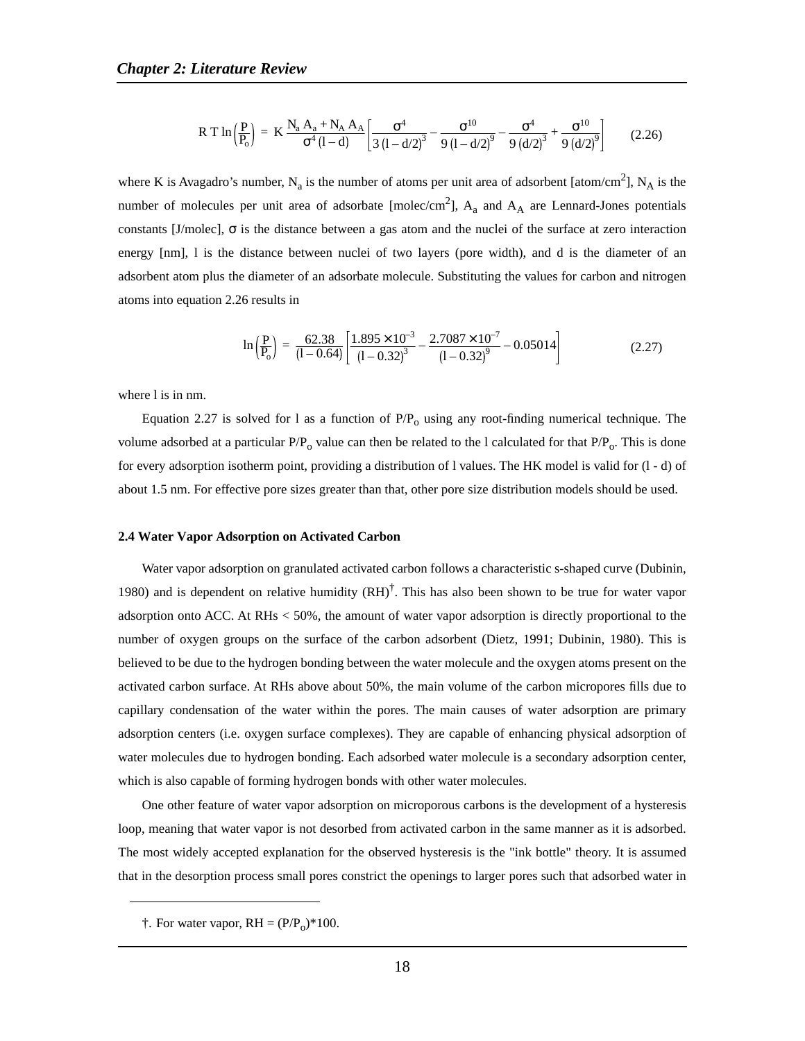$$RT\ln\left(\frac{P}{P_o}\right) = K\frac{N_a A_a + N_A A_A}{\sigma^4 (l-d)}\left[\frac{\sigma^4}{3(l-d/2)^3} - \frac{\sigma^{10}}{9(l-d/2)^9} - \frac{\sigma^4}{9(d/2)^3} + \frac{\sigma^{10}}{9(d/2)^9}\right] \qquad (2.26)$$

where K is Avagadro's number, $N_a$ is the number of atoms per unit area of adsorbent [atom/cm$^2$], $N_A$ is the number of molecules per unit area of adsorbate [molec/cm$^2$], $A_a$ and $A_A$ are Lennard-Jones potentials constants [J/molec], $\sigma$ is the distance between a gas atom and the nuclei of the surface at zero interaction energy [nm], l is the distance between nuclei of two layers (pore width), and d is the diameter of an adsorbent atom plus the diameter of an adsorbate molecule. Substituting the values for carbon and nitrogen atoms into equation 2.26 results in

$$\ln\left(\frac{P}{P_o}\right) = \frac{62.38}{(l-0.64)}\left[\frac{1.895\times10^{-3}}{(l-0.32)^3} - \frac{2.7087\times10^{-7}}{(l-0.32)^9} - 0.05014\right] \qquad (2.27)$$

where l is in nm.

Equation 2.27 is solved for l as a function of $P/P_o$ using any root-finding numerical technique. The volume adsorbed at a particular $P/P_o$ value can then be related to the l calculated for that $P/P_o$. This is done for every adsorption isotherm point, providing a distribution of l values. The HK model is valid for (l - d) of about 1.5 nm. For effective pore sizes greater than that, other pore size distribution models should be used.

## 2.4 Water Vapor Adsorption on Activated Carbon

Water vapor adsorption on granulated activated carbon follows a characteristic s-shaped curve (Dubinin, 1980) and is dependent on relative humidity (RH)[†]. This has also been shown to be true for water vapor adsorption onto ACC. At RHs < 50%, the amount of water vapor adsorption is directly proportional to the number of oxygen groups on the surface of the carbon adsorbent (Dietz, 1991; Dubinin, 1980). This is believed to be due to the hydrogen bonding between the water molecule and the oxygen atoms present on the activated carbon surface. At RHs above about 50%, the main volume of the carbon micropores fills due to capillary condensation of the water within the pores. The main causes of water adsorption are primary adsorption centers (i.e. oxygen surface complexes). They are capable of enhancing physical adsorption of water molecules due to hydrogen bonding. Each adsorbed water molecule is a secondary adsorption center, which is also capable of forming hydrogen bonds with other water molecules.

One other feature of water vapor adsorption on microporous carbons is the development of a hysteresis loop, meaning that water vapor is not desorbed from activated carbon in the same manner as it is adsorbed. The most widely accepted explanation for the observed hysteresis is the "ink bottle" theory. It is assumed that in the desorption process small pores constrict the openings to larger pores such that adsorbed water in

---

†. For water vapor, RH = $(P/P_o)$*100.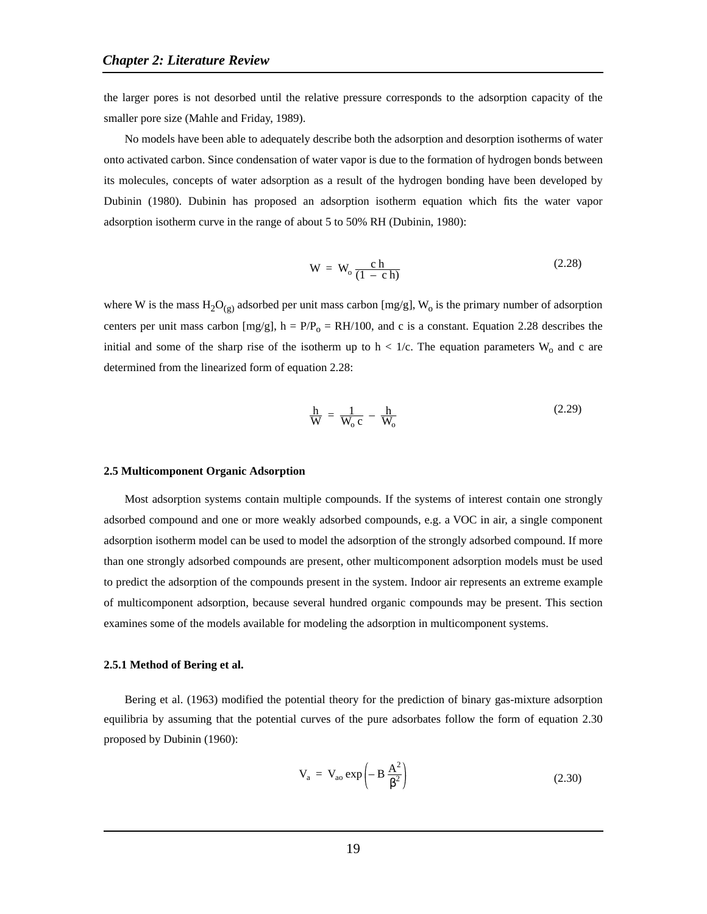the larger pores is not desorbed until the relative pressure corresponds to the adsorption capacity of the smaller pore size (Mahle and Friday, 1989).

No models have been able to adequately describe both the adsorption and desorption isotherms of water onto activated carbon. Since condensation of water vapor is due to the formation of hydrogen bonds between its molecules, concepts of water adsorption as a result of the hydrogen bonding have been developed by Dubinin (1980). Dubinin has proposed an adsorption isotherm equation which fits the water vapor adsorption isotherm curve in the range of about 5 to 50% RH (Dubinin, 1980):

$$W = W_o \frac{c\,h}{(1 - c\,h)} \tag{2.28}$$

where W is the mass $H_2O_{(g)}$ adsorbed per unit mass carbon [mg/g], $W_o$ is the primary number of adsorption centers per unit mass carbon [mg/g], $h = P/P_o = RH/100$, and c is a constant. Equation 2.28 describes the initial and some of the sharp rise of the isotherm up to $h < 1/c$. The equation parameters $W_o$ and c are determined from the linearized form of equation 2.28:

$$\frac{h}{W} = \frac{1}{W_o\,c} - \frac{h}{W_o} \tag{2.29}$$

### 2.5 Multicomponent Organic Adsorption

Most adsorption systems contain multiple compounds. If the systems of interest contain one strongly adsorbed compound and one or more weakly adsorbed compounds, e.g. a VOC in air, a single component adsorption isotherm model can be used to model the adsorption of the strongly adsorbed compound. If more than one strongly adsorbed compounds are present, other multicomponent adsorption models must be used to predict the adsorption of the compounds present in the system. Indoor air represents an extreme example of multicomponent adsorption, because several hundred organic compounds may be present. This section examines some of the models available for modeling the adsorption in multicomponent systems.

#### 2.5.1 Method of Bering et al.

Bering et al. (1963) modified the potential theory for the prediction of binary gas-mixture adsorption equilibria by assuming that the potential curves of the pure adsorbates follow the form of equation 2.30 proposed by Dubinin (1960):

$$V_a = V_{ao} \exp\left(- B \frac{A^2}{\beta^2}\right) \tag{2.30}$$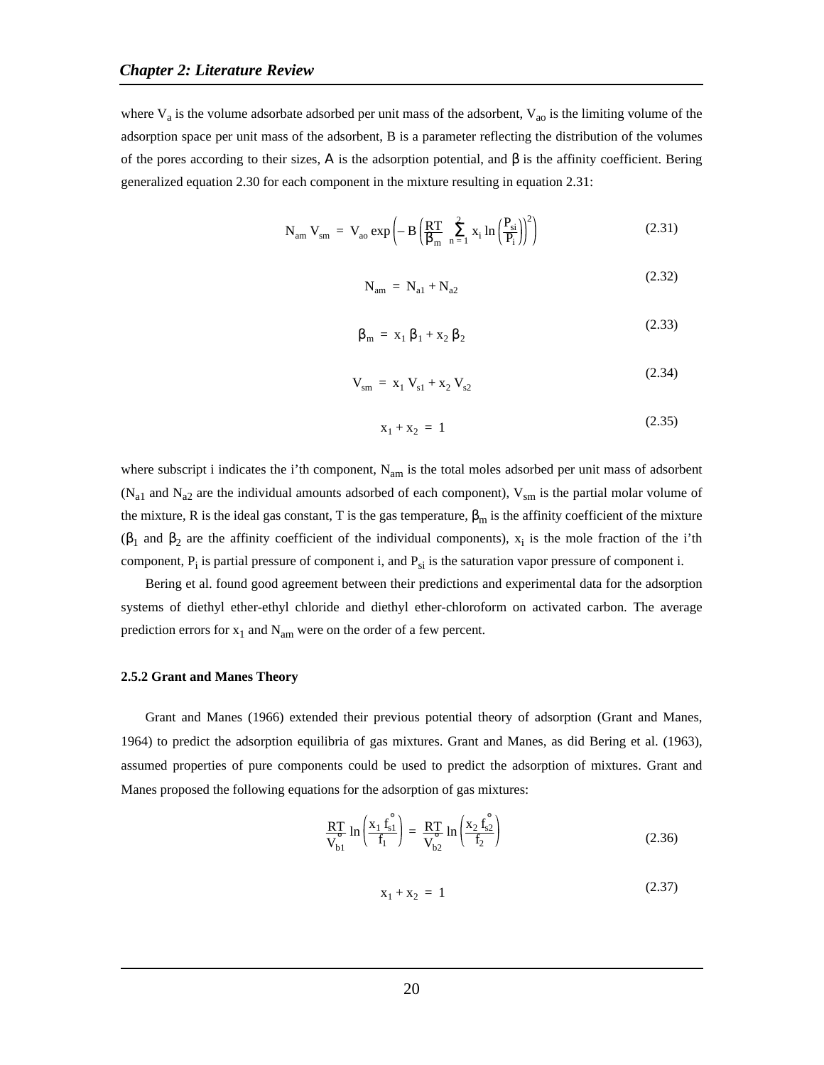where $V_a$ is the volume adsorbate adsorbed per unit mass of the adsorbent, $V_{ao}$ is the limiting volume of the adsorption space per unit mass of the adsorbent, B is a parameter reflecting the distribution of the volumes of the pores according to their sizes, A is the adsorption potential, and $\beta$ is the affinity coefficient. Bering generalized equation 2.30 for each component in the mixture resulting in equation 2.31:

$$N_{am} V_{sm} = V_{ao} \exp\left(-B\left(\frac{RT}{\beta_m} \sum_{n=1}^{2} x_i \ln\left(\frac{P_{si}}{P_i}\right)\right)^2\right) \tag{2.31}$$

$$N_{am} = N_{a1} + N_{a2} \tag{2.32}$$

$$\beta_m = x_1 \beta_1 + x_2 \beta_2 \tag{2.33}$$

$$V_{sm} = x_1 V_{s1} + x_2 V_{s2} \tag{2.34}$$

$$x_1 + x_2 = 1 \tag{2.35}$$

where subscript i indicates the i'th component, $N_{am}$ is the total moles adsorbed per unit mass of adsorbent ($N_{a1}$ and $N_{a2}$ are the individual amounts adsorbed of each component), $V_{sm}$ is the partial molar volume of the mixture, R is the ideal gas constant, T is the gas temperature, $\beta_m$ is the affinity coefficient of the mixture ($\beta_1$ and $\beta_2$ are the affinity coefficient of the individual components), $x_i$ is the mole fraction of the i'th component, $P_i$ is partial pressure of component i, and $P_{si}$ is the saturation vapor pressure of component i.

Bering et al. found good agreement between their predictions and experimental data for the adsorption systems of diethyl ether-ethyl chloride and diethyl ether-chloroform on activated carbon. The average prediction errors for $x_1$ and $N_{am}$ were on the order of a few percent.

### 2.5.2 Grant and Manes Theory

Grant and Manes (1966) extended their previous potential theory of adsorption (Grant and Manes, 1964) to predict the adsorption equilibria of gas mixtures. Grant and Manes, as did Bering et al. (1963), assumed properties of pure components could be used to predict the adsorption of mixtures. Grant and Manes proposed the following equations for the adsorption of gas mixtures:

$$\frac{RT}{V_{b1}^{\circ}} \ln\left(\frac{x_1 f_{s1}^{\circ}}{f_1}\right) = \frac{RT}{V_{b2}^{\circ}} \ln\left(\frac{x_2 f_{s2}^{\circ}}{f_2}\right) \tag{2.36}$$

$$x_1 + x_2 = 1 \tag{2.37}$$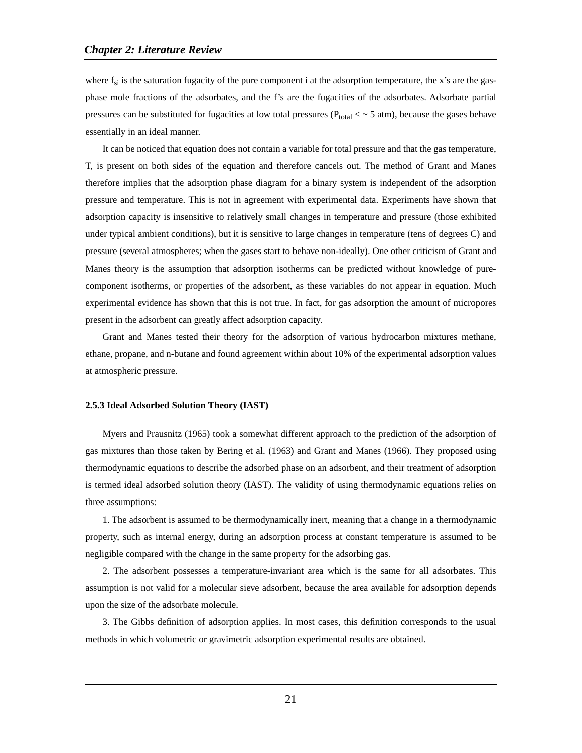where $f_{si}$ is the saturation fugacity of the pure component i at the adsorption temperature, the x's are the gas-phase mole fractions of the adsorbates, and the f's are the fugacities of the adsorbates. Adsorbate partial pressures can be substituted for fugacities at low total pressures ($P_{total} < \sim 5$ atm), because the gases behave essentially in an ideal manner.

It can be noticed that equation does not contain a variable for total pressure and that the gas temperature, T, is present on both sides of the equation and therefore cancels out. The method of Grant and Manes therefore implies that the adsorption phase diagram for a binary system is independent of the adsorption pressure and temperature. This is not in agreement with experimental data. Experiments have shown that adsorption capacity is insensitive to relatively small changes in temperature and pressure (those exhibited under typical ambient conditions), but it is sensitive to large changes in temperature (tens of degrees C) and pressure (several atmospheres; when the gases start to behave non-ideally). One other criticism of Grant and Manes theory is the assumption that adsorption isotherms can be predicted without knowledge of pure-component isotherms, or properties of the adsorbent, as these variables do not appear in equation. Much experimental evidence has shown that this is not true. In fact, for gas adsorption the amount of micropores present in the adsorbent can greatly affect adsorption capacity.

Grant and Manes tested their theory for the adsorption of various hydrocarbon mixtures methane, ethane, propane, and n-butane and found agreement within about 10% of the experimental adsorption values at atmospheric pressure.

### 2.5.3 Ideal Adsorbed Solution Theory (IAST)

Myers and Prausnitz (1965) took a somewhat different approach to the prediction of the adsorption of gas mixtures than those taken by Bering et al. (1963) and Grant and Manes (1966). They proposed using thermodynamic equations to describe the adsorbed phase on an adsorbent, and their treatment of adsorption is termed ideal adsorbed solution theory (IAST). The validity of using thermodynamic equations relies on three assumptions:

1. The adsorbent is assumed to be thermodynamically inert, meaning that a change in a thermodynamic property, such as internal energy, during an adsorption process at constant temperature is assumed to be negligible compared with the change in the same property for the adsorbing gas.

2. The adsorbent possesses a temperature-invariant area which is the same for all adsorbates. This assumption is not valid for a molecular sieve adsorbent, because the area available for adsorption depends upon the size of the adsorbate molecule.

3. The Gibbs definition of adsorption applies. In most cases, this definition corresponds to the usual methods in which volumetric or gravimetric adsorption experimental results are obtained.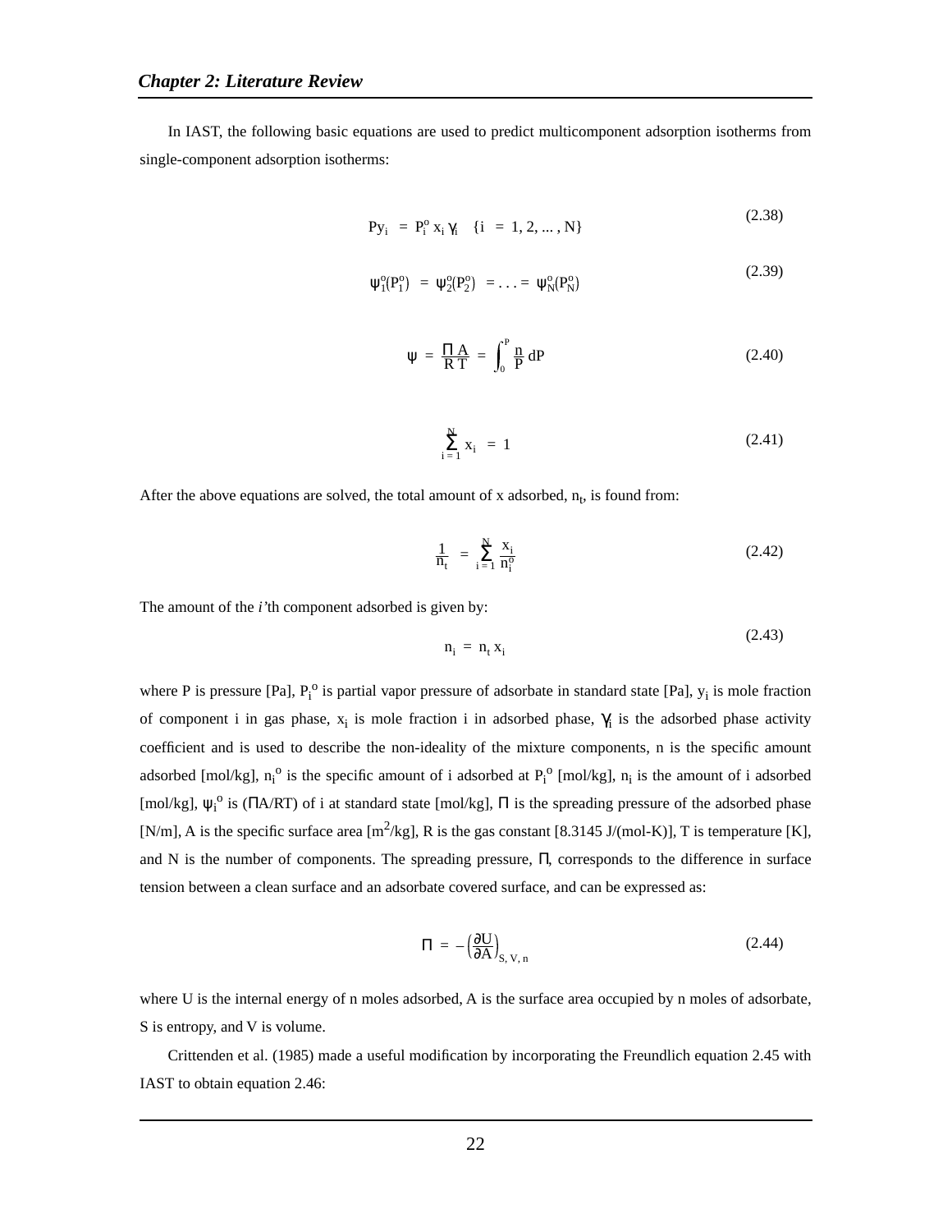In IAST, the following basic equations are used to predict multicomponent adsorption isotherms from single-component adsorption isotherms:

$$Py_i = P_i^o x_i \gamma_i \quad \{i = 1, 2, \ldots, N\} \tag{2.38}$$

$$\psi_1^o(P_1^o) = \psi_2^o(P_2^o) = \ldots = \psi_N^o(P_N^o) \tag{2.39}$$

$$\psi = \frac{\Pi A}{RT} = \int_0^P \frac{n}{P} dP \tag{2.40}$$

$$\sum_{i=1}^{N} x_i = 1 \tag{2.41}$$

After the above equations are solved, the total amount of x adsorbed, $n_t$, is found from:

$$\frac{1}{n_t} = \sum_{i=1}^{N} \frac{x_i}{n_i^o} \tag{2.42}$$

The amount of the *i*'th component adsorbed is given by:

$$n_i = n_t x_i \tag{2.43}$$

where P is pressure [Pa], $P_i^o$ is partial vapor pressure of adsorbate in standard state [Pa], $y_i$ is mole fraction of component i in gas phase, $x_i$ is mole fraction i in adsorbed phase, $\gamma_i$ is the adsorbed phase activity coefficient and is used to describe the non-ideality of the mixture components, n is the specific amount adsorbed [mol/kg], $n_i^o$ is the specific amount of i adsorbed at $P_i^o$ [mol/kg], $n_i$ is the amount of i adsorbed [mol/kg], $\psi_i^o$ is ($\Pi$A/RT) of i at standard state [mol/kg], $\Pi$ is the spreading pressure of the adsorbed phase [N/m], A is the specific surface area [$m^2$/kg], R is the gas constant [8.3145 J/(mol-K)], T is temperature [K], and N is the number of components. The spreading pressure, $\Pi$, corresponds to the difference in surface tension between a clean surface and an adsorbate covered surface, and can be expressed as:

$$\Pi = -\left(\frac{\partial U}{\partial A}\right)_{S, V, n} \tag{2.44}$$

where U is the internal energy of n moles adsorbed, A is the surface area occupied by n moles of adsorbate, S is entropy, and V is volume.

Crittenden et al. (1985) made a useful modification by incorporating the Freundlich equation 2.45 with IAST to obtain equation 2.46: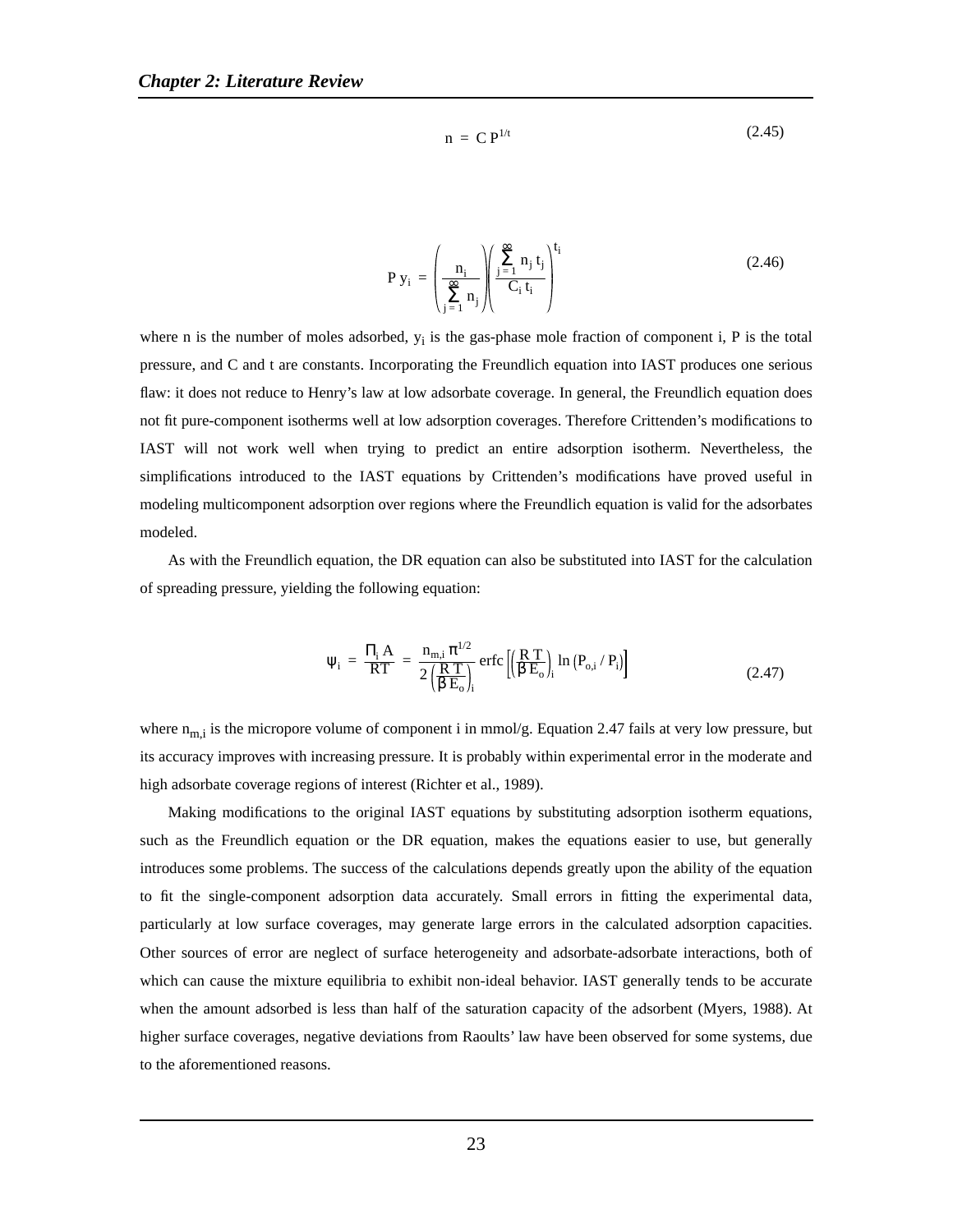$$n = C P^{1/t} \tag{2.45}$$

$$P y_i = \left( \frac{n_i}{\sum_{j=1}^{\infty} n_j} \right) \left( \frac{\sum_{j=1}^{\infty} n_j t_j}{C_i t_i} \right)^{t_i} \tag{2.46}$$

where n is the number of moles adsorbed, $y_i$ is the gas-phase mole fraction of component i, P is the total pressure, and C and t are constants. Incorporating the Freundlich equation into IAST produces one serious flaw: it does not reduce to Henry's law at low adsorbate coverage. In general, the Freundlich equation does not fit pure-component isotherms well at low adsorption coverages. Therefore Crittenden's modifications to IAST will not work well when trying to predict an entire adsorption isotherm. Nevertheless, the simplifications introduced to the IAST equations by Crittenden's modifications have proved useful in modeling multicomponent adsorption over regions where the Freundlich equation is valid for the adsorbates modeled.

As with the Freundlich equation, the DR equation can also be substituted into IAST for the calculation of spreading pressure, yielding the following equation:

$$\psi_i = \frac{\Pi_i A}{RT} = \frac{n_{m,i} \pi^{1/2}}{2\left(\frac{R T}{\beta E_o}\right)_i} \operatorname{erfc}\left[\left(\frac{R T}{\beta E_o}\right)_i \ln\left(P_{o,i} / P_i\right)\right] \tag{2.47}$$

where $n_{m,i}$ is the micropore volume of component i in mmol/g. Equation 2.47 fails at very low pressure, but its accuracy improves with increasing pressure. It is probably within experimental error in the moderate and high adsorbate coverage regions of interest (Richter et al., 1989).

Making modifications to the original IAST equations by substituting adsorption isotherm equations, such as the Freundlich equation or the DR equation, makes the equations easier to use, but generally introduces some problems. The success of the calculations depends greatly upon the ability of the equation to fit the single-component adsorption data accurately. Small errors in fitting the experimental data, particularly at low surface coverages, may generate large errors in the calculated adsorption capacities. Other sources of error are neglect of surface heterogeneity and adsorbate-adsorbate interactions, both of which can cause the mixture equilibria to exhibit non-ideal behavior. IAST generally tends to be accurate when the amount adsorbed is less than half of the saturation capacity of the adsorbent (Myers, 1988). At higher surface coverages, negative deviations from Raoults' law have been observed for some systems, due to the aforementioned reasons.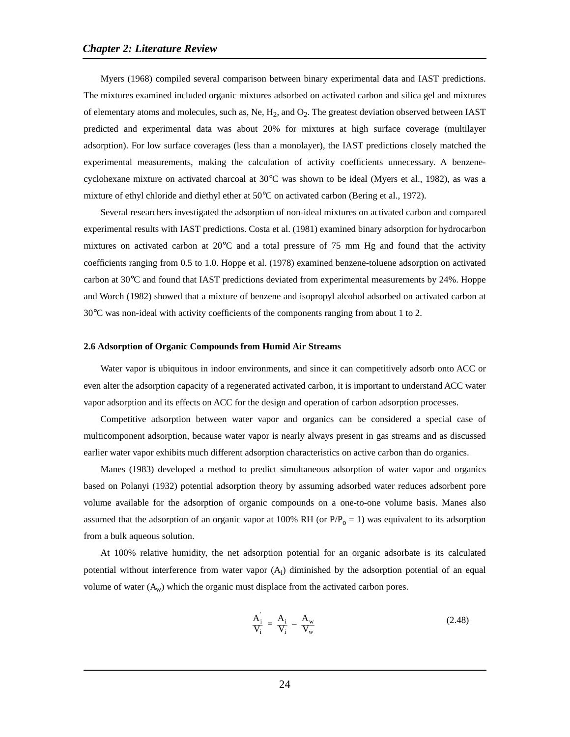Myers (1968) compiled several comparison between binary experimental data and IAST predictions. The mixtures examined included organic mixtures adsorbed on activated carbon and silica gel and mixtures of elementary atoms and molecules, such as, Ne, $H_2$, and $O_2$. The greatest deviation observed between IAST predicted and experimental data was about 20% for mixtures at high surface coverage (multilayer adsorption). For low surface coverages (less than a monolayer), the IAST predictions closely matched the experimental measurements, making the calculation of activity coefficients unnecessary. A benzene-cyclohexane mixture on activated charcoal at 30°C was shown to be ideal (Myers et al., 1982), as was a mixture of ethyl chloride and diethyl ether at 50°C on activated carbon (Bering et al., 1972).

Several researchers investigated the adsorption of non-ideal mixtures on activated carbon and compared experimental results with IAST predictions. Costa et al. (1981) examined binary adsorption for hydrocarbon mixtures on activated carbon at 20°C and a total pressure of 75 mm Hg and found that the activity coefficients ranging from 0.5 to 1.0. Hoppe et al. (1978) examined benzene-toluene adsorption on activated carbon at 30°C and found that IAST predictions deviated from experimental measurements by 24%. Hoppe and Worch (1982) showed that a mixture of benzene and isopropyl alcohol adsorbed on activated carbon at 30°C was non-ideal with activity coefficients of the components ranging from about 1 to 2.

### 2.6 Adsorption of Organic Compounds from Humid Air Streams

Water vapor is ubiquitous in indoor environments, and since it can competitively adsorb onto ACC or even alter the adsorption capacity of a regenerated activated carbon, it is important to understand ACC water vapor adsorption and its effects on ACC for the design and operation of carbon adsorption processes.

Competitive adsorption between water vapor and organics can be considered a special case of multicomponent adsorption, because water vapor is nearly always present in gas streams and as discussed earlier water vapor exhibits much different adsorption characteristics on active carbon than do organics.

Manes (1983) developed a method to predict simultaneous adsorption of water vapor and organics based on Polanyi (1932) potential adsorption theory by assuming adsorbed water reduces adsorbent pore volume available for the adsorption of organic compounds on a one-to-one volume basis. Manes also assumed that the adsorption of an organic vapor at 100% RH (or $P/P_o = 1$) was equivalent to its adsorption from a bulk aqueous solution.

At 100% relative humidity, the net adsorption potential for an organic adsorbate is its calculated potential without interference from water vapor ($A_i$) diminished by the adsorption potential of an equal volume of water ($A_w$) which the organic must displace from the activated carbon pores.

$$\frac{A_i'}{V_i} = \frac{A_i}{V_i} - \frac{A_w}{V_w} \tag{2.48}$$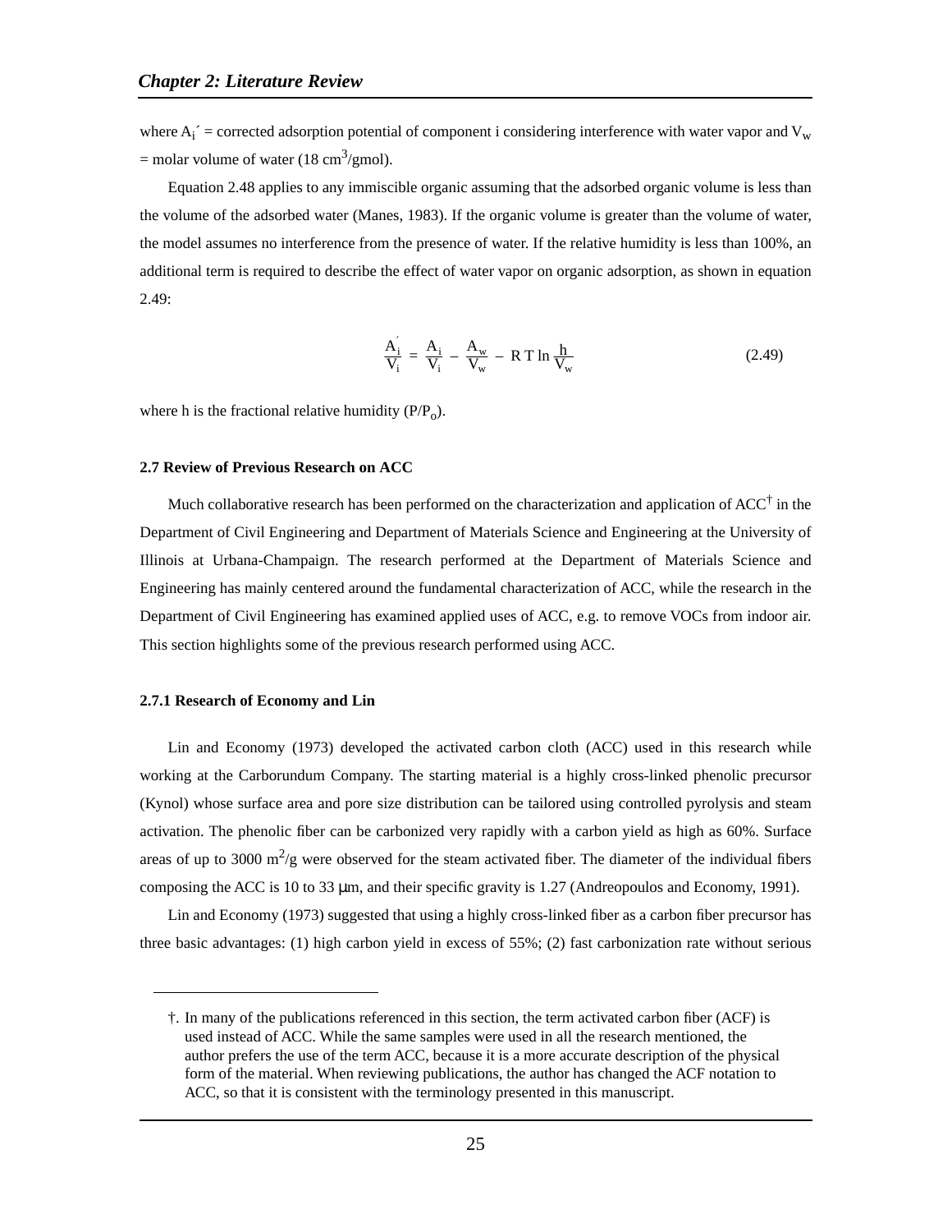where $A_i'$ = corrected adsorption potential of component i considering interference with water vapor and $V_w$ = molar volume of water (18 $cm^3$/gmol).

Equation 2.48 applies to any immiscible organic assuming that the adsorbed organic volume is less than the volume of the adsorbed water (Manes, 1983). If the organic volume is greater than the volume of water, the model assumes no interference from the presence of water. If the relative humidity is less than 100%, an additional term is required to describe the effect of water vapor on organic adsorption, as shown in equation 2.49:

$$\frac{A_i'}{V_i} = \frac{A_i}{V_i} - \frac{A_w}{V_w} - R\,T \ln \frac{h}{V_w} \tag{2.49}$$

where h is the fractional relative humidity ($P/P_o$).

### 2.7 Review of Previous Research on ACC

Much collaborative research has been performed on the characterization and application of ACC† in the Department of Civil Engineering and Department of Materials Science and Engineering at the University of Illinois at Urbana-Champaign. The research performed at the Department of Materials Science and Engineering has mainly centered around the fundamental characterization of ACC, while the research in the Department of Civil Engineering has examined applied uses of ACC, e.g. to remove VOCs from indoor air. This section highlights some of the previous research performed using ACC.

#### 2.7.1 Research of Economy and Lin

Lin and Economy (1973) developed the activated carbon cloth (ACC) used in this research while working at the Carborundum Company. The starting material is a highly cross-linked phenolic precursor (Kynol) whose surface area and pore size distribution can be tailored using controlled pyrolysis and steam activation. The phenolic fiber can be carbonized very rapidly with a carbon yield as high as 60%. Surface areas of up to 3000 $m^2$/g were observed for the steam activated fiber. The diameter of the individual fibers composing the ACC is 10 to 33 μm, and their specific gravity is 1.27 (Andreopoulos and Economy, 1991).

Lin and Economy (1973) suggested that using a highly cross-linked fiber as a carbon fiber precursor has three basic advantages: (1) high carbon yield in excess of 55%; (2) fast carbonization rate without serious

†. In many of the publications referenced in this section, the term activated carbon fiber (ACF) is used instead of ACC. While the same samples were used in all the research mentioned, the author prefers the use of the term ACC, because it is a more accurate description of the physical form of the material. When reviewing publications, the author has changed the ACF notation to ACC, so that it is consistent with the terminology presented in this manuscript.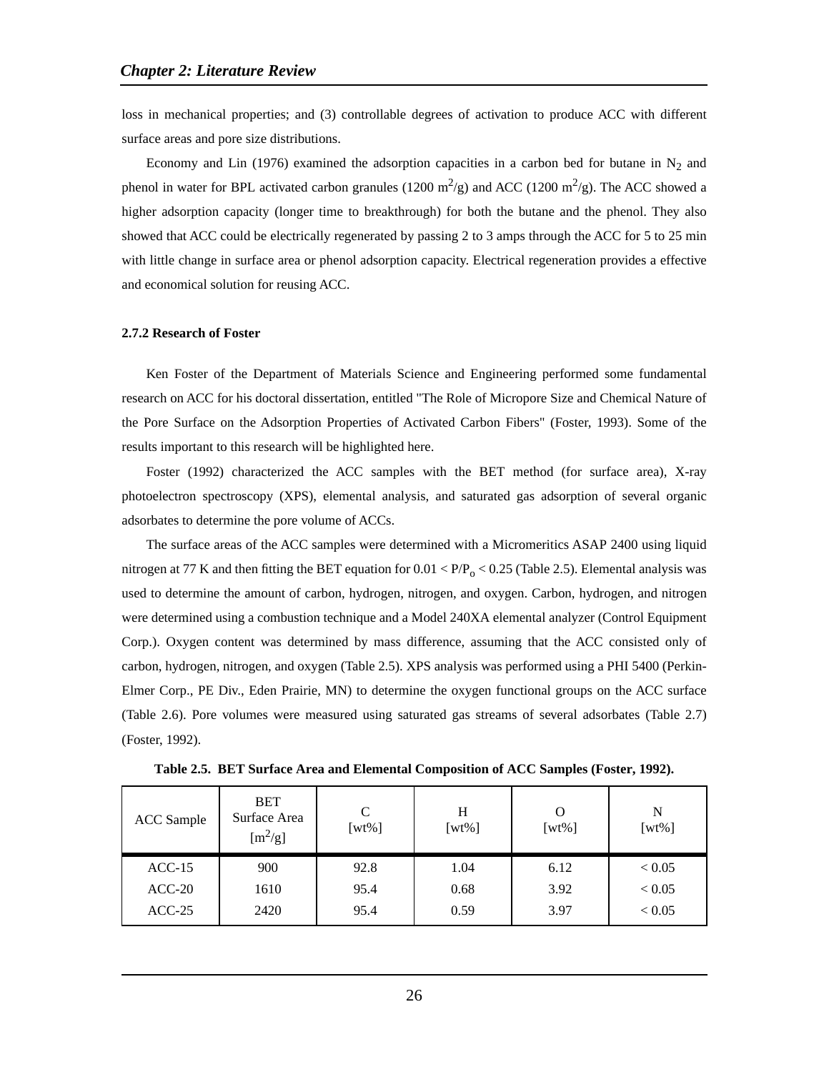loss in mechanical properties; and (3) controllable degrees of activation to produce ACC with different surface areas and pore size distributions.

Economy and Lin (1976) examined the adsorption capacities in a carbon bed for butane in $N_2$ and phenol in water for BPL activated carbon granules (1200 $m^2/g$) and ACC (1200 $m^2/g$). The ACC showed a higher adsorption capacity (longer time to breakthrough) for both the butane and the phenol. They also showed that ACC could be electrically regenerated by passing 2 to 3 amps through the ACC for 5 to 25 min with little change in surface area or phenol adsorption capacity. Electrical regeneration provides a effective and economical solution for reusing ACC.

### 2.7.2 Research of Foster

Ken Foster of the Department of Materials Science and Engineering performed some fundamental research on ACC for his doctoral dissertation, entitled "The Role of Micropore Size and Chemical Nature of the Pore Surface on the Adsorption Properties of Activated Carbon Fibers" (Foster, 1993). Some of the results important to this research will be highlighted here.

Foster (1992) characterized the ACC samples with the BET method (for surface area), X-ray photoelectron spectroscopy (XPS), elemental analysis, and saturated gas adsorption of several organic adsorbates to determine the pore volume of ACCs.

The surface areas of the ACC samples were determined with a Micromeritics ASAP 2400 using liquid nitrogen at 77 K and then fitting the BET equation for $0.01 < P/P_o < 0.25$ (Table 2.5). Elemental analysis was used to determine the amount of carbon, hydrogen, nitrogen, and oxygen. Carbon, hydrogen, and nitrogen were determined using a combustion technique and a Model 240XA elemental analyzer (Control Equipment Corp.). Oxygen content was determined by mass difference, assuming that the ACC consisted only of carbon, hydrogen, nitrogen, and oxygen (Table 2.5). XPS analysis was performed using a PHI 5400 (Perkin-Elmer Corp., PE Div., Eden Prairie, MN) to determine the oxygen functional groups on the ACC surface (Table 2.6). Pore volumes were measured using saturated gas streams of several adsorbates (Table 2.7) (Foster, 1992).

**Table 2.5. BET Surface Area and Elemental Composition of ACC Samples (Foster, 1992).**

| ACC Sample | BET Surface Area [$m^2/g$] | C [wt%] | H [wt%] | O [wt%] | N [wt%] |
|---|---|---|---|---|---|
| ACC-15 | 900 | 92.8 | 1.04 | 6.12 | < 0.05 |
| ACC-20 | 1610 | 95.4 | 0.68 | 3.92 | < 0.05 |
| ACC-25 | 2420 | 95.4 | 0.59 | 3.97 | < 0.05 |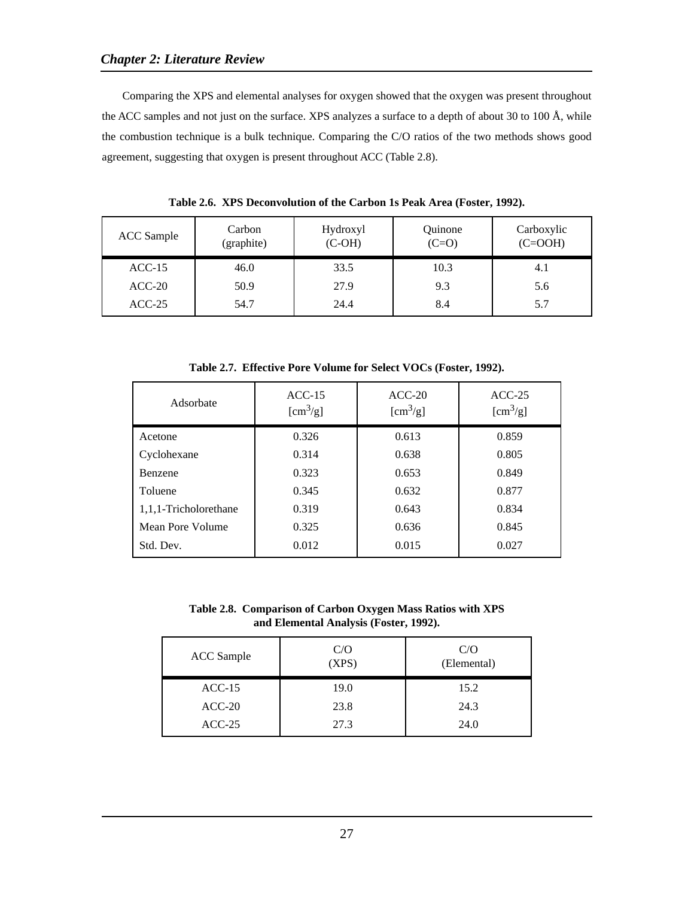Comparing the XPS and elemental analyses for oxygen showed that the oxygen was present throughout the ACC samples and not just on the surface. XPS analyzes a surface to a depth of about 30 to 100 Å, while the combustion technique is a bulk technique. Comparing the C/O ratios of the two methods shows good agreement, suggesting that oxygen is present throughout ACC (Table 2.8).

**Table 2.6. XPS Deconvolution of the Carbon 1s Peak Area (Foster, 1992).**

| ACC Sample | Carbon (graphite) | Hydroxyl (C-OH) | Quinone (C=O) | Carboxylic (C=OOH) |
|---|---|---|---|---|
| ACC-15 | 46.0 | 33.5 | 10.3 | 4.1 |
| ACC-20 | 50.9 | 27.9 | 9.3 | 5.6 |
| ACC-25 | 54.7 | 24.4 | 8.4 | 5.7 |

**Table 2.7. Effective Pore Volume for Select VOCs (Foster, 1992).**

| Adsorbate | ACC-15 [$cm^3/g$] | ACC-20 [$cm^3/g$] | ACC-25 [$cm^3/g$] |
|---|---|---|---|
| Acetone | 0.326 | 0.613 | 0.859 |
| Cyclohexane | 0.314 | 0.638 | 0.805 |
| Benzene | 0.323 | 0.653 | 0.849 |
| Toluene | 0.345 | 0.632 | 0.877 |
| 1,1,1-Tricholorethane | 0.319 | 0.643 | 0.834 |
| Mean Pore Volume | 0.325 | 0.636 | 0.845 |
| Std. Dev. | 0.012 | 0.015 | 0.027 |

**Table 2.8. Comparison of Carbon Oxygen Mass Ratios with XPS and Elemental Analysis (Foster, 1992).**

| ACC Sample | C/O (XPS) | C/O (Elemental) |
|---|---|---|
| ACC-15 | 19.0 | 15.2 |
| ACC-20 | 23.8 | 24.3 |
| ACC-25 | 27.3 | 24.0 |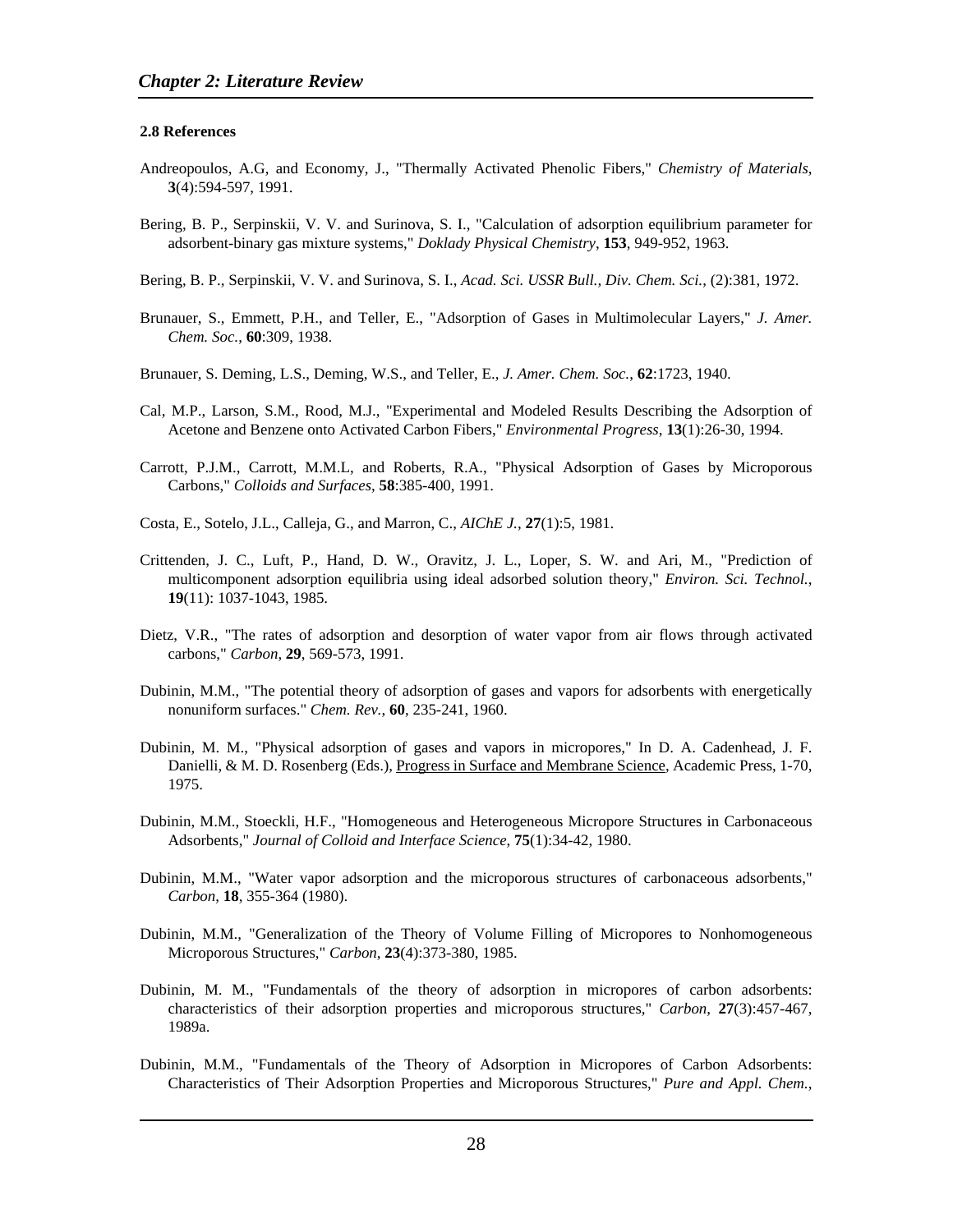### 2.8 References

Andreopoulos, A.G, and Economy, J., "Thermally Activated Phenolic Fibers," *Chemistry of Materials*, **3**(4):594-597, 1991.

Bering, B. P., Serpinskii, V. V. and Surinova, S. I., "Calculation of adsorption equilibrium parameter for adsorbent-binary gas mixture systems," *Doklady Physical Chemistry*, **153**, 949-952, 1963.

Bering, B. P., Serpinskii, V. V. and Surinova, S. I., *Acad. Sci. USSR Bull., Div. Chem. Sci.*, (2):381, 1972.

Brunauer, S., Emmett, P.H., and Teller, E., "Adsorption of Gases in Multimolecular Layers," *J. Amer. Chem. Soc.*, **60**:309, 1938.

Brunauer, S. Deming, L.S., Deming, W.S., and Teller, E., *J. Amer. Chem. Soc.*, **62**:1723, 1940.

Cal, M.P., Larson, S.M., Rood, M.J., "Experimental and Modeled Results Describing the Adsorption of Acetone and Benzene onto Activated Carbon Fibers," *Environmental Progress*, **13**(1):26-30, 1994.

Carrott, P.J.M., Carrott, M.M.L, and Roberts, R.A., "Physical Adsorption of Gases by Microporous Carbons," *Colloids and Surfaces*, **58**:385-400, 1991.

Costa, E., Sotelo, J.L., Calleja, G., and Marron, C., *AIChE J.*, **27**(1):5, 1981.

Crittenden, J. C., Luft, P., Hand, D. W., Oravitz, J. L., Loper, S. W. and Ari, M., "Prediction of multicomponent adsorption equilibria using ideal adsorbed solution theory," *Environ. Sci. Technol.*, **19**(11): 1037-1043, 1985.

Dietz, V.R., "The rates of adsorption and desorption of water vapor from air flows through activated carbons," *Carbon*, **29**, 569-573, 1991.

Dubinin, M.M., "The potential theory of adsorption of gases and vapors for adsorbents with energetically nonuniform surfaces." *Chem. Rev.*, **60**, 235-241, 1960.

Dubinin, M. M., "Physical adsorption of gases and vapors in micropores," In D. A. Cadenhead, J. F. Danielli, & M. D. Rosenberg (Eds.), Progress in Surface and Membrane Science, Academic Press, 1-70, 1975.

Dubinin, M.M., Stoeckli, H.F., "Homogeneous and Heterogeneous Micropore Structures in Carbonaceous Adsorbents," *Journal of Colloid and Interface Science*, **75**(1):34-42, 1980.

Dubinin, M.M., "Water vapor adsorption and the microporous structures of carbonaceous adsorbents," *Carbon*, **18**, 355-364 (1980).

Dubinin, M.M., "Generalization of the Theory of Volume Filling of Micropores to Nonhomogeneous Microporous Structures," *Carbon*, **23**(4):373-380, 1985.

Dubinin, M. M., "Fundamentals of the theory of adsorption in micropores of carbon adsorbents: characteristics of their adsorption properties and microporous structures," *Carbon*, **27**(3):457-467, 1989a.

Dubinin, M.M., "Fundamentals of the Theory of Adsorption in Micropores of Carbon Adsorbents: Characteristics of Their Adsorption Properties and Microporous Structures," *Pure and Appl. Chem.*,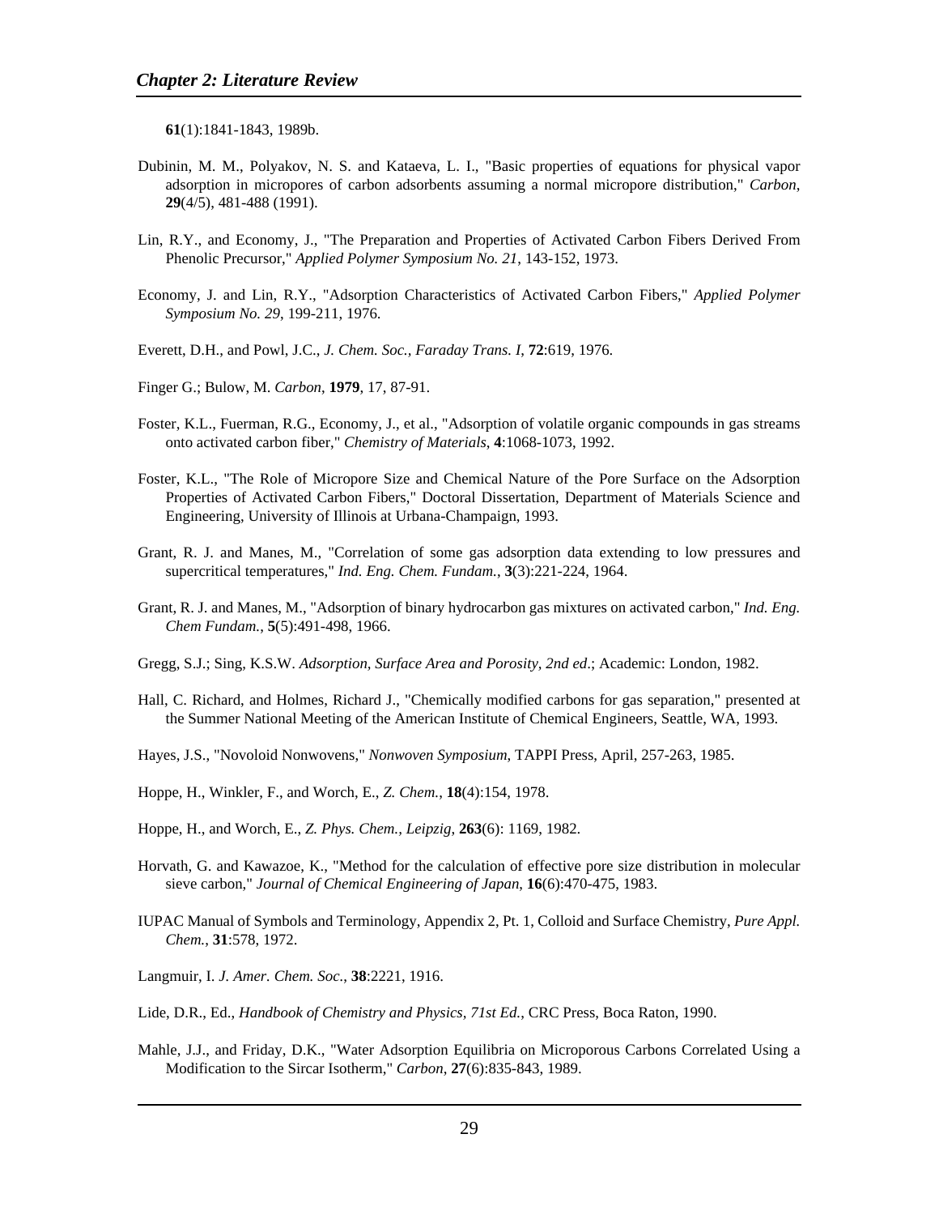**61**(1):1841-1843, 1989b.

Dubinin, M. M., Polyakov, N. S. and Kataeva, L. I., "Basic properties of equations for physical vapor adsorption in micropores of carbon adsorbents assuming a normal micropore distribution," *Carbon*, **29**(4/5), 481-488 (1991).

Lin, R.Y., and Economy, J., "The Preparation and Properties of Activated Carbon Fibers Derived From Phenolic Precursor," *Applied Polymer Symposium No. 21*, 143-152, 1973.

Economy, J. and Lin, R.Y., "Adsorption Characteristics of Activated Carbon Fibers," *Applied Polymer Symposium No. 29*, 199-211, 1976.

Everett, D.H., and Powl, J.C., *J. Chem. Soc., Faraday Trans. I*, **72**:619, 1976.

Finger G.; Bulow, M. *Carbon*, **1979**, 17, 87-91.

Foster, K.L., Fuerman, R.G., Economy, J., et al., "Adsorption of volatile organic compounds in gas streams onto activated carbon fiber," *Chemistry of Materials*, **4**:1068-1073, 1992.

Foster, K.L., "The Role of Micropore Size and Chemical Nature of the Pore Surface on the Adsorption Properties of Activated Carbon Fibers," Doctoral Dissertation, Department of Materials Science and Engineering, University of Illinois at Urbana-Champaign, 1993.

Grant, R. J. and Manes, M., "Correlation of some gas adsorption data extending to low pressures and supercritical temperatures," *Ind. Eng. Chem. Fundam.*, **3**(3):221-224, 1964.

Grant, R. J. and Manes, M., "Adsorption of binary hydrocarbon gas mixtures on activated carbon," *Ind. Eng. Chem Fundam.*, **5**(5):491-498, 1966.

Gregg, S.J.; Sing, K.S.W. *Adsorption, Surface Area and Porosity, 2nd ed*.; Academic: London, 1982.

Hall, C. Richard, and Holmes, Richard J., "Chemically modified carbons for gas separation," presented at the Summer National Meeting of the American Institute of Chemical Engineers, Seattle, WA, 1993.

Hayes, J.S., "Novoloid Nonwovens," *Nonwoven Symposium*, TAPPI Press, April, 257-263, 1985.

Hoppe, H., Winkler, F., and Worch, E., *Z. Chem.*, **18**(4):154, 1978.

Hoppe, H., and Worch, E., *Z. Phys. Chem., Leipzig*, **263**(6): 1169, 1982.

Horvath, G. and Kawazoe, K., "Method for the calculation of effective pore size distribution in molecular sieve carbon," *Journal of Chemical Engineering of Japan*, **16**(6):470-475, 1983.

IUPAC Manual of Symbols and Terminology, Appendix 2, Pt. 1, Colloid and Surface Chemistry, *Pure Appl. Chem.*, **31**:578, 1972.

Langmuir, I. *J. Amer. Chem. Soc*., **38**:2221, 1916.

Lide, D.R., Ed., *Handbook of Chemistry and Physics, 71st Ed.,* CRC Press, Boca Raton, 1990.

Mahle, J.J., and Friday, D.K., "Water Adsorption Equilibria on Microporous Carbons Correlated Using a Modification to the Sircar Isotherm," *Carbon*, **27**(6):835-843, 1989.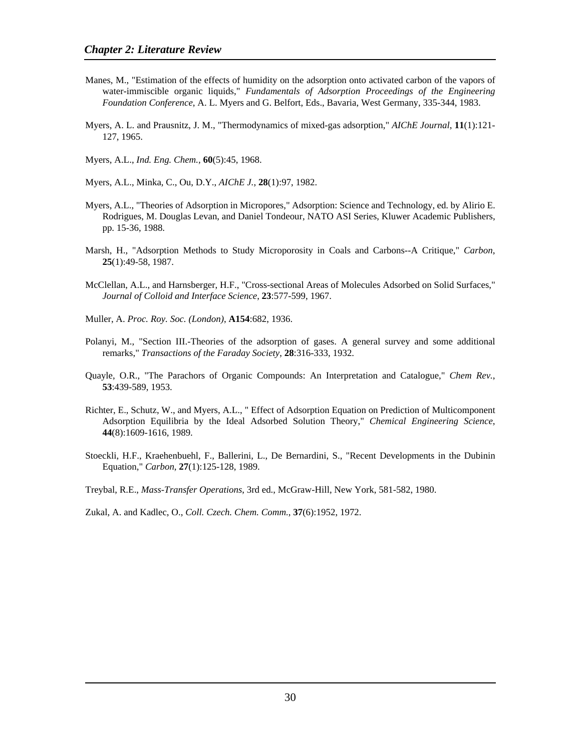Manes, M., "Estimation of the effects of humidity on the adsorption onto activated carbon of the vapors of water-immiscible organic liquids," *Fundamentals of Adsorption Proceedings of the Engineering Foundation Conference*, A. L. Myers and G. Belfort, Eds., Bavaria, West Germany, 335-344, 1983.

Myers, A. L. and Prausnitz, J. M., "Thermodynamics of mixed-gas adsorption," *AIChE Journal*, **11**(1):121-127, 1965.

Myers, A.L., *Ind. Eng. Chem.*, **60**(5):45, 1968.

Myers, A.L., Minka, C., Ou, D.Y., *AIChE J.*, **28**(1):97, 1982.

Myers, A.L., "Theories of Adsorption in Micropores," Adsorption: Science and Technology, ed. by Alirio E. Rodrigues, M. Douglas Levan, and Daniel Tondeour, NATO ASI Series, Kluwer Academic Publishers, pp. 15-36, 1988.

Marsh, H., "Adsorption Methods to Study Microporosity in Coals and Carbons--A Critique," *Carbon*, **25**(1):49-58, 1987.

McClellan, A.L., and Harnsberger, H.F., "Cross-sectional Areas of Molecules Adsorbed on Solid Surfaces," *Journal of Colloid and Interface Science*, **23**:577-599, 1967.

Muller, A. *Proc. Roy. Soc. (London)*, **A154**:682, 1936.

Polanyi, M., "Section III.-Theories of the adsorption of gases. A general survey and some additional remarks," *Transactions of the Faraday Society*, **28**:316-333, 1932.

Quayle, O.R., "The Parachors of Organic Compounds: An Interpretation and Catalogue," *Chem Rev.*, **53**:439-589, 1953.

Richter, E., Schutz, W., and Myers, A.L., " Effect of Adsorption Equation on Prediction of Multicomponent Adsorption Equilibria by the Ideal Adsorbed Solution Theory," *Chemical Engineering Science*, **44**(8):1609-1616, 1989.

Stoeckli, H.F., Kraehenbuehl, F., Ballerini, L., De Bernardini, S., "Recent Developments in the Dubinin Equation," *Carbon*, **27**(1):125-128, 1989.

Treybal, R.E., *Mass-Transfer Operations*, 3rd ed., McGraw-Hill, New York, 581-582, 1980.

Zukal, A. and Kadlec, O., *Coll. Czech. Chem. Comm.*, **37**(6):1952, 1972.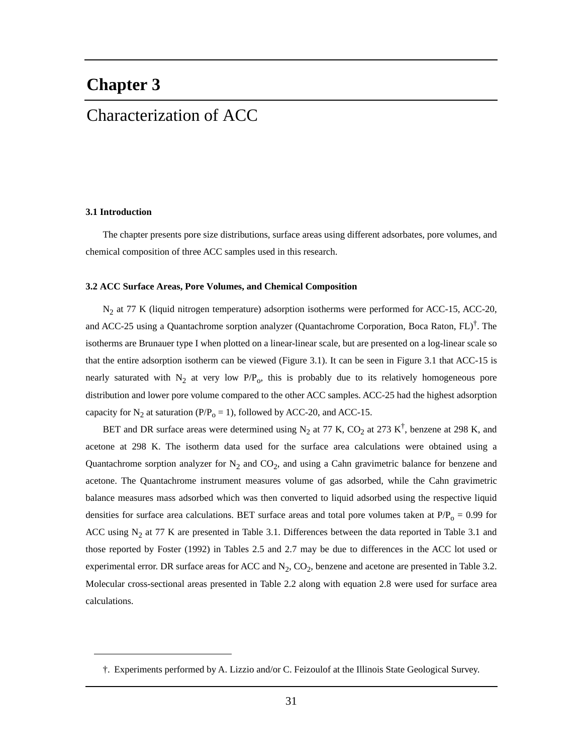# Chapter 3

## Characterization of ACC

### 3.1 Introduction

The chapter presents pore size distributions, surface areas using different adsorbates, pore volumes, and chemical composition of three ACC samples used in this research.

### 3.2 ACC Surface Areas, Pore Volumes, and Chemical Composition

$N_2$ at 77 K (liquid nitrogen temperature) adsorption isotherms were performed for ACC-15, ACC-20, and ACC-25 using a Quantachrome sorption analyzer (Quantachrome Corporation, Boca Raton, FL)†. The isotherms are Brunauer type I when plotted on a linear-linear scale, but are presented on a log-linear scale so that the entire adsorption isotherm can be viewed (Figure 3.1). It can be seen in Figure 3.1 that ACC-15 is nearly saturated with $N_2$ at very low $P/P_o$, this is probably due to its relatively homogeneous pore distribution and lower pore volume compared to the other ACC samples. ACC-25 had the highest adsorption capacity for $N_2$ at saturation ($P/P_o = 1$), followed by ACC-20, and ACC-15.

BET and DR surface areas were determined using $N_2$ at 77 K, $CO_2$ at 273 K†, benzene at 298 K, and acetone at 298 K. The isotherm data used for the surface area calculations were obtained using a Quantachrome sorption analyzer for $N_2$ and $CO_2$, and using a Cahn gravimetric balance for benzene and acetone. The Quantachrome instrument measures volume of gas adsorbed, while the Cahn gravimetric balance measures mass adsorbed which was then converted to liquid adsorbed using the respective liquid densities for surface area calculations. BET surface areas and total pore volumes taken at $P/P_o = 0.99$ for ACC using $N_2$ at 77 K are presented in Table 3.1. Differences between the data reported in Table 3.1 and those reported by Foster (1992) in Tables 2.5 and 2.7 may be due to differences in the ACC lot used or experimental error. DR surface areas for ACC and $N_2$, $CO_2$, benzene and acetone are presented in Table 3.2. Molecular cross-sectional areas presented in Table 2.2 along with equation 2.8 were used for surface area calculations.

---

†. Experiments performed by A. Lizzio and/or C. Feizoulof at the Illinois State Geological Survey.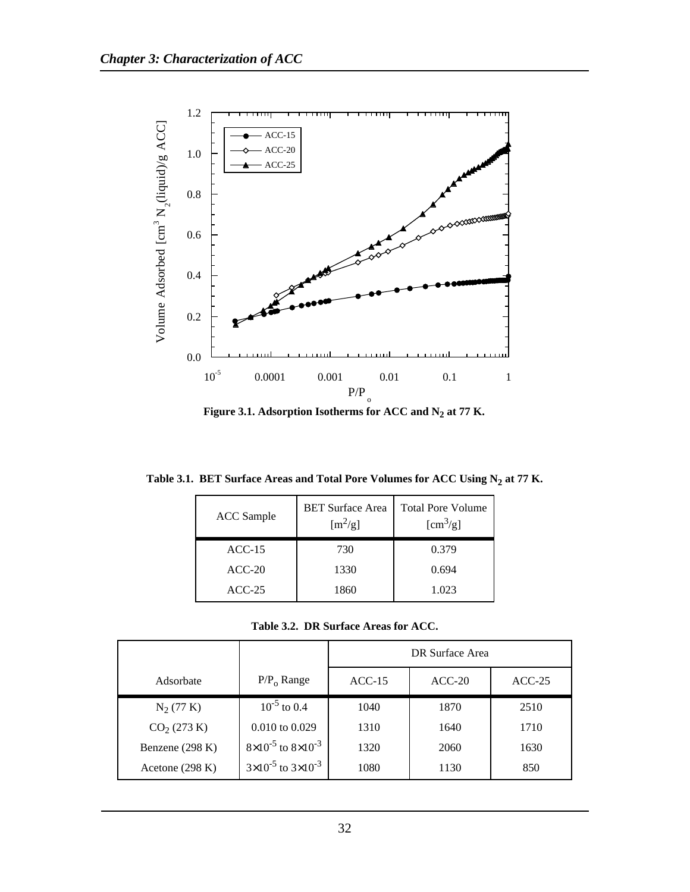**Figure 3.1. Adsorption Isotherms for ACC and $N_2$ at 77 K.**

**Table 3.1. BET Surface Areas and Total Pore Volumes for ACC Using $N_2$ at 77 K.**

| ACC Sample | BET Surface Area [$m^2/g$] | Total Pore Volume [$cm^3/g$] |
|---|---|---|
| ACC-15 | 730 | 0.379 |
| ACC-20 | 1330 | 0.694 |
| ACC-25 | 1860 | 1.023 |

**Table 3.2. DR Surface Areas for ACC.**

| | | DR Surface Area | | |
|---|---|---|---|---|
| Adsorbate | $P/P_o$ Range | ACC-15 | ACC-20 | ACC-25 |
| $N_2$ (77 K) | $10^{-5}$ to 0.4 | 1040 | 1870 | 2510 |
| $CO_2$ (273 K) | 0.010 to 0.029 | 1310 | 1640 | 1710 |
| Benzene (298 K) | $8\times10^{-5}$ to $8\times10^{-3}$ | 1320 | 2060 | 1630 |
| Acetone (298 K) | $3\times10^{-5}$ to $3\times10^{-3}$ | 1080 | 1130 | 850 |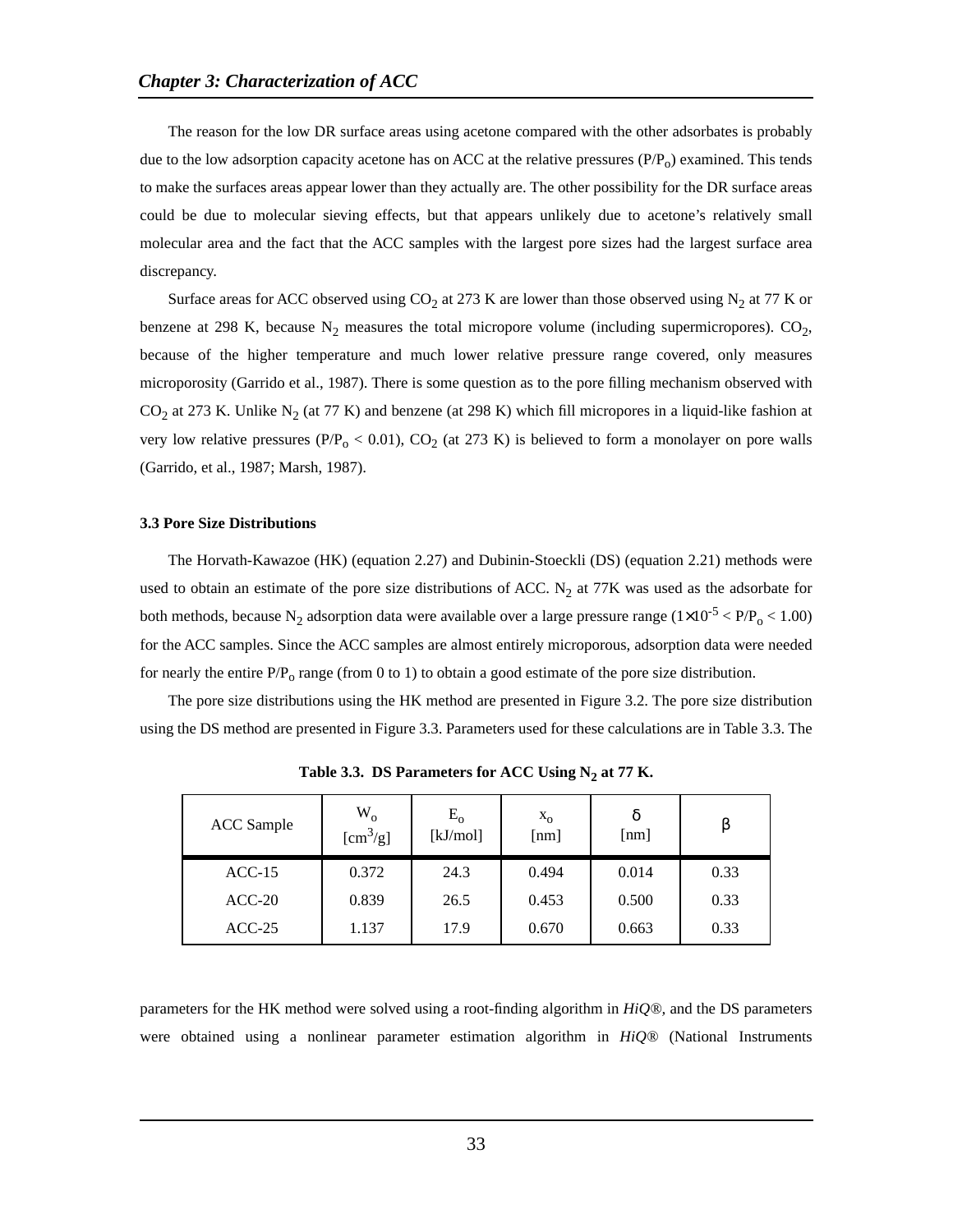The reason for the low DR surface areas using acetone compared with the other adsorbates is probably due to the low adsorption capacity acetone has on ACC at the relative pressures ($P/P_o$) examined. This tends to make the surfaces areas appear lower than they actually are. The other possibility for the DR surface areas could be due to molecular sieving effects, but that appears unlikely due to acetone's relatively small molecular area and the fact that the ACC samples with the largest pore sizes had the largest surface area discrepancy.

Surface areas for ACC observed using $CO_2$ at 273 K are lower than those observed using $N_2$ at 77 K or benzene at 298 K, because $N_2$ measures the total micropore volume (including supermicropores). $CO_2$, because of the higher temperature and much lower relative pressure range covered, only measures microporosity (Garrido et al., 1987). There is some question as to the pore filling mechanism observed with $CO_2$ at 273 K. Unlike $N_2$ (at 77 K) and benzene (at 298 K) which fill micropores in a liquid-like fashion at very low relative pressures ($P/P_o < 0.01$), $CO_2$ (at 273 K) is believed to form a monolayer on pore walls (Garrido, et al., 1987; Marsh, 1987).

### 3.3 Pore Size Distributions

The Horvath-Kawazoe (HK) (equation 2.27) and Dubinin-Stoeckli (DS) (equation 2.21) methods were used to obtain an estimate of the pore size distributions of ACC. $N_2$ at 77K was used as the adsorbate for both methods, because $N_2$ adsorption data were available over a large pressure range ($1{\times}10^{-5} < P/P_o < 1.00$) for the ACC samples. Since the ACC samples are almost entirely microporous, adsorption data were needed for nearly the entire $P/P_o$ range (from 0 to 1) to obtain a good estimate of the pore size distribution.

The pore size distributions using the HK method are presented in Figure 3.2. The pore size distribution using the DS method are presented in Figure 3.3. Parameters used for these calculations are in Table 3.3. The

**Table 3.3. DS Parameters for ACC Using $N_2$ at 77 K.**

| ACC Sample | $W_o$ [$cm^3/g$] | $E_o$ [kJ/mol] | $x_o$ [nm] | $\delta$ [nm] | $\beta$ |
|---|---|---|---|---|---|
| ACC-15 | 0.372 | 24.3 | 0.494 | 0.014 | 0.33 |
| ACC-20 | 0.839 | 26.5 | 0.453 | 0.500 | 0.33 |
| ACC-25 | 1.137 | 17.9 | 0.670 | 0.663 | 0.33 |

parameters for the HK method were solved using a root-finding algorithm in *HiQ®*, and the DS parameters were obtained using a nonlinear parameter estimation algorithm in *HiQ®* (National Instruments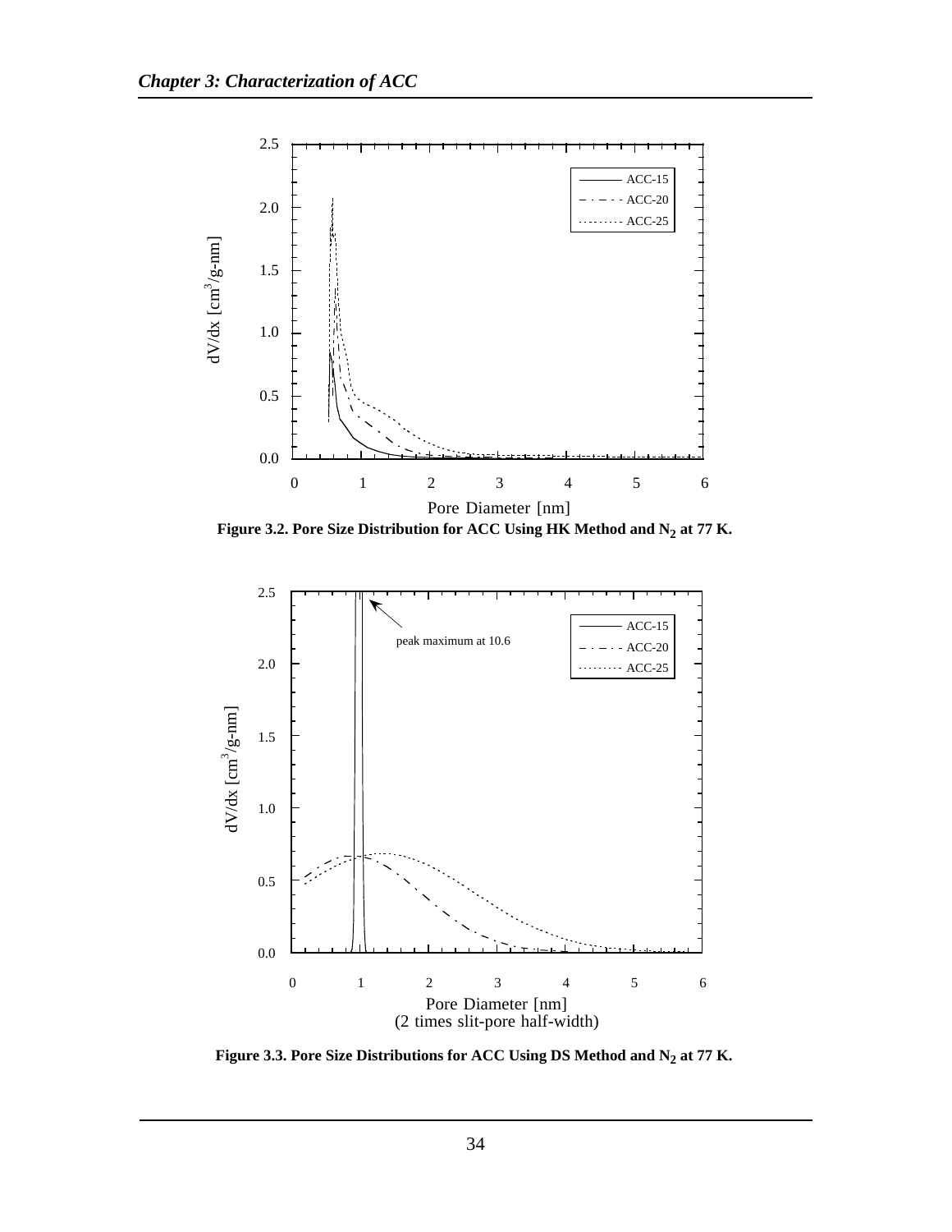Figure 3.2. Pore Size Distribution for ACC Using HK Method and $N_2$ at 77 K.

Figure 3.3. Pore Size Distributions for ACC Using DS Method and $N_2$ at 77 K.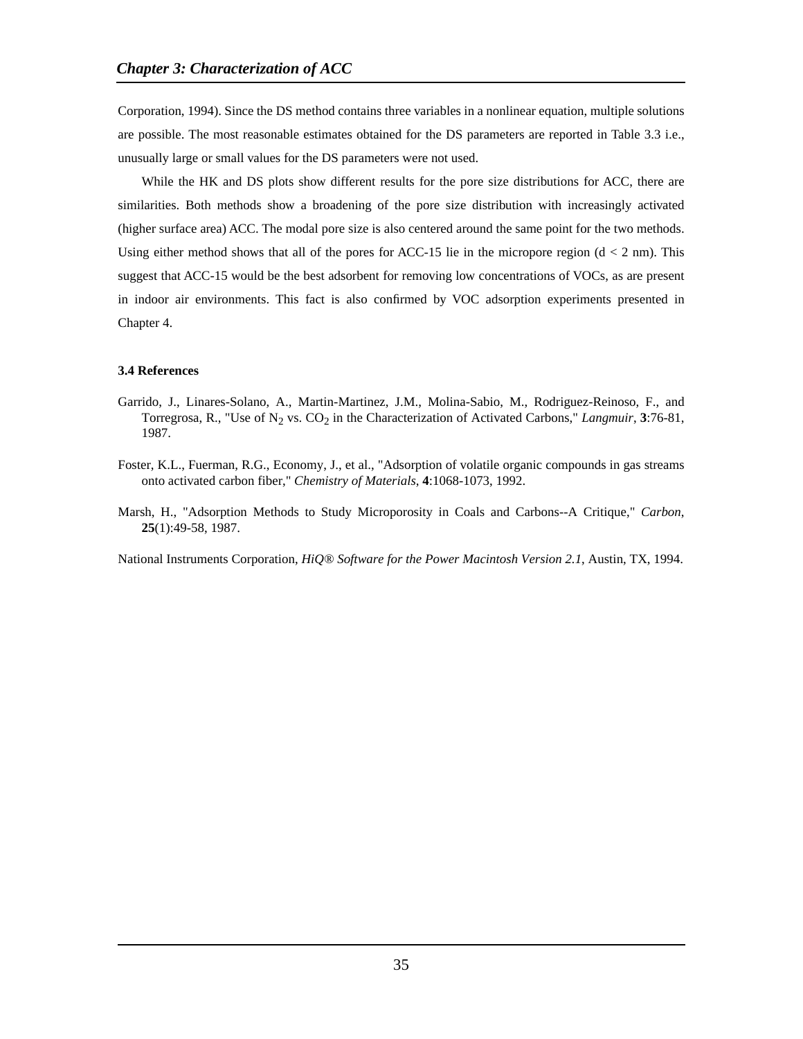Corporation, 1994). Since the DS method contains three variables in a nonlinear equation, multiple solutions are possible. The most reasonable estimates obtained for the DS parameters are reported in Table 3.3 i.e., unusually large or small values for the DS parameters were not used.

While the HK and DS plots show different results for the pore size distributions for ACC, there are similarities. Both methods show a broadening of the pore size distribution with increasingly activated (higher surface area) ACC. The modal pore size is also centered around the same point for the two methods. Using either method shows that all of the pores for ACC-15 lie in the micropore region ($d < 2$ nm). This suggest that ACC-15 would be the best adsorbent for removing low concentrations of VOCs, as are present in indoor air environments. This fact is also confirmed by VOC adsorption experiments presented in Chapter 4.

### 3.4 References

Garrido, J., Linares-Solano, A., Martin-Martinez, J.M., Molina-Sabio, M., Rodriguez-Reinoso, F., and Torregrosa, R., "Use of $N_2$ vs. $CO_2$ in the Characterization of Activated Carbons," *Langmuir*, **3**:76-81, 1987.

Foster, K.L., Fuerman, R.G., Economy, J., et al., "Adsorption of volatile organic compounds in gas streams onto activated carbon fiber," *Chemistry of Materials*, **4**:1068-1073, 1992.

Marsh, H., "Adsorption Methods to Study Microporosity in Coals and Carbons--A Critique," *Carbon*, **25**(1):49-58, 1987.

National Instruments Corporation, *HiQ® Software for the Power Macintosh Version 2.1*, Austin, TX, 1994.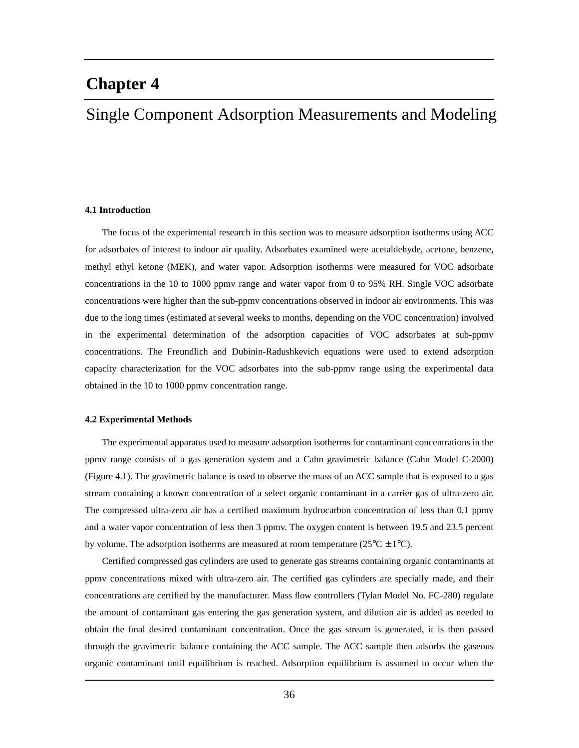# Chapter 4

## Single Component Adsorption Measurements and Modeling

### 4.1 Introduction

The focus of the experimental research in this section was to measure adsorption isotherms using ACC for adsorbates of interest to indoor air quality. Adsorbates examined were acetaldehyde, acetone, benzene, methyl ethyl ketone (MEK), and water vapor. Adsorption isotherms were measured for VOC adsorbate concentrations in the 10 to 1000 ppmv range and water vapor from 0 to 95% RH. Single VOC adsorbate concentrations were higher than the sub-ppmv concentrations observed in indoor air environments. This was due to the long times (estimated at several weeks to months, depending on the VOC concentration) involved in the experimental determination of the adsorption capacities of VOC adsorbates at sub-ppmv concentrations. The Freundlich and Dubinin-Radushkevich equations were used to extend adsorption capacity characterization for the VOC adsorbates into the sub-ppmv range using the experimental data obtained in the 10 to 1000 ppmv concentration range.

### 4.2 Experimental Methods

The experimental apparatus used to measure adsorption isotherms for contaminant concentrations in the ppmv range consists of a gas generation system and a Cahn gravimetric balance (Cahn Model C-2000) (Figure 4.1). The gravimetric balance is used to observe the mass of an ACC sample that is exposed to a gas stream containing a known concentration of a select organic contaminant in a carrier gas of ultra-zero air. The compressed ultra-zero air has a certified maximum hydrocarbon concentration of less than 0.1 ppmv and a water vapor concentration of less then 3 ppmv. The oxygen content is between 19.5 and 23.5 percent by volume. The adsorption isotherms are measured at room temperature (25°C ± 1°C).

Certified compressed gas cylinders are used to generate gas streams containing organic contaminants at ppmv concentrations mixed with ultra-zero air. The certified gas cylinders are specially made, and their concentrations are certified by the manufacturer. Mass flow controllers (Tylan Model No. FC-280) regulate the amount of contaminant gas entering the gas generation system, and dilution air is added as needed to obtain the final desired contaminant concentration. Once the gas stream is generated, it is then passed through the gravimetric balance containing the ACC sample. The ACC sample then adsorbs the gaseous organic contaminant until equilibrium is reached. Adsorption equilibrium is assumed to occur when the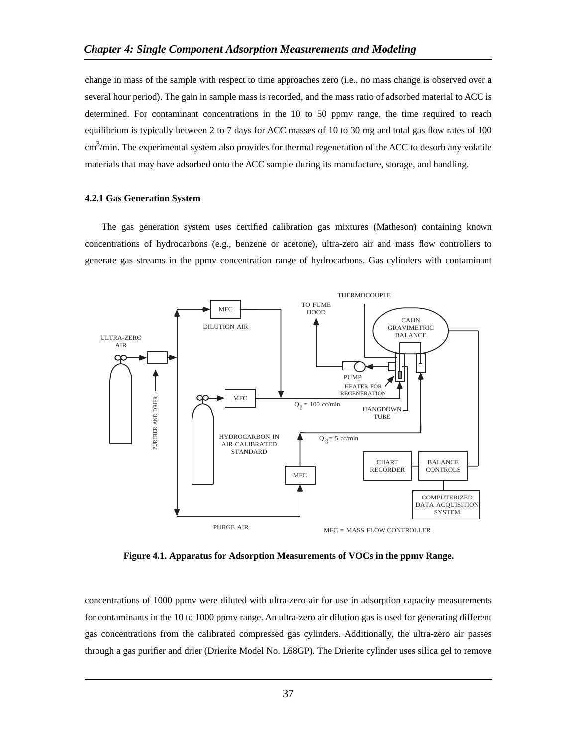change in mass of the sample with respect to time approaches zero (i.e., no mass change is observed over a several hour period). The gain in sample mass is recorded, and the mass ratio of adsorbed material to ACC is determined. For contaminant concentrations in the 10 to 50 ppmv range, the time required to reach equilibrium is typically between 2 to 7 days for ACC masses of 10 to 30 mg and total gas flow rates of 100 $cm^3$/min. The experimental system also provides for thermal regeneration of the ACC to desorb any volatile materials that may have adsorbed onto the ACC sample during its manufacture, storage, and handling.

#### 4.2.1 Gas Generation System

The gas generation system uses certified calibration gas mixtures (Matheson) containing known concentrations of hydrocarbons (e.g., benzene or acetone), ultra-zero air and mass flow controllers to generate gas streams in the ppmv concentration range of hydrocarbons. Gas cylinders with contaminant

**Figure 4.1. Apparatus for Adsorption Measurements of VOCs in the ppmv Range.**

concentrations of 1000 ppmv were diluted with ultra-zero air for use in adsorption capacity measurements for contaminants in the 10 to 1000 ppmv range. An ultra-zero air dilution gas is used for generating different gas concentrations from the calibrated compressed gas cylinders. Additionally, the ultra-zero air passes through a gas purifier and drier (Drierite Model No. L68GP). The Drierite cylinder uses silica gel to remove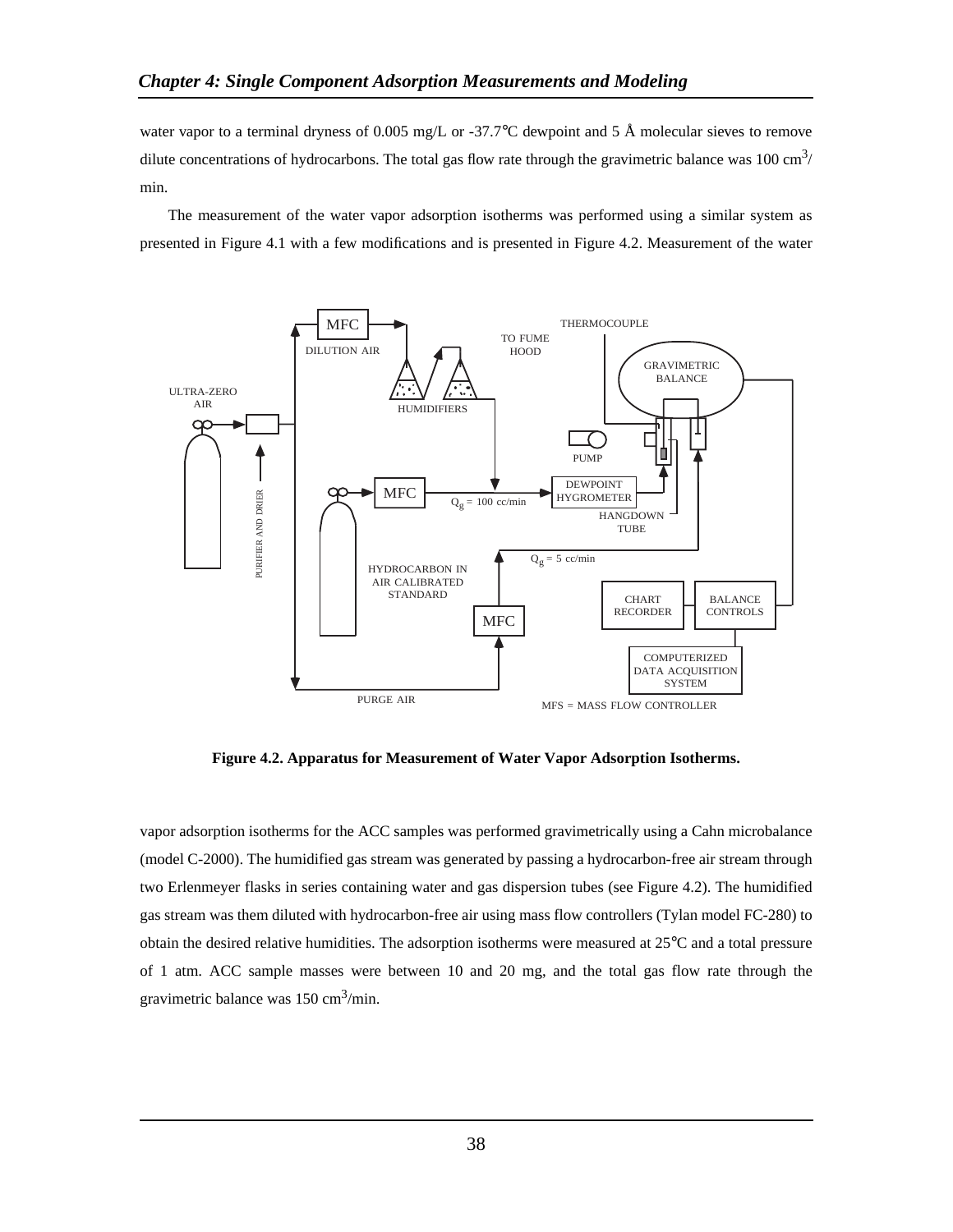water vapor to a terminal dryness of 0.005 mg/L or -37.7°C dewpoint and 5 Å molecular sieves to remove dilute concentrations of hydrocarbons. The total gas flow rate through the gravimetric balance was 100 $cm^3$/min.

The measurement of the water vapor adsorption isotherms was performed using a similar system as presented in Figure 4.1 with a few modifications and is presented in Figure 4.2. Measurement of the water vapor adsorption isotherms for the ACC samples was performed gravimetrically using a Cahn microbalance (model C-2000). The humidified gas stream was generated by passing a hydrocarbon-free air stream through two Erlenmeyer flasks in series containing water and gas dispersion tubes (see Figure 4.2). The humidified gas stream was them diluted with hydrocarbon-free air using mass flow controllers (Tylan model FC-280) to obtain the desired relative humidities. The adsorption isotherms were measured at 25°C and a total pressure of 1 atm. ACC sample masses were between 10 and 20 mg, and the total gas flow rate through the gravimetric balance was 150 $cm^3$/min.

**Figure 4.2. Apparatus for Measurement of Water Vapor Adsorption Isotherms.**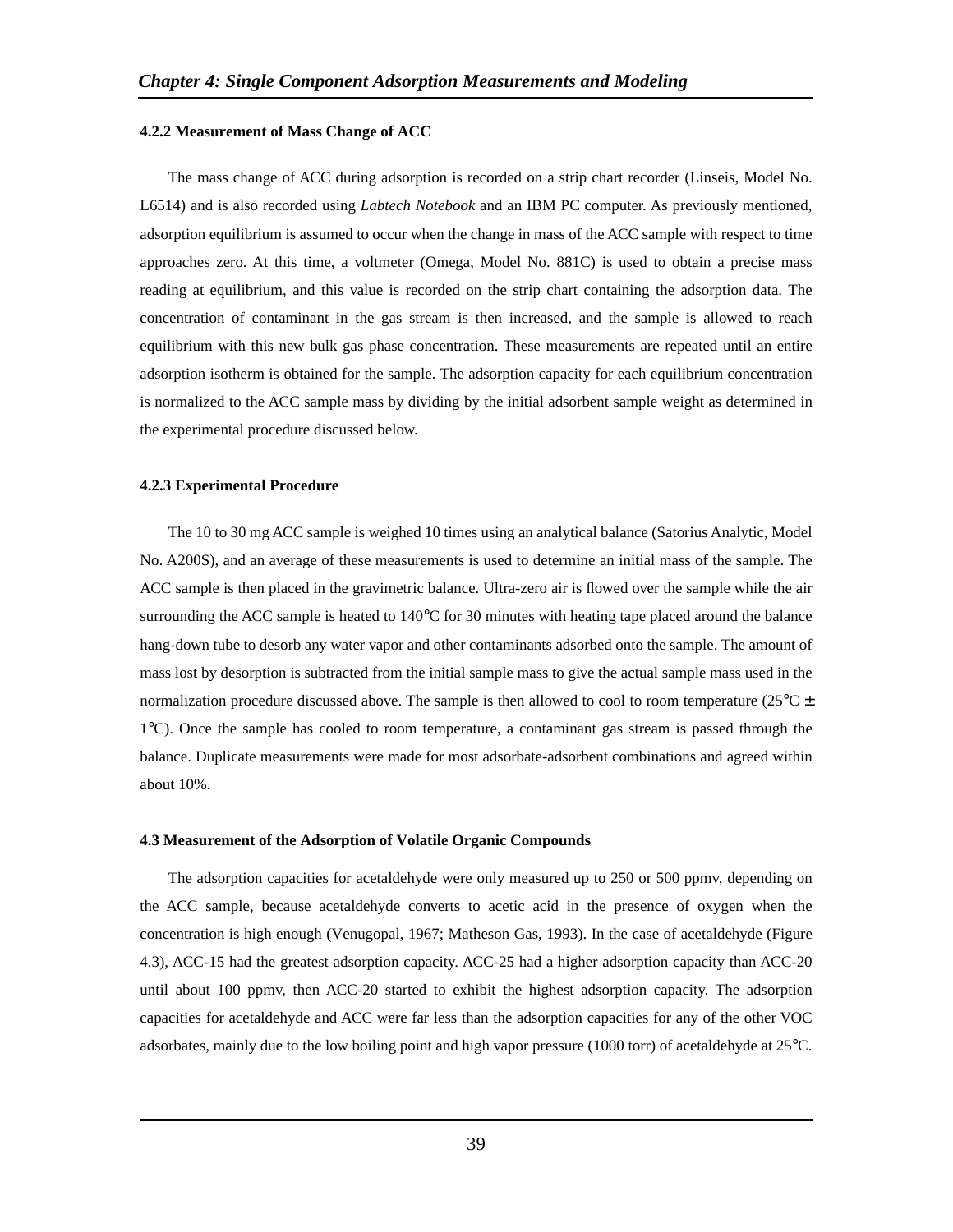#### 4.2.2 Measurement of Mass Change of ACC

The mass change of ACC during adsorption is recorded on a strip chart recorder (Linseis, Model No. L6514) and is also recorded using *Labtech Notebook* and an IBM PC computer. As previously mentioned, adsorption equilibrium is assumed to occur when the change in mass of the ACC sample with respect to time approaches zero. At this time, a voltmeter (Omega, Model No. 881C) is used to obtain a precise mass reading at equilibrium, and this value is recorded on the strip chart containing the adsorption data. The concentration of contaminant in the gas stream is then increased, and the sample is allowed to reach equilibrium with this new bulk gas phase concentration. These measurements are repeated until an entire adsorption isotherm is obtained for the sample. The adsorption capacity for each equilibrium concentration is normalized to the ACC sample mass by dividing by the initial adsorbent sample weight as determined in the experimental procedure discussed below.

#### 4.2.3 Experimental Procedure

The 10 to 30 mg ACC sample is weighed 10 times using an analytical balance (Satorius Analytic, Model No. A200S), and an average of these measurements is used to determine an initial mass of the sample. The ACC sample is then placed in the gravimetric balance. Ultra-zero air is flowed over the sample while the air surrounding the ACC sample is heated to 140°C for 30 minutes with heating tape placed around the balance hang-down tube to desorb any water vapor and other contaminants adsorbed onto the sample. The amount of mass lost by desorption is subtracted from the initial sample mass to give the actual sample mass used in the normalization procedure discussed above. The sample is then allowed to cool to room temperature (25°C ± 1°C). Once the sample has cooled to room temperature, a contaminant gas stream is passed through the balance. Duplicate measurements were made for most adsorbate-adsorbent combinations and agreed within about 10%.

### 4.3 Measurement of the Adsorption of Volatile Organic Compounds

The adsorption capacities for acetaldehyde were only measured up to 250 or 500 ppmv, depending on the ACC sample, because acetaldehyde converts to acetic acid in the presence of oxygen when the concentration is high enough (Venugopal, 1967; Matheson Gas, 1993). In the case of acetaldehyde (Figure 4.3), ACC-15 had the greatest adsorption capacity. ACC-25 had a higher adsorption capacity than ACC-20 until about 100 ppmv, then ACC-20 started to exhibit the highest adsorption capacity. The adsorption capacities for acetaldehyde and ACC were far less than the adsorption capacities for any of the other VOC adsorbates, mainly due to the low boiling point and high vapor pressure (1000 torr) of acetaldehyde at 25°C.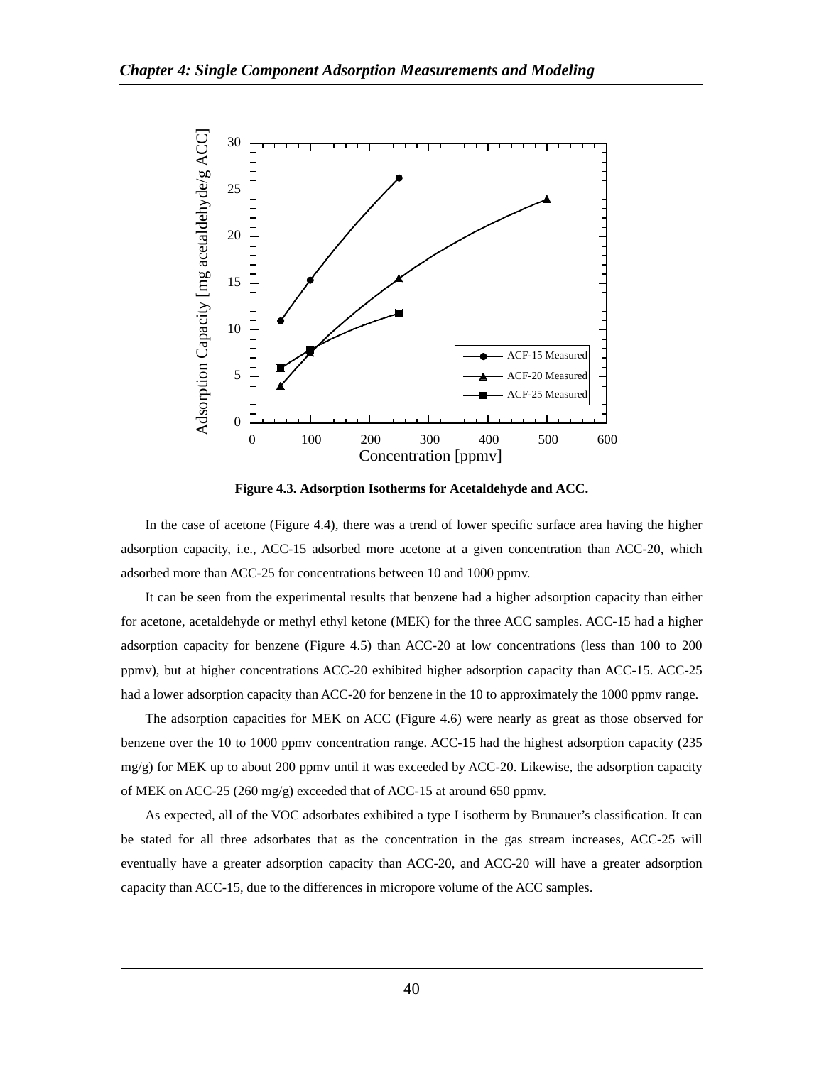**Figure 4.3. Adsorption Isotherms for Acetaldehyde and ACC.**

In the case of acetone (Figure 4.4), there was a trend of lower specific surface area having the higher adsorption capacity, i.e., ACC-15 adsorbed more acetone at a given concentration than ACC-20, which adsorbed more than ACC-25 for concentrations between 10 and 1000 ppmv.

It can be seen from the experimental results that benzene had a higher adsorption capacity than either for acetone, acetaldehyde or methyl ethyl ketone (MEK) for the three ACC samples. ACC-15 had a higher adsorption capacity for benzene (Figure 4.5) than ACC-20 at low concentrations (less than 100 to 200 ppmv), but at higher concentrations ACC-20 exhibited higher adsorption capacity than ACC-15. ACC-25 had a lower adsorption capacity than ACC-20 for benzene in the 10 to approximately the 1000 ppmv range.

The adsorption capacities for MEK on ACC (Figure 4.6) were nearly as great as those observed for benzene over the 10 to 1000 ppmv concentration range. ACC-15 had the highest adsorption capacity (235 mg/g) for MEK up to about 200 ppmv until it was exceeded by ACC-20. Likewise, the adsorption capacity of MEK on ACC-25 (260 mg/g) exceeded that of ACC-15 at around 650 ppmv.

As expected, all of the VOC adsorbates exhibited a type I isotherm by Brunauer's classification. It can be stated for all three adsorbates that as the concentration in the gas stream increases, ACC-25 will eventually have a greater adsorption capacity than ACC-20, and ACC-20 will have a greater adsorption capacity than ACC-15, due to the differences in micropore volume of the ACC samples.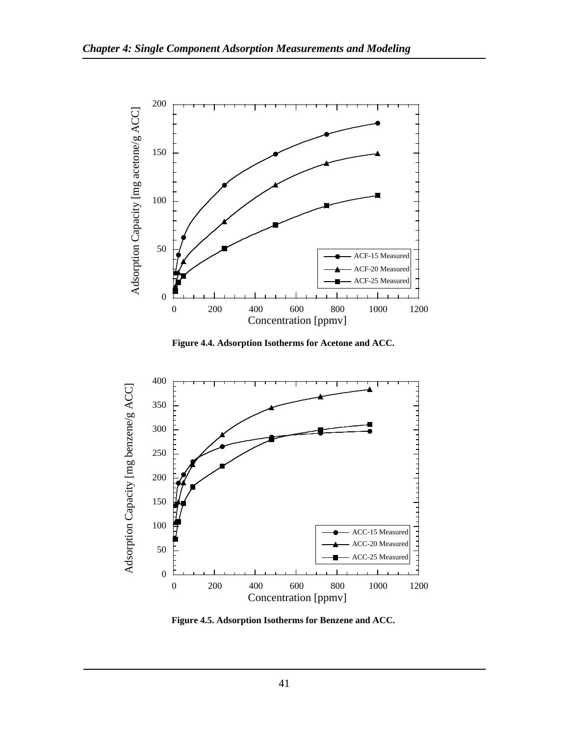Figure 4.4. Adsorption Isotherms for Acetone and ACC.

Figure 4.5. Adsorption Isotherms for Benzene and ACC.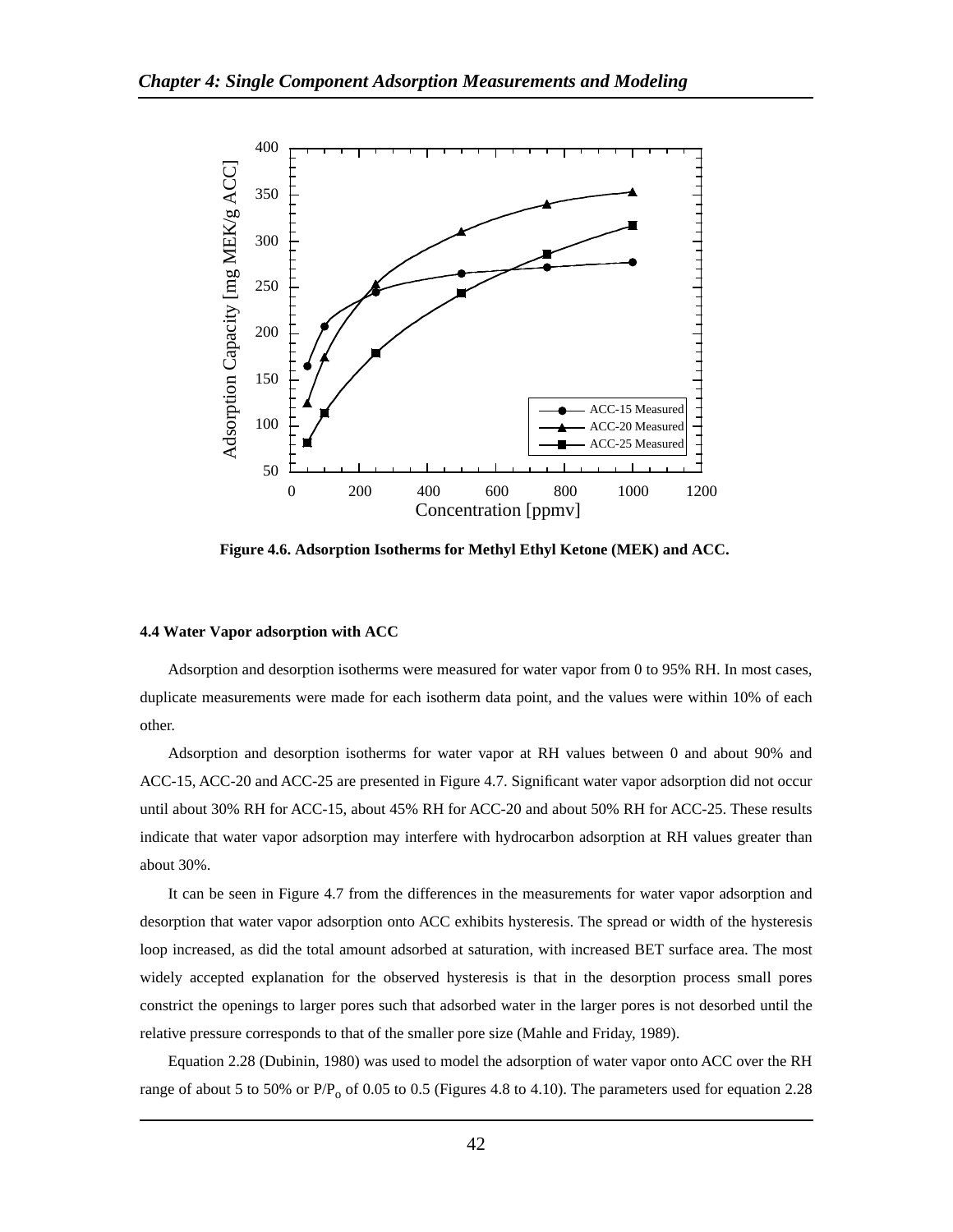Figure 4.6. Adsorption Isotherms for Methyl Ethyl Ketone (MEK) and ACC.

### 4.4 Water Vapor adsorption with ACC

Adsorption and desorption isotherms were measured for water vapor from 0 to 95% RH. In most cases, duplicate measurements were made for each isotherm data point, and the values were within 10% of each other.

Adsorption and desorption isotherms for water vapor at RH values between 0 and about 90% and ACC-15, ACC-20 and ACC-25 are presented in Figure 4.7. Significant water vapor adsorption did not occur until about 30% RH for ACC-15, about 45% RH for ACC-20 and about 50% RH for ACC-25. These results indicate that water vapor adsorption may interfere with hydrocarbon adsorption at RH values greater than about 30%.

It can be seen in Figure 4.7 from the differences in the measurements for water vapor adsorption and desorption that water vapor adsorption onto ACC exhibits hysteresis. The spread or width of the hysteresis loop increased, as did the total amount adsorbed at saturation, with increased BET surface area. The most widely accepted explanation for the observed hysteresis is that in the desorption process small pores constrict the openings to larger pores such that adsorbed water in the larger pores is not desorbed until the relative pressure corresponds to that of the smaller pore size (Mahle and Friday, 1989).

Equation 2.28 (Dubinin, 1980) was used to model the adsorption of water vapor onto ACC over the RH range of about 5 to 50% or $P/P_o$ of 0.05 to 0.5 (Figures 4.8 to 4.10). The parameters used for equation 2.28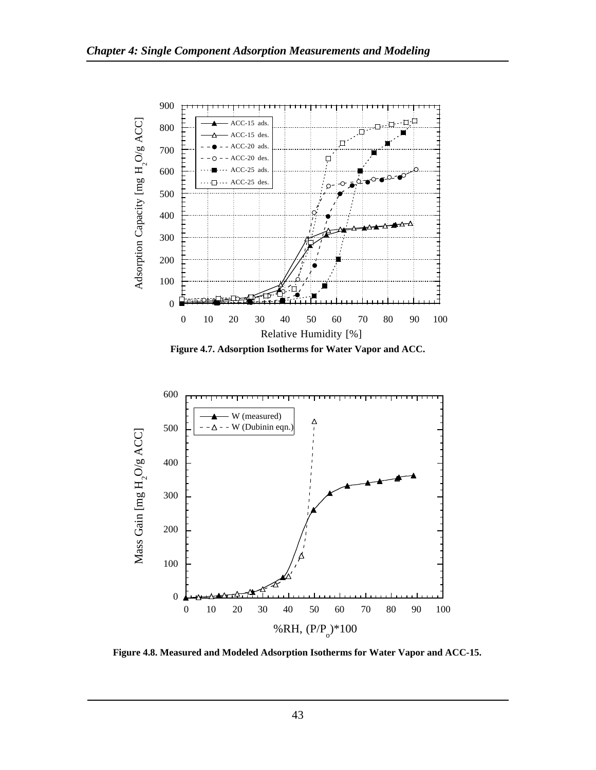**Figure 4.7. Adsorption Isotherms for Water Vapor and ACC.**

**Figure 4.8. Measured and Modeled Adsorption Isotherms for Water Vapor and ACC-15.**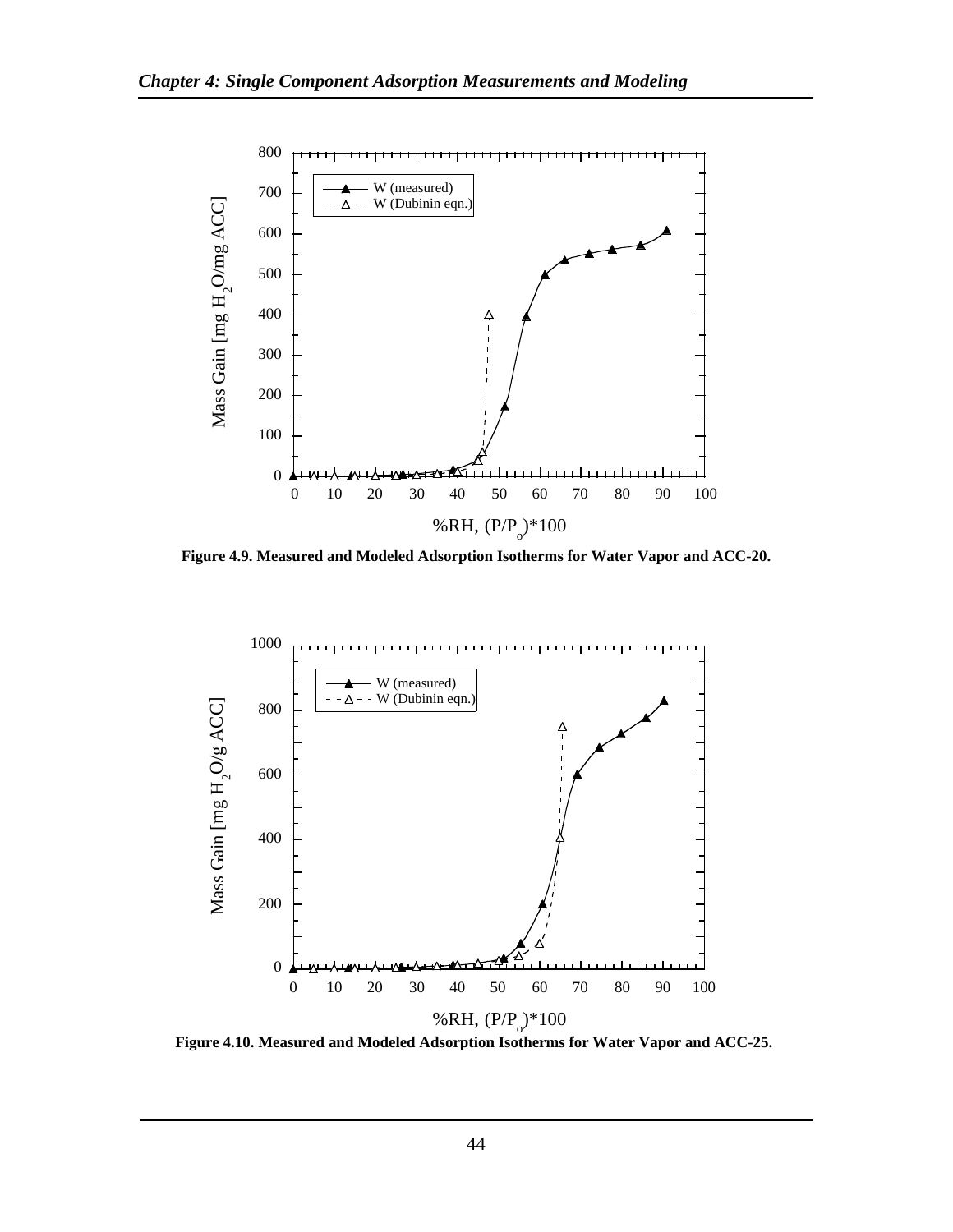**Figure 4.9. Measured and Modeled Adsorption Isotherms for Water Vapor and ACC-20.**

**Figure 4.10. Measured and Modeled Adsorption Isotherms for Water Vapor and ACC-25.**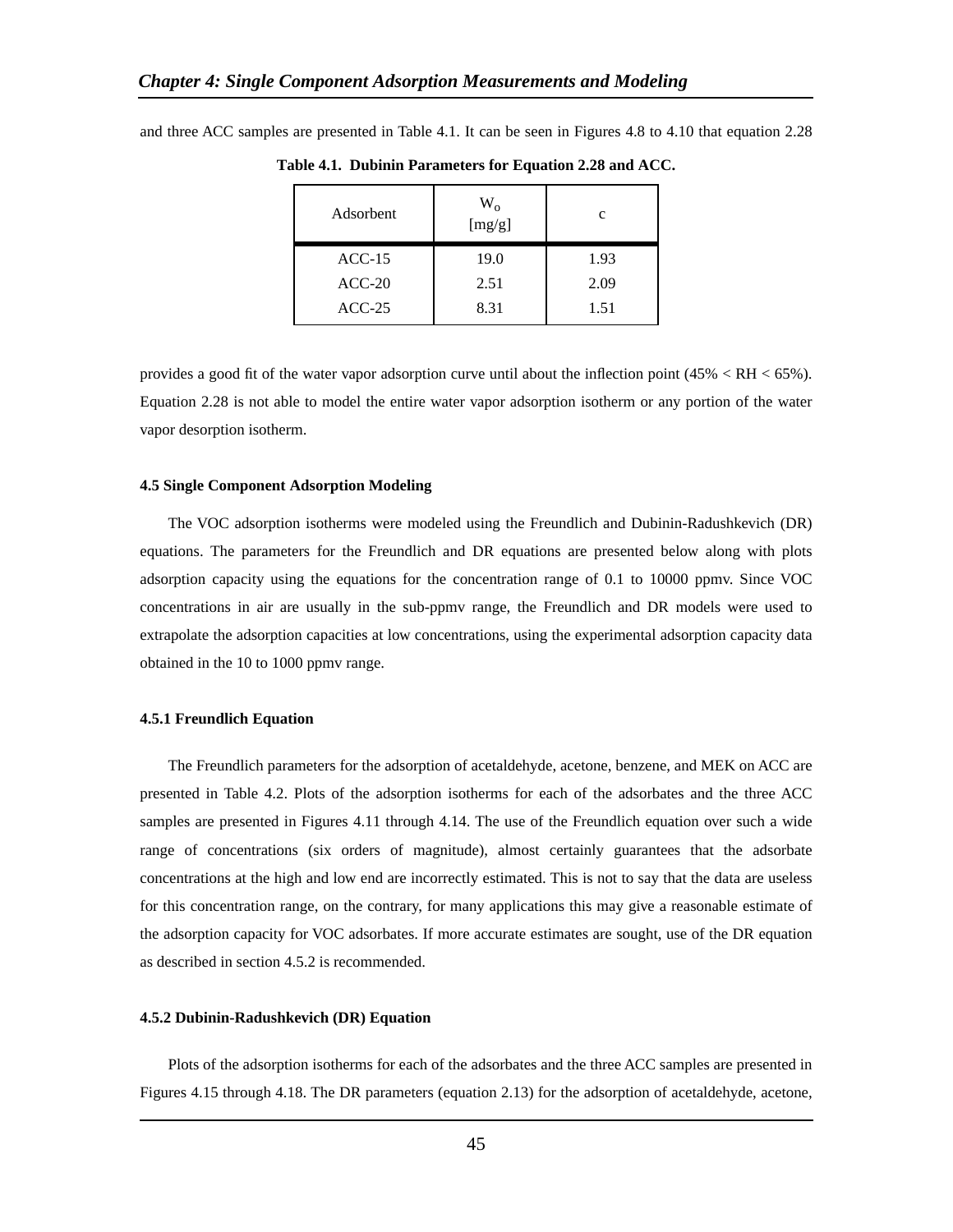and three ACC samples are presented in Table 4.1. It can be seen in Figures 4.8 to 4.10 that equation 2.28

**Table 4.1. Dubinin Parameters for Equation 2.28 and ACC.**

| Adsorbent | $W_o$ [mg/g] | c |
|---|---|---|
| ACC-15 | 19.0 | 1.93 |
| ACC-20 | 2.51 | 2.09 |
| ACC-25 | 8.31 | 1.51 |

provides a good fit of the water vapor adsorption curve until about the inflection point (45% < RH < 65%). Equation 2.28 is not able to model the entire water vapor adsorption isotherm or any portion of the water vapor desorption isotherm.

#### 4.5 Single Component Adsorption Modeling

The VOC adsorption isotherms were modeled using the Freundlich and Dubinin-Radushkevich (DR) equations. The parameters for the Freundlich and DR equations are presented below along with plots adsorption capacity using the equations for the concentration range of 0.1 to 10000 ppmv. Since VOC concentrations in air are usually in the sub-ppmv range, the Freundlich and DR models were used to extrapolate the adsorption capacities at low concentrations, using the experimental adsorption capacity data obtained in the 10 to 1000 ppmv range.

#### 4.5.1 Freundlich Equation

The Freundlich parameters for the adsorption of acetaldehyde, acetone, benzene, and MEK on ACC are presented in Table 4.2. Plots of the adsorption isotherms for each of the adsorbates and the three ACC samples are presented in Figures 4.11 through 4.14. The use of the Freundlich equation over such a wide range of concentrations (six orders of magnitude), almost certainly guarantees that the adsorbate concentrations at the high and low end are incorrectly estimated. This is not to say that the data are useless for this concentration range, on the contrary, for many applications this may give a reasonable estimate of the adsorption capacity for VOC adsorbates. If more accurate estimates are sought, use of the DR equation as described in section 4.5.2 is recommended.

#### 4.5.2 Dubinin-Radushkevich (DR) Equation

Plots of the adsorption isotherms for each of the adsorbates and the three ACC samples are presented in Figures 4.15 through 4.18. The DR parameters (equation 2.13) for the adsorption of acetaldehyde, acetone,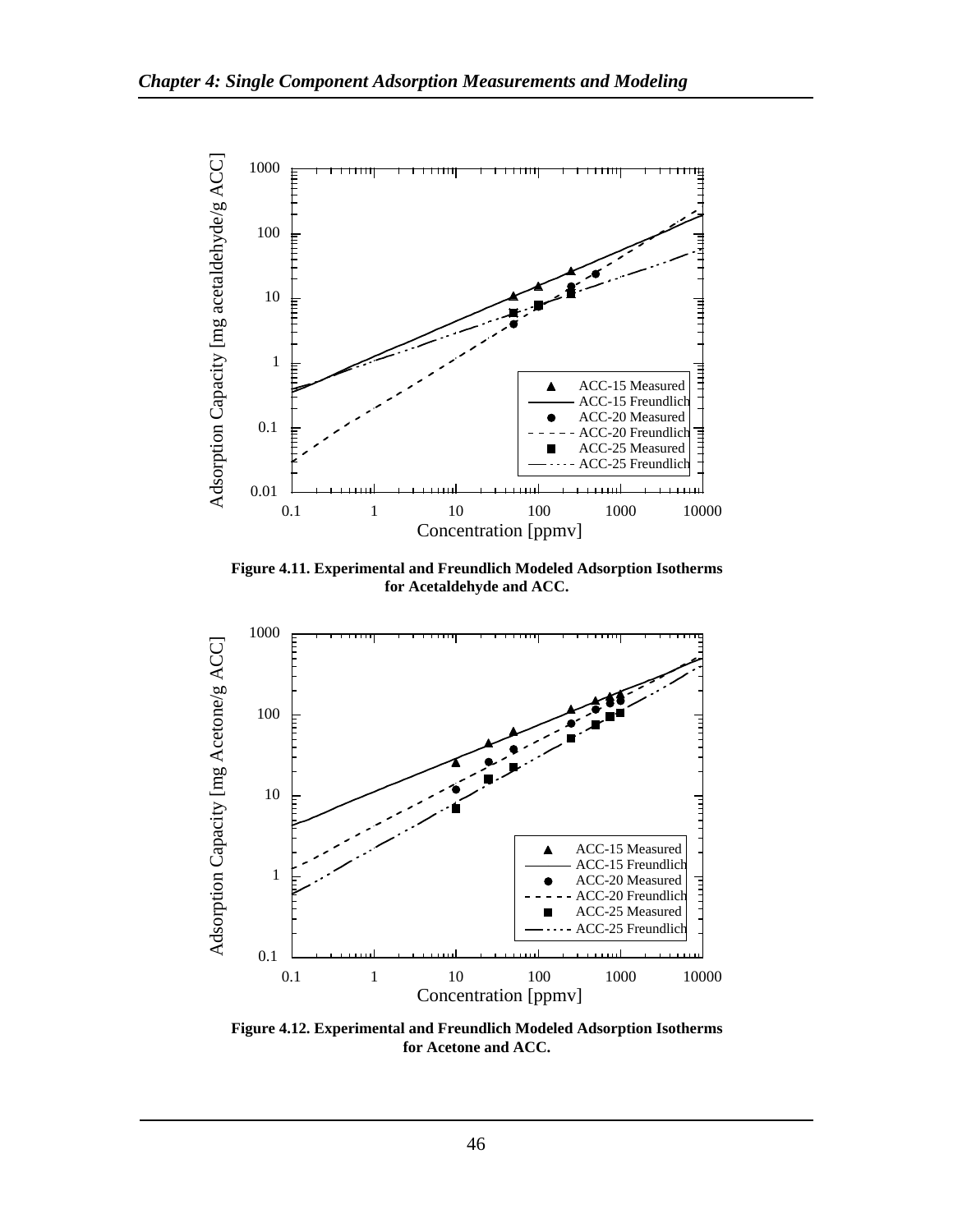**Figure 4.11. Experimental and Freundlich Modeled Adsorption Isotherms for Acetaldehyde and ACC.**

**Figure 4.12. Experimental and Freundlich Modeled Adsorption Isotherms for Acetone and ACC.**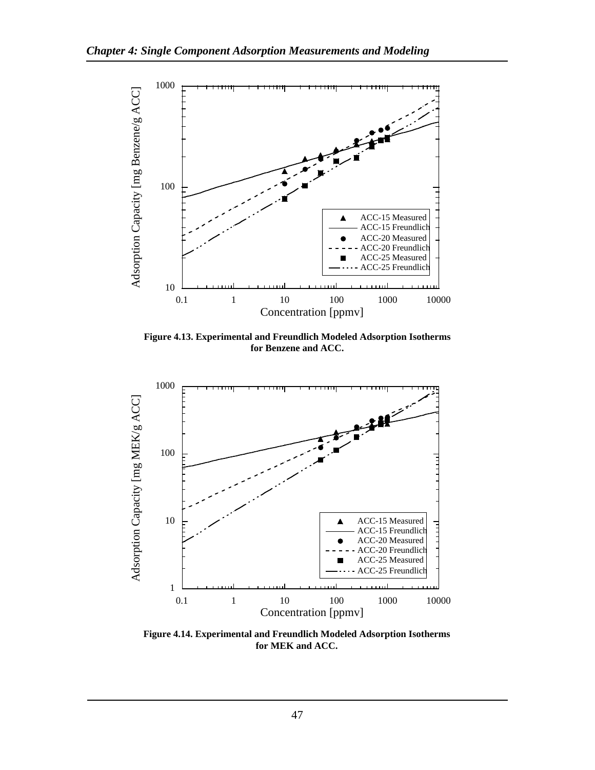**Figure 4.13. Experimental and Freundlich Modeled Adsorption Isotherms for Benzene and ACC.**

**Figure 4.14. Experimental and Freundlich Modeled Adsorption Isotherms for MEK and ACC.**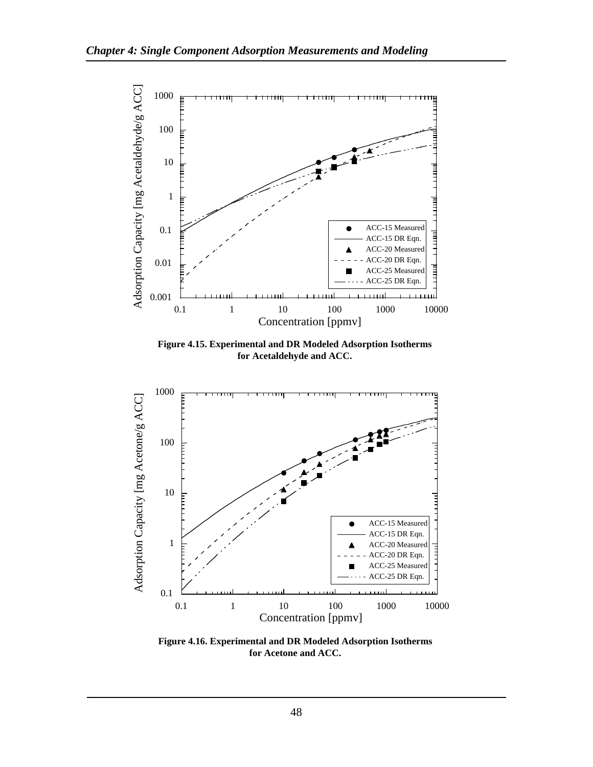**Figure 4.15. Experimental and DR Modeled Adsorption Isotherms for Acetaldehyde and ACC.**

**Figure 4.16. Experimental and DR Modeled Adsorption Isotherms for Acetone and ACC.**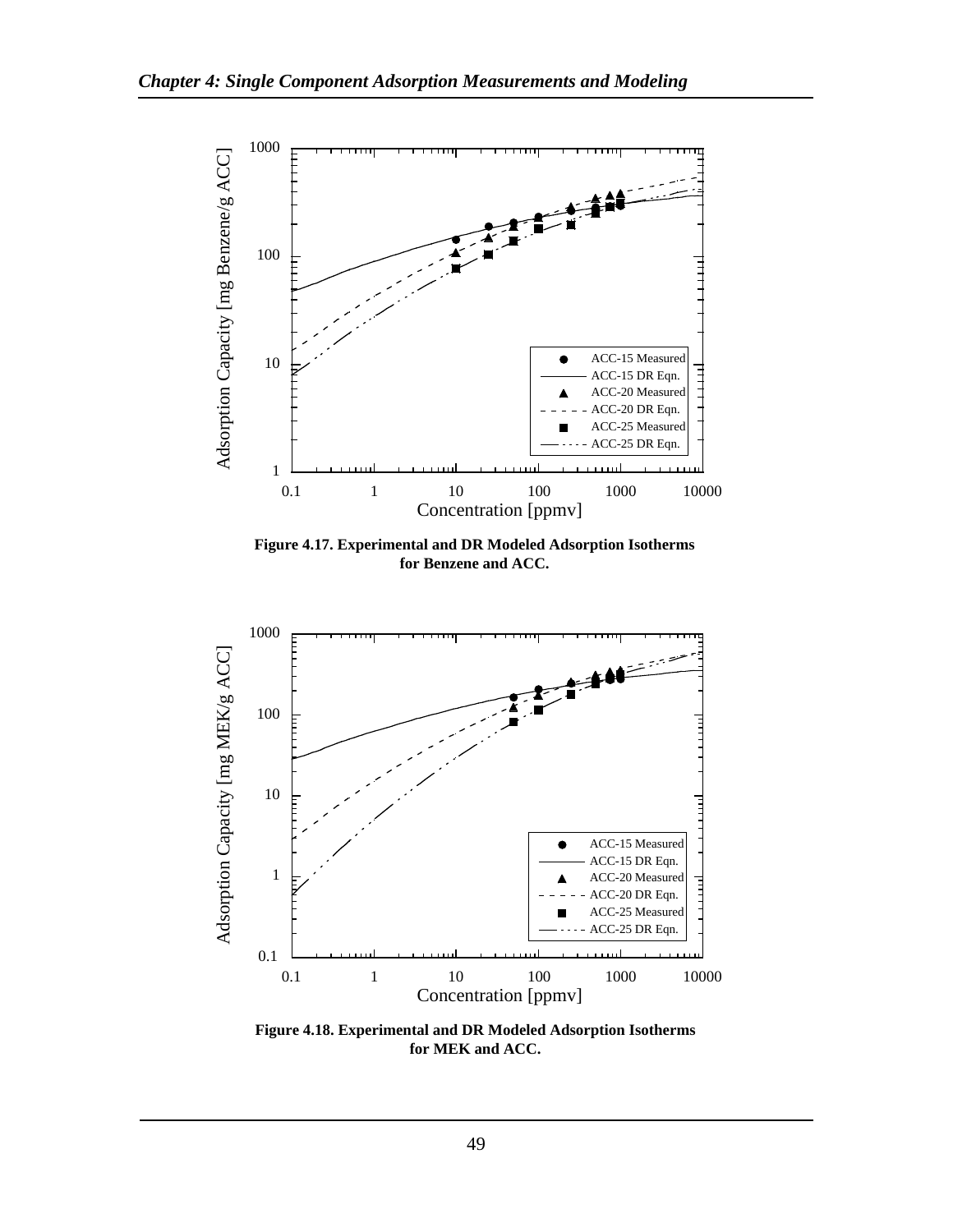Figure 4.17. Experimental and DR Modeled Adsorption Isotherms for Benzene and ACC.

Figure 4.18. Experimental and DR Modeled Adsorption Isotherms for MEK and ACC.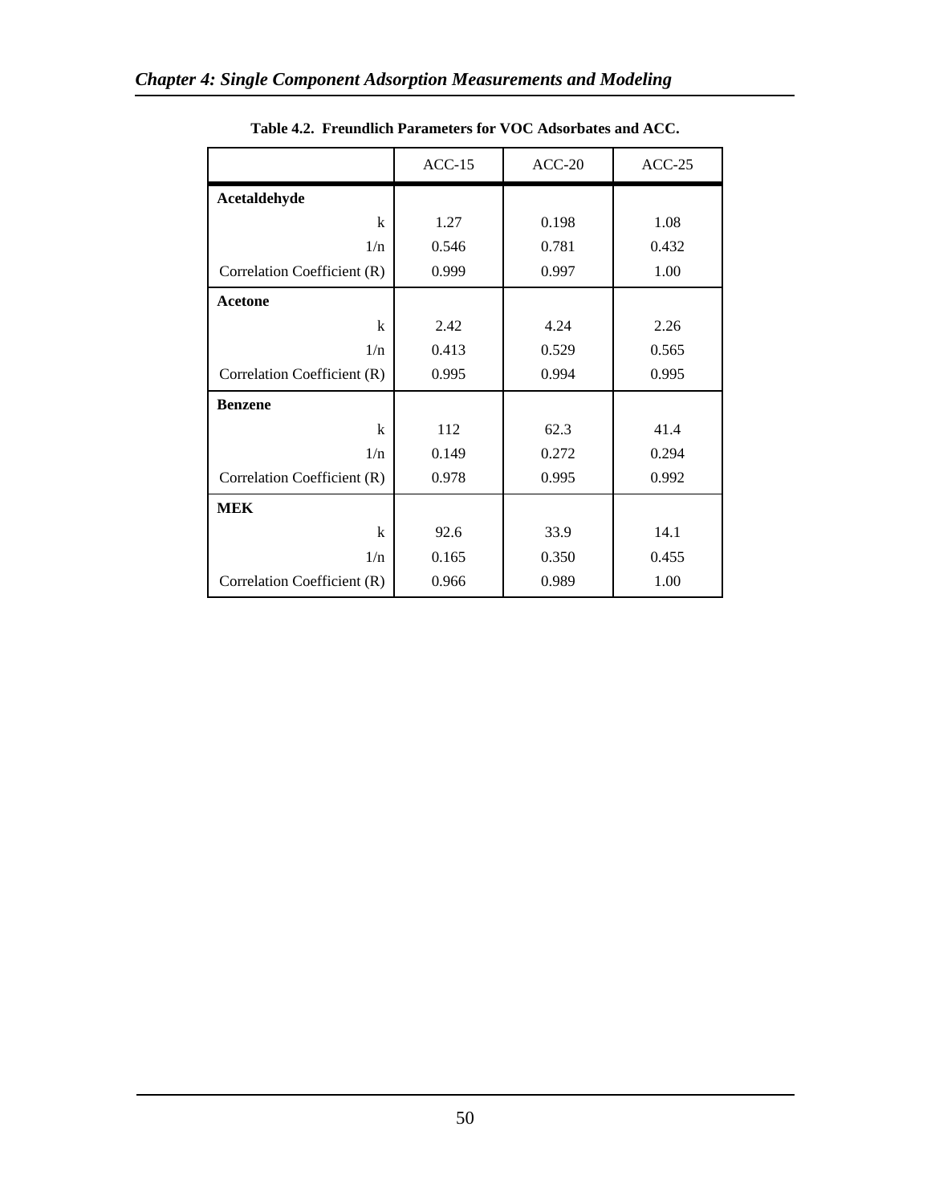**Table 4.2. Freundlich Parameters for VOC Adsorbates and ACC.**

| | ACC-15 | ACC-20 | ACC-25 |
|---|---|---|---|
| **Acetaldehyde** | | | |
| k | 1.27 | 0.198 | 1.08 |
| 1/n | 0.546 | 0.781 | 0.432 |
| Correlation Coefficient (R) | 0.999 | 0.997 | 1.00 |
| **Acetone** | | | |
| k | 2.42 | 4.24 | 2.26 |
| 1/n | 0.413 | 0.529 | 0.565 |
| Correlation Coefficient (R) | 0.995 | 0.994 | 0.995 |
| **Benzene** | | | |
| k | 112 | 62.3 | 41.4 |
| 1/n | 0.149 | 0.272 | 0.294 |
| Correlation Coefficient (R) | 0.978 | 0.995 | 0.992 |
| **MEK** | | | |
| k | 92.6 | 33.9 | 14.1 |
| 1/n | 0.165 | 0.350 | 0.455 |
| Correlation Coefficient (R) | 0.966 | 0.989 | 1.00 |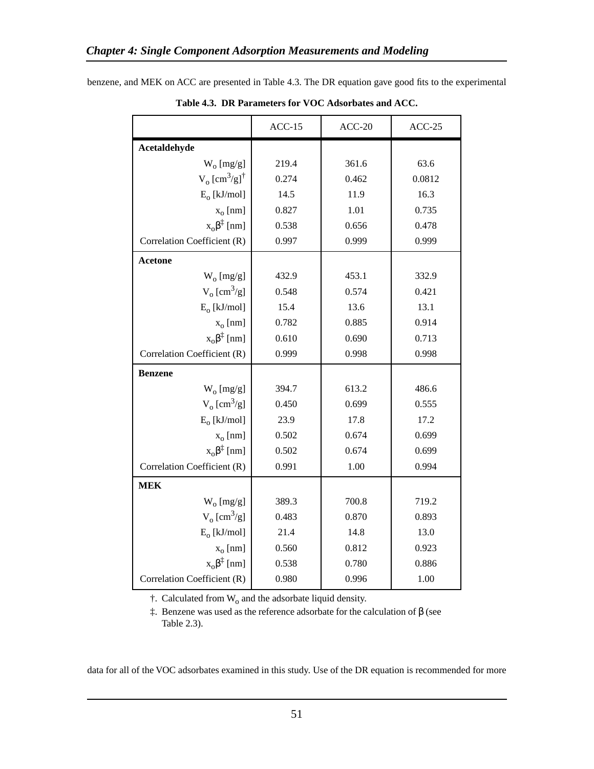benzene, and MEK on ACC are presented in Table 4.3. The DR equation gave good fits to the experimental

**Table 4.3. DR Parameters for VOC Adsorbates and ACC.**

| | ACC-15 | ACC-20 | ACC-25 |
|---|---|---|---|
| **Acetaldehyde** | | | |
| $W_o$ [mg/g] | 219.4 | 361.6 | 63.6 |
| $V_o$ [cm$^3$/g]$^\dagger$ | 0.274 | 0.462 | 0.0812 |
| $E_o$ [kJ/mol] | 14.5 | 11.9 | 16.3 |
| $x_o$ [nm] | 0.827 | 1.01 | 0.735 |
| $x_o\beta^\ddagger$ [nm] | 0.538 | 0.656 | 0.478 |
| Correlation Coefficient (R) | 0.997 | 0.999 | 0.999 |
| **Acetone** | | | |
| $W_o$ [mg/g] | 432.9 | 453.1 | 332.9 |
| $V_o$ [cm$^3$/g] | 0.548 | 0.574 | 0.421 |
| $E_o$ [kJ/mol] | 15.4 | 13.6 | 13.1 |
| $x_o$ [nm] | 0.782 | 0.885 | 0.914 |
| $x_o\beta^\ddagger$ [nm] | 0.610 | 0.690 | 0.713 |
| Correlation Coefficient (R) | 0.999 | 0.998 | 0.998 |
| **Benzene** | | | |
| $W_o$ [mg/g] | 394.7 | 613.2 | 486.6 |
| $V_o$ [cm$^3$/g] | 0.450 | 0.699 | 0.555 |
| $E_o$ [kJ/mol] | 23.9 | 17.8 | 17.2 |
| $x_o$ [nm] | 0.502 | 0.674 | 0.699 |
| $x_o\beta^\ddagger$ [nm] | 0.502 | 0.674 | 0.699 |
| Correlation Coefficient (R) | 0.991 | 1.00 | 0.994 |
| **MEK** | | | |
| $W_o$ [mg/g] | 389.3 | 700.8 | 719.2 |
| $V_o$ [cm$^3$/g] | 0.483 | 0.870 | 0.893 |
| $E_o$ [kJ/mol] | 21.4 | 14.8 | 13.0 |
| $x_o$ [nm] | 0.560 | 0.812 | 0.923 |
| $x_o\beta^\ddagger$ [nm] | 0.538 | 0.780 | 0.886 |
| Correlation Coefficient (R) | 0.980 | 0.996 | 1.00 |

†. Calculated from $W_o$ and the adsorbate liquid density.

‡. Benzene was used as the reference adsorbate for the calculation of $\beta$ (see Table 2.3).

data for all of the VOC adsorbates examined in this study. Use of the DR equation is recommended for more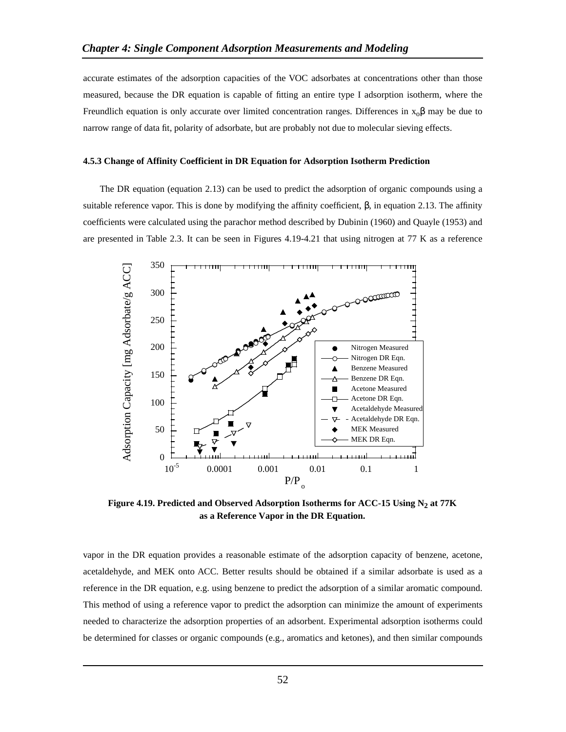accurate estimates of the adsorption capacities of the VOC adsorbates at concentrations other than those measured, because the DR equation is capable of fitting an entire type I adsorption isotherm, where the Freundlich equation is only accurate over limited concentration ranges. Differences in $x_o\beta$ may be due to narrow range of data fit, polarity of adsorbate, but are probably not due to molecular sieving effects.

### 4.5.3 Change of Affinity Coefficient in DR Equation for Adsorption Isotherm Prediction

The DR equation (equation 2.13) can be used to predict the adsorption of organic compounds using a suitable reference vapor. This is done by modifying the affinity coefficient, β, in equation 2.13. The affinity coefficients were calculated using the parachor method described by Dubinin (1960) and Quayle (1953) and are presented in Table 2.3. It can be seen in Figures 4.19-4.21 that using nitrogen at 77 K as a reference

**Figure 4.19. Predicted and Observed Adsorption Isotherms for ACC-15 Using $N_2$ at 77K as a Reference Vapor in the DR Equation.**

vapor in the DR equation provides a reasonable estimate of the adsorption capacity of benzene, acetone, acetaldehyde, and MEK onto ACC. Better results should be obtained if a similar adsorbate is used as a reference in the DR equation, e.g. using benzene to predict the adsorption of a similar aromatic compound. This method of using a reference vapor to predict the adsorption can minimize the amount of experiments needed to characterize the adsorption properties of an adsorbent. Experimental adsorption isotherms could be determined for classes or organic compounds (e.g., aromatics and ketones), and then similar compounds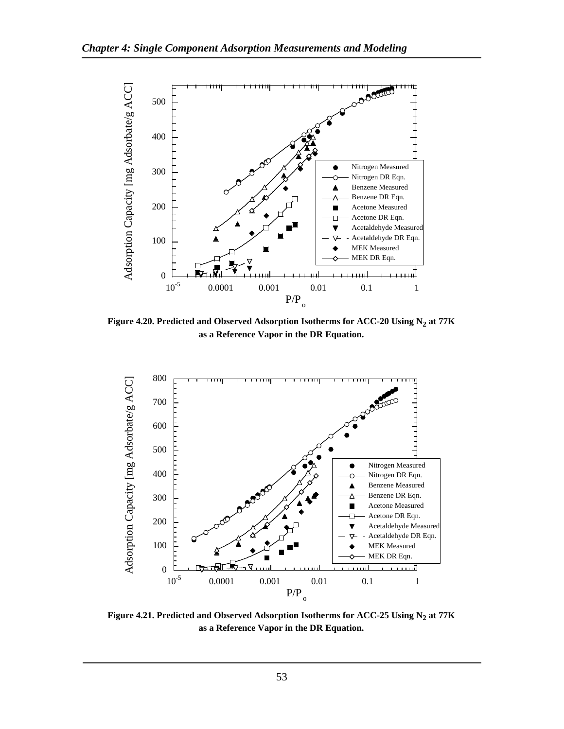Figure 4.20. Predicted and Observed Adsorption Isotherms for ACC-20 Using $N_2$ at 77K as a Reference Vapor in the DR Equation.

Figure 4.21. Predicted and Observed Adsorption Isotherms for ACC-25 Using $N_2$ at 77K as a Reference Vapor in the DR Equation.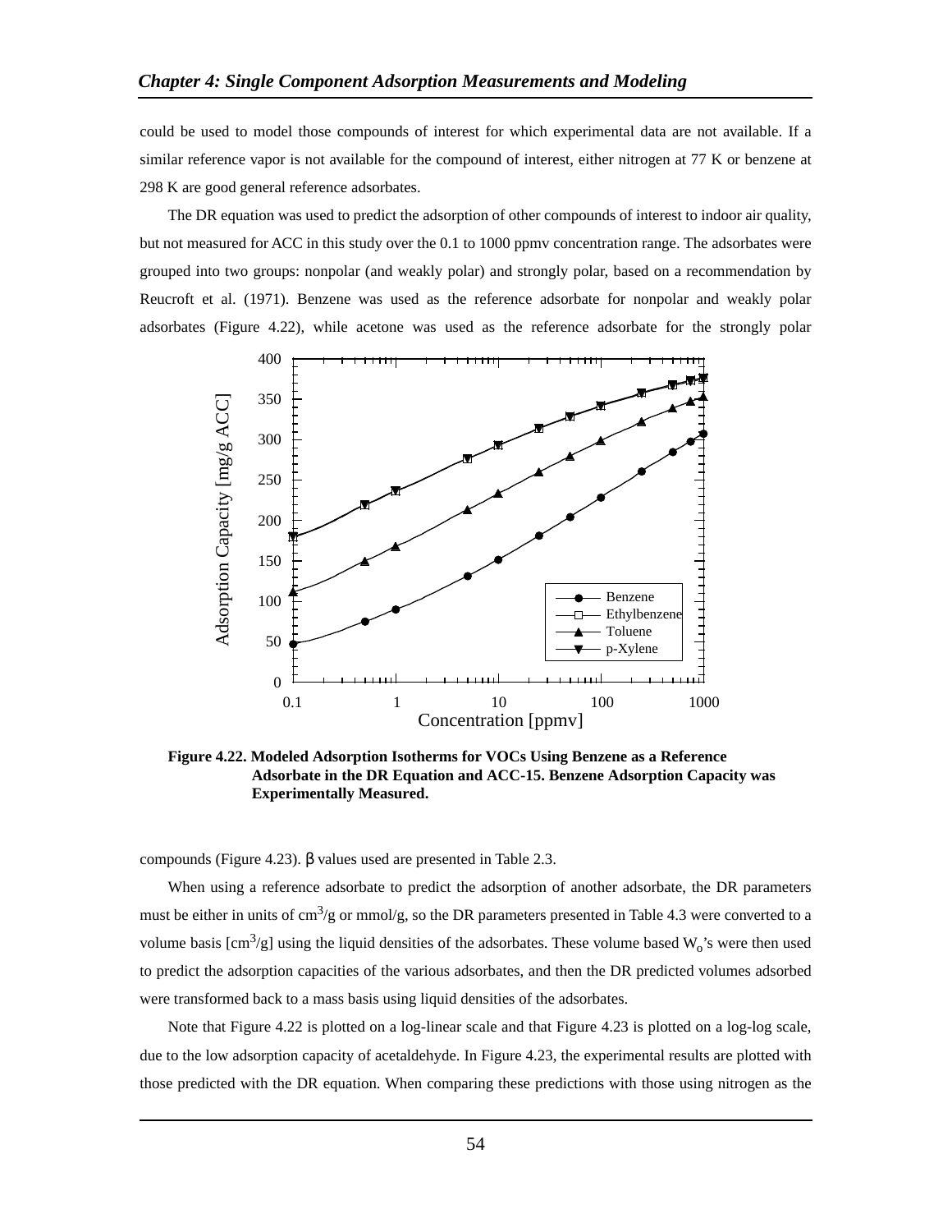could be used to model those compounds of interest for which experimental data are not available. If a similar reference vapor is not available for the compound of interest, either nitrogen at 77 K or benzene at 298 K are good general reference adsorbates.

The DR equation was used to predict the adsorption of other compounds of interest to indoor air quality, but not measured for ACC in this study over the 0.1 to 1000 ppmv concentration range. The adsorbates were grouped into two groups: nonpolar (and weakly polar) and strongly polar, based on a recommendation by Reucroft et al. (1971). Benzene was used as the reference adsorbate for nonpolar and weakly polar adsorbates (Figure 4.22), while acetone was used as the reference adsorbate for the strongly polar compounds (Figure 4.23). β values used are presented in Table 2.3.

**Figure 4.22. Modeled Adsorption Isotherms for VOCs Using Benzene as a Reference Adsorbate in the DR Equation and ACC-15. Benzene Adsorption Capacity was Experimentally Measured.**

When using a reference adsorbate to predict the adsorption of another adsorbate, the DR parameters must be either in units of $cm^3/g$ or mmol/g, so the DR parameters presented in Table 4.3 were converted to a volume basis [$cm^3/g$] using the liquid densities of the adsorbates. These volume based $W_o$'s were then used to predict the adsorption capacities of the various adsorbates, and then the DR predicted volumes adsorbed were transformed back to a mass basis using liquid densities of the adsorbates.

Note that Figure 4.22 is plotted on a log-linear scale and that Figure 4.23 is plotted on a log-log scale, due to the low adsorption capacity of acetaldehyde. In Figure 4.23, the experimental results are plotted with those predicted with the DR equation. When comparing these predictions with those using nitrogen as the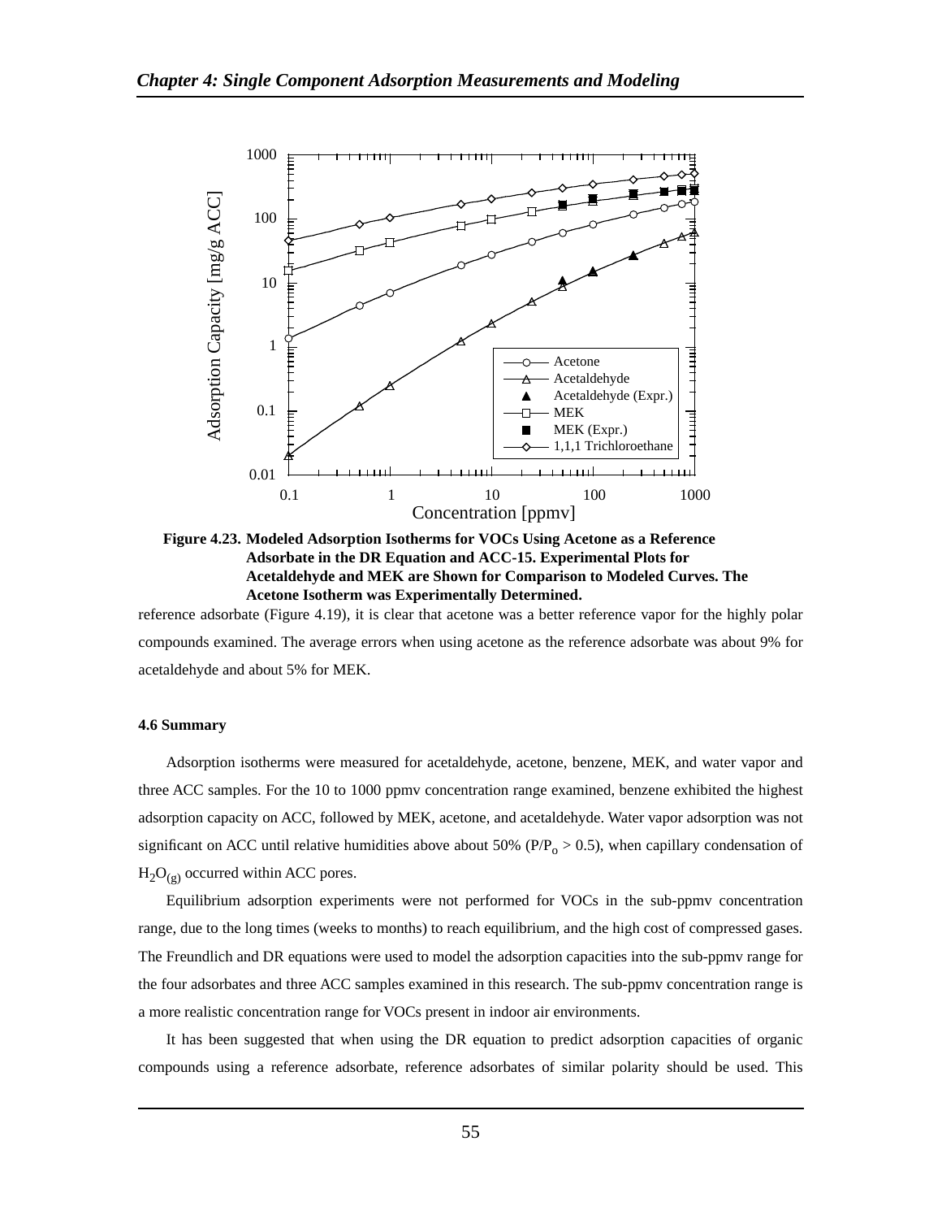**Figure 4.23. Modeled Adsorption Isotherms for VOCs Using Acetone as a Reference Adsorbate in the DR Equation and ACC-15. Experimental Plots for Acetaldehyde and MEK are Shown for Comparison to Modeled Curves. The Acetone Isotherm was Experimentally Determined.**

reference adsorbate (Figure 4.19), it is clear that acetone was a better reference vapor for the highly polar compounds examined. The average errors when using acetone as the reference adsorbate was about 9% for acetaldehyde and about 5% for MEK.

#### 4.6 Summary

Adsorption isotherms were measured for acetaldehyde, acetone, benzene, MEK, and water vapor and three ACC samples. For the 10 to 1000 ppmv concentration range examined, benzene exhibited the highest adsorption capacity on ACC, followed by MEK, acetone, and acetaldehyde. Water vapor adsorption was not significant on ACC until relative humidities above about 50% ($P/P_o > 0.5$), when capillary condensation of $H_2O_{(g)}$ occurred within ACC pores.

Equilibrium adsorption experiments were not performed for VOCs in the sub-ppmv concentration range, due to the long times (weeks to months) to reach equilibrium, and the high cost of compressed gases. The Freundlich and DR equations were used to model the adsorption capacities into the sub-ppmv range for the four adsorbates and three ACC samples examined in this research. The sub-ppmv concentration range is a more realistic concentration range for VOCs present in indoor air environments.

It has been suggested that when using the DR equation to predict adsorption capacities of organic compounds using a reference adsorbate, reference adsorbates of similar polarity should be used. This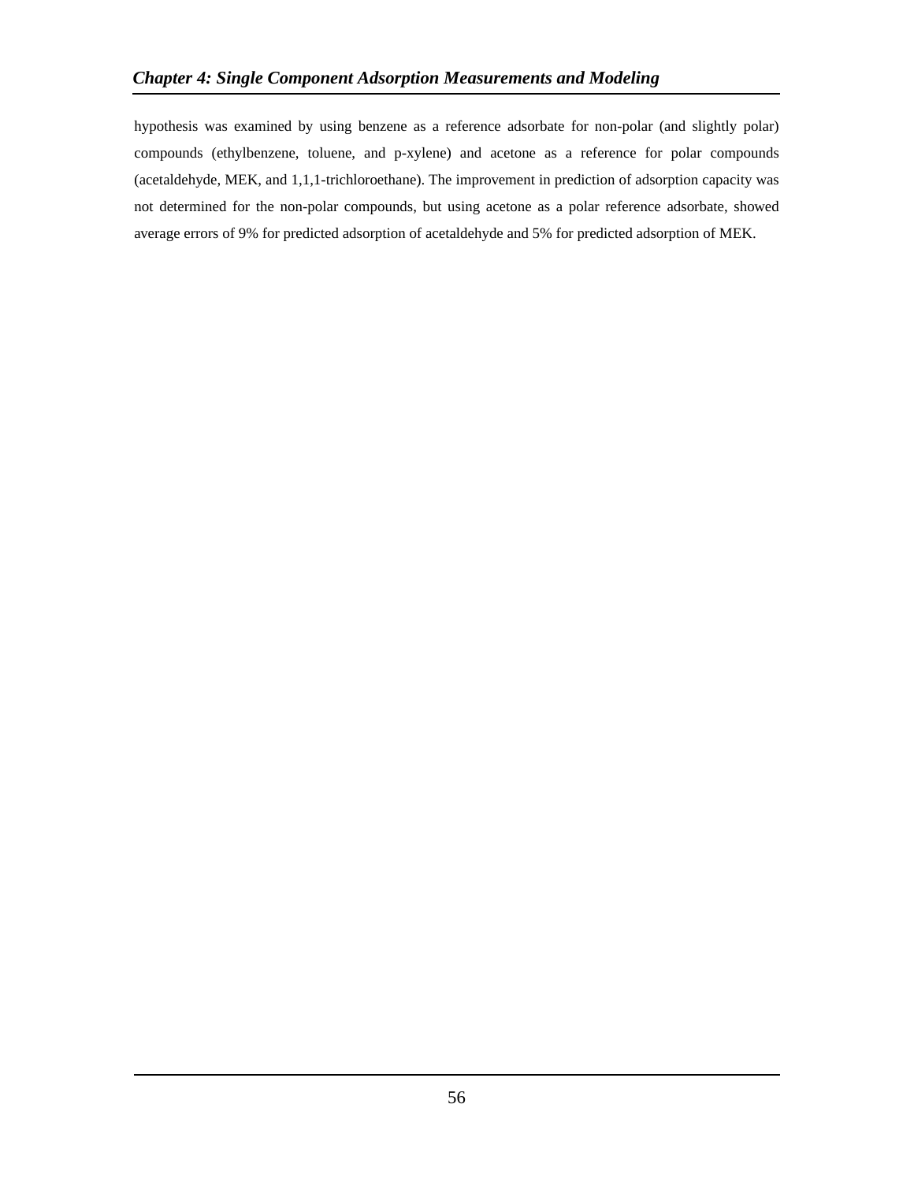hypothesis was examined by using benzene as a reference adsorbate for non-polar (and slightly polar) compounds (ethylbenzene, toluene, and p-xylene) and acetone as a reference for polar compounds (acetaldehyde, MEK, and 1,1,1-trichloroethane). The improvement in prediction of adsorption capacity was not determined for the non-polar compounds, but using acetone as a polar reference adsorbate, showed average errors of 9% for predicted adsorption of acetaldehyde and 5% for predicted adsorption of MEK.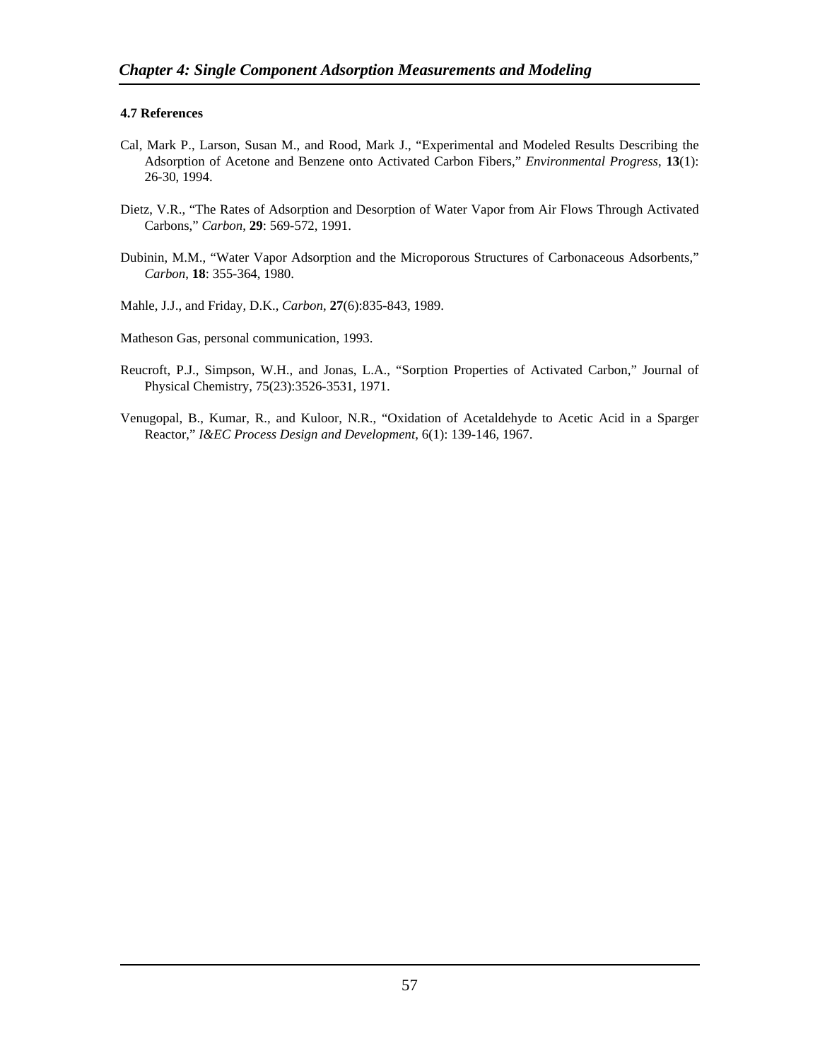### 4.7 References

Cal, Mark P., Larson, Susan M., and Rood, Mark J., "Experimental and Modeled Results Describing the Adsorption of Acetone and Benzene onto Activated Carbon Fibers," *Environmental Progress*, **13**(1): 26-30, 1994.

Dietz, V.R., "The Rates of Adsorption and Desorption of Water Vapor from Air Flows Through Activated Carbons," *Carbon*, **29**: 569-572, 1991.

Dubinin, M.M., "Water Vapor Adsorption and the Microporous Structures of Carbonaceous Adsorbents," *Carbon*, **18**: 355-364, 1980.

Mahle, J.J., and Friday, D.K., *Carbon*, **27**(6):835-843, 1989.

Matheson Gas, personal communication, 1993.

Reucroft, P.J., Simpson, W.H., and Jonas, L.A., "Sorption Properties of Activated Carbon," Journal of Physical Chemistry, 75(23):3526-3531, 1971.

Venugopal, B., Kumar, R., and Kuloor, N.R., "Oxidation of Acetaldehyde to Acetic Acid in a Sparger Reactor," *I&EC Process Design and Development*, 6(1): 139-146, 1967.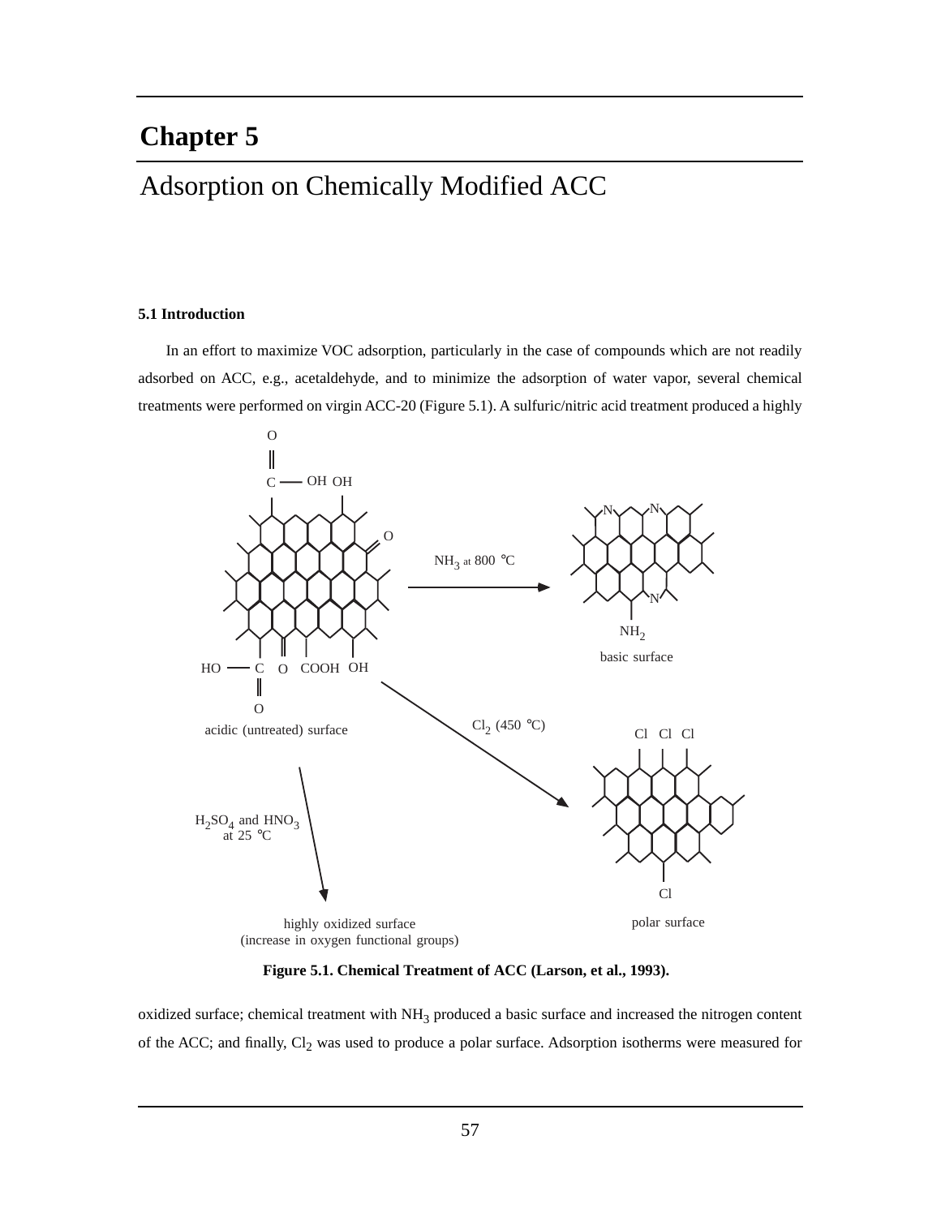# Chapter 5

## Adsorption on Chemically Modified ACC

### 5.1 Introduction

In an effort to maximize VOC adsorption, particularly in the case of compounds which are not readily adsorbed on ACC, e.g., acetaldehyde, and to minimize the adsorption of water vapor, several chemical treatments were performed on virgin ACC-20 (Figure 5.1). A sulfuric/nitric acid treatment produced a highly

Figure 5.1. Chemical Treatment of ACC (Larson, et al., 1993).

oxidized surface; chemical treatment with $NH_3$ produced a basic surface and increased the nitrogen content of the ACC; and finally, $Cl_2$ was used to produce a polar surface. Adsorption isotherms were measured for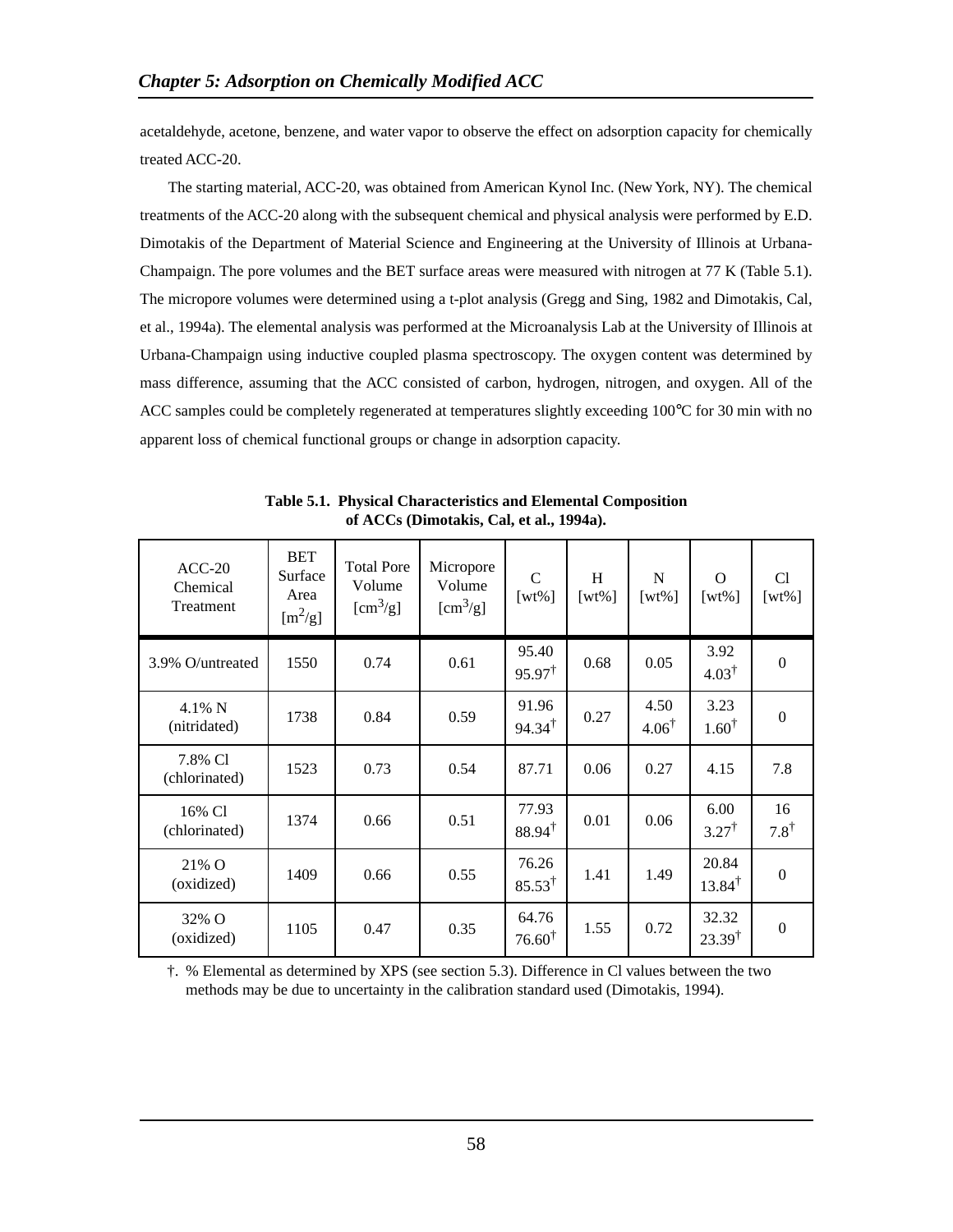acetaldehyde, acetone, benzene, and water vapor to observe the effect on adsorption capacity for chemically treated ACC-20.

The starting material, ACC-20, was obtained from American Kynol Inc. (New York, NY). The chemical treatments of the ACC-20 along with the subsequent chemical and physical analysis were performed by E.D. Dimotakis of the Department of Material Science and Engineering at the University of Illinois at Urbana-Champaign. The pore volumes and the BET surface areas were measured with nitrogen at 77 K (Table 5.1). The micropore volumes were determined using a t-plot analysis (Gregg and Sing, 1982 and Dimotakis, Cal, et al., 1994a). The elemental analysis was performed at the Microanalysis Lab at the University of Illinois at Urbana-Champaign using inductive coupled plasma spectroscopy. The oxygen content was determined by mass difference, assuming that the ACC consisted of carbon, hydrogen, nitrogen, and oxygen. All of the ACC samples could be completely regenerated at temperatures slightly exceeding 100°C for 30 min with no apparent loss of chemical functional groups or change in adsorption capacity.

**Table 5.1. Physical Characteristics and Elemental Composition of ACCs (Dimotakis, Cal, et al., 1994a).**

| ACC-20 Chemical Treatment | BET Surface Area [$m^2/g$] | Total Pore Volume [$cm^3/g$] | Micropore Volume [$cm^3/g$] | C [wt%] | H [wt%] | N [wt%] | O [wt%] | Cl [wt%] |
|---|---|---|---|---|---|---|---|---|
| 3.9% O/untreated | 1550 | 0.74 | 0.61 | 95.40<br>95.97† | 0.68 | 0.05 | 3.92<br>4.03† | 0 |
| 4.1% N (nitridated) | 1738 | 0.84 | 0.59 | 91.96<br>94.34† | 0.27 | 4.50<br>4.06† | 3.23<br>1.60† | 0 |
| 7.8% Cl (chlorinated) | 1523 | 0.73 | 0.54 | 87.71 | 0.06 | 0.27 | 4.15 | 7.8 |
| 16% Cl (chlorinated) | 1374 | 0.66 | 0.51 | 77.93<br>88.94† | 0.01 | 0.06 | 6.00<br>3.27† | 16<br>7.8† |
| 21% O (oxidized) | 1409 | 0.66 | 0.55 | 76.26<br>85.53† | 1.41 | 1.49 | 20.84<br>13.84† | 0 |
| 32% O (oxidized) | 1105 | 0.47 | 0.35 | 64.76<br>76.60† | 1.55 | 0.72 | 32.32<br>23.39† | 0 |

†. % Elemental as determined by XPS (see section 5.3). Difference in Cl values between the two methods may be due to uncertainty in the calibration standard used (Dimotakis, 1994).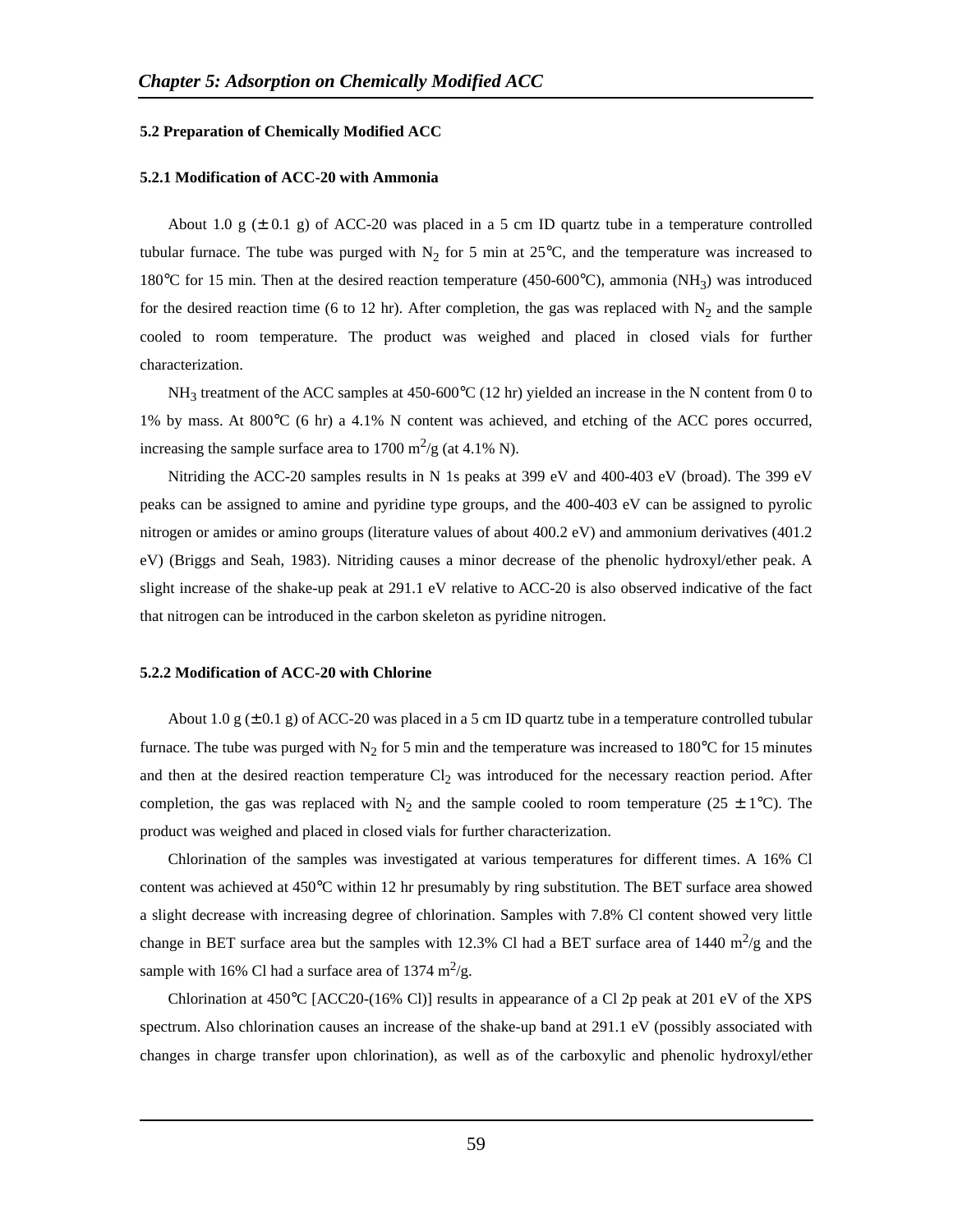## 5.2 Preparation of Chemically Modified ACC

### 5.2.1 Modification of ACC-20 with Ammonia

About 1.0 g (± 0.1 g) of ACC-20 was placed in a 5 cm ID quartz tube in a temperature controlled tubular furnace. The tube was purged with $N_2$ for 5 min at 25°C, and the temperature was increased to 180°C for 15 min. Then at the desired reaction temperature (450-600°C), ammonia ($NH_3$) was introduced for the desired reaction time (6 to 12 hr). After completion, the gas was replaced with $N_2$ and the sample cooled to room temperature. The product was weighed and placed in closed vials for further characterization.

$NH_3$ treatment of the ACC samples at 450-600°C (12 hr) yielded an increase in the N content from 0 to 1% by mass. At 800°C (6 hr) a 4.1% N content was achieved, and etching of the ACC pores occurred, increasing the sample surface area to 1700 $m^2/g$ (at 4.1% N).

Nitriding the ACC-20 samples results in N 1s peaks at 399 eV and 400-403 eV (broad). The 399 eV peaks can be assigned to amine and pyridine type groups, and the 400-403 eV can be assigned to pyrolic nitrogen or amides or amino groups (literature values of about 400.2 eV) and ammonium derivatives (401.2 eV) (Briggs and Seah, 1983). Nitriding causes a minor decrease of the phenolic hydroxyl/ether peak. A slight increase of the shake-up peak at 291.1 eV relative to ACC-20 is also observed indicative of the fact that nitrogen can be introduced in the carbon skeleton as pyridine nitrogen.

### 5.2.2 Modification of ACC-20 with Chlorine

About 1.0 g (± 0.1 g) of ACC-20 was placed in a 5 cm ID quartz tube in a temperature controlled tubular furnace. The tube was purged with $N_2$ for 5 min and the temperature was increased to 180°C for 15 minutes and then at the desired reaction temperature $Cl_2$ was introduced for the necessary reaction period. After completion, the gas was replaced with $N_2$ and the sample cooled to room temperature (25 ± 1°C). The product was weighed and placed in closed vials for further characterization.

Chlorination of the samples was investigated at various temperatures for different times. A 16% Cl content was achieved at 450°C within 12 hr presumably by ring substitution. The BET surface area showed a slight decrease with increasing degree of chlorination. Samples with 7.8% Cl content showed very little change in BET surface area but the samples with 12.3% Cl had a BET surface area of 1440 $m^2/g$ and the sample with 16% Cl had a surface area of 1374 $m^2/g$.

Chlorination at 450°C [ACC20-(16% Cl)] results in appearance of a Cl 2p peak at 201 eV of the XPS spectrum. Also chlorination causes an increase of the shake-up band at 291.1 eV (possibly associated with changes in charge transfer upon chlorination), as well as of the carboxylic and phenolic hydroxyl/ether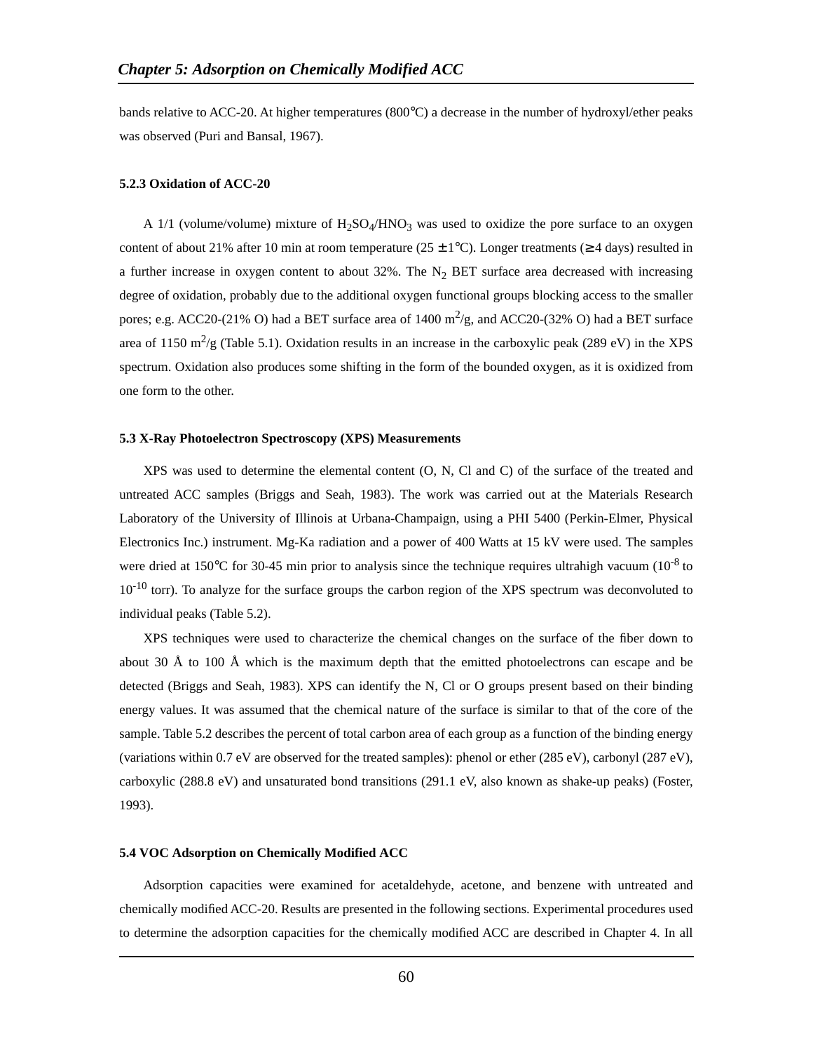bands relative to ACC-20. At higher temperatures (800°C) a decrease in the number of hydroxyl/ether peaks was observed (Puri and Bansal, 1967).

### 5.2.3 Oxidation of ACC-20

A 1/1 (volume/volume) mixture of $H_2SO_4/HNO_3$ was used to oxidize the pore surface to an oxygen content of about 21% after 10 min at room temperature (25 ± 1°C). Longer treatments (≥ 4 days) resulted in a further increase in oxygen content to about 32%. The $N_2$ BET surface area decreased with increasing degree of oxidation, probably due to the additional oxygen functional groups blocking access to the smaller pores; e.g. ACC20-(21% O) had a BET surface area of 1400 $m^2/g$, and ACC20-(32% O) had a BET surface area of 1150 $m^2/g$ (Table 5.1). Oxidation results in an increase in the carboxylic peak (289 eV) in the XPS spectrum. Oxidation also produces some shifting in the form of the bounded oxygen, as it is oxidized from one form to the other.

## 5.3 X-Ray Photoelectron Spectroscopy (XPS) Measurements

XPS was used to determine the elemental content (O, N, Cl and C) of the surface of the treated and untreated ACC samples (Briggs and Seah, 1983). The work was carried out at the Materials Research Laboratory of the University of Illinois at Urbana-Champaign, using a PHI 5400 (Perkin-Elmer, Physical Electronics Inc.) instrument. Mg-Ka radiation and a power of 400 Watts at 15 kV were used. The samples were dried at 150°C for 30-45 min prior to analysis since the technique requires ultrahigh vacuum ($10^{-8}$ to $10^{-10}$ torr). To analyze for the surface groups the carbon region of the XPS spectrum was deconvoluted to individual peaks (Table 5.2).

XPS techniques were used to characterize the chemical changes on the surface of the fiber down to about 30 Å to 100 Å which is the maximum depth that the emitted photoelectrons can escape and be detected (Briggs and Seah, 1983). XPS can identify the N, Cl or O groups present based on their binding energy values. It was assumed that the chemical nature of the surface is similar to that of the core of the sample. Table 5.2 describes the percent of total carbon area of each group as a function of the binding energy (variations within 0.7 eV are observed for the treated samples): phenol or ether (285 eV), carbonyl (287 eV), carboxylic (288.8 eV) and unsaturated bond transitions (291.1 eV, also known as shake-up peaks) (Foster, 1993).

## 5.4 VOC Adsorption on Chemically Modified ACC

Adsorption capacities were examined for acetaldehyde, acetone, and benzene with untreated and chemically modified ACC-20. Results are presented in the following sections. Experimental procedures used to determine the adsorption capacities for the chemically modified ACC are described in Chapter 4. In all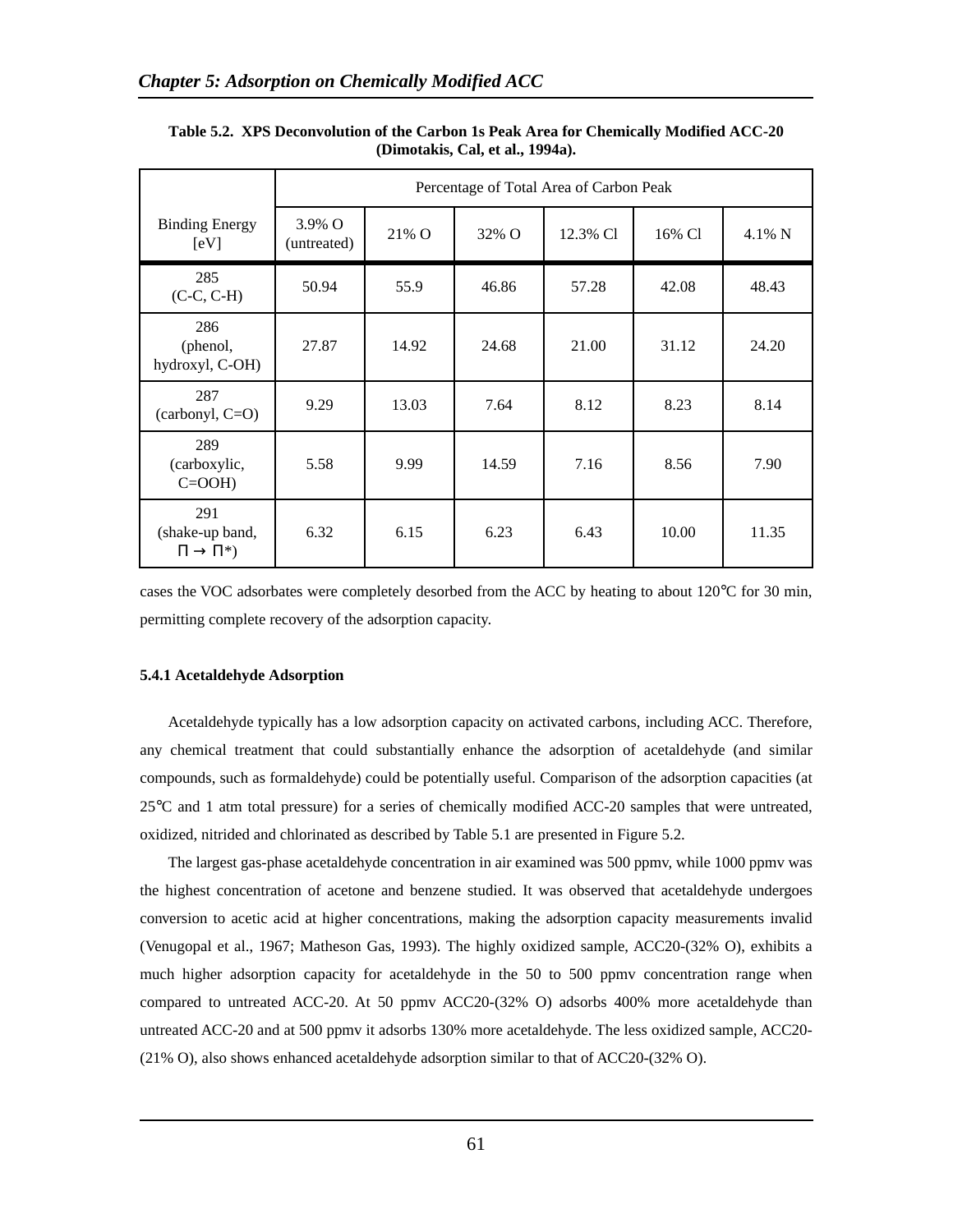**Table 5.2. XPS Deconvolution of the Carbon 1s Peak Area for Chemically Modified ACC-20 (Dimotakis, Cal, et al., 1994a).**

| | Percentage of Total Area of Carbon Peak | | | | | |
|---|---|---|---|---|---|---|
| Binding Energy [eV] | 3.9% O (untreated) | 21% O | 32% O | 12.3% Cl | 16% Cl | 4.1% N |
| 285 (C-C, C-H) | 50.94 | 55.9 | 46.86 | 57.28 | 42.08 | 48.43 |
| 286 (phenol, hydroxyl, C-OH) | 27.87 | 14.92 | 24.68 | 21.00 | 31.12 | 24.20 |
| 287 (carbonyl, C=O) | 9.29 | 13.03 | 7.64 | 8.12 | 8.23 | 8.14 |
| 289 (carboxylic, C=OOH) | 5.58 | 9.99 | 14.59 | 7.16 | 8.56 | 7.90 |
| 291 (shake-up band, $\Pi \rightarrow \Pi^*$) | 6.32 | 6.15 | 6.23 | 6.43 | 10.00 | 11.35 |

cases the VOC adsorbates were completely desorbed from the ACC by heating to about 120°C for 30 min, permitting complete recovery of the adsorption capacity.

### 5.4.1 Acetaldehyde Adsorption

Acetaldehyde typically has a low adsorption capacity on activated carbons, including ACC. Therefore, any chemical treatment that could substantially enhance the adsorption of acetaldehyde (and similar compounds, such as formaldehyde) could be potentially useful. Comparison of the adsorption capacities (at 25°C and 1 atm total pressure) for a series of chemically modified ACC-20 samples that were untreated, oxidized, nitrided and chlorinated as described by Table 5.1 are presented in Figure 5.2.

The largest gas-phase acetaldehyde concentration in air examined was 500 ppmv, while 1000 ppmv was the highest concentration of acetone and benzene studied. It was observed that acetaldehyde undergoes conversion to acetic acid at higher concentrations, making the adsorption capacity measurements invalid (Venugopal et al., 1967; Matheson Gas, 1993). The highly oxidized sample, ACC20-(32% O), exhibits a much higher adsorption capacity for acetaldehyde in the 50 to 500 ppmv concentration range when compared to untreated ACC-20. At 50 ppmv ACC20-(32% O) adsorbs 400% more acetaldehyde than untreated ACC-20 and at 500 ppmv it adsorbs 130% more acetaldehyde. The less oxidized sample, ACC20-(21% O), also shows enhanced acetaldehyde adsorption similar to that of ACC20-(32% O).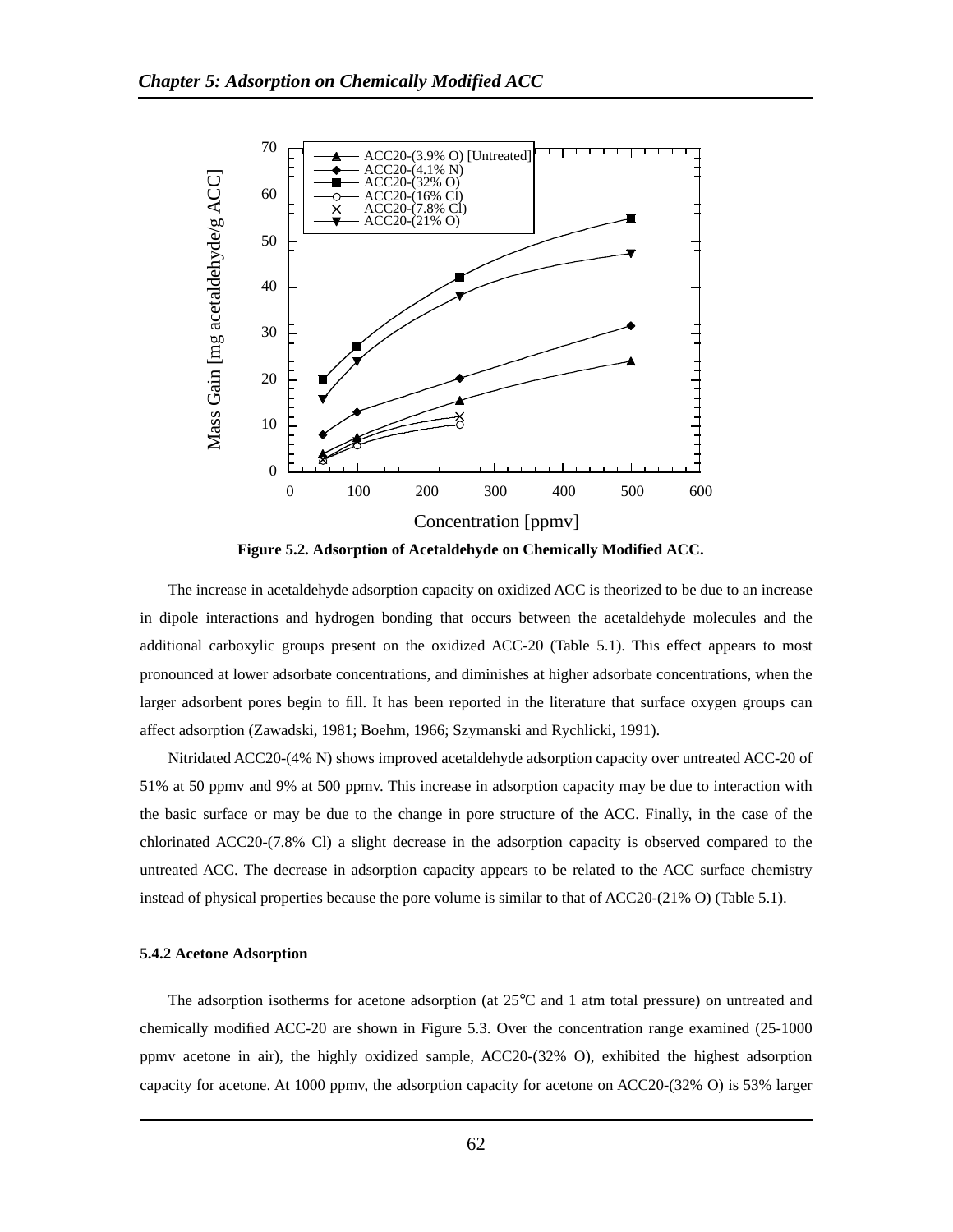Figure 5.2. Adsorption of Acetaldehyde on Chemically Modified ACC.

The increase in acetaldehyde adsorption capacity on oxidized ACC is theorized to be due to an increase in dipole interactions and hydrogen bonding that occurs between the acetaldehyde molecules and the additional carboxylic groups present on the oxidized ACC-20 (Table 5.1). This effect appears to most pronounced at lower adsorbate concentrations, and diminishes at higher adsorbate concentrations, when the larger adsorbent pores begin to fill. It has been reported in the literature that surface oxygen groups can affect adsorption (Zawadski, 1981; Boehm, 1966; Szymanski and Rychlicki, 1991).

Nitridated ACC20-(4% N) shows improved acetaldehyde adsorption capacity over untreated ACC-20 of 51% at 50 ppmv and 9% at 500 ppmv. This increase in adsorption capacity may be due to interaction with the basic surface or may be due to the change in pore structure of the ACC. Finally, in the case of the chlorinated ACC20-(7.8% Cl) a slight decrease in the adsorption capacity is observed compared to the untreated ACC. The decrease in adsorption capacity appears to be related to the ACC surface chemistry instead of physical properties because the pore volume is similar to that of ACC20-(21% O) (Table 5.1).

### 5.4.2 Acetone Adsorption

The adsorption isotherms for acetone adsorption (at 25°C and 1 atm total pressure) on untreated and chemically modified ACC-20 are shown in Figure 5.3. Over the concentration range examined (25-1000 ppmv acetone in air), the highly oxidized sample, ACC20-(32% O), exhibited the highest adsorption capacity for acetone. At 1000 ppmv, the adsorption capacity for acetone on ACC20-(32% O) is 53% larger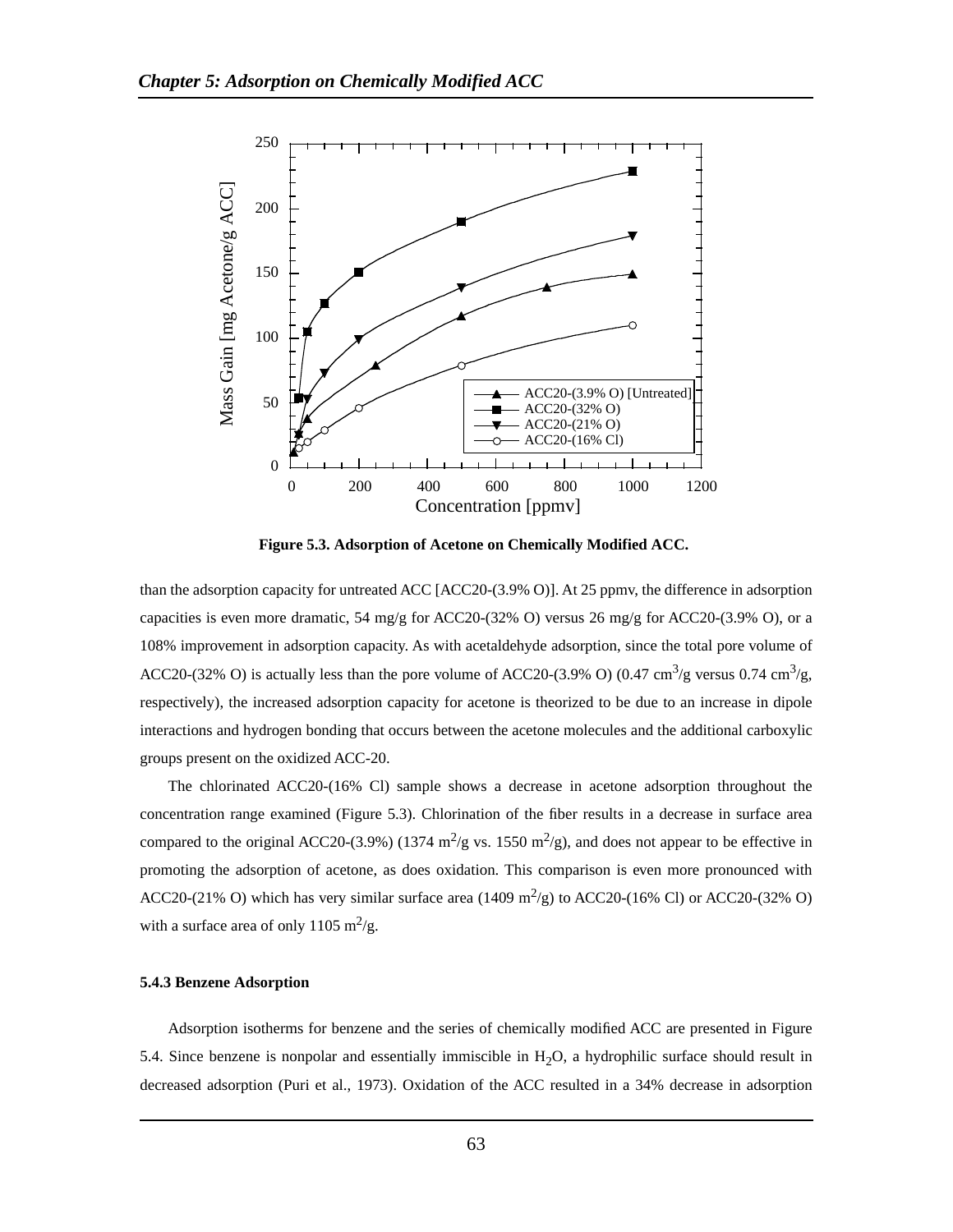**Figure 5.3. Adsorption of Acetone on Chemically Modified ACC.**

than the adsorption capacity for untreated ACC [ACC20-(3.9% O)]. At 25 ppmv, the difference in adsorption capacities is even more dramatic, 54 mg/g for ACC20-(32% O) versus 26 mg/g for ACC20-(3.9% O), or a 108% improvement in adsorption capacity. As with acetaldehyde adsorption, since the total pore volume of ACC20-(32% O) is actually less than the pore volume of ACC20-(3.9% O) (0.47 $cm^3/g$ versus 0.74 $cm^3/g$, respectively), the increased adsorption capacity for acetone is theorized to be due to an increase in dipole interactions and hydrogen bonding that occurs between the acetone molecules and the additional carboxylic groups present on the oxidized ACC-20.

The chlorinated ACC20-(16% Cl) sample shows a decrease in acetone adsorption throughout the concentration range examined (Figure 5.3). Chlorination of the fiber results in a decrease in surface area compared to the original ACC20-(3.9%) (1374 $m^2/g$ vs. 1550 $m^2/g$), and does not appear to be effective in promoting the adsorption of acetone, as does oxidation. This comparison is even more pronounced with ACC20-(21% O) which has very similar surface area (1409 $m^2/g$) to ACC20-(16% Cl) or ACC20-(32% O) with a surface area of only 1105 $m^2/g$.

### 5.4.3 Benzene Adsorption

Adsorption isotherms for benzene and the series of chemically modified ACC are presented in Figure 5.4. Since benzene is nonpolar and essentially immiscible in $H_2O$, a hydrophilic surface should result in decreased adsorption (Puri et al., 1973). Oxidation of the ACC resulted in a 34% decrease in adsorption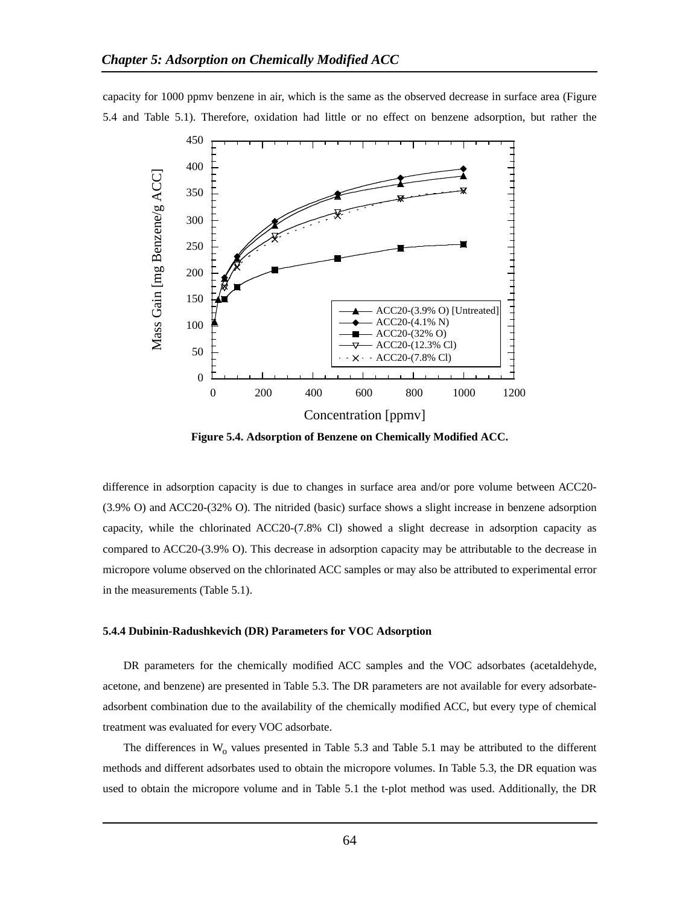capacity for 1000 ppmv benzene in air, which is the same as the observed decrease in surface area (Figure 5.4 and Table 5.1). Therefore, oxidation had little or no effect on benzene adsorption, but rather the

**Figure 5.4. Adsorption of Benzene on Chemically Modified ACC.**

difference in adsorption capacity is due to changes in surface area and/or pore volume between ACC20-(3.9% O) and ACC20-(32% O). The nitrided (basic) surface shows a slight increase in benzene adsorption capacity, while the chlorinated ACC20-(7.8% Cl) showed a slight decrease in adsorption capacity as compared to ACC20-(3.9% O). This decrease in adsorption capacity may be attributable to the decrease in micropore volume observed on the chlorinated ACC samples or may also be attributed to experimental error in the measurements (Table 5.1).

### 5.4.4 Dubinin-Radushkevich (DR) Parameters for VOC Adsorption

DR parameters for the chemically modified ACC samples and the VOC adsorbates (acetaldehyde, acetone, and benzene) are presented in Table 5.3. The DR parameters are not available for every adsorbate-adsorbent combination due to the availability of the chemically modified ACC, but every type of chemical treatment was evaluated for every VOC adsorbate.

The differences in $W_o$ values presented in Table 5.3 and Table 5.1 may be attributed to the different methods and different adsorbates used to obtain the micropore volumes. In Table 5.3, the DR equation was used to obtain the micropore volume and in Table 5.1 the t-plot method was used. Additionally, the DR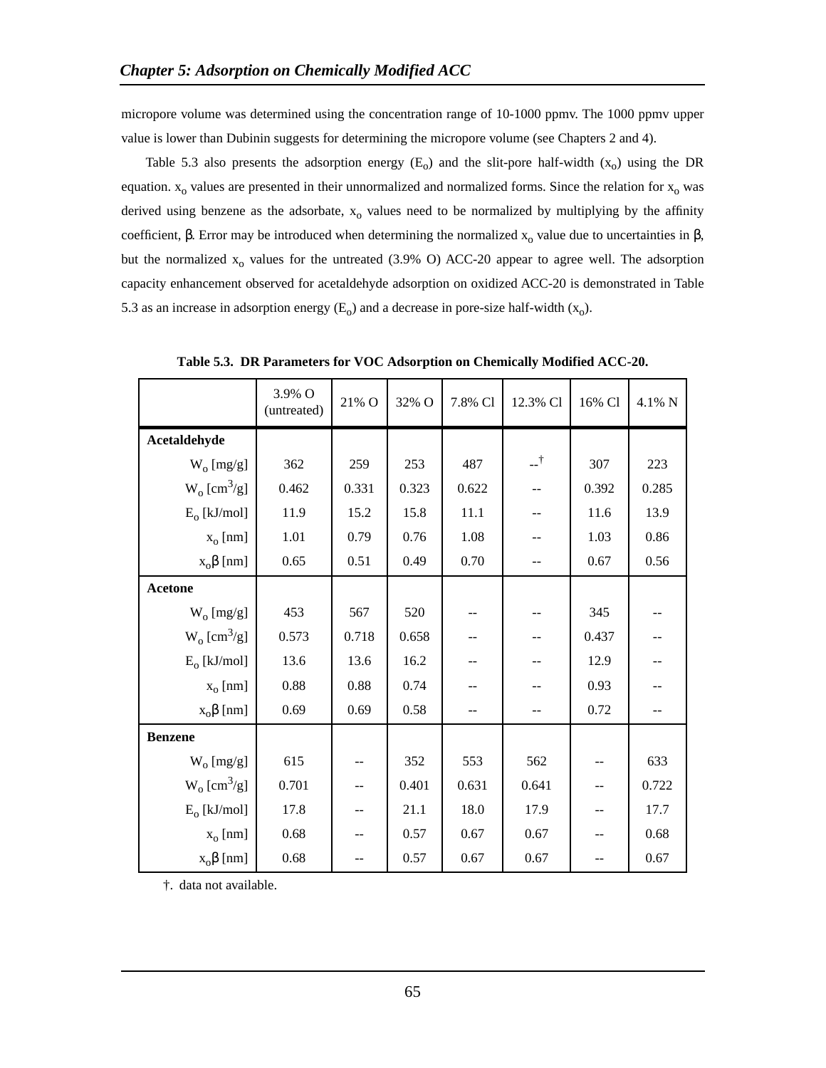micropore volume was determined using the concentration range of 10-1000 ppmv. The 1000 ppmv upper value is lower than Dubinin suggests for determining the micropore volume (see Chapters 2 and 4).

Table 5.3 also presents the adsorption energy ($E_o$) and the slit-pore half-width ($x_o$) using the DR equation. $x_o$ values are presented in their unnormalized and normalized forms. Since the relation for $x_o$ was derived using benzene as the adsorbate, $x_o$ values need to be normalized by multiplying by the affinity coefficient, $\beta$. Error may be introduced when determining the normalized $x_o$ value due to uncertainties in $\beta$, but the normalized $x_o$ values for the untreated (3.9% O) ACC-20 appear to agree well. The adsorption capacity enhancement observed for acetaldehyde adsorption on oxidized ACC-20 is demonstrated in Table 5.3 as an increase in adsorption energy ($E_o$) and a decrease in pore-size half-width ($x_o$).

**Table 5.3. DR Parameters for VOC Adsorption on Chemically Modified ACC-20.**

| | 3.9% O (untreated) | 21% O | 32% O | 7.8% Cl | 12.3% Cl | 16% Cl | 4.1% N |
|---|---|---|---|---|---|---|---|
| **Acetaldehyde** | | | | | | | |
| $W_o$ [mg/g] | 362 | 259 | 253 | 487 | --[†] | 307 | 223 |
| $W_o$ [$cm^3$/g] | 0.462 | 0.331 | 0.323 | 0.622 | -- | 0.392 | 0.285 |
| $E_o$ [kJ/mol] | 11.9 | 15.2 | 15.8 | 11.1 | -- | 11.6 | 13.9 |
| $x_o$ [nm] | 1.01 | 0.79 | 0.76 | 1.08 | -- | 1.03 | 0.86 |
| $x_o\beta$ [nm] | 0.65 | 0.51 | 0.49 | 0.70 | -- | 0.67 | 0.56 |
| **Acetone** | | | | | | | |
| $W_o$ [mg/g] | 453 | 567 | 520 | -- | -- | 345 | -- |
| $W_o$ [$cm^3$/g] | 0.573 | 0.718 | 0.658 | -- | -- | 0.437 | -- |
| $E_o$ [kJ/mol] | 13.6 | 13.6 | 16.2 | -- | -- | 12.9 | -- |
| $x_o$ [nm] | 0.88 | 0.88 | 0.74 | -- | -- | 0.93 | -- |
| $x_o\beta$ [nm] | 0.69 | 0.69 | 0.58 | -- | -- | 0.72 | -- |
| **Benzene** | | | | | | | |
| $W_o$ [mg/g] | 615 | -- | 352 | 553 | 562 | -- | 633 |
| $W_o$ [$cm^3$/g] | 0.701 | -- | 0.401 | 0.631 | 0.641 | -- | 0.722 |
| $E_o$ [kJ/mol] | 17.8 | -- | 21.1 | 18.0 | 17.9 | -- | 17.7 |
| $x_o$ [nm] | 0.68 | -- | 0.57 | 0.67 | 0.67 | -- | 0.68 |
| $x_o\beta$ [nm] | 0.68 | -- | 0.57 | 0.67 | 0.67 | -- | 0.67 |

†. data not available.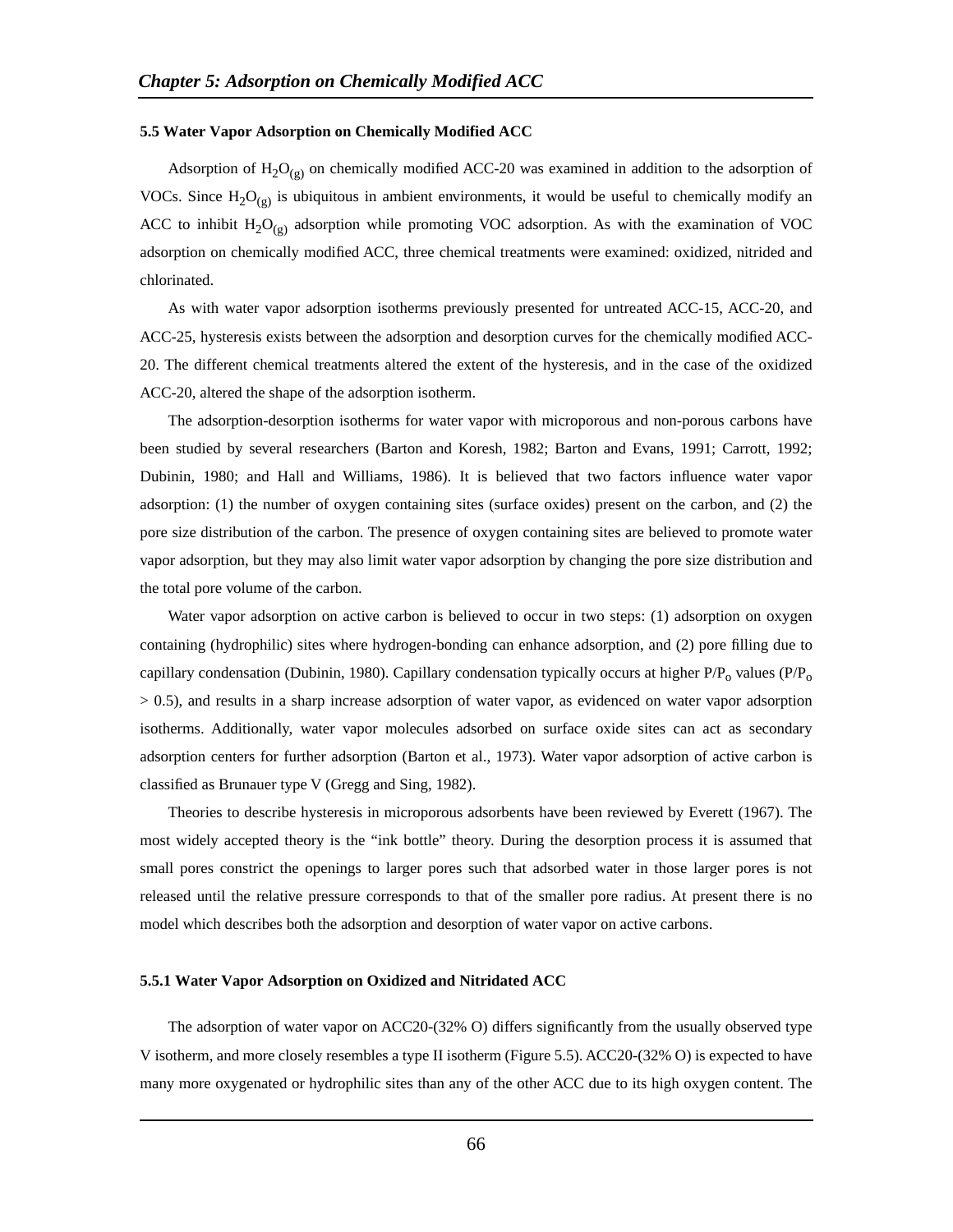## 5.5 Water Vapor Adsorption on Chemically Modified ACC

Adsorption of $H_2O_{(g)}$ on chemically modified ACC-20 was examined in addition to the adsorption of VOCs. Since $H_2O_{(g)}$ is ubiquitous in ambient environments, it would be useful to chemically modify an ACC to inhibit $H_2O_{(g)}$ adsorption while promoting VOC adsorption. As with the examination of VOC adsorption on chemically modified ACC, three chemical treatments were examined: oxidized, nitrided and chlorinated.

As with water vapor adsorption isotherms previously presented for untreated ACC-15, ACC-20, and ACC-25, hysteresis exists between the adsorption and desorption curves for the chemically modified ACC-20. The different chemical treatments altered the extent of the hysteresis, and in the case of the oxidized ACC-20, altered the shape of the adsorption isotherm.

The adsorption-desorption isotherms for water vapor with microporous and non-porous carbons have been studied by several researchers (Barton and Koresh, 1982; Barton and Evans, 1991; Carrott, 1992; Dubinin, 1980; and Hall and Williams, 1986). It is believed that two factors influence water vapor adsorption: (1) the number of oxygen containing sites (surface oxides) present on the carbon, and (2) the pore size distribution of the carbon. The presence of oxygen containing sites are believed to promote water vapor adsorption, but they may also limit water vapor adsorption by changing the pore size distribution and the total pore volume of the carbon.

Water vapor adsorption on active carbon is believed to occur in two steps: (1) adsorption on oxygen containing (hydrophilic) sites where hydrogen-bonding can enhance adsorption, and (2) pore filling due to capillary condensation (Dubinin, 1980). Capillary condensation typically occurs at higher $P/P_o$ values ($P/P_o > 0.5$), and results in a sharp increase adsorption of water vapor, as evidenced on water vapor adsorption isotherms. Additionally, water vapor molecules adsorbed on surface oxide sites can act as secondary adsorption centers for further adsorption (Barton et al., 1973). Water vapor adsorption of active carbon is classified as Brunauer type V (Gregg and Sing, 1982).

Theories to describe hysteresis in microporous adsorbents have been reviewed by Everett (1967). The most widely accepted theory is the “ink bottle” theory. During the desorption process it is assumed that small pores constrict the openings to larger pores such that adsorbed water in those larger pores is not released until the relative pressure corresponds to that of the smaller pore radius. At present there is no model which describes both the adsorption and desorption of water vapor on active carbons.

### 5.5.1 Water Vapor Adsorption on Oxidized and Nitridated ACC

The adsorption of water vapor on ACC20-(32% O) differs significantly from the usually observed type V isotherm, and more closely resembles a type II isotherm (Figure 5.5). ACC20-(32% O) is expected to have many more oxygenated or hydrophilic sites than any of the other ACC due to its high oxygen content. The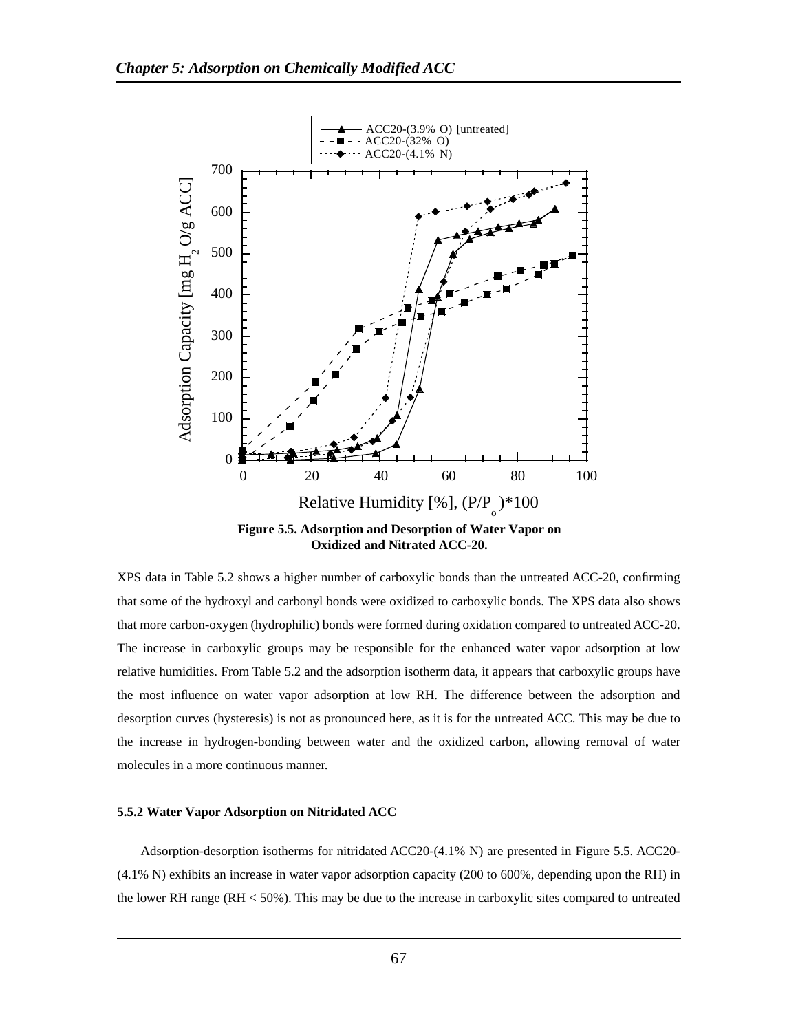**Figure 5.5. Adsorption and Desorption of Water Vapor on Oxidized and Nitrated ACC-20.**

XPS data in Table 5.2 shows a higher number of carboxylic bonds than the untreated ACC-20, confirming that some of the hydroxyl and carbonyl bonds were oxidized to carboxylic bonds. The XPS data also shows that more carbon-oxygen (hydrophilic) bonds were formed during oxidation compared to untreated ACC-20. The increase in carboxylic groups may be responsible for the enhanced water vapor adsorption at low relative humidities. From Table 5.2 and the adsorption isotherm data, it appears that carboxylic groups have the most influence on water vapor adsorption at low RH. The difference between the adsorption and desorption curves (hysteresis) is not as pronounced here, as it is for the untreated ACC. This may be due to the increase in hydrogen-bonding between water and the oxidized carbon, allowing removal of water molecules in a more continuous manner.

#### 5.5.2 Water Vapor Adsorption on Nitridated ACC

Adsorption-desorption isotherms for nitridated ACC20-(4.1% N) are presented in Figure 5.5. ACC20-(4.1% N) exhibits an increase in water vapor adsorption capacity (200 to 600%, depending upon the RH) in the lower RH range (RH < 50%). This may be due to the increase in carboxylic sites compared to untreated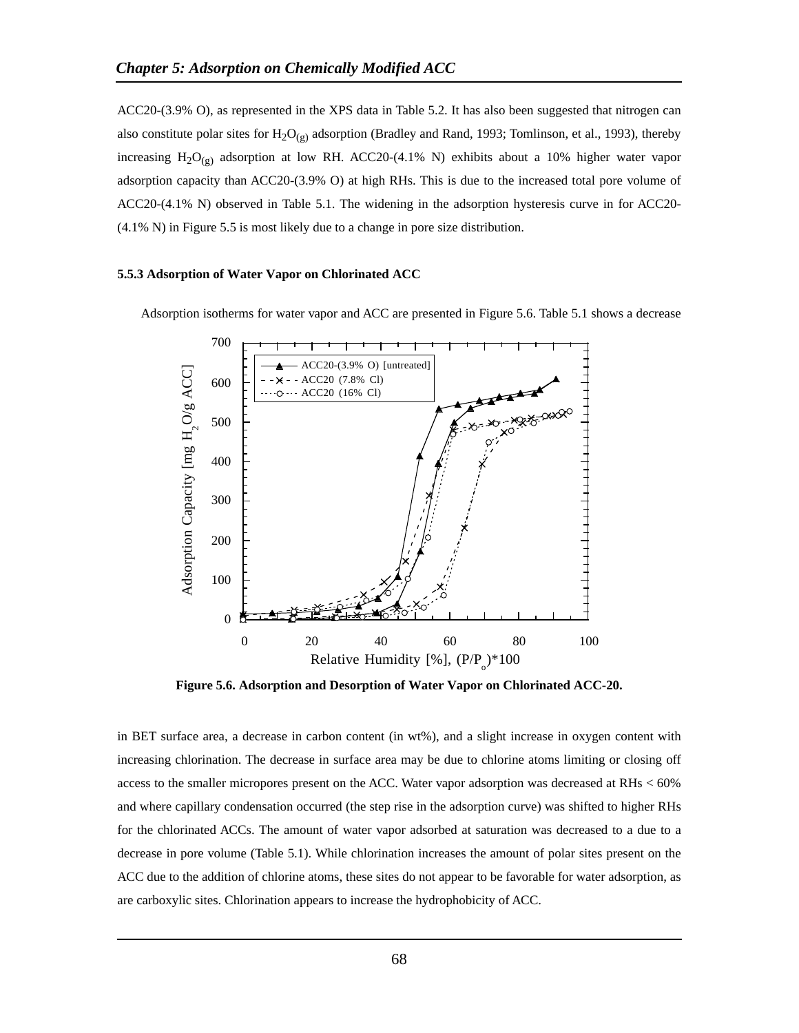ACC20-(3.9% O), as represented in the XPS data in Table 5.2. It has also been suggested that nitrogen can also constitute polar sites for $H_2O_{(g)}$ adsorption (Bradley and Rand, 1993; Tomlinson, et al., 1993), thereby increasing $H_2O_{(g)}$ adsorption at low RH. ACC20-(4.1% N) exhibits about a 10% higher water vapor adsorption capacity than ACC20-(3.9% O) at high RHs. This is due to the increased total pore volume of ACC20-(4.1% N) observed in Table 5.1. The widening in the adsorption hysteresis curve in for ACC20-(4.1% N) in Figure 5.5 is most likely due to a change in pore size distribution.

#### 5.5.3 Adsorption of Water Vapor on Chlorinated ACC

Adsorption isotherms for water vapor and ACC are presented in Figure 5.6. Table 5.1 shows a decrease

**Figure 5.6. Adsorption and Desorption of Water Vapor on Chlorinated ACC-20.**

in BET surface area, a decrease in carbon content (in wt%), and a slight increase in oxygen content with increasing chlorination. The decrease in surface area may be due to chlorine atoms limiting or closing off access to the smaller micropores present on the ACC. Water vapor adsorption was decreased at RHs < 60% and where capillary condensation occurred (the step rise in the adsorption curve) was shifted to higher RHs for the chlorinated ACCs. The amount of water vapor adsorbed at saturation was decreased to a due to a decrease in pore volume (Table 5.1). While chlorination increases the amount of polar sites present on the ACC due to the addition of chlorine atoms, these sites do not appear to be favorable for water adsorption, as are carboxylic sites. Chlorination appears to increase the hydrophobicity of ACC.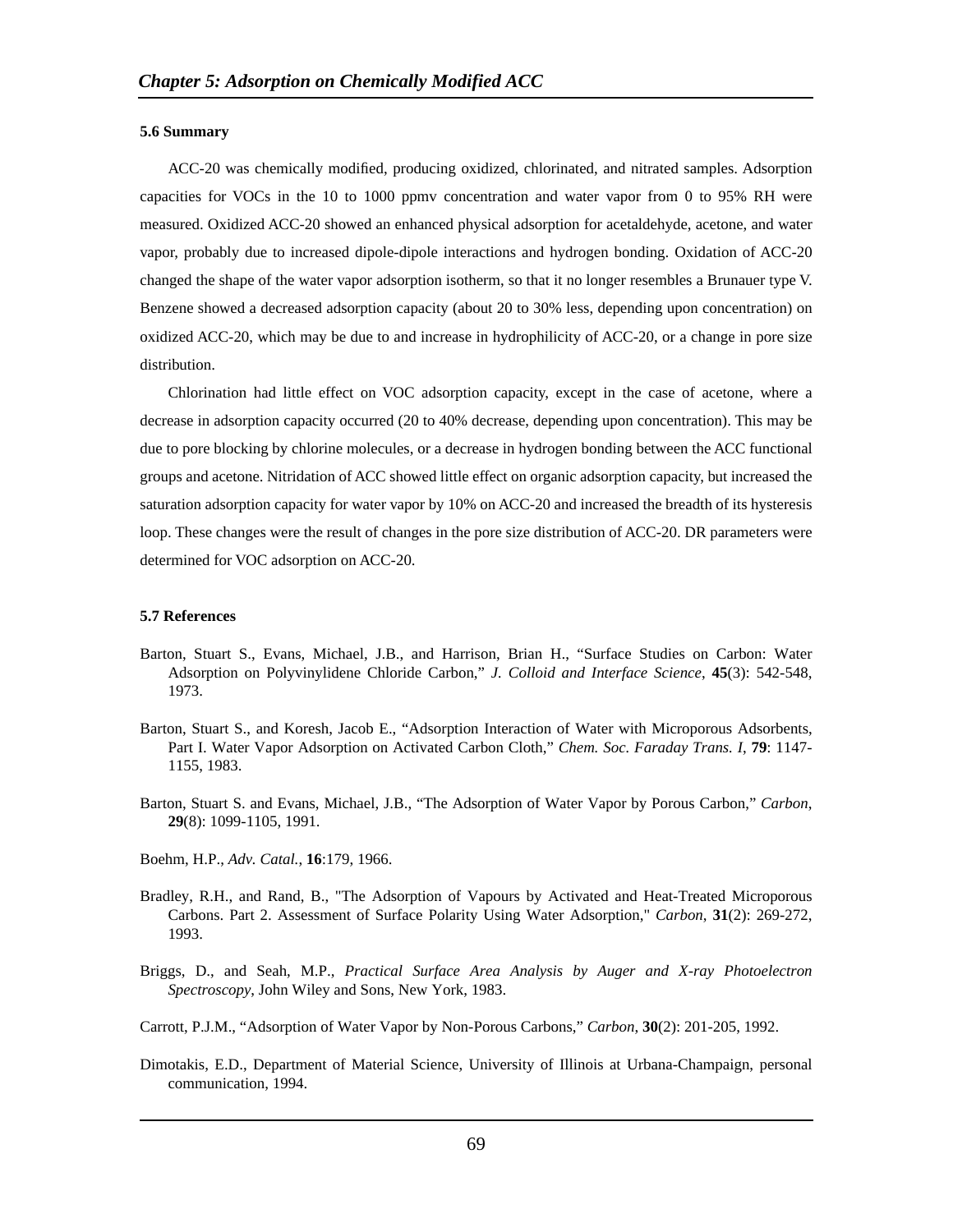### 5.6 Summary

ACC-20 was chemically modified, producing oxidized, chlorinated, and nitrated samples. Adsorption capacities for VOCs in the 10 to 1000 ppmv concentration and water vapor from 0 to 95% RH were measured. Oxidized ACC-20 showed an enhanced physical adsorption for acetaldehyde, acetone, and water vapor, probably due to increased dipole-dipole interactions and hydrogen bonding. Oxidation of ACC-20 changed the shape of the water vapor adsorption isotherm, so that it no longer resembles a Brunauer type V. Benzene showed a decreased adsorption capacity (about 20 to 30% less, depending upon concentration) on oxidized ACC-20, which may be due to and increase in hydrophilicity of ACC-20, or a change in pore size distribution.

Chlorination had little effect on VOC adsorption capacity, except in the case of acetone, where a decrease in adsorption capacity occurred (20 to 40% decrease, depending upon concentration). This may be due to pore blocking by chlorine molecules, or a decrease in hydrogen bonding between the ACC functional groups and acetone. Nitridation of ACC showed little effect on organic adsorption capacity, but increased the saturation adsorption capacity for water vapor by 10% on ACC-20 and increased the breadth of its hysteresis loop. These changes were the result of changes in the pore size distribution of ACC-20. DR parameters were determined for VOC adsorption on ACC-20.

### 5.7 References

Barton, Stuart S., Evans, Michael, J.B., and Harrison, Brian H., "Surface Studies on Carbon: Water Adsorption on Polyvinylidene Chloride Carbon," *J. Colloid and Interface Science*, **45**(3): 542-548, 1973.

Barton, Stuart S., and Koresh, Jacob E., "Adsorption Interaction of Water with Microporous Adsorbents, Part I. Water Vapor Adsorption on Activated Carbon Cloth," *Chem. Soc. Faraday Trans. I*, **79**: 1147-1155, 1983.

Barton, Stuart S. and Evans, Michael, J.B., "The Adsorption of Water Vapor by Porous Carbon," *Carbon*, **29**(8): 1099-1105, 1991.

Boehm, H.P., *Adv. Catal.*, **16**:179, 1966.

Bradley, R.H., and Rand, B., "The Adsorption of Vapours by Activated and Heat-Treated Microporous Carbons. Part 2. Assessment of Surface Polarity Using Water Adsorption," *Carbon*, **31**(2): 269-272, 1993.

Briggs, D., and Seah, M.P., *Practical Surface Area Analysis by Auger and X-ray Photoelectron Spectroscopy*, John Wiley and Sons, New York, 1983.

Carrott, P.J.M., "Adsorption of Water Vapor by Non-Porous Carbons," *Carbon*, **30**(2): 201-205, 1992.

Dimotakis, E.D., Department of Material Science, University of Illinois at Urbana-Champaign, personal communication, 1994.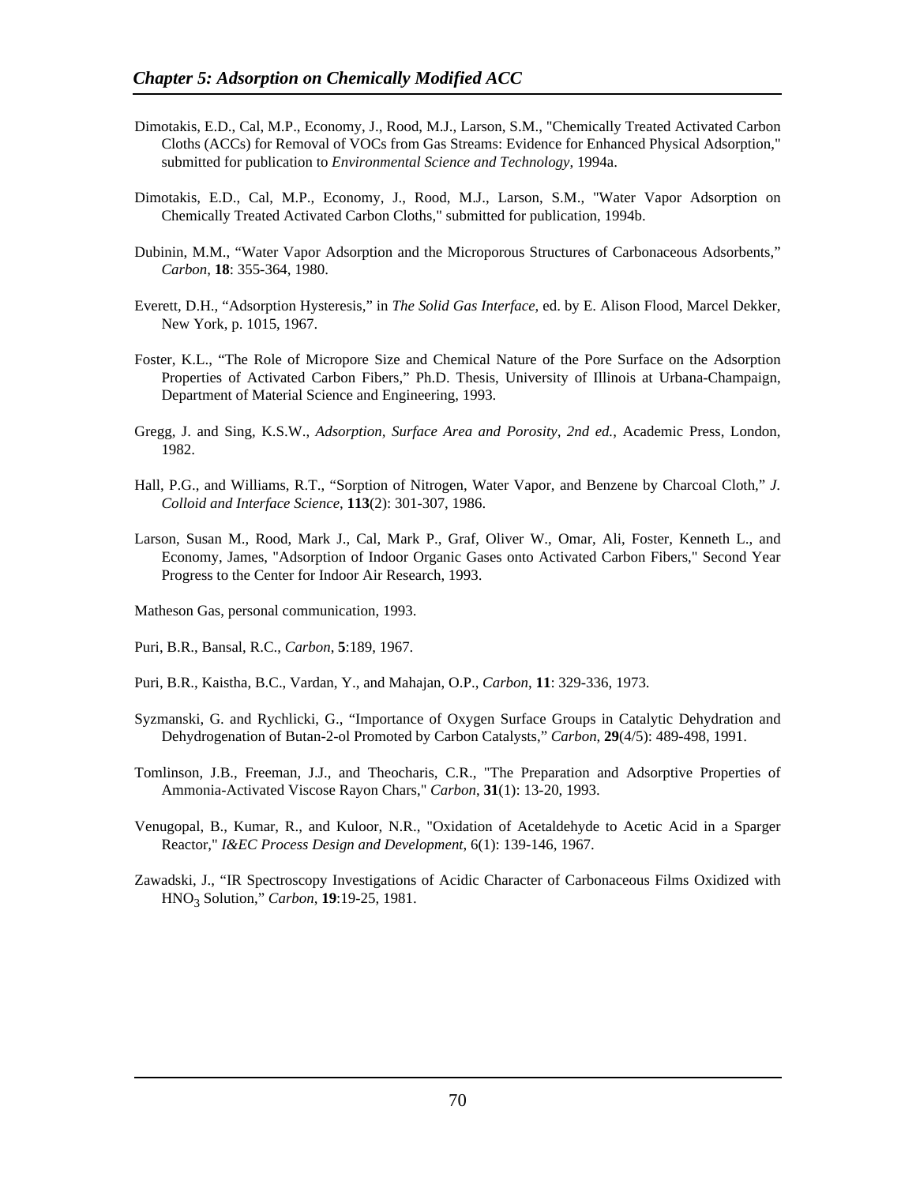Dimotakis, E.D., Cal, M.P., Economy, J., Rood, M.J., Larson, S.M., "Chemically Treated Activated Carbon Cloths (ACCs) for Removal of VOCs from Gas Streams: Evidence for Enhanced Physical Adsorption," submitted for publication to *Environmental Science and Technology*, 1994a.

Dimotakis, E.D., Cal, M.P., Economy, J., Rood, M.J., Larson, S.M., "Water Vapor Adsorption on Chemically Treated Activated Carbon Cloths," submitted for publication, 1994b.

Dubinin, M.M., "Water Vapor Adsorption and the Microporous Structures of Carbonaceous Adsorbents," *Carbon*, **18**: 355-364, 1980.

Everett, D.H., "Adsorption Hysteresis," in *The Solid Gas Interface*, ed. by E. Alison Flood, Marcel Dekker, New York, p. 1015, 1967.

Foster, K.L., "The Role of Micropore Size and Chemical Nature of the Pore Surface on the Adsorption Properties of Activated Carbon Fibers," Ph.D. Thesis, University of Illinois at Urbana-Champaign, Department of Material Science and Engineering, 1993.

Gregg, J. and Sing, K.S.W., *Adsorption, Surface Area and Porosity, 2nd ed.*, Academic Press, London, 1982.

Hall, P.G., and Williams, R.T., "Sorption of Nitrogen, Water Vapor, and Benzene by Charcoal Cloth," *J. Colloid and Interface Science*, **113**(2): 301-307, 1986.

Larson, Susan M., Rood, Mark J., Cal, Mark P., Graf, Oliver W., Omar, Ali, Foster, Kenneth L., and Economy, James, "Adsorption of Indoor Organic Gases onto Activated Carbon Fibers," Second Year Progress to the Center for Indoor Air Research, 1993.

Matheson Gas, personal communication, 1993.

Puri, B.R., Bansal, R.C., *Carbon*, **5**:189, 1967.

Puri, B.R., Kaistha, B.C., Vardan, Y., and Mahajan, O.P., *Carbon*, **11**: 329-336, 1973.

Syzmanski, G. and Rychlicki, G., "Importance of Oxygen Surface Groups in Catalytic Dehydration and Dehydrogenation of Butan-2-ol Promoted by Carbon Catalysts," *Carbon*, **29**(4/5): 489-498, 1991.

Tomlinson, J.B., Freeman, J.J., and Theocharis, C.R., "The Preparation and Adsorptive Properties of Ammonia-Activated Viscose Rayon Chars," *Carbon*, **31**(1): 13-20, 1993.

Venugopal, B., Kumar, R., and Kuloor, N.R., "Oxidation of Acetaldehyde to Acetic Acid in a Sparger Reactor," *I&EC Process Design and Development*, 6(1): 139-146, 1967.

Zawadski, J., "IR Spectroscopy Investigations of Acidic Character of Carbonaceous Films Oxidized with $HNO_3$ Solution," *Carbon*, **19**:19-25, 1981.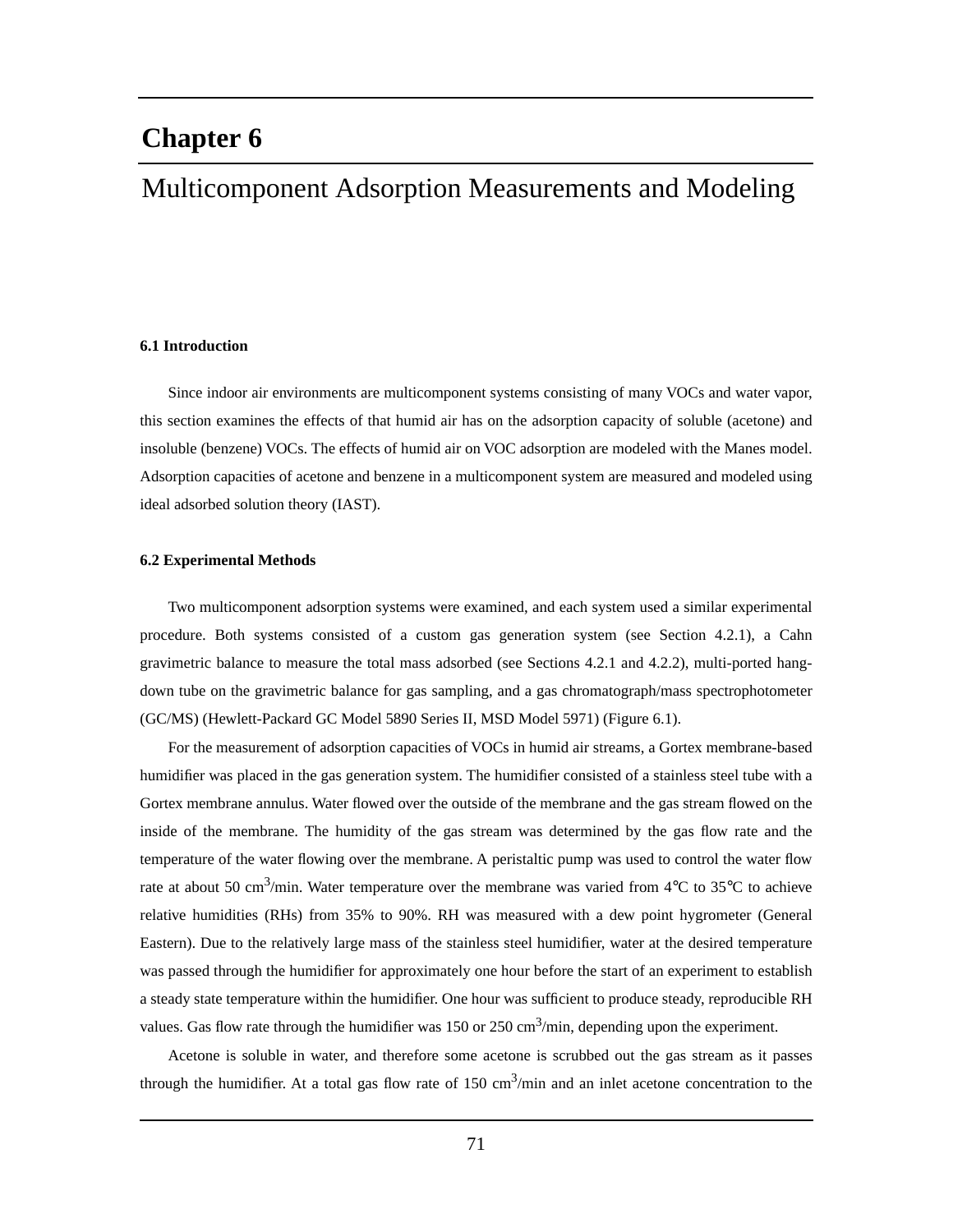# Chapter 6

## Multicomponent Adsorption Measurements and Modeling

### 6.1 Introduction

Since indoor air environments are multicomponent systems consisting of many VOCs and water vapor, this section examines the effects of that humid air has on the adsorption capacity of soluble (acetone) and insoluble (benzene) VOCs. The effects of humid air on VOC adsorption are modeled with the Manes model. Adsorption capacities of acetone and benzene in a multicomponent system are measured and modeled using ideal adsorbed solution theory (IAST).

### 6.2 Experimental Methods

Two multicomponent adsorption systems were examined, and each system used a similar experimental procedure. Both systems consisted of a custom gas generation system (see Section 4.2.1), a Cahn gravimetric balance to measure the total mass adsorbed (see Sections 4.2.1 and 4.2.2), multi-ported hang-down tube on the gravimetric balance for gas sampling, and a gas chromatograph/mass spectrophotometer (GC/MS) (Hewlett-Packard GC Model 5890 Series II, MSD Model 5971) (Figure 6.1).

For the measurement of adsorption capacities of VOCs in humid air streams, a Gortex membrane-based humidifier was placed in the gas generation system. The humidifier consisted of a stainless steel tube with a Gortex membrane annulus. Water flowed over the outside of the membrane and the gas stream flowed on the inside of the membrane. The humidity of the gas stream was determined by the gas flow rate and the temperature of the water flowing over the membrane. A peristaltic pump was used to control the water flow rate at about 50 $cm^3$/min. Water temperature over the membrane was varied from 4°C to 35°C to achieve relative humidities (RHs) from 35% to 90%. RH was measured with a dew point hygrometer (General Eastern). Due to the relatively large mass of the stainless steel humidifier, water at the desired temperature was passed through the humidifier for approximately one hour before the start of an experiment to establish a steady state temperature within the humidifier. One hour was sufficient to produce steady, reproducible RH values. Gas flow rate through the humidifier was 150 or 250 $cm^3$/min, depending upon the experiment.

Acetone is soluble in water, and therefore some acetone is scrubbed out the gas stream as it passes through the humidifier. At a total gas flow rate of 150 $cm^3$/min and an inlet acetone concentration to the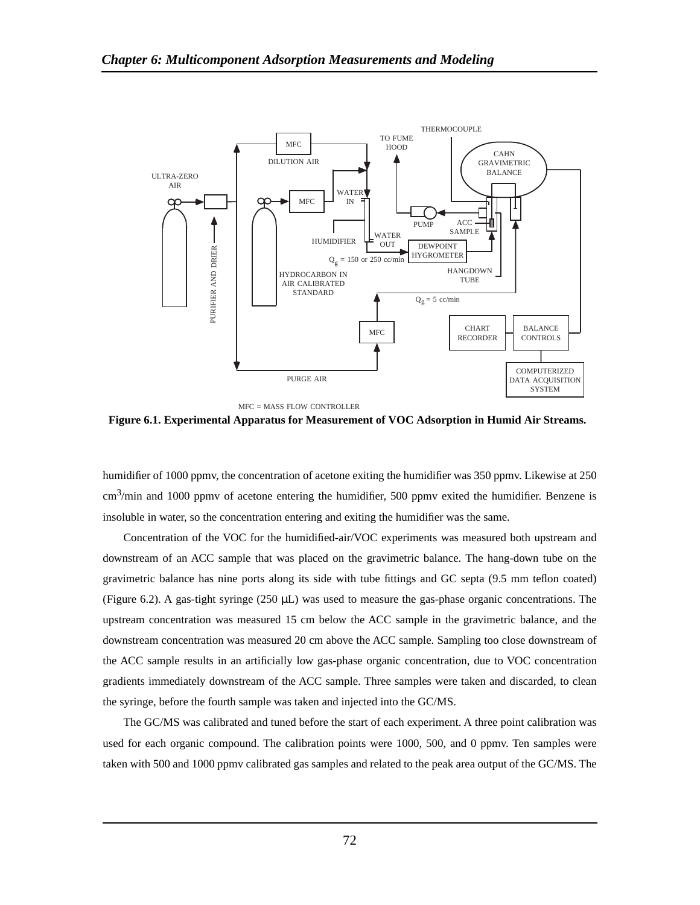MFC = MASS FLOW CONTROLLER

**Figure 6.1. Experimental Apparatus for Measurement of VOC Adsorption in Humid Air Streams.**

humidifier of 1000 ppmv, the concentration of acetone exiting the humidifier was 350 ppmv. Likewise at 250 $cm^3$/min and 1000 ppmv of acetone entering the humidifier, 500 ppmv exited the humidifier. Benzene is insoluble in water, so the concentration entering and exiting the humidifier was the same.

Concentration of the VOC for the humidified-air/VOC experiments was measured both upstream and downstream of an ACC sample that was placed on the gravimetric balance. The hang-down tube on the gravimetric balance has nine ports along its side with tube fittings and GC septa (9.5 mm teflon coated) (Figure 6.2). A gas-tight syringe (250 μL) was used to measure the gas-phase organic concentrations. The upstream concentration was measured 15 cm below the ACC sample in the gravimetric balance, and the downstream concentration was measured 20 cm above the ACC sample. Sampling too close downstream of the ACC sample results in an artificially low gas-phase organic concentration, due to VOC concentration gradients immediately downstream of the ACC sample. Three samples were taken and discarded, to clean the syringe, before the fourth sample was taken and injected into the GC/MS.

The GC/MS was calibrated and tuned before the start of each experiment. A three point calibration was used for each organic compound. The calibration points were 1000, 500, and 0 ppmv. Ten samples were taken with 500 and 1000 ppmv calibrated gas samples and related to the peak area output of the GC/MS. The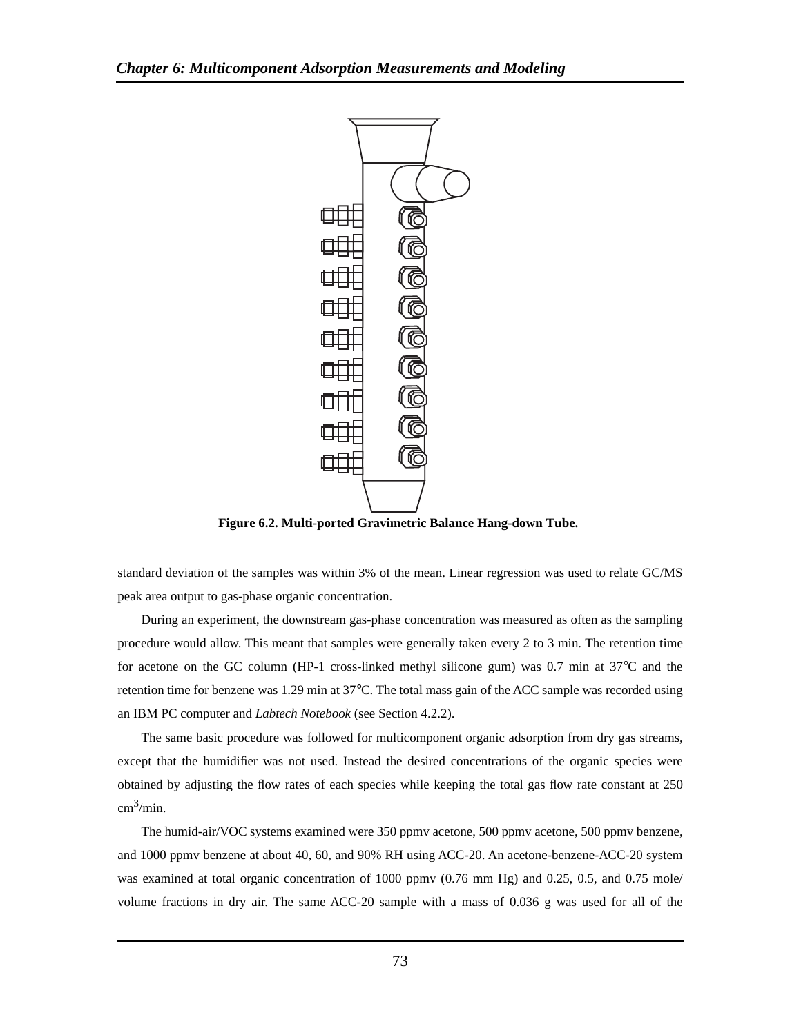**Figure 6.2. Multi-ported Gravimetric Balance Hang-down Tube.**

standard deviation of the samples was within 3% of the mean. Linear regression was used to relate GC/MS peak area output to gas-phase organic concentration.

During an experiment, the downstream gas-phase concentration was measured as often as the sampling procedure would allow. This meant that samples were generally taken every 2 to 3 min. The retention time for acetone on the GC column (HP-1 cross-linked methyl silicone gum) was 0.7 min at 37°C and the retention time for benzene was 1.29 min at 37°C. The total mass gain of the ACC sample was recorded using an IBM PC computer and *Labtech Notebook* (see Section 4.2.2).

The same basic procedure was followed for multicomponent organic adsorption from dry gas streams, except that the humidifier was not used. Instead the desired concentrations of the organic species were obtained by adjusting the flow rates of each species while keeping the total gas flow rate constant at 250 $cm^3$/min.

The humid-air/VOC systems examined were 350 ppmv acetone, 500 ppmv acetone, 500 ppmv benzene, and 1000 ppmv benzene at about 40, 60, and 90% RH using ACC-20. An acetone-benzene-ACC-20 system was examined at total organic concentration of 1000 ppmv (0.76 mm Hg) and 0.25, 0.5, and 0.75 mole/volume fractions in dry air. The same ACC-20 sample with a mass of 0.036 g was used for all of the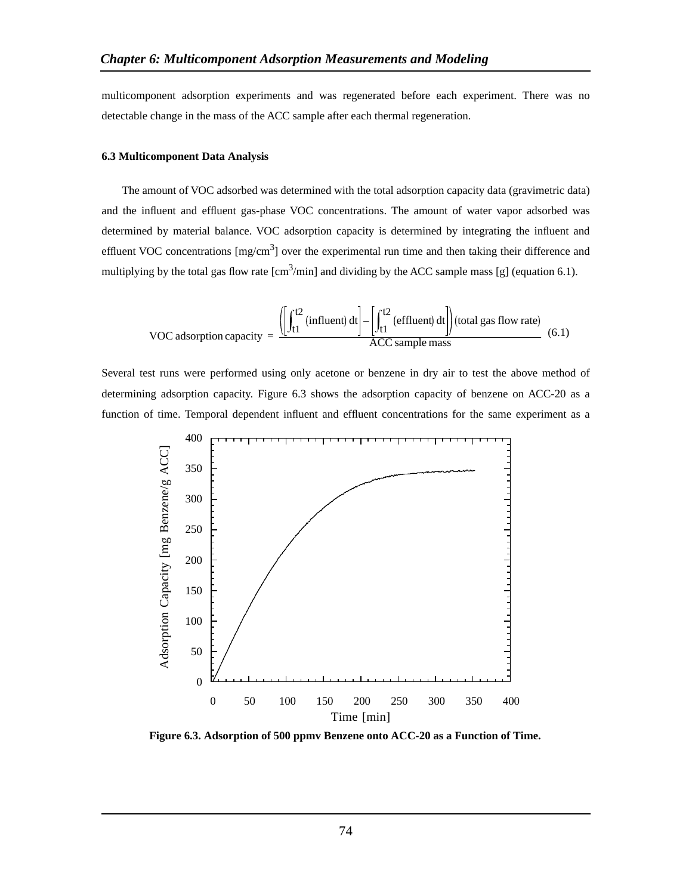multicomponent adsorption experiments and was regenerated before each experiment. There was no detectable change in the mass of the ACC sample after each thermal regeneration.

### 6.3 Multicomponent Data Analysis

The amount of VOC adsorbed was determined with the total adsorption capacity data (gravimetric data) and the influent and effluent gas-phase VOC concentrations. The amount of water vapor adsorbed was determined by material balance. VOC adsorption capacity is determined by integrating the influent and effluent VOC concentrations [mg/cm$^3$] over the experimental run time and then taking their difference and multiplying by the total gas flow rate [cm$^3$/min] and dividing by the ACC sample mass [g] (equation 6.1).

$$\text{VOC adsorption capacity} = \frac{\left(\left[\int_{t1}^{t2} (\text{influent})\, dt\right] - \left[\int_{t1}^{t2} (\text{effluent})\, dt\right]\right)(\text{total gas flow rate})}{\text{ACC sample mass}} \quad (6.1)$$

Several test runs were performed using only acetone or benzene in dry air to test the above method of determining adsorption capacity. Figure 6.3 shows the adsorption capacity of benzene on ACC-20 as a function of time. Temporal dependent influent and effluent concentrations for the same experiment as a

**Figure 6.3. Adsorption of 500 ppmv Benzene onto ACC-20 as a Function of Time.**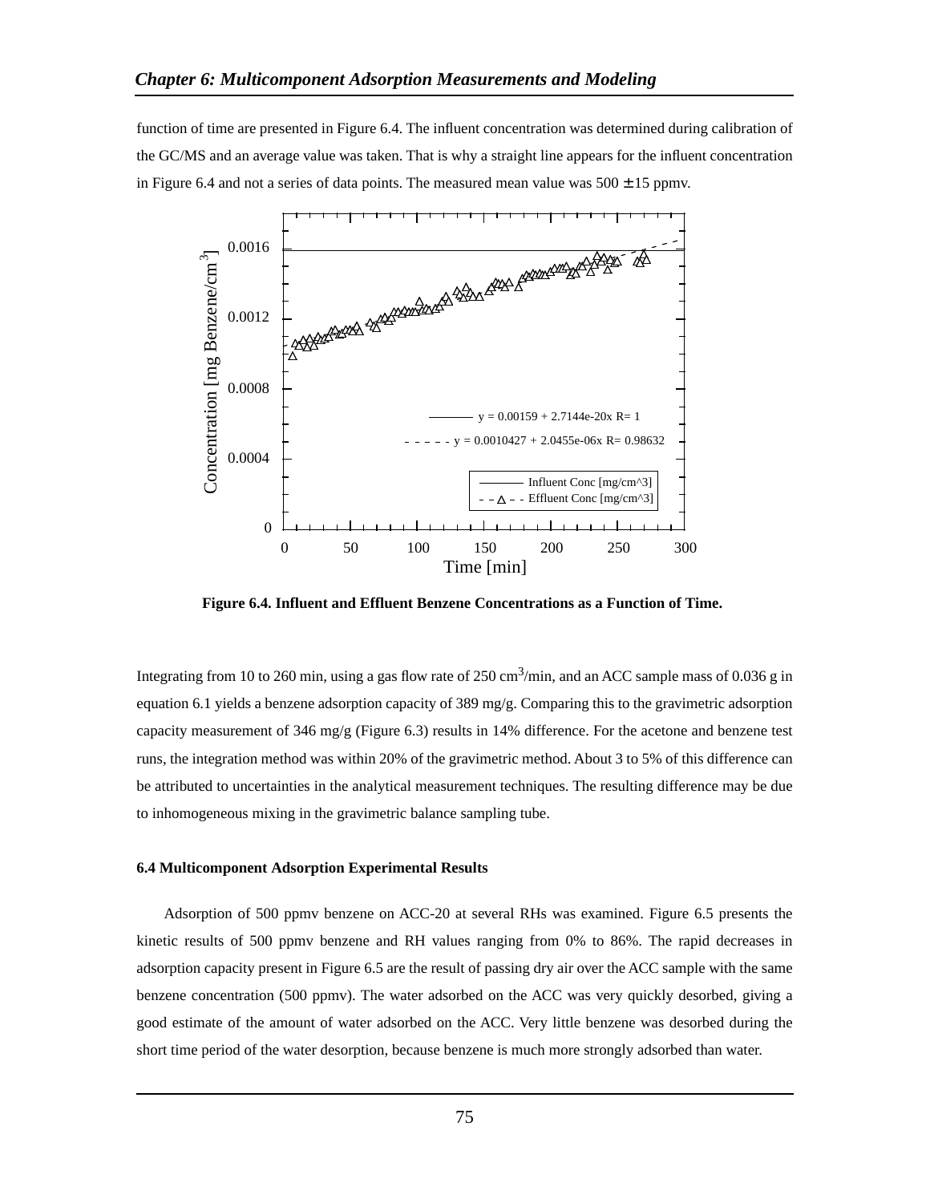function of time are presented in Figure 6.4. The influent concentration was determined during calibration of the GC/MS and an average value was taken. That is why a straight line appears for the influent concentration in Figure 6.4 and not a series of data points. The measured mean value was 500 ± 15 ppmv.

**Figure 6.4. Influent and Effluent Benzene Concentrations as a Function of Time.**

Integrating from 10 to 260 min, using a gas flow rate of 250 $cm^3$/min, and an ACC sample mass of 0.036 g in equation 6.1 yields a benzene adsorption capacity of 389 mg/g. Comparing this to the gravimetric adsorption capacity measurement of 346 mg/g (Figure 6.3) results in 14% difference. For the acetone and benzene test runs, the integration method was within 20% of the gravimetric method. About 3 to 5% of this difference can be attributed to uncertainties in the analytical measurement techniques. The resulting difference may be due to inhomogeneous mixing in the gravimetric balance sampling tube.

### 6.4 Multicomponent Adsorption Experimental Results

Adsorption of 500 ppmv benzene on ACC-20 at several RHs was examined. Figure 6.5 presents the kinetic results of 500 ppmv benzene and RH values ranging from 0% to 86%. The rapid decreases in adsorption capacity present in Figure 6.5 are the result of passing dry air over the ACC sample with the same benzene concentration (500 ppmv). The water adsorbed on the ACC was very quickly desorbed, giving a good estimate of the amount of water adsorbed on the ACC. Very little benzene was desorbed during the short time period of the water desorption, because benzene is much more strongly adsorbed than water.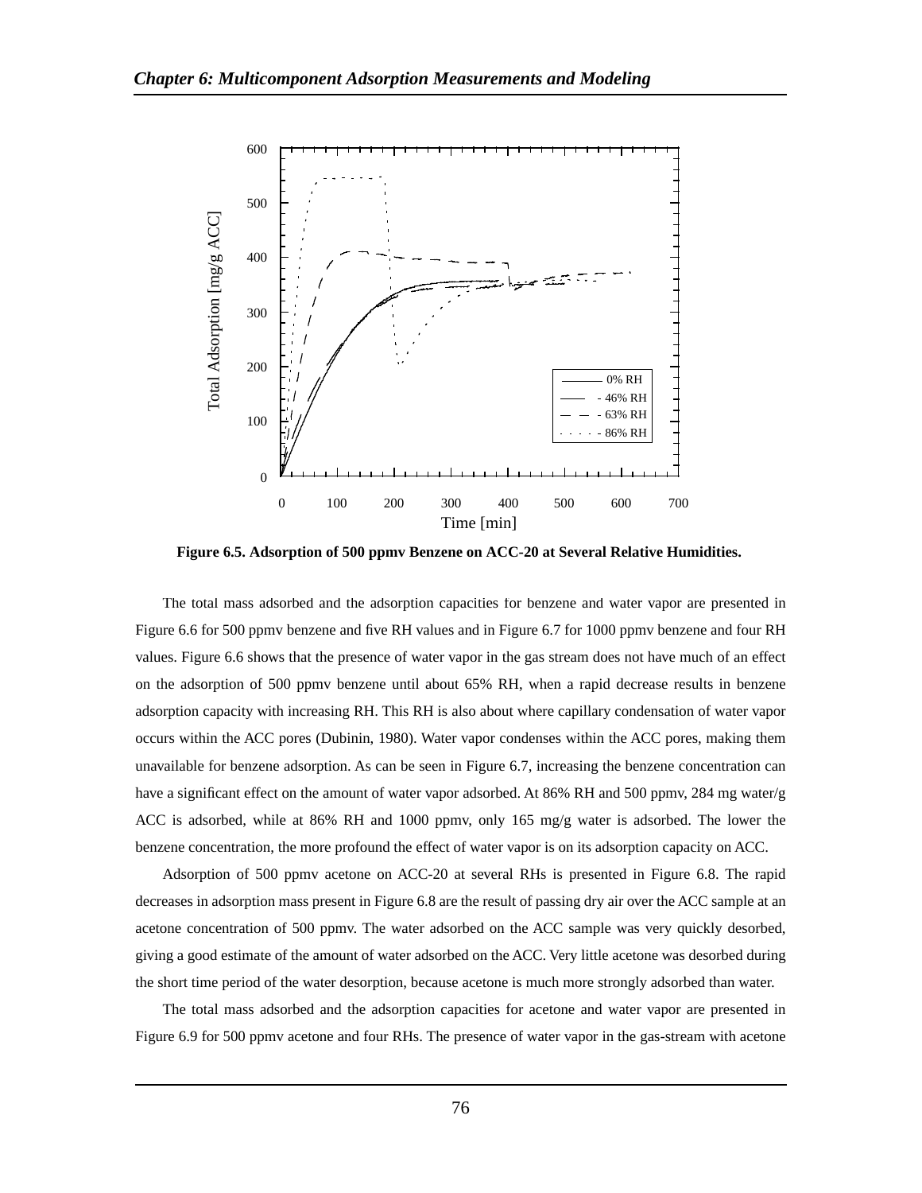**Figure 6.5. Adsorption of 500 ppmv Benzene on ACC-20 at Several Relative Humidities.**

The total mass adsorbed and the adsorption capacities for benzene and water vapor are presented in Figure 6.6 for 500 ppmv benzene and five RH values and in Figure 6.7 for 1000 ppmv benzene and four RH values. Figure 6.6 shows that the presence of water vapor in the gas stream does not have much of an effect on the adsorption of 500 ppmv benzene until about 65% RH, when a rapid decrease results in benzene adsorption capacity with increasing RH. This RH is also about where capillary condensation of water vapor occurs within the ACC pores (Dubinin, 1980). Water vapor condenses within the ACC pores, making them unavailable for benzene adsorption. As can be seen in Figure 6.7, increasing the benzene concentration can have a significant effect on the amount of water vapor adsorbed. At 86% RH and 500 ppmv, 284 mg water/g ACC is adsorbed, while at 86% RH and 1000 ppmv, only 165 mg/g water is adsorbed. The lower the benzene concentration, the more profound the effect of water vapor is on its adsorption capacity on ACC.

Adsorption of 500 ppmv acetone on ACC-20 at several RHs is presented in Figure 6.8. The rapid decreases in adsorption mass present in Figure 6.8 are the result of passing dry air over the ACC sample at an acetone concentration of 500 ppmv. The water adsorbed on the ACC sample was very quickly desorbed, giving a good estimate of the amount of water adsorbed on the ACC. Very little acetone was desorbed during the short time period of the water desorption, because acetone is much more strongly adsorbed than water.

The total mass adsorbed and the adsorption capacities for acetone and water vapor are presented in Figure 6.9 for 500 ppmv acetone and four RHs. The presence of water vapor in the gas-stream with acetone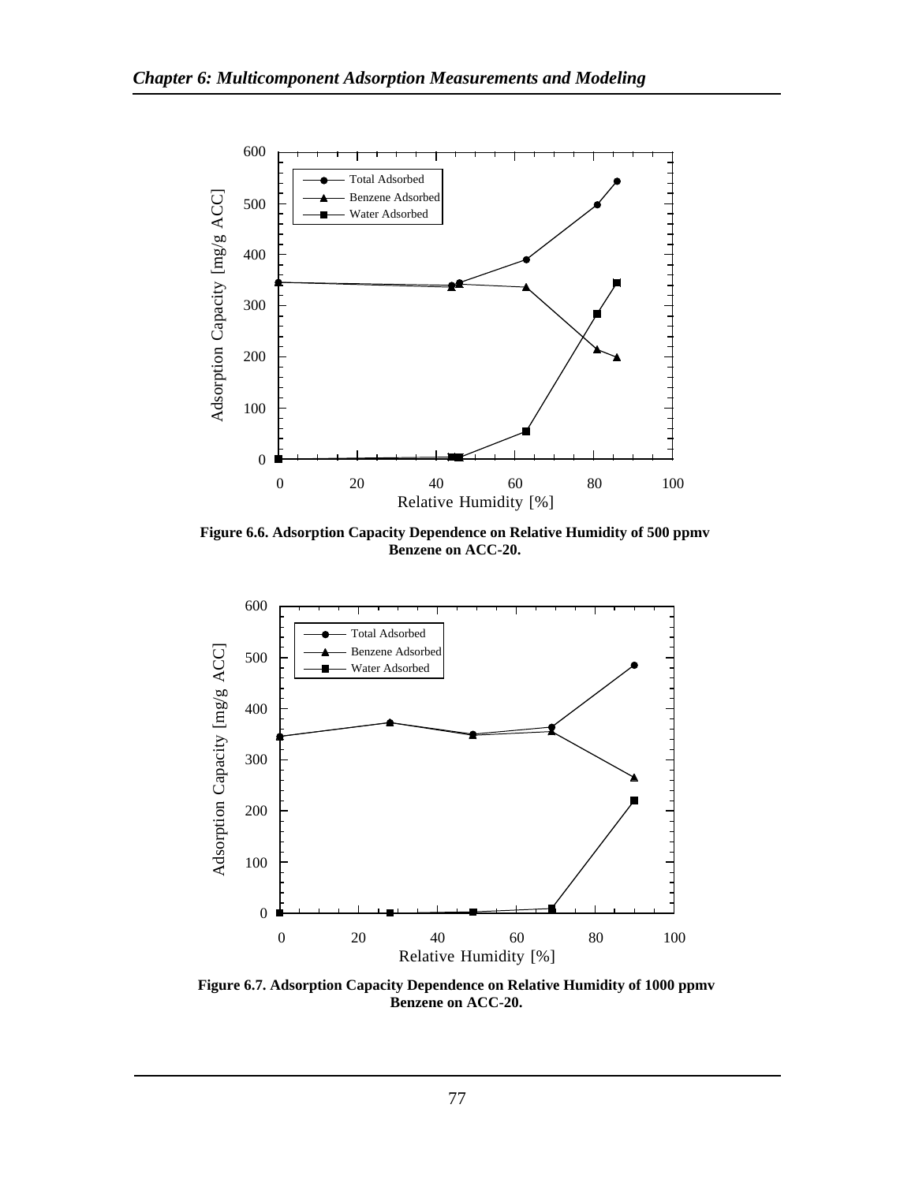Figure 6.6. Adsorption Capacity Dependence on Relative Humidity of 500 ppmv Benzene on ACC-20.

Figure 6.7. Adsorption Capacity Dependence on Relative Humidity of 1000 ppmv Benzene on ACC-20.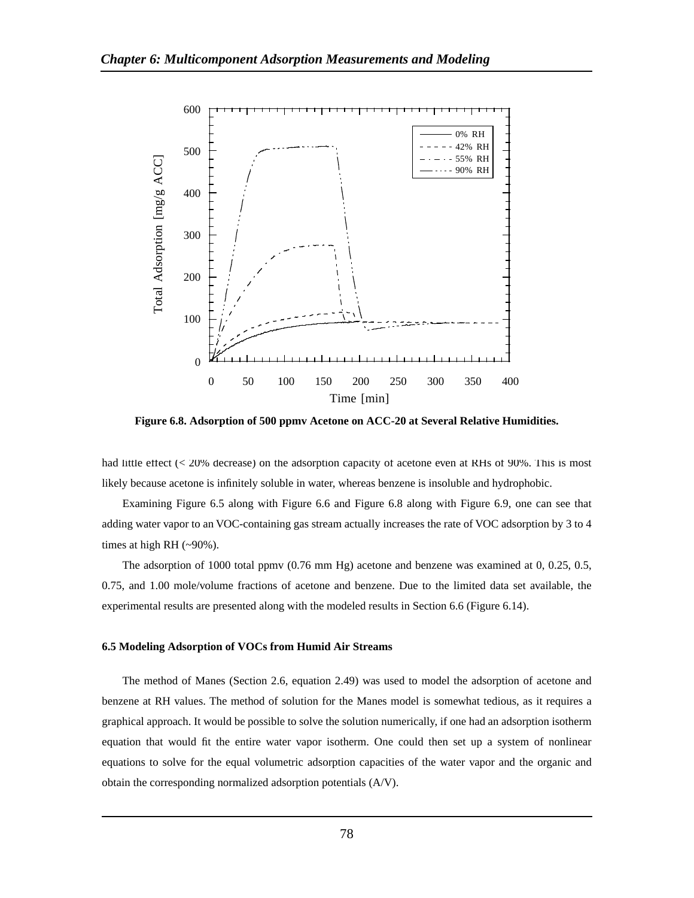Figure 6.8. Adsorption of 500 ppmv Acetone on ACC-20 at Several Relative Humidities.

had little effect (< 20% decrease) on the adsorption capacity of acetone even at RHs of 90%. This is most likely because acetone is infinitely soluble in water, whereas benzene is insoluble and hydrophobic.

Examining Figure 6.5 along with Figure 6.6 and Figure 6.8 along with Figure 6.9, one can see that adding water vapor to an VOC-containing gas stream actually increases the rate of VOC adsorption by 3 to 4 times at high RH (~90%).

The adsorption of 1000 total ppmv (0.76 mm Hg) acetone and benzene was examined at 0, 0.25, 0.5, 0.75, and 1.00 mole/volume fractions of acetone and benzene. Due to the limited data set available, the experimental results are presented along with the modeled results in Section 6.6 (Figure 6.14).

### 6.5 Modeling Adsorption of VOCs from Humid Air Streams

The method of Manes (Section 2.6, equation 2.49) was used to model the adsorption of acetone and benzene at RH values. The method of solution for the Manes model is somewhat tedious, as it requires a graphical approach. It would be possible to solve the solution numerically, if one had an adsorption isotherm equation that would fit the entire water vapor isotherm. One could then set up a system of nonlinear equations to solve for the equal volumetric adsorption capacities of the water vapor and the organic and obtain the corresponding normalized adsorption potentials (A/V).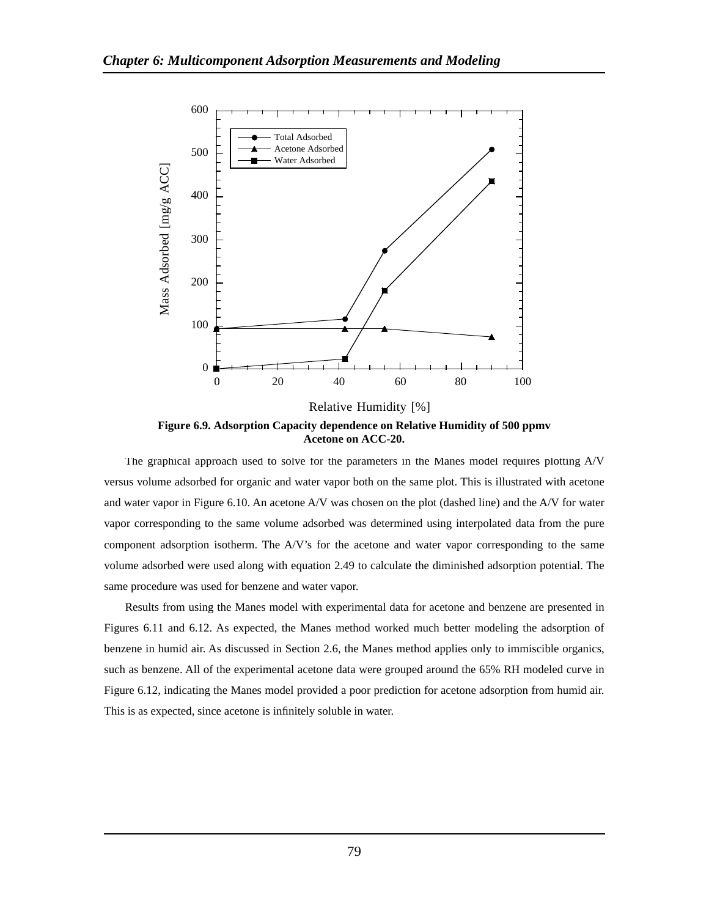Figure 6.9. Adsorption Capacity dependence on Relative Humidity of 500 ppmv Acetone on ACC-20.

The graphical approach used to solve for the parameters in the Manes model requires plotting A/V versus volume adsorbed for organic and water vapor both on the same plot. This is illustrated with acetone and water vapor in Figure 6.10. An acetone A/V was chosen on the plot (dashed line) and the A/V for water vapor corresponding to the same volume adsorbed was determined using interpolated data from the pure component adsorption isotherm. The A/V's for the acetone and water vapor corresponding to the same volume adsorbed were used along with equation 2.49 to calculate the diminished adsorption potential. The same procedure was used for benzene and water vapor.

Results from using the Manes model with experimental data for acetone and benzene are presented in Figures 6.11 and 6.12. As expected, the Manes method worked much better modeling the adsorption of benzene in humid air. As discussed in Section 2.6, the Manes method applies only to immiscible organics, such as benzene. All of the experimental acetone data were grouped around the 65% RH modeled curve in Figure 6.12, indicating the Manes model provided a poor prediction for acetone adsorption from humid air. This is as expected, since acetone is infinitely soluble in water.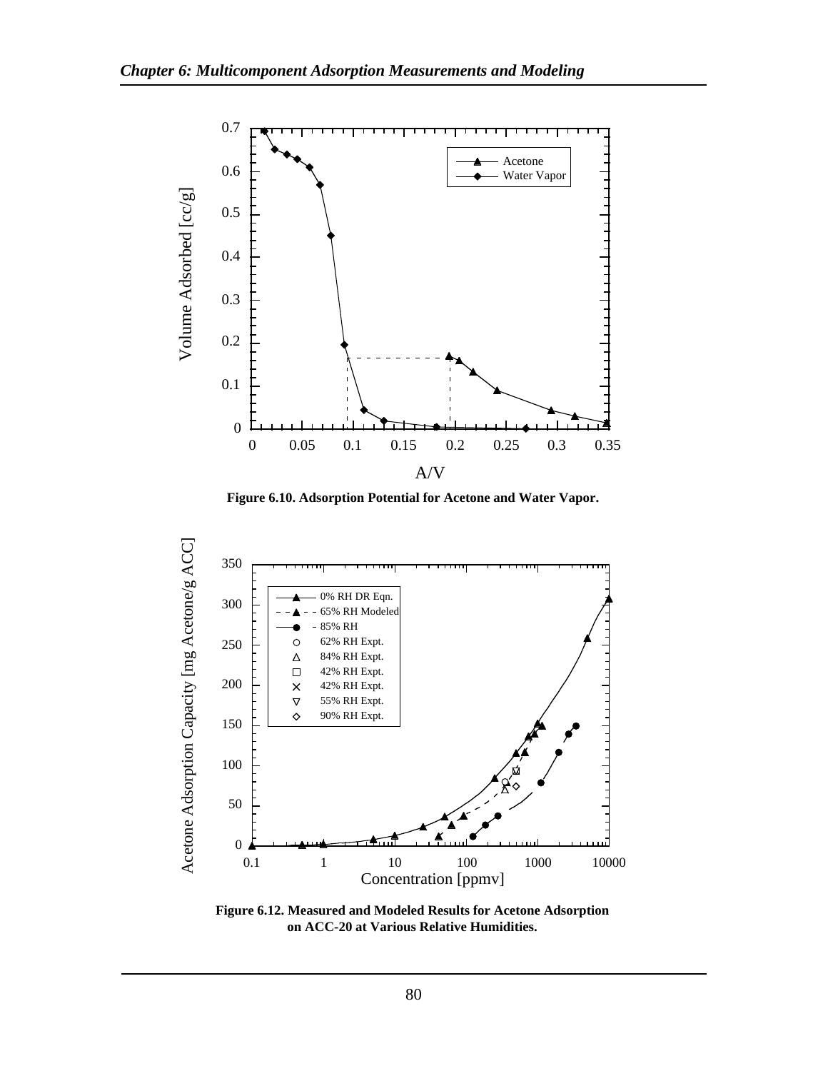Figure 6.10. Adsorption Potential for Acetone and Water Vapor.

Figure 6.12. Measured and Modeled Results for Acetone Adsorption on ACC-20 at Various Relative Humidities.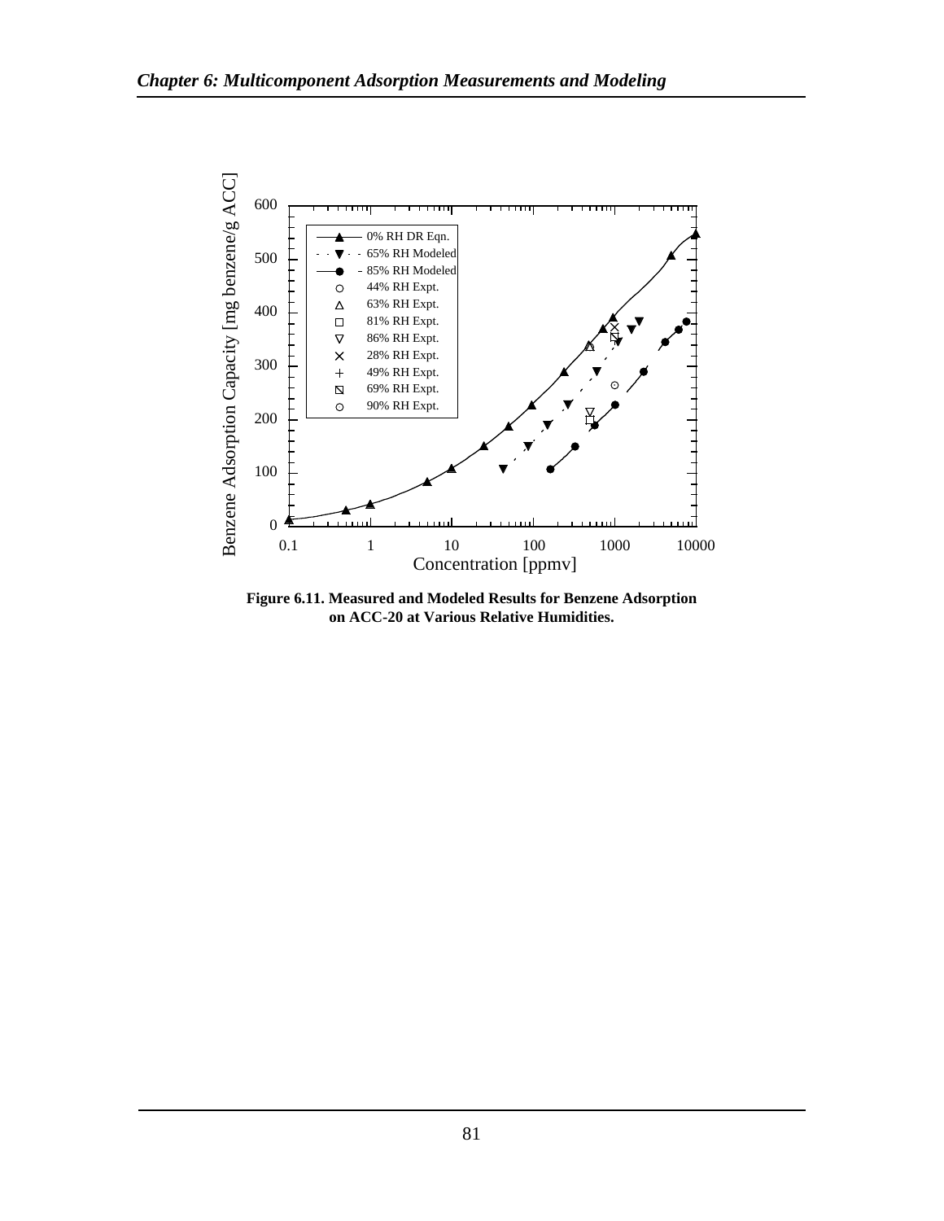**Figure 6.11. Measured and Modeled Results for Benzene Adsorption on ACC-20 at Various Relative Humidities.**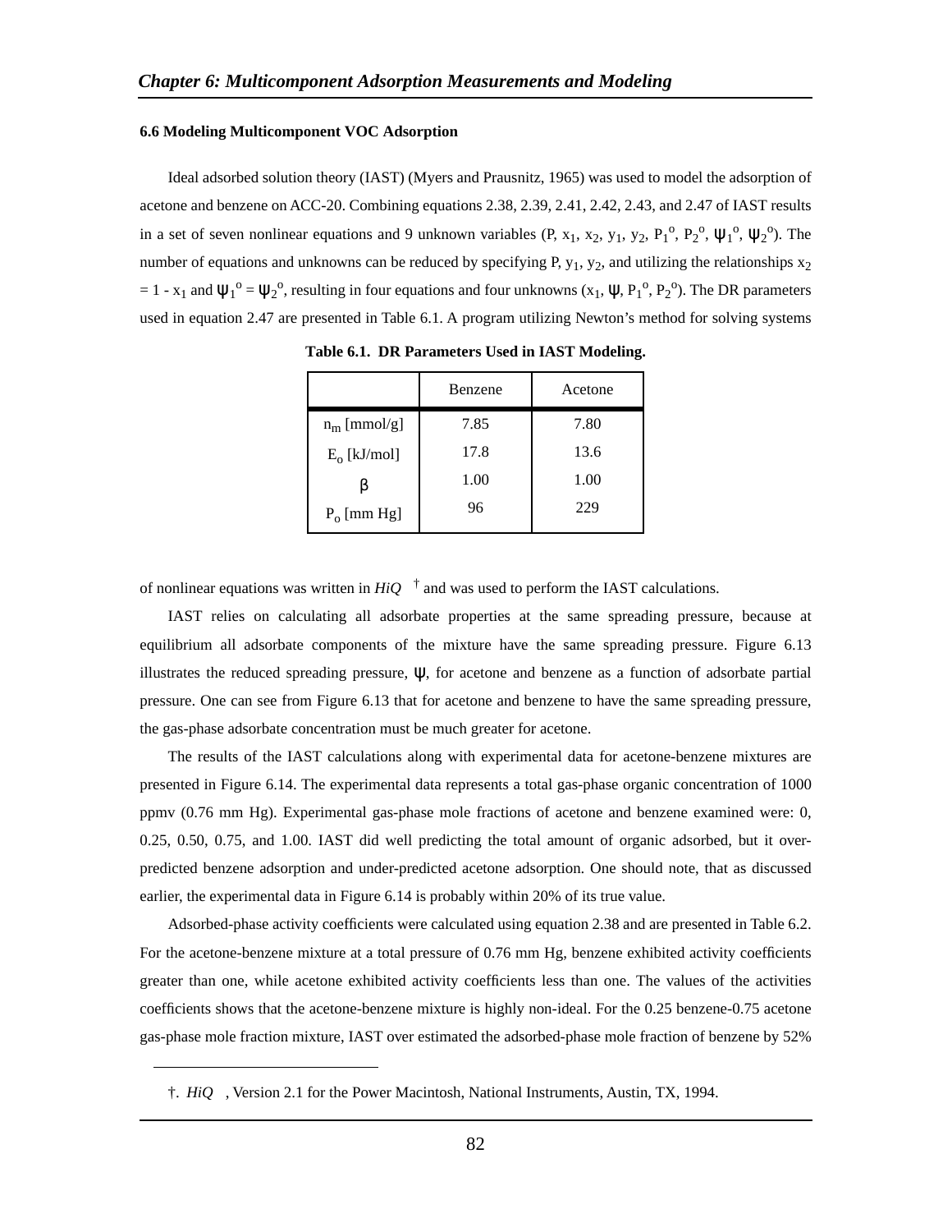### 6.6 Modeling Multicomponent VOC Adsorption

Ideal adsorbed solution theory (IAST) (Myers and Prausnitz, 1965) was used to model the adsorption of acetone and benzene on ACC-20. Combining equations 2.38, 2.39, 2.41, 2.42, 2.43, and 2.47 of IAST results in a set of seven nonlinear equations and 9 unknown variables (P, $x_1$, $x_2$, $y_1$, $y_2$, $P_1^o$, $P_2^o$, $\psi_1^o$, $\psi_2^o$). The number of equations and unknowns can be reduced by specifying P, $y_1$, $y_2$, and utilizing the relationships $x_2 = 1 - x_1$ and $\psi_1^o = \psi_2^o$, resulting in four equations and four unknowns ($x_1$, $\psi$, $P_1^o$, $P_2^o$). The DR parameters used in equation 2.47 are presented in Table 6.1. A program utilizing Newton's method for solving systems of nonlinear equations was written in *HiQ* [†] and was used to perform the IAST calculations.

**Table 6.1. DR Parameters Used in IAST Modeling.**

| | Benzene | Acetone |
|---|---|---|
| $n_m$ [mmol/g] | 7.85 | 7.80 |
| $E_o$ [kJ/mol] | 17.8 | 13.6 |
| $\beta$ | 1.00 | 1.00 |
| $P_o$ [mm Hg] | 96 | 229 |

IAST relies on calculating all adsorbate properties at the same spreading pressure, because at equilibrium all adsorbate components of the mixture have the same spreading pressure. Figure 6.13 illustrates the reduced spreading pressure, $\psi$, for acetone and benzene as a function of adsorbate partial pressure. One can see from Figure 6.13 that for acetone and benzene to have the same spreading pressure, the gas-phase adsorbate concentration must be much greater for acetone.

The results of the IAST calculations along with experimental data for acetone-benzene mixtures are presented in Figure 6.14. The experimental data represents a total gas-phase organic concentration of 1000 ppmv (0.76 mm Hg). Experimental gas-phase mole fractions of acetone and benzene examined were: 0, 0.25, 0.50, 0.75, and 1.00. IAST did well predicting the total amount of organic adsorbed, but it over-predicted benzene adsorption and under-predicted acetone adsorption. One should note, that as discussed earlier, the experimental data in Figure 6.14 is probably within 20% of its true value.

Adsorbed-phase activity coefficients were calculated using equation 2.38 and are presented in Table 6.2. For the acetone-benzene mixture at a total pressure of 0.76 mm Hg, benzene exhibited activity coefficients greater than one, while acetone exhibited activity coefficients less than one. The values of the activities coefficients shows that the acetone-benzene mixture is highly non-ideal. For the 0.25 benzene-0.75 acetone gas-phase mole fraction mixture, IAST over estimated the adsorbed-phase mole fraction of benzene by 52%

---

†. *HiQ*, Version 2.1 for the Power Macintosh, National Instruments, Austin, TX, 1994.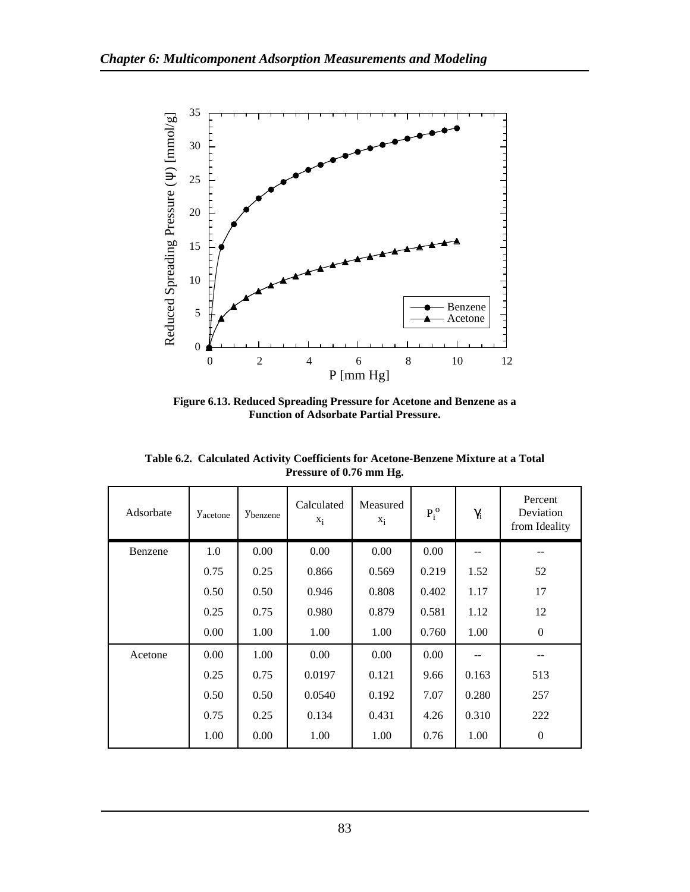**Figure 6.13. Reduced Spreading Pressure for Acetone and Benzene as a Function of Adsorbate Partial Pressure.**

**Table 6.2. Calculated Activity Coefficients for Acetone-Benzene Mixture at a Total Pressure of 0.76 mm Hg.**

| Adsorbate | $y_{acetone}$ | $y_{benzene}$ | Calculated $x_i$ | Measured $x_i$ | $P_i^o$ | $\gamma_i$ | Percent Deviation from Ideality |
|---|---|---|---|---|---|---|---|
| Benzene | 1.0 | 0.00 | 0.00 | 0.00 | 0.00 | -- | -- |
| | 0.75 | 0.25 | 0.866 | 0.569 | 0.219 | 1.52 | 52 |
| | 0.50 | 0.50 | 0.946 | 0.808 | 0.402 | 1.17 | 17 |
| | 0.25 | 0.75 | 0.980 | 0.879 | 0.581 | 1.12 | 12 |
| | 0.00 | 1.00 | 1.00 | 1.00 | 0.760 | 1.00 | 0 |
| Acetone | 0.00 | 1.00 | 0.00 | 0.00 | 0.00 | -- | -- |
| | 0.25 | 0.75 | 0.0197 | 0.121 | 9.66 | 0.163 | 513 |
| | 0.50 | 0.50 | 0.0540 | 0.192 | 7.07 | 0.280 | 257 |
| | 0.75 | 0.25 | 0.134 | 0.431 | 4.26 | 0.310 | 222 |
| | 1.00 | 0.00 | 1.00 | 1.00 | 0.76 | 1.00 | 0 |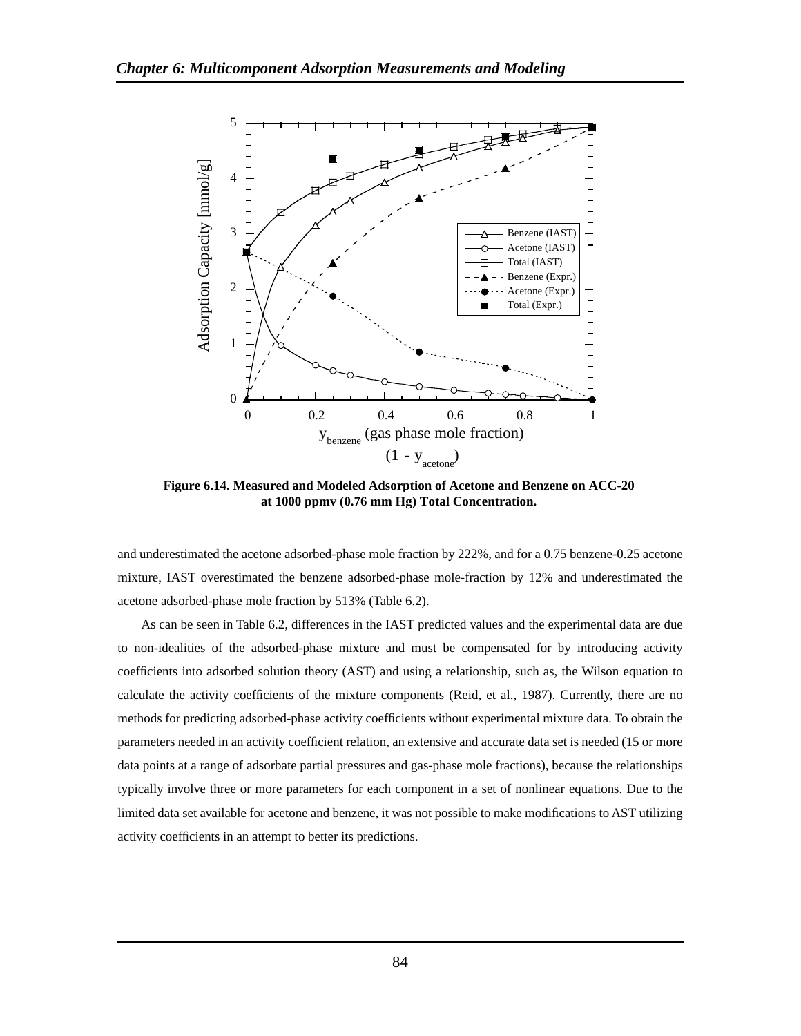**Figure 6.14. Measured and Modeled Adsorption of Acetone and Benzene on ACC-20 at 1000 ppmv (0.76 mm Hg) Total Concentration.**

and underestimated the acetone adsorbed-phase mole fraction by 222%, and for a 0.75 benzene-0.25 acetone mixture, IAST overestimated the benzene adsorbed-phase mole-fraction by 12% and underestimated the acetone adsorbed-phase mole fraction by 513% (Table 6.2).

As can be seen in Table 6.2, differences in the IAST predicted values and the experimental data are due to non-idealities of the adsorbed-phase mixture and must be compensated for by introducing activity coefficients into adsorbed solution theory (AST) and using a relationship, such as, the Wilson equation to calculate the activity coefficients of the mixture components (Reid, et al., 1987). Currently, there are no methods for predicting adsorbed-phase activity coefficients without experimental mixture data. To obtain the parameters needed in an activity coefficient relation, an extensive and accurate data set is needed (15 or more data points at a range of adsorbate partial pressures and gas-phase mole fractions), because the relationships typically involve three or more parameters for each component in a set of nonlinear equations. Due to the limited data set available for acetone and benzene, it was not possible to make modifications to AST utilizing activity coefficients in an attempt to better its predictions.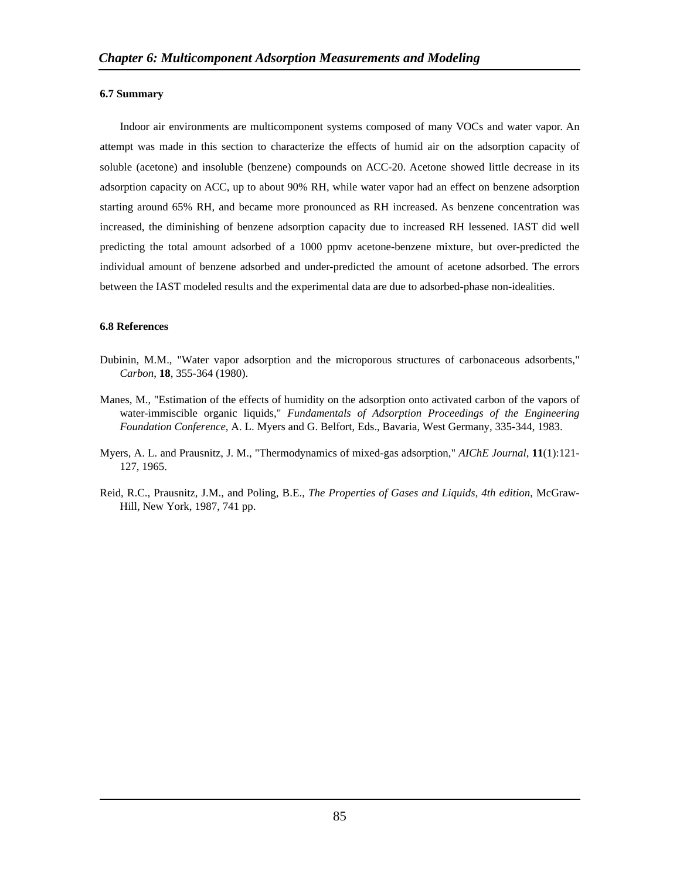### 6.7 Summary

Indoor air environments are multicomponent systems composed of many VOCs and water vapor. An attempt was made in this section to characterize the effects of humid air on the adsorption capacity of soluble (acetone) and insoluble (benzene) compounds on ACC-20. Acetone showed little decrease in its adsorption capacity on ACC, up to about 90% RH, while water vapor had an effect on benzene adsorption starting around 65% RH, and became more pronounced as RH increased. As benzene concentration was increased, the diminishing of benzene adsorption capacity due to increased RH lessened. IAST did well predicting the total amount adsorbed of a 1000 ppmv acetone-benzene mixture, but over-predicted the individual amount of benzene adsorbed and under-predicted the amount of acetone adsorbed. The errors between the IAST modeled results and the experimental data are due to adsorbed-phase non-idealities.

### 6.8 References

Dubinin, M.M., "Water vapor adsorption and the microporous structures of carbonaceous adsorbents," *Carbon*, **18**, 355-364 (1980).

Manes, M., "Estimation of the effects of humidity on the adsorption onto activated carbon of the vapors of water-immiscible organic liquids," *Fundamentals of Adsorption Proceedings of the Engineering Foundation Conference*, A. L. Myers and G. Belfort, Eds., Bavaria, West Germany, 335-344, 1983.

Myers, A. L. and Prausnitz, J. M., "Thermodynamics of mixed-gas adsorption," *AIChE Journal*, **11**(1):121-127, 1965.

Reid, R.C., Prausnitz, J.M., and Poling, B.E., *The Properties of Gases and Liquids, 4th edition*, McGraw-Hill, New York, 1987, 741 pp.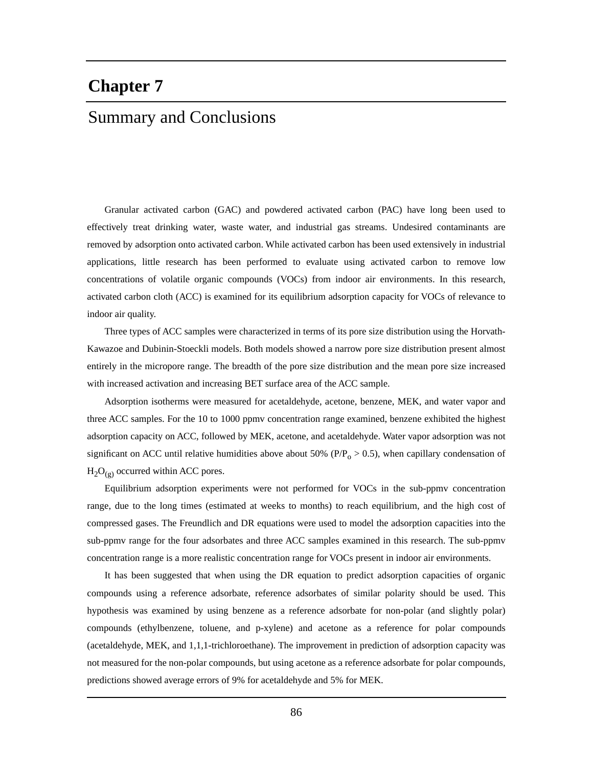# Chapter 7

## Summary and Conclusions

Granular activated carbon (GAC) and powdered activated carbon (PAC) have long been used to effectively treat drinking water, waste water, and industrial gas streams. Undesired contaminants are removed by adsorption onto activated carbon. While activated carbon has been used extensively in industrial applications, little research has been performed to evaluate using activated carbon to remove low concentrations of volatile organic compounds (VOCs) from indoor air environments. In this research, activated carbon cloth (ACC) is examined for its equilibrium adsorption capacity for VOCs of relevance to indoor air quality.

Three types of ACC samples were characterized in terms of its pore size distribution using the Horvath-Kawazoe and Dubinin-Stoeckli models. Both models showed a narrow pore size distribution present almost entirely in the micropore range. The breadth of the pore size distribution and the mean pore size increased with increased activation and increasing BET surface area of the ACC sample.

Adsorption isotherms were measured for acetaldehyde, acetone, benzene, MEK, and water vapor and three ACC samples. For the 10 to 1000 ppmv concentration range examined, benzene exhibited the highest adsorption capacity on ACC, followed by MEK, acetone, and acetaldehyde. Water vapor adsorption was not significant on ACC until relative humidities above about 50% ($P/P_o > 0.5$), when capillary condensation of $H_2O_{(g)}$ occurred within ACC pores.

Equilibrium adsorption experiments were not performed for VOCs in the sub-ppmv concentration range, due to the long times (estimated at weeks to months) to reach equilibrium, and the high cost of compressed gases. The Freundlich and DR equations were used to model the adsorption capacities into the sub-ppmv range for the four adsorbates and three ACC samples examined in this research. The sub-ppmv concentration range is a more realistic concentration range for VOCs present in indoor air environments.

It has been suggested that when using the DR equation to predict adsorption capacities of organic compounds using a reference adsorbate, reference adsorbates of similar polarity should be used. This hypothesis was examined by using benzene as a reference adsorbate for non-polar (and slightly polar) compounds (ethylbenzene, toluene, and p-xylene) and acetone as a reference for polar compounds (acetaldehyde, MEK, and 1,1,1-trichloroethane). The improvement in prediction of adsorption capacity was not measured for the non-polar compounds, but using acetone as a reference adsorbate for polar compounds, predictions showed average errors of 9% for acetaldehyde and 5% for MEK.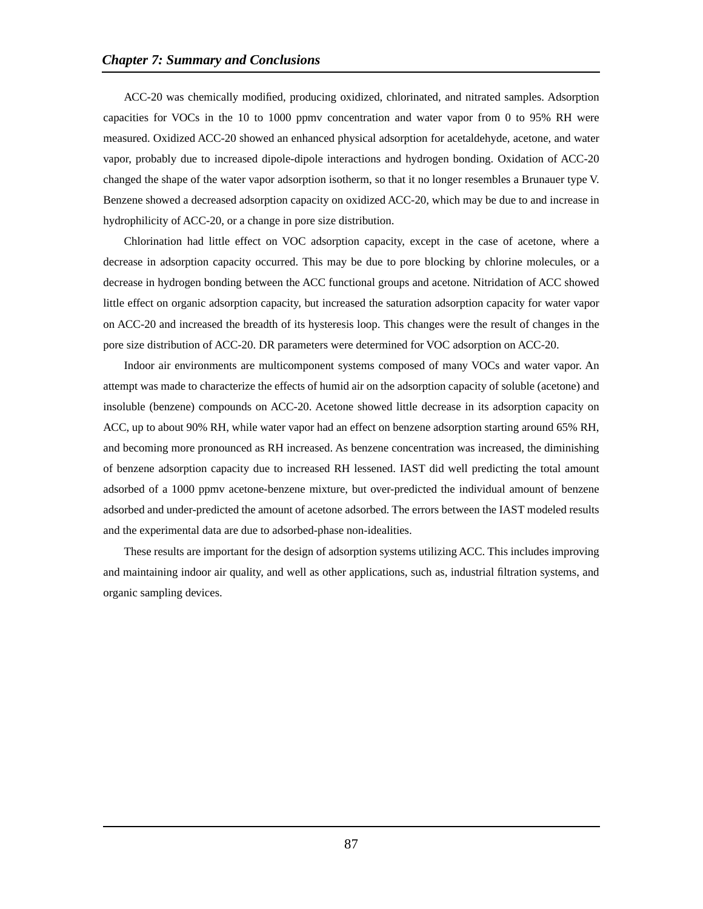ACC-20 was chemically modified, producing oxidized, chlorinated, and nitrated samples. Adsorption capacities for VOCs in the 10 to 1000 ppmv concentration and water vapor from 0 to 95% RH were measured. Oxidized ACC-20 showed an enhanced physical adsorption for acetaldehyde, acetone, and water vapor, probably due to increased dipole-dipole interactions and hydrogen bonding. Oxidation of ACC-20 changed the shape of the water vapor adsorption isotherm, so that it no longer resembles a Brunauer type V. Benzene showed a decreased adsorption capacity on oxidized ACC-20, which may be due to and increase in hydrophilicity of ACC-20, or a change in pore size distribution.

Chlorination had little effect on VOC adsorption capacity, except in the case of acetone, where a decrease in adsorption capacity occurred. This may be due to pore blocking by chlorine molecules, or a decrease in hydrogen bonding between the ACC functional groups and acetone. Nitridation of ACC showed little effect on organic adsorption capacity, but increased the saturation adsorption capacity for water vapor on ACC-20 and increased the breadth of its hysteresis loop. This changes were the result of changes in the pore size distribution of ACC-20. DR parameters were determined for VOC adsorption on ACC-20.

Indoor air environments are multicomponent systems composed of many VOCs and water vapor. An attempt was made to characterize the effects of humid air on the adsorption capacity of soluble (acetone) and insoluble (benzene) compounds on ACC-20. Acetone showed little decrease in its adsorption capacity on ACC, up to about 90% RH, while water vapor had an effect on benzene adsorption starting around 65% RH, and becoming more pronounced as RH increased. As benzene concentration was increased, the diminishing of benzene adsorption capacity due to increased RH lessened. IAST did well predicting the total amount adsorbed of a 1000 ppmv acetone-benzene mixture, but over-predicted the individual amount of benzene adsorbed and under-predicted the amount of acetone adsorbed. The errors between the IAST modeled results and the experimental data are due to adsorbed-phase non-idealities.

These results are important for the design of adsorption systems utilizing ACC. This includes improving and maintaining indoor air quality, and well as other applications, such as, industrial filtration systems, and organic sampling devices.